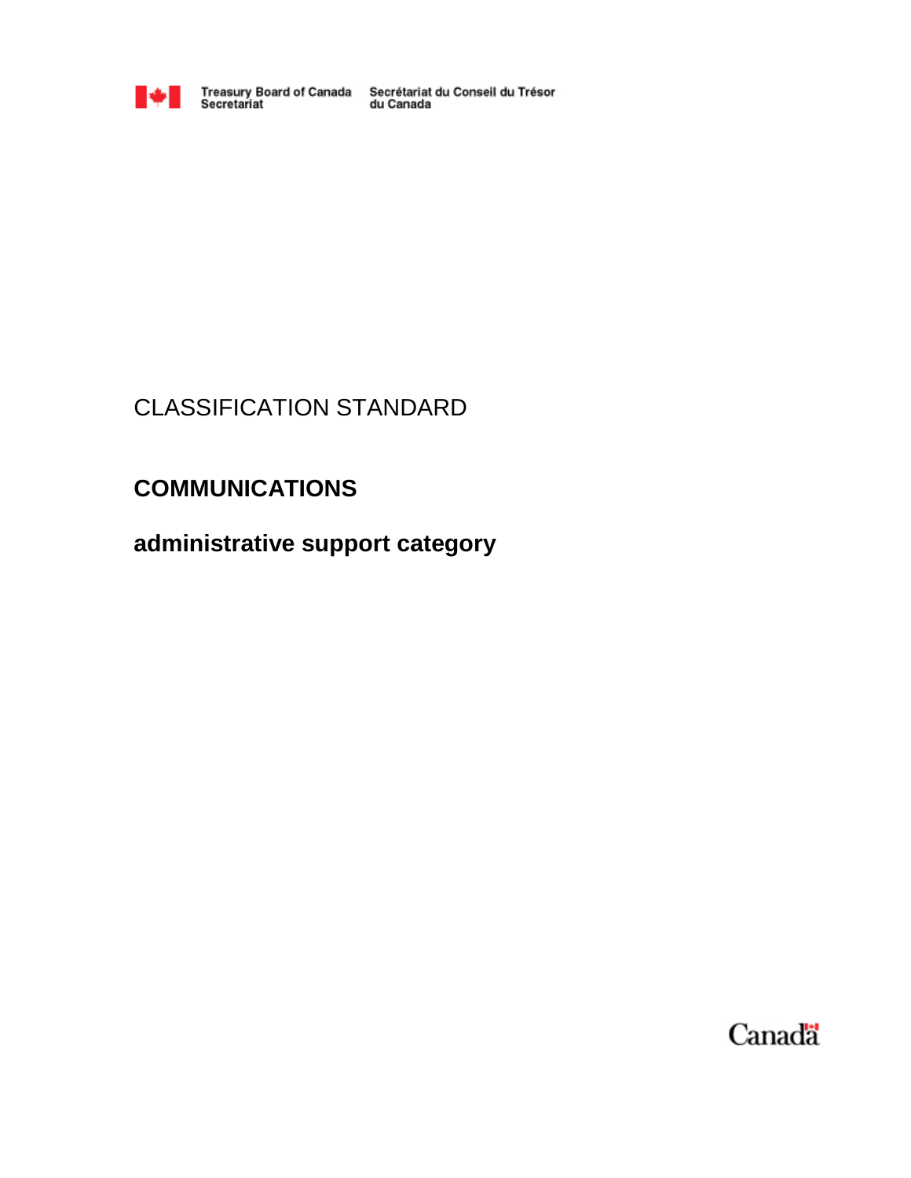Treasury Board of Canada Secretariat

Secrétariat du Conseil du Trésor du Canada

CLASSIFICATION STANDARD

# COMMUNICATIONS

## administrative support category

Canada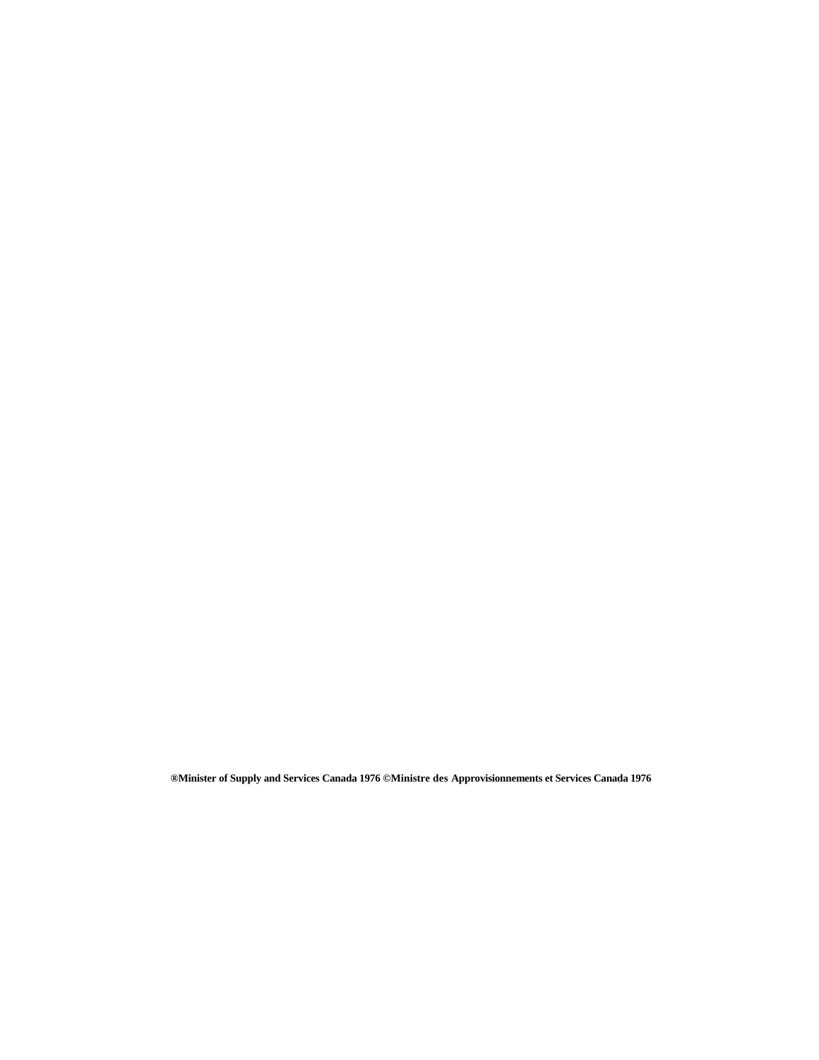**®Minister of Supply and Services Canada 1976 ©Ministre des Approvisionnements et Services Canada 1976**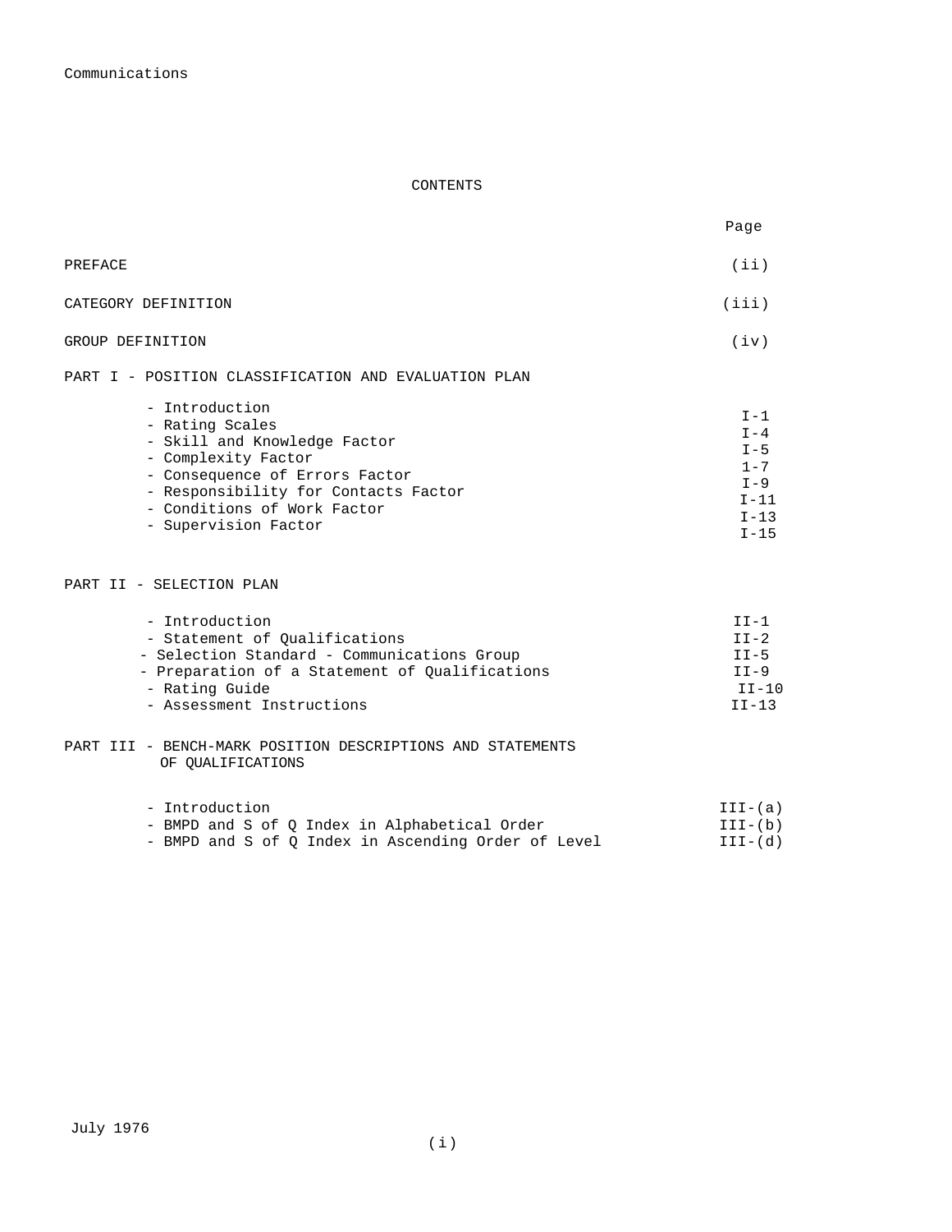# CONTENTS

| | Page |
|---|---|
| PREFACE | (ii) |
| CATEGORY DEFINITION | (iii) |
| GROUP DEFINITION | (iv) |
| **PART I - POSITION CLASSIFICATION AND EVALUATION PLAN** | |
| - Introduction | I-1 |
| - Rating Scales | I-4 |
| - Skill and Knowledge Factor | I-5 |
| - Complexity Factor | 1-7 |
| - Consequence of Errors Factor | I-9 |
| - Responsibility for Contacts Factor | I-11 |
| - Conditions of Work Factor | I-13 |
| - Supervision Factor | I-15 |
| **PART II - SELECTION PLAN** | |
| - Introduction | II-1 |
| - Statement of Qualifications | II-2 |
| - Selection Standard - Communications Group | II-5 |
| - Preparation of a Statement of Qualifications | II-9 |
| - Rating Guide | II-10 |
| - Assessment Instructions | II-13 |
| **PART III - BENCH-MARK POSITION DESCRIPTIONS AND STATEMENTS OF QUALIFICATIONS** | |
| - Introduction | III-(a) |
| - BMPD and S of Q Index in Alphabetical Order | III-(b) |
| - BMPD and S of Q Index in Ascending Order of Level | III-(d) |

July 1976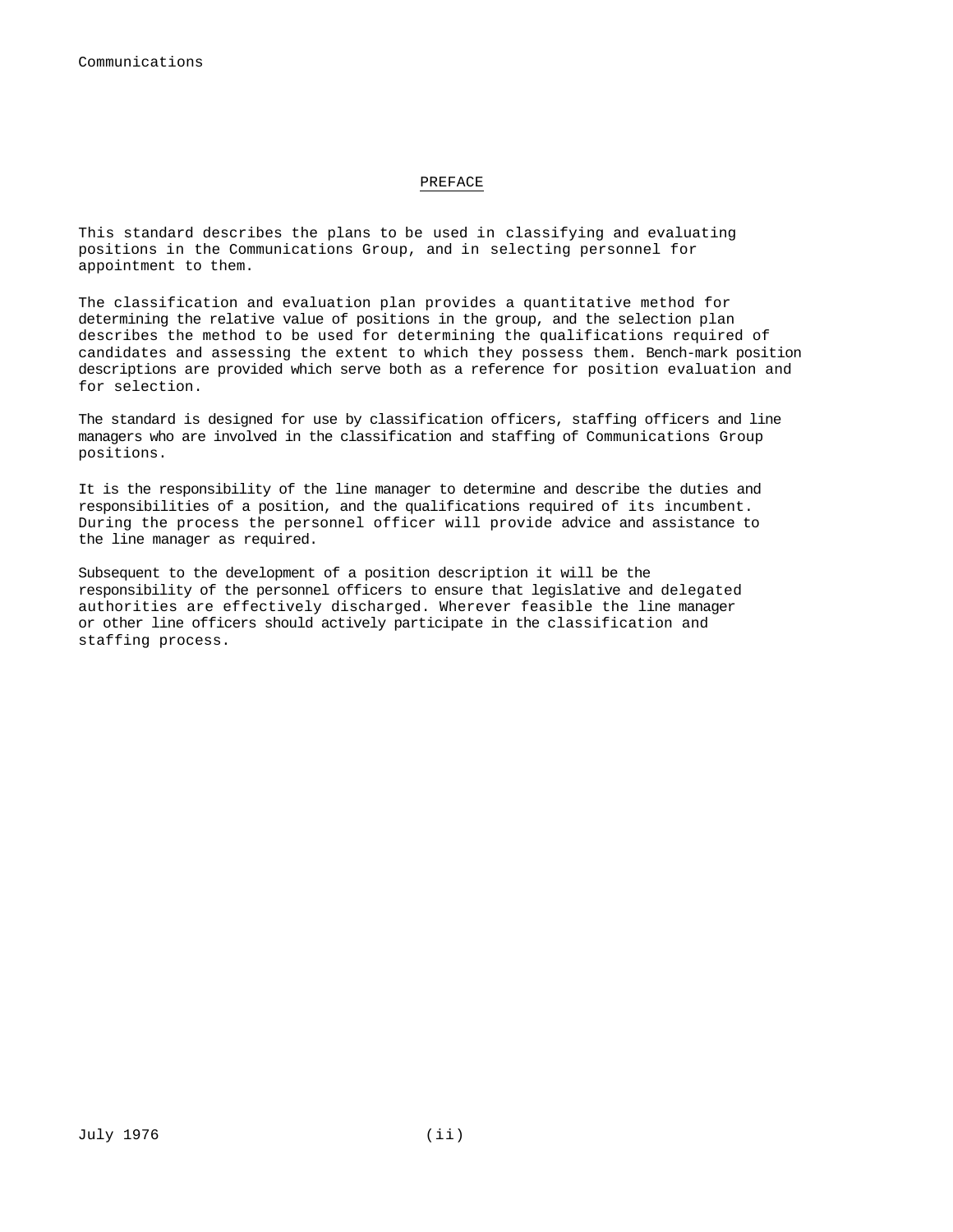# PREFACE

This standard describes the plans to be used in classifying and evaluating positions in the Communications Group, and in selecting personnel for appointment to them.

The classification and evaluation plan provides a quantitative method for determining the relative value of positions in the group, and the selection plan describes the method to be used for determining the qualifications required of candidates and assessing the extent to which they possess them. Bench-mark position descriptions are provided which serve both as a reference for position evaluation and for selection.

The standard is designed for use by classification officers, staffing officers and line managers who are involved in the classification and staffing of Communications Group positions.

It is the responsibility of the line manager to determine and describe the duties and responsibilities of a position, and the qualifications required of its incumbent. During the process the personnel officer will provide advice and assistance to the line manager as required.

Subsequent to the development of a position description it will be the responsibility of the personnel officers to ensure that legislative and delegated authorities are effectively discharged. Wherever feasible the line manager or other line officers should actively participate in the classification and staffing process.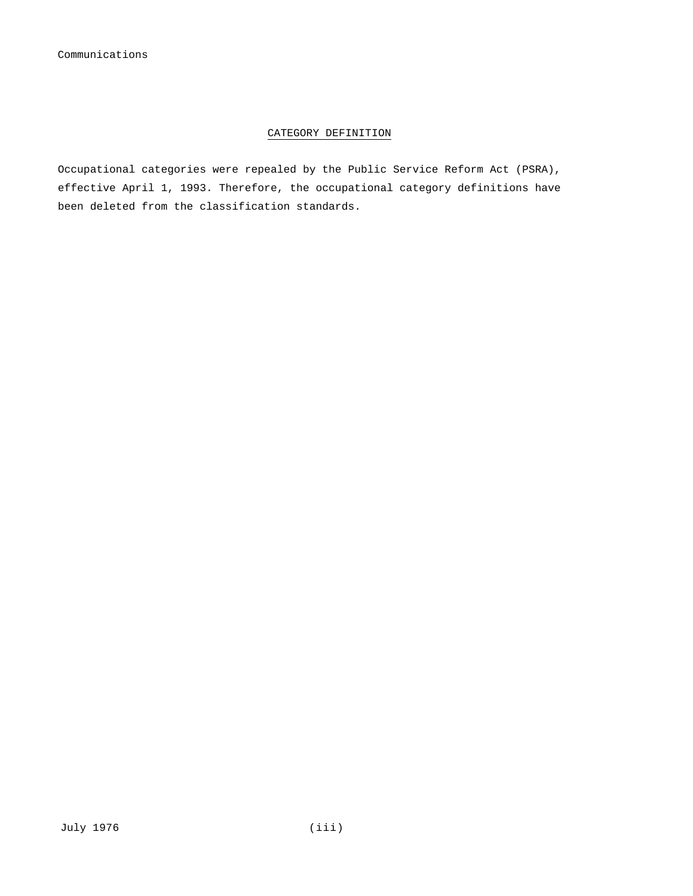## CATEGORY DEFINITION

Occupational categories were repealed by the Public Service Reform Act (PSRA), effective April 1, 1993. Therefore, the occupational category definitions have been deleted from the classification standards.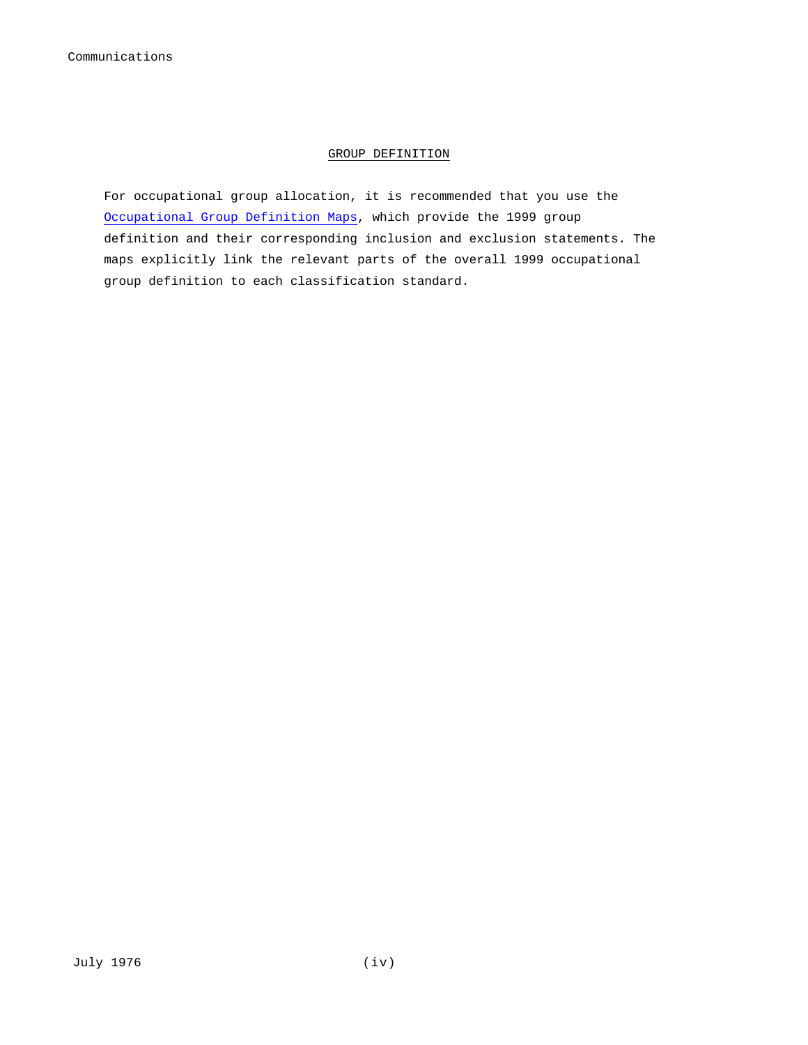## GROUP DEFINITION

For occupational group allocation, it is recommended that you use the Occupational Group Definition Maps, which provide the 1999 group definition and their corresponding inclusion and exclusion statements. The maps explicitly link the relevant parts of the overall 1999 occupational group definition to each classification standard.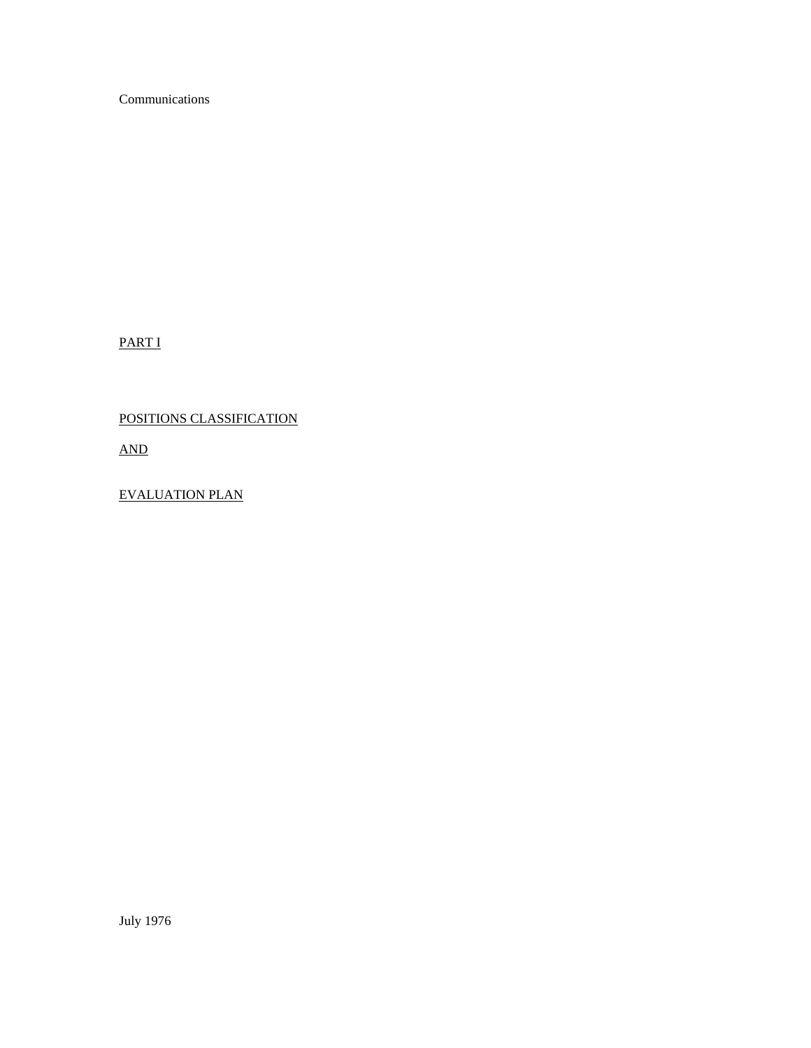Communications

PART I

POSITIONS CLASSIFICATION

AND

EVALUATION PLAN

July 1976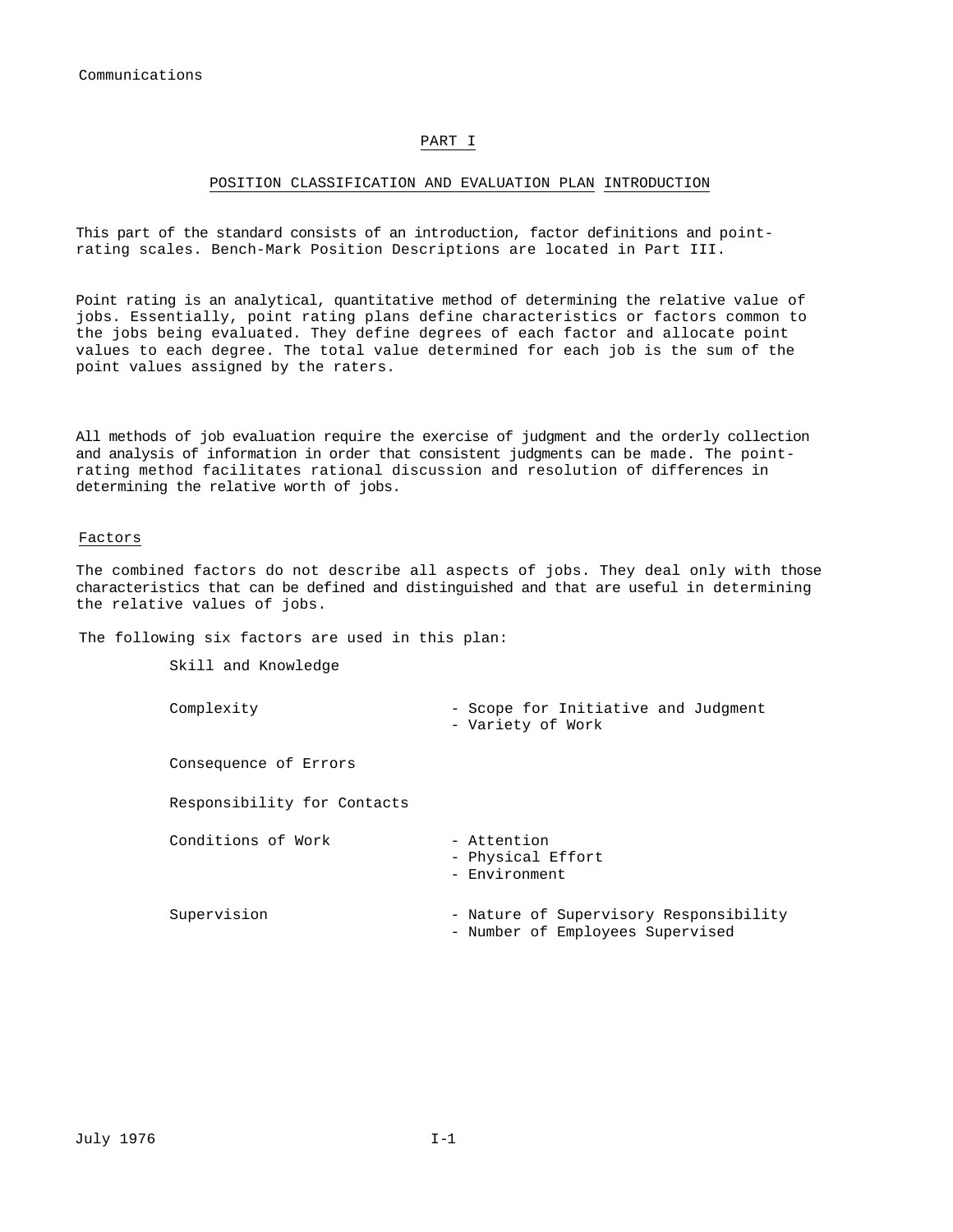# PART I

## POSITION CLASSIFICATION AND EVALUATION PLAN INTRODUCTION

This part of the standard consists of an introduction, factor definitions and point-rating scales. Bench-Mark Position Descriptions are located in Part III.

Point rating is an analytical, quantitative method of determining the relative value of jobs. Essentially, point rating plans define characteristics or factors common to the jobs being evaluated. They define degrees of each factor and allocate point values to each degree. The total value determined for each job is the sum of the point values assigned by the raters.

All methods of job evaluation require the exercise of judgment and the orderly collection and analysis of information in order that consistent judgments can be made. The point-rating method facilitates rational discussion and resolution of differences in determining the relative worth of jobs.

### Factors

The combined factors do not describe all aspects of jobs. They deal only with those characteristics that can be defined and distinguished and that are useful in determining the relative values of jobs.

The following six factors are used in this plan:

| | |
|---|---|
| Skill and Knowledge | |
| Complexity | - Scope for Initiative and Judgment<br>- Variety of Work |
| Consequence of Errors | |
| Responsibility for Contacts | |
| Conditions of Work | - Attention<br>- Physical Effort<br>- Environment |
| Supervision | - Nature of Supervisory Responsibility<br>- Number of Employees Supervised |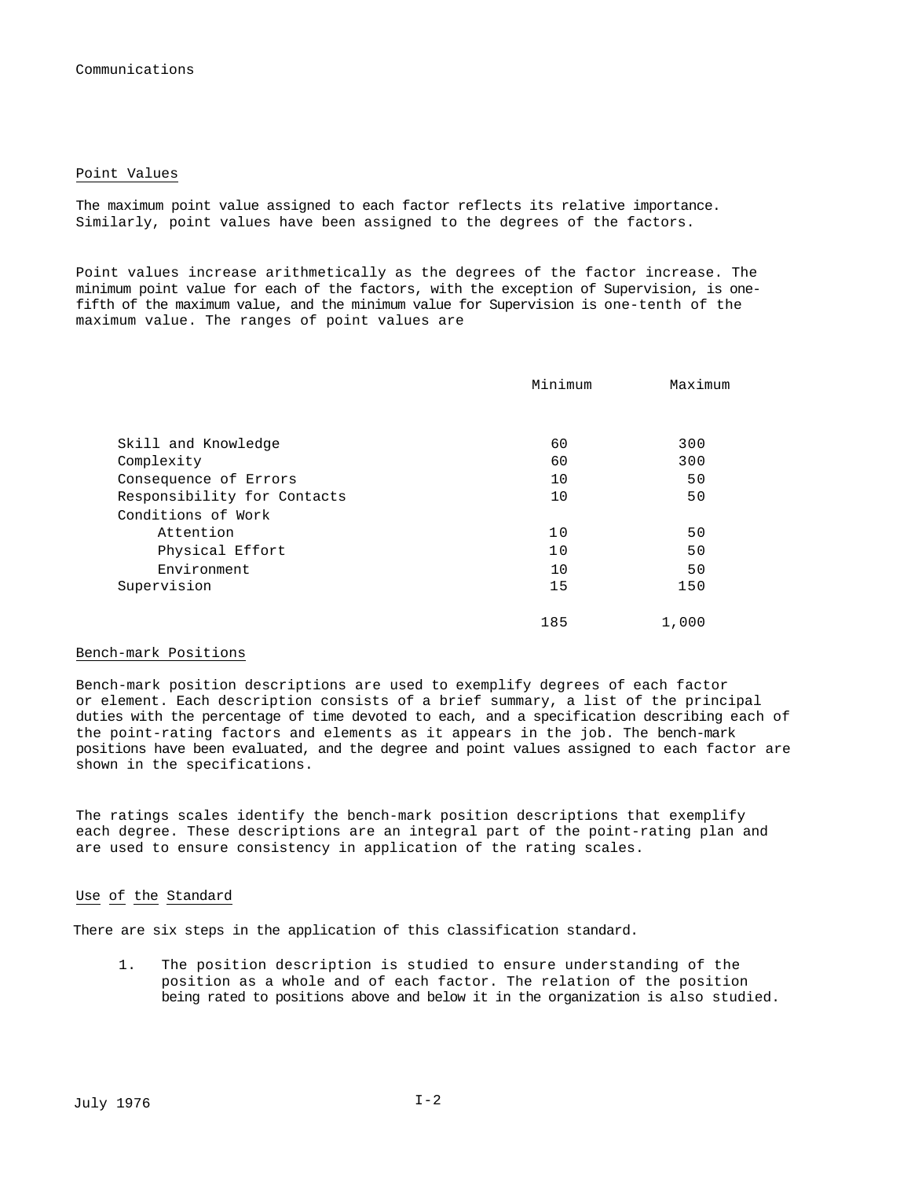## Point Values

The maximum point value assigned to each factor reflects its relative importance. Similarly, point values have been assigned to the degrees of the factors.

Point values increase arithmetically as the degrees of the factor increase. The minimum point value for each of the factors, with the exception of Supervision, is one-fifth of the maximum value, and the minimum value for Supervision is one-tenth of the maximum value. The ranges of point values are

| | Minimum | Maximum |
|---|---|---|
| Skill and Knowledge | 60 | 300 |
| Complexity | 60 | 300 |
| Consequence of Errors | 10 | 50 |
| Responsibility for Contacts | 10 | 50 |
| Conditions of Work | | |
| Attention | 10 | 50 |
| Physical Effort | 10 | 50 |
| Environment | 10 | 50 |
| Supervision | 15 | 150 |
| | 185 | 1,000 |

## Bench-mark Positions

Bench-mark position descriptions are used to exemplify degrees of each factor or element. Each description consists of a brief summary, a list of the principal duties with the percentage of time devoted to each, and a specification describing each of the point-rating factors and elements as it appears in the job. The bench-mark positions have been evaluated, and the degree and point values assigned to each factor are shown in the specifications.

The ratings scales identify the bench-mark position descriptions that exemplify each degree. These descriptions are an integral part of the point-rating plan and are used to ensure consistency in application of the rating scales.

## Use of the Standard

There are six steps in the application of this classification standard.

1. The position description is studied to ensure understanding of the position as a whole and of each factor. The relation of the position being rated to positions above and below it in the organization is also studied.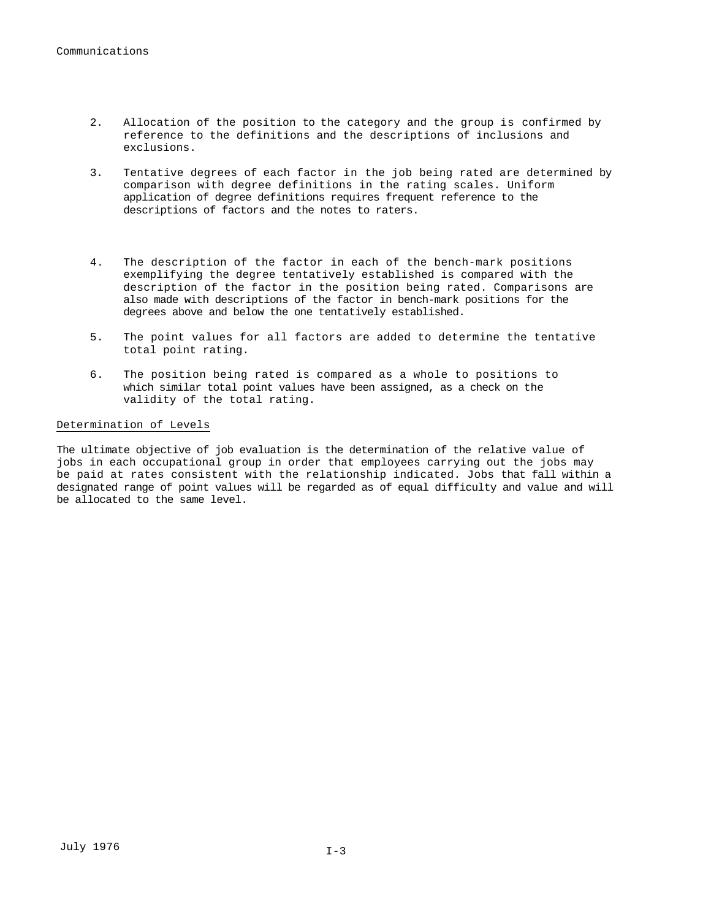2. Allocation of the position to the category and the group is confirmed by reference to the definitions and the descriptions of inclusions and exclusions.

3. Tentative degrees of each factor in the job being rated are determined by comparison with degree definitions in the rating scales. Uniform application of degree definitions requires frequent reference to the descriptions of factors and the notes to raters.

4. The description of the factor in each of the bench-mark positions exemplifying the degree tentatively established is compared with the description of the factor in the position being rated. Comparisons are also made with descriptions of the factor in bench-mark positions for the degrees above and below the one tentatively established.

5. The point values for all factors are added to determine the tentative total point rating.

6. The position being rated is compared as a whole to positions to which similar total point values have been assigned, as a check on the validity of the total rating.

## Determination of Levels

The ultimate objective of job evaluation is the determination of the relative value of jobs in each occupational group in order that employees carrying out the jobs may be paid at rates consistent with the relationship indicated. Jobs that fall within a designated range of point values will be regarded as of equal difficulty and value and will be allocated to the same level.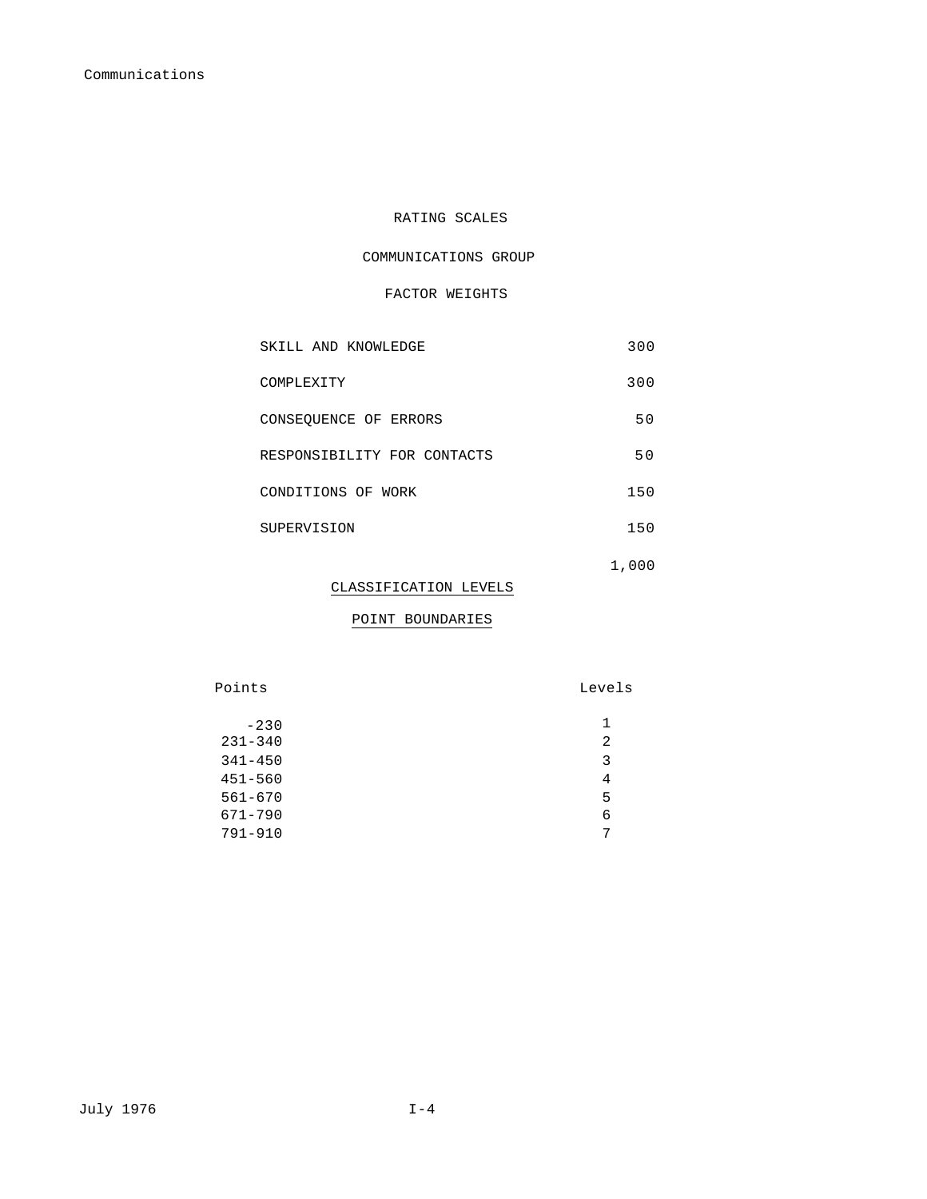# RATING SCALES

## COMMUNICATIONS GROUP

### FACTOR WEIGHTS

| | |
|---|---|
| SKILL AND KNOWLEDGE | 300 |
| COMPLEXITY | 300 |
| CONSEQUENCE OF ERRORS | 50 |
| RESPONSIBILITY FOR CONTACTS | 50 |
| CONDITIONS OF WORK | 150 |
| SUPERVISION | 150 |
| | 1,000 |

### CLASSIFICATION LEVELS

### POINT BOUNDARIES

| Points | Levels |
|---|---|
| -230 | 1 |
| 231-340 | 2 |
| 341-450 | 3 |
| 451-560 | 4 |
| 561-670 | 5 |
| 671-790 | 6 |
| 791-910 | 7 |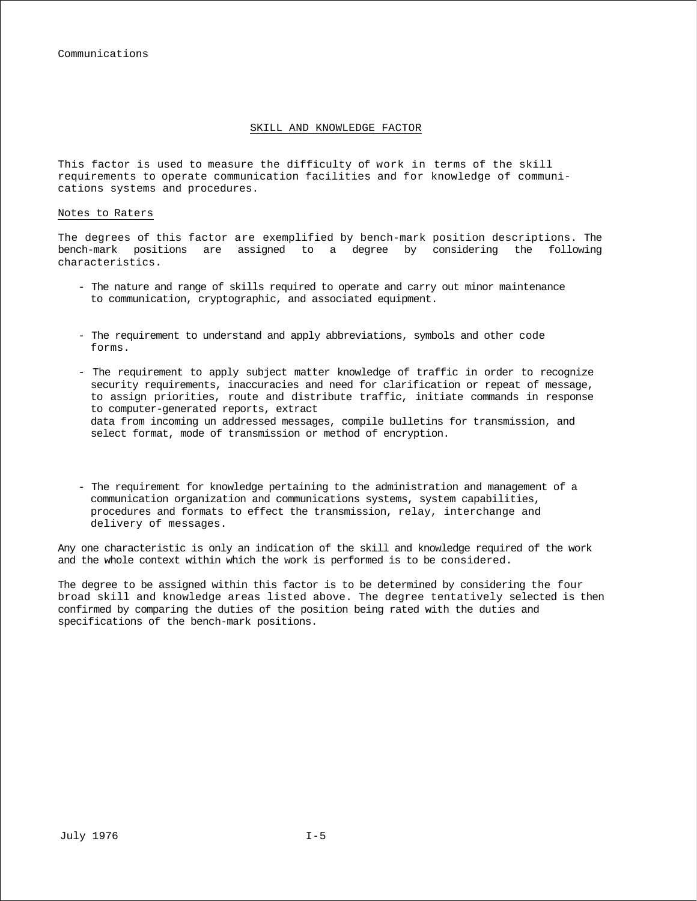## SKILL AND KNOWLEDGE FACTOR

This factor is used to measure the difficulty of work in terms of the skill requirements to operate communication facilities and for knowledge of communications systems and procedures.

### Notes to Raters

The degrees of this factor are exemplified by bench-mark position descriptions. The bench-mark positions are assigned to a degree by considering the following characteristics.

- The nature and range of skills required to operate and carry out minor maintenance to communication, cryptographic, and associated equipment.
- The requirement to understand and apply abbreviations, symbols and other code forms.
- The requirement to apply subject matter knowledge of traffic in order to recognize security requirements, inaccuracies and need for clarification or repeat of message, to assign priorities, route and distribute traffic, initiate commands in response to computer-generated reports, extract data from incoming un addressed messages, compile bulletins for transmission, and select format, mode of transmission or method of encryption.
- The requirement for knowledge pertaining to the administration and management of a communication organization and communications systems, system capabilities, procedures and formats to effect the transmission, relay, interchange and delivery of messages.

Any one characteristic is only an indication of the skill and knowledge required of the work and the whole context within which the work is performed is to be considered.

The degree to be assigned within this factor is to be determined by considering the four broad skill and knowledge areas listed above. The degree tentatively selected is then confirmed by comparing the duties of the position being rated with the duties and specifications of the bench-mark positions.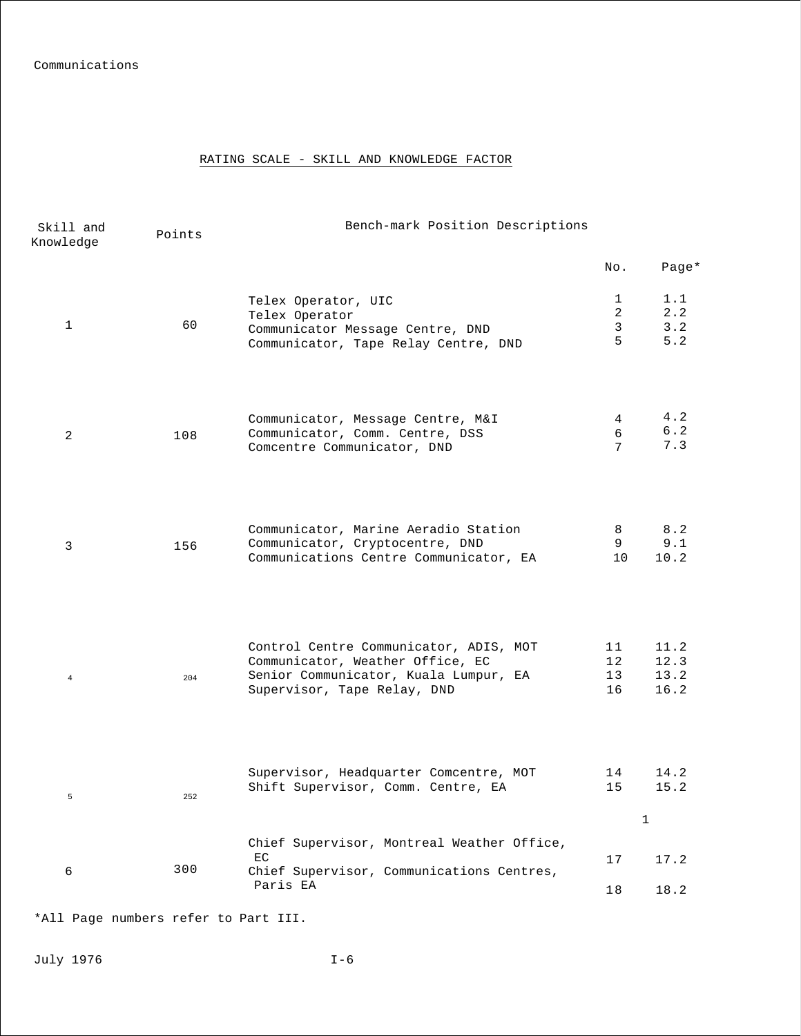Communications

## RATING SCALE - SKILL AND KNOWLEDGE FACTOR

| Skill and Knowledge | Points | Bench-mark Position Descriptions | No. | Page* |
|---|---|---|---|---|
| 1 | 60 | Telex Operator, UIC | 1 | 1.1 |
| | | Telex Operator | 2 | 2.2 |
| | | Communicator Message Centre, DND | 3 | 3.2 |
| | | Communicator, Tape Relay Centre, DND | 5 | 5.2 |
| 2 | 108 | Communicator, Message Centre, M&I | 4 | 4.2 |
| | | Communicator, Comm. Centre, DSS | 6 | 6.2 |
| | | Comcentre Communicator, DND | 7 | 7.3 |
| 3 | 156 | Communicator, Marine Aeradio Station | 8 | 8.2 |
| | | Communicator, Cryptocentre, DND | 9 | 9.1 |
| | | Communications Centre Communicator, EA | 10 | 10.2 |
| 4 | 204 | Control Centre Communicator, ADIS, MOT | 11 | 11.2 |
| | | Communicator, Weather Office, EC | 12 | 12.3 |
| | | Senior Communicator, Kuala Lumpur, EA | 13 | 13.2 |
| | | Supervisor, Tape Relay, DND | 16 | 16.2 |
| 5 | 252 | Supervisor, Headquarter Comcentre, MOT | 14 | 14.2 |
| | | Shift Supervisor, Comm. Centre, EA | 15 | 15.2 |
| | | | | 1 |
| 6 | 300 | Chief Supervisor, Montreal Weather Office, EC | 17 | 17.2 |
| | | Chief Supervisor, Communications Centres, Paris EA | 18 | 18.2 |

*All Page numbers refer to Part III.

July 1976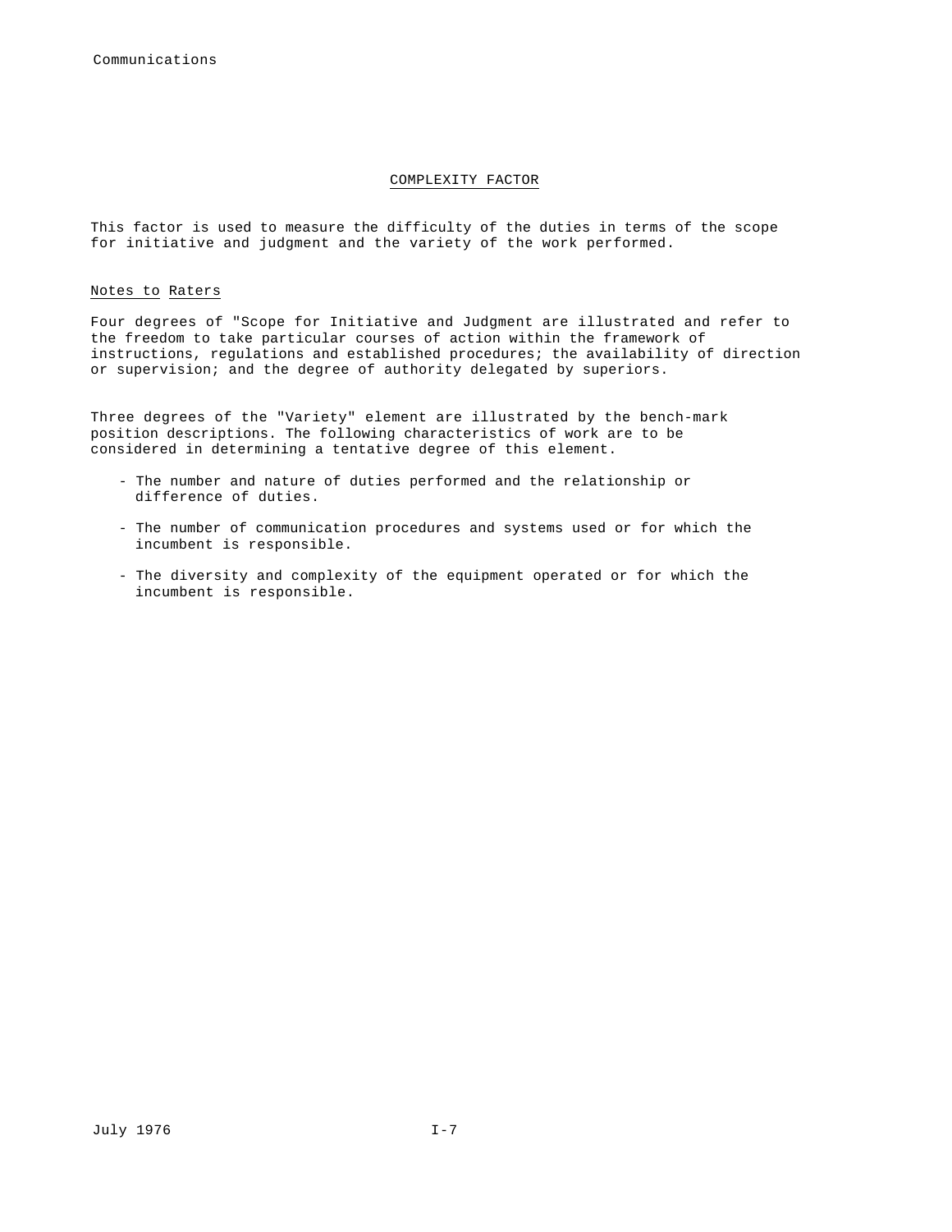## COMPLEXITY FACTOR

This factor is used to measure the difficulty of the duties in terms of the scope for initiative and judgment and the variety of the work performed.

### Notes to Raters

Four degrees of "Scope for Initiative and Judgment are illustrated and refer to the freedom to take particular courses of action within the framework of instructions, regulations and established procedures; the availability of direction or supervision; and the degree of authority delegated by superiors.

Three degrees of the "Variety" element are illustrated by the bench-mark position descriptions. The following characteristics of work are to be considered in determining a tentative degree of this element.

- The number and nature of duties performed and the relationship or difference of duties.
- The number of communication procedures and systems used or for which the incumbent is responsible.
- The diversity and complexity of the equipment operated or for which the incumbent is responsible.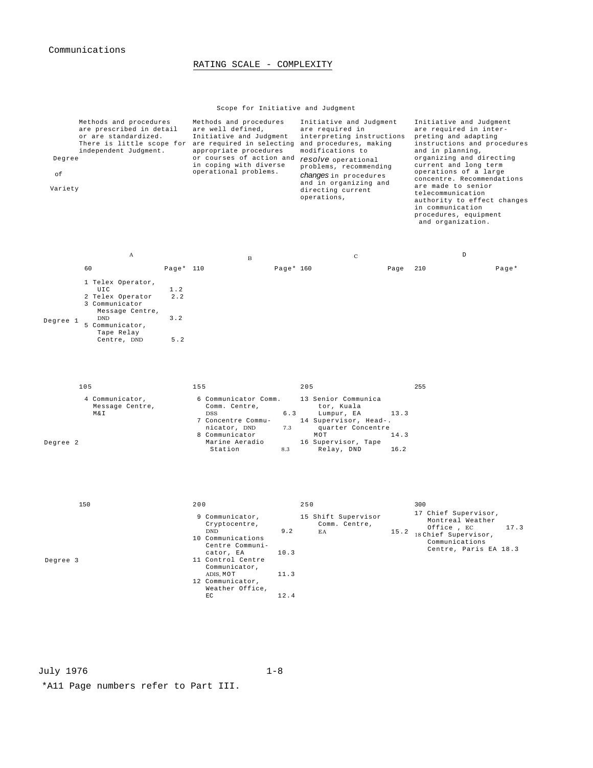Communications

## RATING SCALE - COMPLEXITY

Scope for Initiative and Judgment

| Degree of Variety | A | | B | | C | | D | |
|---|---|---|---|---|---|---|---|---|
| | Methods and procedures are prescribed in detail or are standardized. There is little scope for independent Judgment. | | Methods and procedures are well defined, Initiative and Judgment are required in selecting appropriate procedures or courses of action and in coping with diverse operational problems. | | Initiative and Judgment are required in interpreting instructions and procedures, making modifications to *resolve* operational problems, recommending *changes* in procedures and in organizing and directing current operations, | | Initiative and Judgment are required in interpreting and adapting instructions and procedures and in planning, organizing and directing current and long term operations of a large concentre. Recommendations are made to senior telecommunication authority to effect changes in communication procedures, equipment and organization. | |
| | 60 | Page* | 110 | Page* | 160 | Page | 210 | Page* |
| Degree 1 | 1 Telex Operator, UIC | 1.2 | | | | | | |
| | 2 Telex Operator | 2.2 | | | | | | |
| | 3 Communicator Message Centre, DND | 3.2 | | | | | | |
| | 5 Communicator, Tape Relay Centre, DND | 5.2 | | | | | | |
| | 105 | | 155 | | 205 | | 255 | |
| Degree 2 | 4 Communicator, Message Centre, M&I | | 6 Communicator Comm. Comm. Centre, DSS | 6.3 | 13 Senior Communicator, Kuala Lumpur, EA | 13.3 | | |
| | | | 7 Concentre Communicator, DND | 7.3 | 14 Supervisor, Head-quarter Concentre MOT | 14.3 | | |
| | | | 8 Communicator Marine Aeradio Station | 8.3 | 16 Supervisor, Tape Relay, DND | 16.2 | | |
| | 150 | | 200 | | 250 | | 300 | |
| Degree 3 | | | 9 Communicator, Cryptocentre, DND | 9.2 | 15 Shift Supervisor Comm. Centre, EA | 15.2 | 17 Chief Supervisor, Montreal Weather Office , EC | 17.3 |
| | | | 10 Communications Centre Communicator, EA | 10.3 | | | 18 Chief Supervisor, Communications Centre, Paris EA | 18.3 |
| | | | 11 Control Centre Communicator, ADIS, MOT | 11.3 | | | | |
| | | | 12 Communicator, Weather Office, EC | 12.4 | | | | |

July 1976

*A11 Page numbers refer to Part III.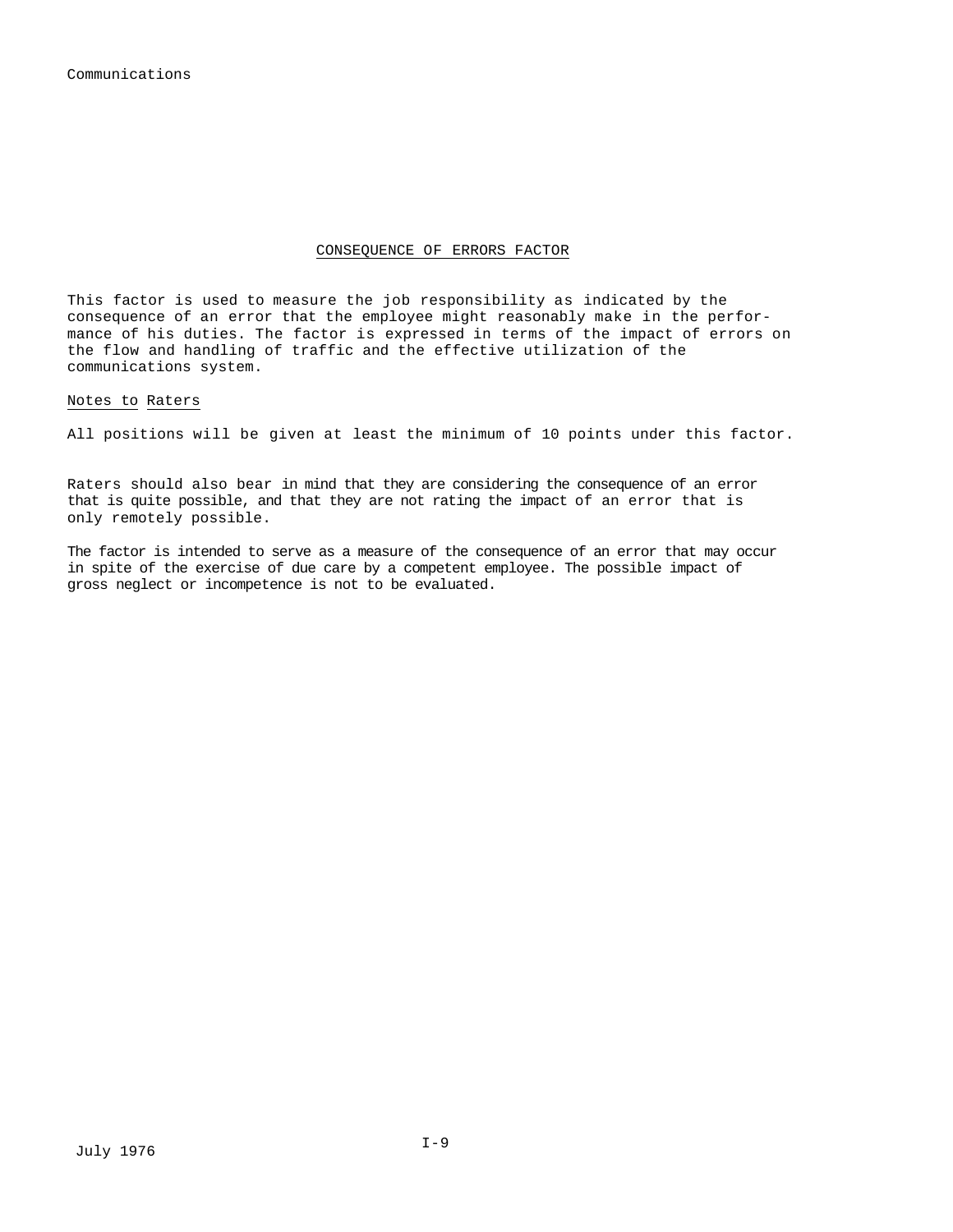## CONSEQUENCE OF ERRORS FACTOR

This factor is used to measure the job responsibility as indicated by the consequence of an error that the employee might reasonably make in the performance of his duties. The factor is expressed in terms of the impact of errors on the flow and handling of traffic and the effective utilization of the communications system.

### Notes to Raters

All positions will be given at least the minimum of 10 points under this factor.

Raters should also bear in mind that they are considering the consequence of an error that is quite possible, and that they are not rating the impact of an error that is only remotely possible.

The factor is intended to serve as a measure of the consequence of an error that may occur in spite of the exercise of due care by a competent employee. The possible impact of gross neglect or incompetence is not to be evaluated.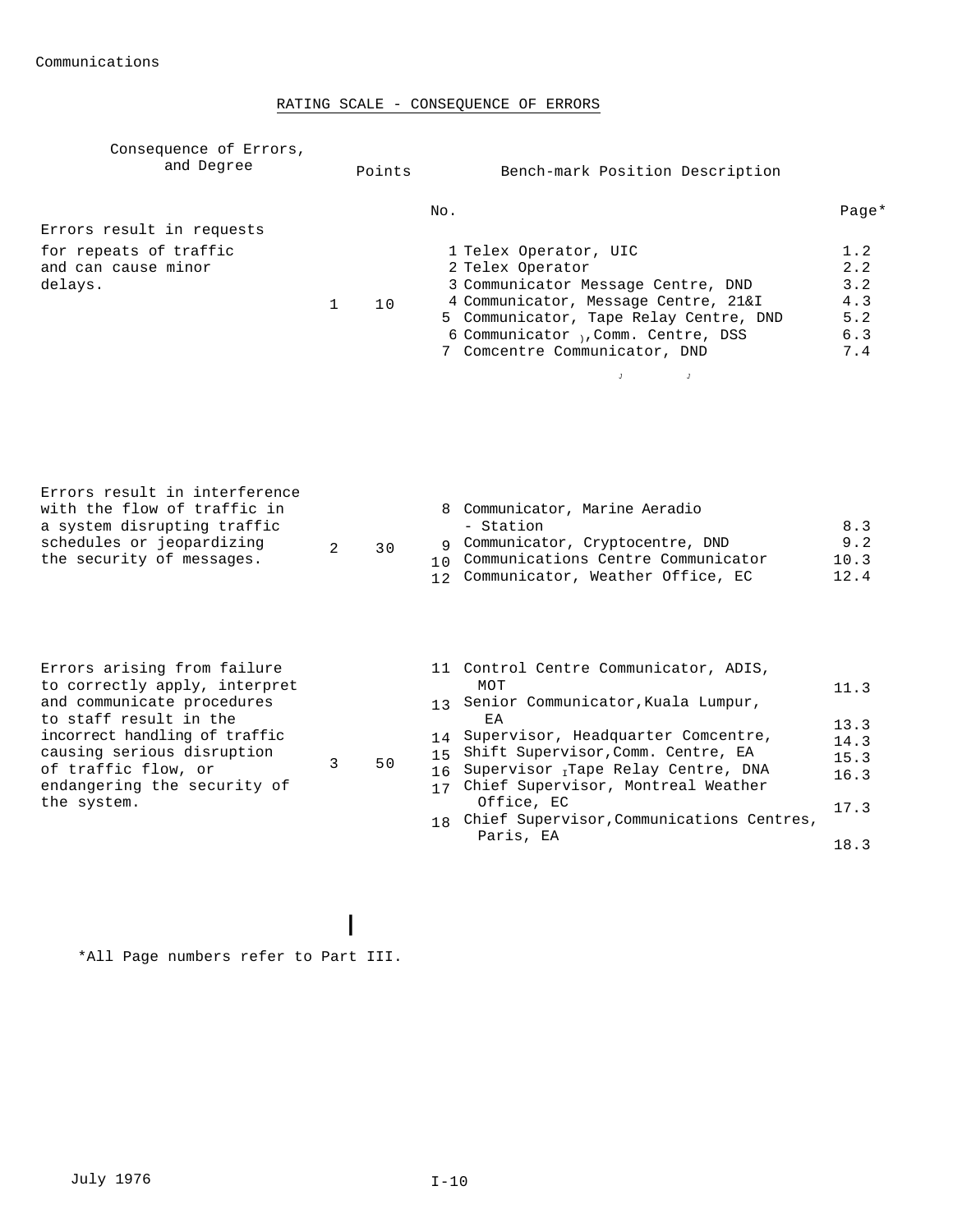Communications

## RATING SCALE - CONSEQUENCE OF ERRORS

| Consequence of Errors, and Degree | | Points | No. | Bench-mark Position Description | Page* |
|---|---|---|---|---|---|
| Errors result in requests for repeats of traffic and can cause minor delays. | 1 | 10 | 1 | Telex Operator, UIC | 1.2 |
| | | | 2 | Telex Operator | 2.2 |
| | | | 3 | Communicator Message Centre, DND | 3.2 |
| | | | 4 | Communicator, Message Centre, 21&I | 4.3 |
| | | | 5 | Communicator, Tape Relay Centre, DND | 5.2 |
| | | | 6 | Communicator, Comm. Centre, DSS | 6.3 |
| | | | 7 | Comcentre Communicator, DND | 7.4 |
| Errors result in interference with the flow of traffic in a system disrupting traffic schedules or jeopardizing the security of messages. | 2 | 30 | 8 | Communicator, Marine Aeradio - Station | 8.3 |
| | | | 9 | Communicator, Cryptocentre, DND | 9.2 |
| | | | 10 | Communications Centre Communicator | 10.3 |
| | | | 12 | Communicator, Weather Office, EC | 12.4 |
| Errors arising from failure to correctly apply, interpret and communicate procedures to staff result in the incorrect handling of traffic causing serious disruption of traffic flow, or endangering the security of the system. | 3 | 50 | 11 | Control Centre Communicator, ADIS, MOT | 11.3 |
| | | | 13 | Senior Communicator, Kuala Lumpur, EA | 13.3 |
| | | | 14 | Supervisor, Headquarter Comcentre, | 14.3 |
| | | | 15 | Shift Supervisor, Comm. Centre, EA | 15.3 |
| | | | 16 | Supervisor, Tape Relay Centre, DNA | 16.3 |
| | | | 17 | Chief Supervisor, Montreal Weather Office, EC | 17.3 |
| | | | 18 | Chief Supervisor, Communications Centres, Paris, EA | 18.3 |

*All Page numbers refer to Part III.

July 1976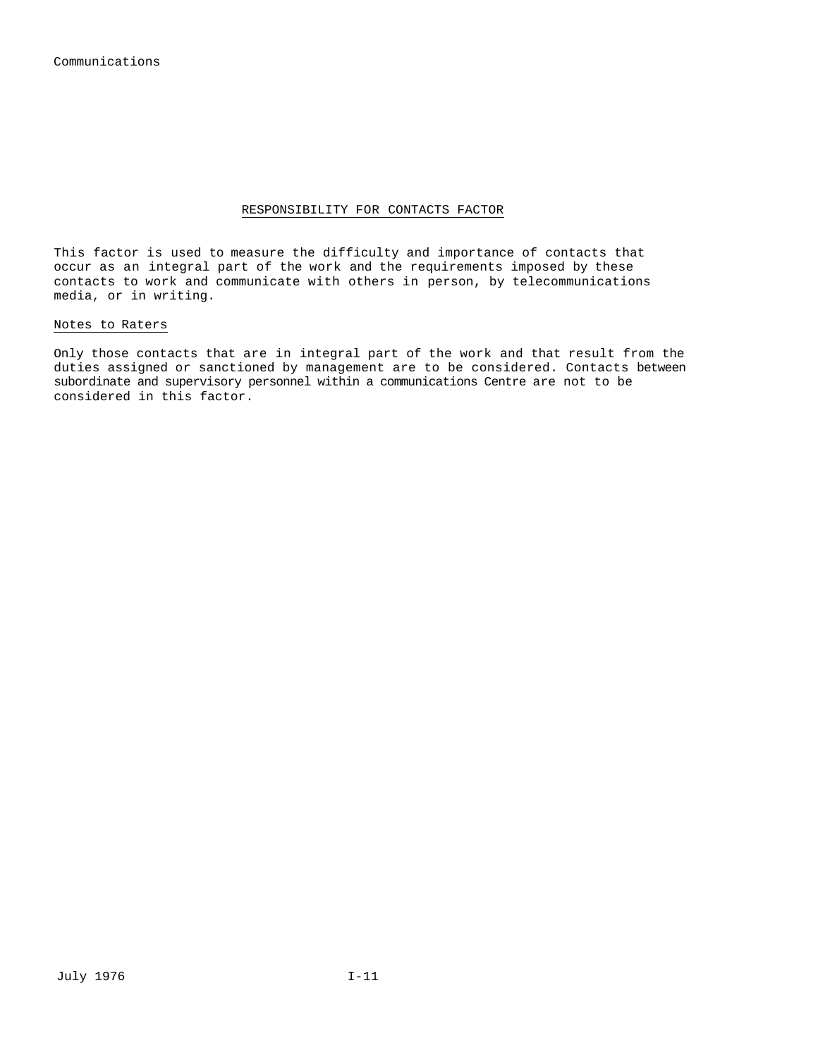## RESPONSIBILITY FOR CONTACTS FACTOR

This factor is used to measure the difficulty and importance of contacts that occur as an integral part of the work and the requirements imposed by these contacts to work and communicate with others in person, by telecommunications media, or in writing.

### Notes to Raters

Only those contacts that are in integral part of the work and that result from the duties assigned or sanctioned by management are to be considered. Contacts between subordinate and supervisory personnel within a communications Centre are not to be considered in this factor.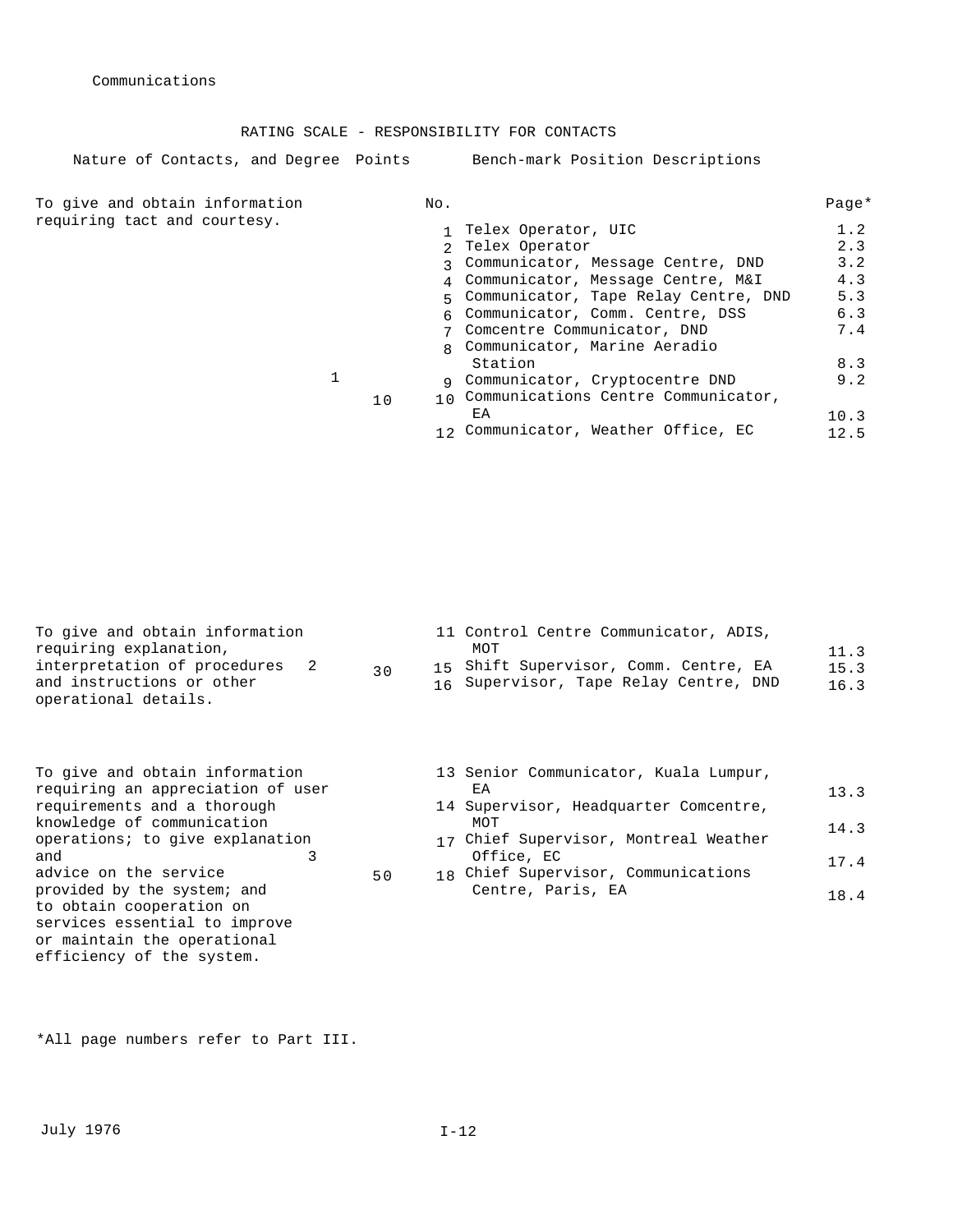Communications

## RATING SCALE - RESPONSIBILITY FOR CONTACTS

| Nature of Contacts, and Degree | | Points | Bench-mark Position Descriptions No. | | Page* |
|---|---|---|---|---|---|
| To give and obtain information requiring tact and courtesy. | 1 | 10 | 1 | Telex Operator, UIC | 1.2 |
| | | | 2 | Telex Operator | 2.3 |
| | | | 3 | Communicator, Message Centre, DND | 3.2 |
| | | | 4 | Communicator, Message Centre, M&I | 4.3 |
| | | | 5 | Communicator, Tape Relay Centre, DND | 5.3 |
| | | | 6 | Communicator, Comm. Centre, DSS | 6.3 |
| | | | 7 | Comcentre Communicator, DND | 7.4 |
| | | | 8 | Communicator, Marine Aeradio Station | 8.3 |
| | | | 9 | Communicator, Cryptocentre DND | 9.2 |
| | | | 10 | Communications Centre Communicator, EA | 10.3 |
| | | | 12 | Communicator, Weather Office, EC | 12.5 |
| To give and obtain information requiring explanation, interpretation of procedures and instructions or other operational details. | 2 | 30 | 11 | Control Centre Communicator, ADIS, MOT | 11.3 |
| | | | 15 | Shift Supervisor, Comm. Centre, EA | 15.3 |
| | | | 16 | Supervisor, Tape Relay Centre, DND | 16.3 |
| To give and obtain information requiring an appreciation of user requirements and a thorough knowledge of communication operations; to give explanation and advice on the service provided by the system; and to obtain cooperation on services essential to improve or maintain the operational efficiency of the system. | 3 | 50 | 13 | Senior Communicator, Kuala Lumpur, EA | 13.3 |
| | | | 14 | Supervisor, Headquarter Comcentre, MOT | 14.3 |
| | | | 17 | Chief Supervisor, Montreal Weather Office, EC | 17.4 |
| | | | 18 | Chief Supervisor, Communications Centre, Paris, EA | 18.4 |

*All page numbers refer to Part III.

July 1976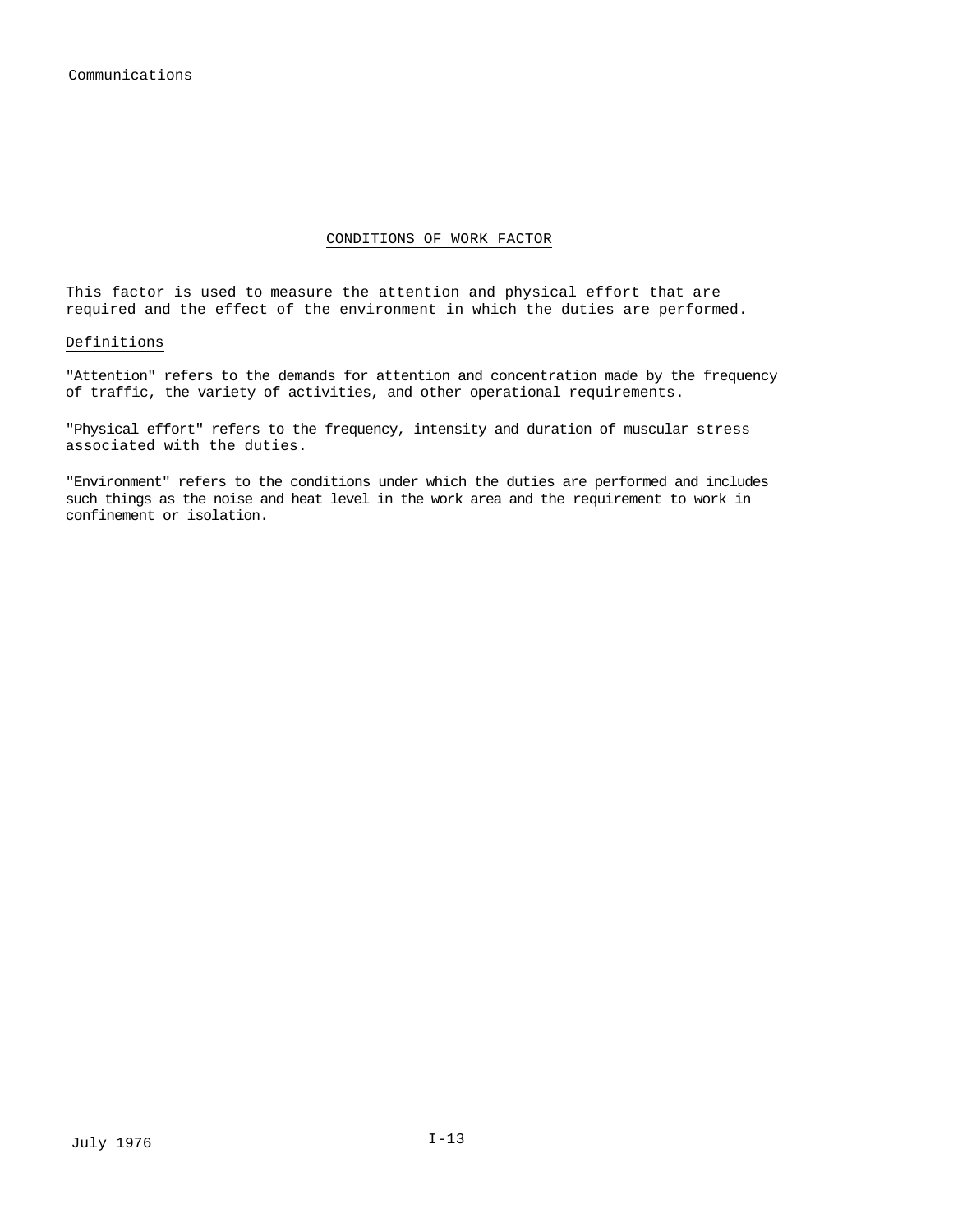## CONDITIONS OF WORK FACTOR

This factor is used to measure the attention and physical effort that are required and the effect of the environment in which the duties are performed.

### Definitions

"Attention" refers to the demands for attention and concentration made by the frequency of traffic, the variety of activities, and other operational requirements.

"Physical effort" refers to the frequency, intensity and duration of muscular stress associated with the duties.

"Environment" refers to the conditions under which the duties are performed and includes such things as the noise and heat level in the work area and the requirement to work in confinement or isolation.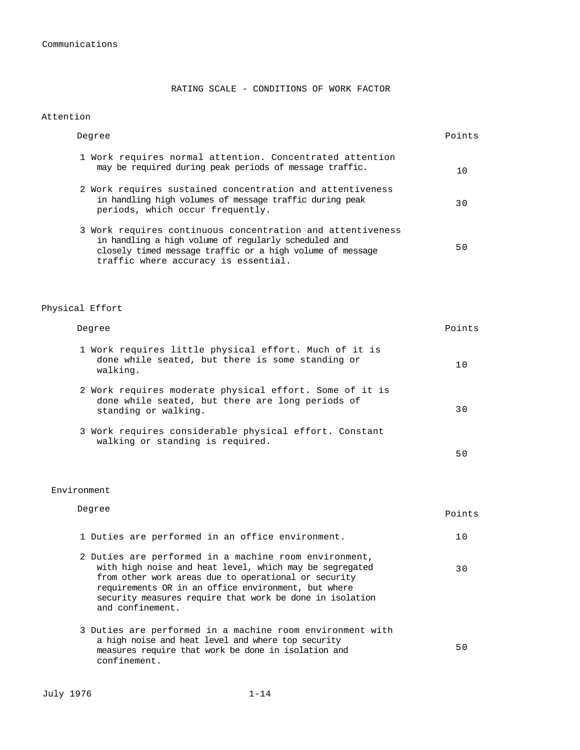Communications

# RATING SCALE - CONDITIONS OF WORK FACTOR

## Attention

| Degree | Points |
|---|---|
| 1 Work requires normal attention. Concentrated attention may be required during peak periods of message traffic. | 10 |
| 2 Work requires sustained concentration and attentiveness in handling high volumes of message traffic during peak periods, which occur frequently. | 30 |
| 3 Work requires continuous concentration and attentiveness in handling a high volume of regularly scheduled and closely timed message traffic or a high volume of message traffic where accuracy is essential. | 50 |

## Physical Effort

| Degree | Points |
|---|---|
| 1 Work requires little physical effort. Much of it is done while seated, but there is some standing or walking. | 10 |
| 2 Work requires moderate physical effort. Some of it is done while seated, but there are long periods of standing or walking. | 30 |
| 3 Work requires considerable physical effort. Constant walking or standing is required. | 50 |

## Environment

| Degree | Points |
|---|---|
| 1 Duties are performed in an office environment. | 10 |
| 2 Duties are performed in a machine room environment, with high noise and heat level, which may be segregated from other work areas due to operational or security requirements OR in an office environment, but where security measures require that work be done in isolation and confinement. | 30 |
| 3 Duties are performed in a machine room environment with a high noise and heat level and where top security measures require that work be done in isolation and confinement. | 50 |

July 1976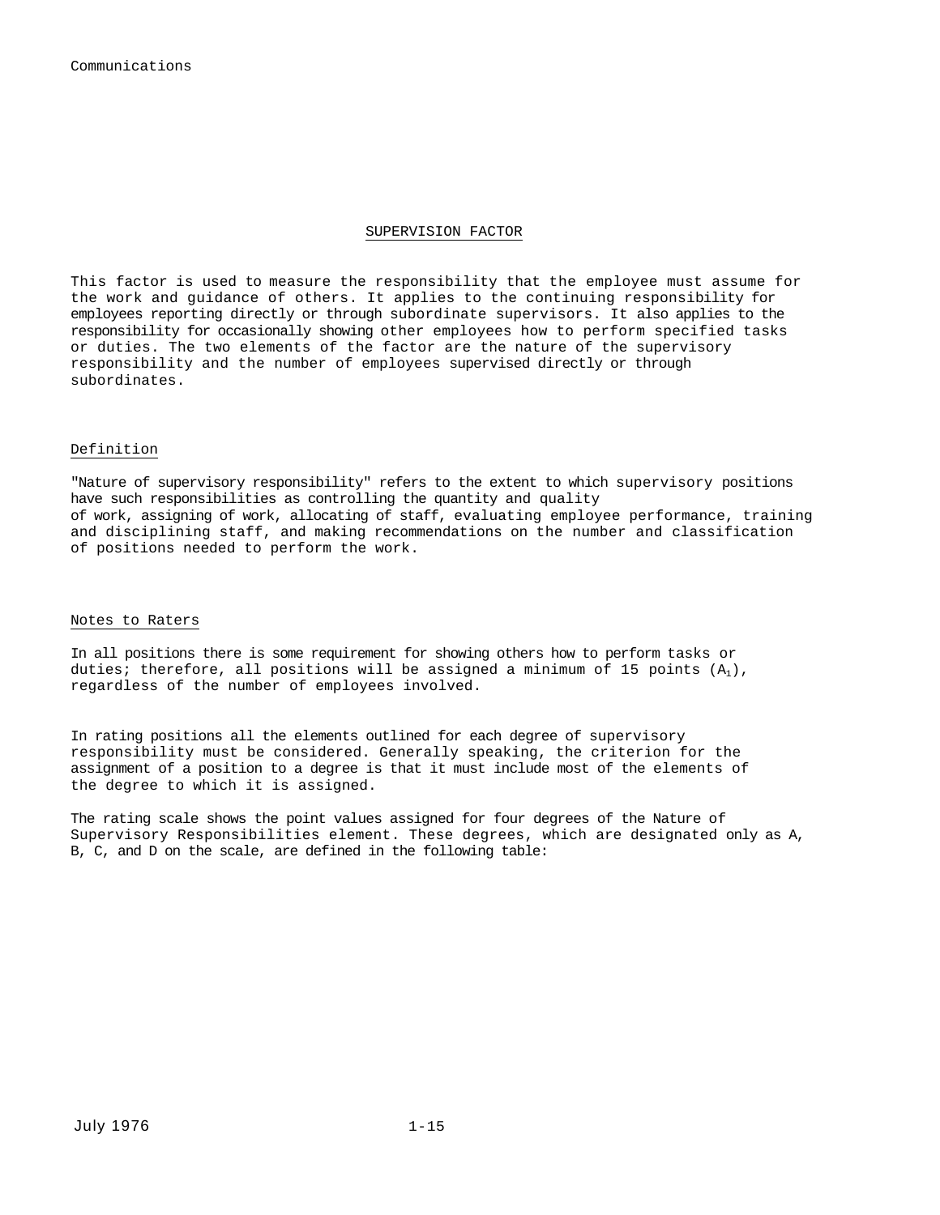## SUPERVISION FACTOR

This factor is used to measure the responsibility that the employee must assume for the work and guidance of others. It applies to the continuing responsibility for employees reporting directly or through subordinate supervisors. It also applies to the responsibility for occasionally showing other employees how to perform specified tasks or duties. The two elements of the factor are the nature of the supervisory responsibility and the number of employees supervised directly or through subordinates.

### Definition

"Nature of supervisory responsibility" refers to the extent to which supervisory positions have such responsibilities as controlling the quantity and quality of work, assigning of work, allocating of staff, evaluating employee performance, training and disciplining staff, and making recommendations on the number and classification of positions needed to perform the work.

### Notes to Raters

In all positions there is some requirement for showing others how to perform tasks or duties; therefore, all positions will be assigned a minimum of 15 points ($A_1$), regardless of the number of employees involved.

In rating positions all the elements outlined for each degree of supervisory responsibility must be considered. Generally speaking, the criterion for the assignment of a position to a degree is that it must include most of the elements of the degree to which it is assigned.

The rating scale shows the point values assigned for four degrees of the Nature of Supervisory Responsibilities element. These degrees, which are designated only as A, B, C, and D on the scale, are defined in the following table: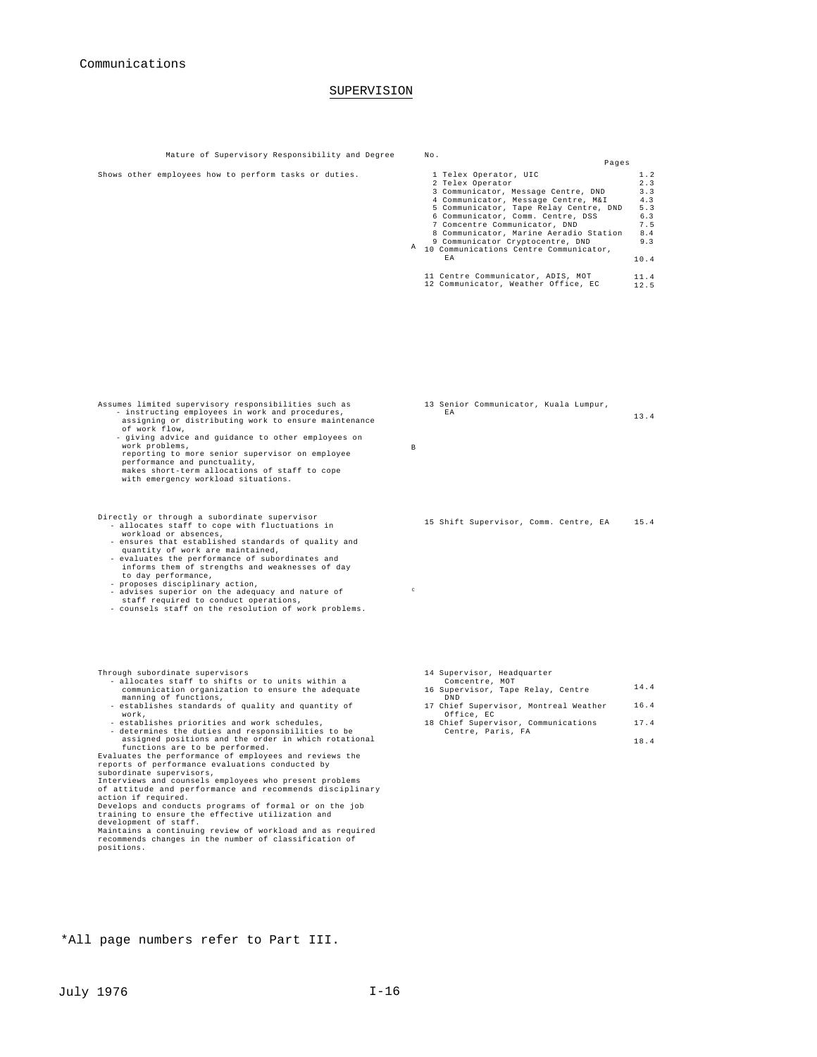Communications

## SUPERVISION

| Mature of Supervisory Responsibility and Degree | | No. | Pages |
|---|---|---|---|
| Shows other employees how to perform tasks or duties. | A | 1 Telex Operator, UIC | 1.2 |
| | | 2 Telex Operator | 2.3 |
| | | 3 Communicator, Message Centre, DND | 3.3 |
| | | 4 Communicator, Message Centre, M&I | 4.3 |
| | | 5 Communicator, Tape Relay Centre, DND | 5.3 |
| | | 6 Communicator, Comm. Centre, DSS | 6.3 |
| | | 7 Comcentre Communicator, DND | 7.5 |
| | | 8 Communicator, Marine Aeradio Station | 8.4 |
| | | 9 Communicator Cryptocentre, DND | 9.3 |
| | | 10 Communications Centre Communicator, EA | 10.4 |
| | | 11 Centre Communicator, ADIS, MOT | 11.4 |
| | | 12 Communicator, Weather Office, EC | 12.5 |
| Assumes limited supervisory responsibilities such as<br>- instructing employees in work and procedures, assigning or distributing work to ensure maintenance of work flow,<br>- giving advice and guidance to other employees on work problems,<br>reporting to more senior supervisor on employee performance and punctuality,<br>makes short-term allocations of staff to cope with emergency workload situations. | B | 13 Senior Communicator, Kuala Lumpur, EA | 13.4 |
| Directly or through a subordinate supervisor<br>- allocates staff to cope with fluctuations in workload or absences,<br>- ensures that established standards of quality and quantity of work are maintained,<br>- evaluates the performance of subordinates and informs them of strengths and weaknesses of day to day performance,<br>- proposes disciplinary action,<br>- advises superior on the adequacy and nature of staff required to conduct operations,<br>- counsels staff on the resolution of work problems. | c | 15 Shift Supervisor, Comm. Centre, EA | 15.4 |
| Through subordinate supervisors<br>- allocates staff to shifts or to units within a communication organization to ensure the adequate manning of functions,<br>- establishes standards of quality and quantity of work,<br>- establishes priorities and work schedules,<br>- determines the duties and responsibilities to be assigned positions and the order in which rotational functions are to be performed.<br>Evaluates the performance of employees and reviews the reports of performance evaluations conducted by subordinate supervisors,<br>Interviews and counsels employees who present problems of attitude and performance and recommends disciplinary action if required.<br>Develops and conducts programs of formal or on the job training to ensure the effective utilization and development of staff.<br>Maintains a continuing review of workload and as required recommends changes in the number of classification of positions. | | 14 Supervisor, Headquarter Comcentre, MOT | 14.4 |
| | | 16 Supervisor, Tape Relay, Centre DND | 16.4 |
| | | 17 Chief Supervisor, Montreal Weather Office, EC | 17.4 |
| | | 18 Chief Supervisor, Communications Centre, Paris, FA | 18.4 |

*All page numbers refer to Part III.

July 1976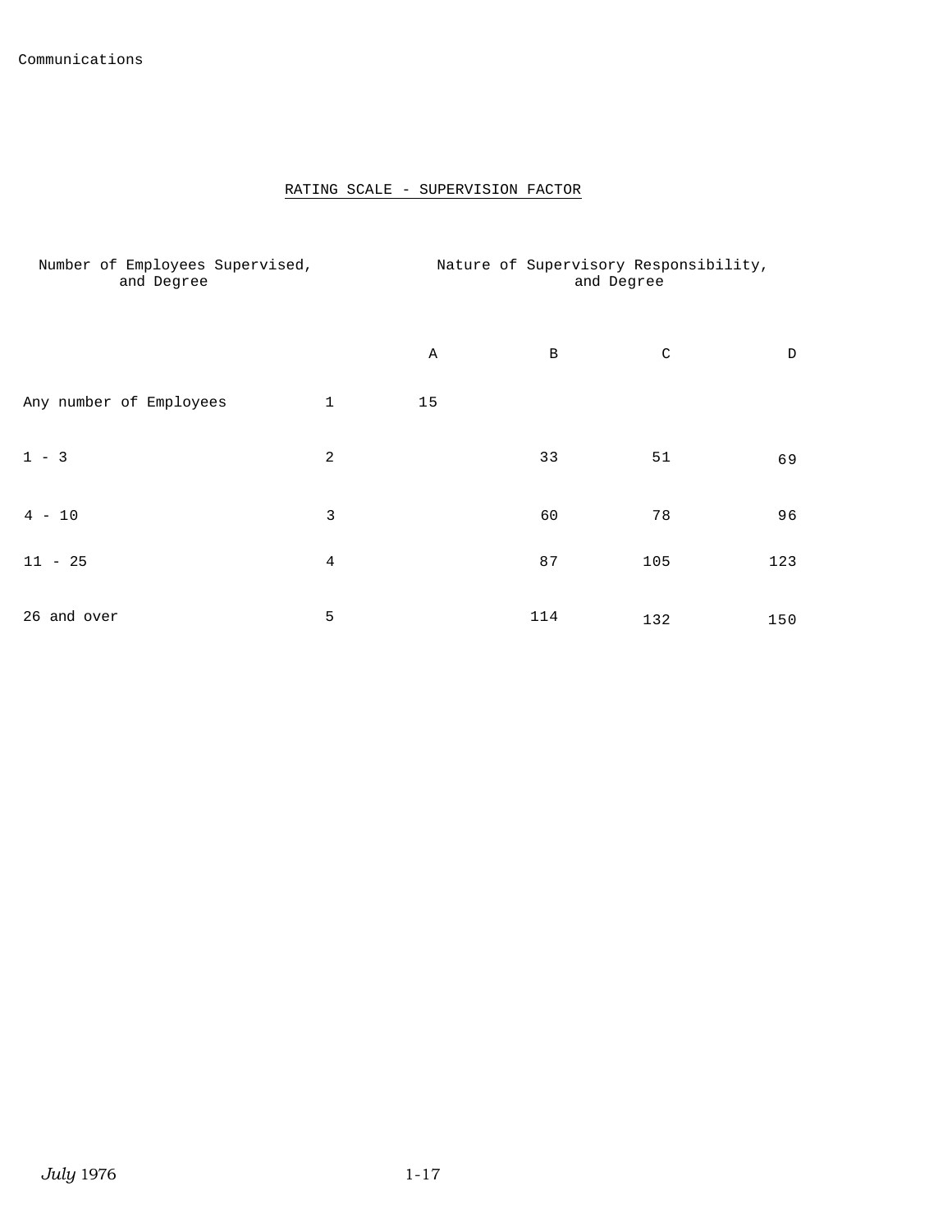## RATING SCALE - SUPERVISION FACTOR

| Number of Employees Supervised, and Degree | | Nature of Supervisory Responsibility, and Degree | | | |
|---|---|---|---|---|---|
| | | A | B | C | D |
| Any number of Employees | 1 | 15 | | | |
| 1 - 3 | 2 | | 33 | 51 | 69 |
| 4 - 10 | 3 | | 60 | 78 | 96 |
| 11 - 25 | 4 | | 87 | 105 | 123 |
| 26 and over | 5 | | 114 | 132 | 150 |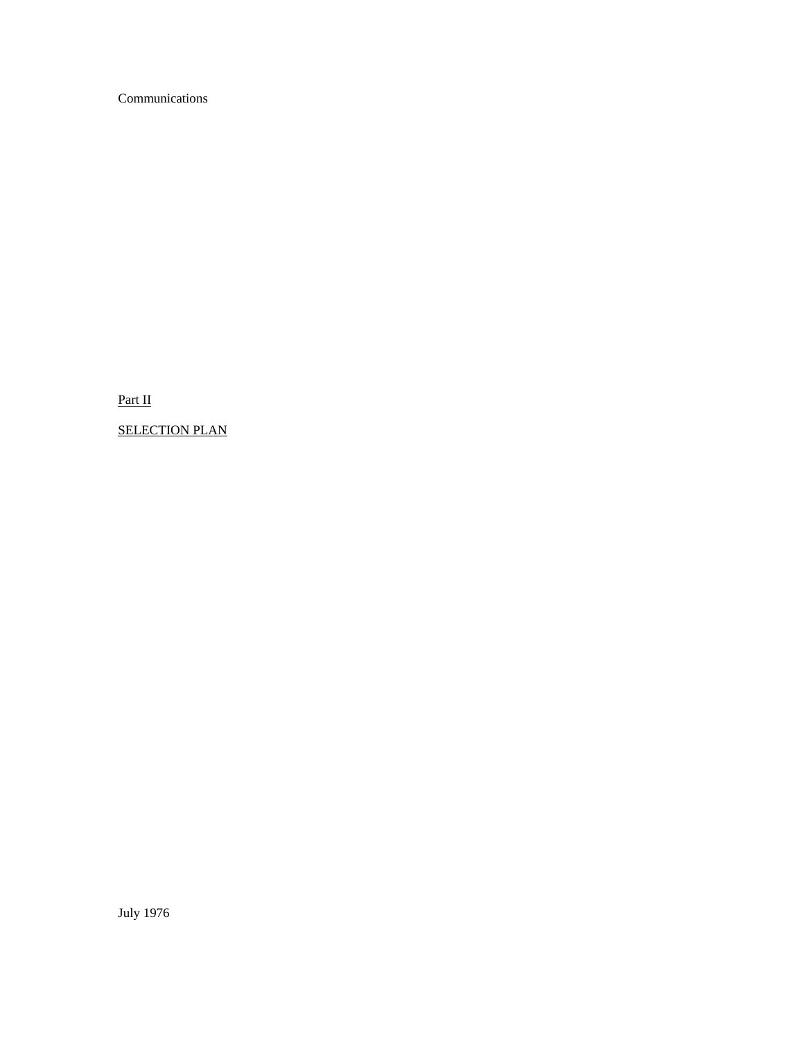Communications

Part II

SELECTION PLAN

July 1976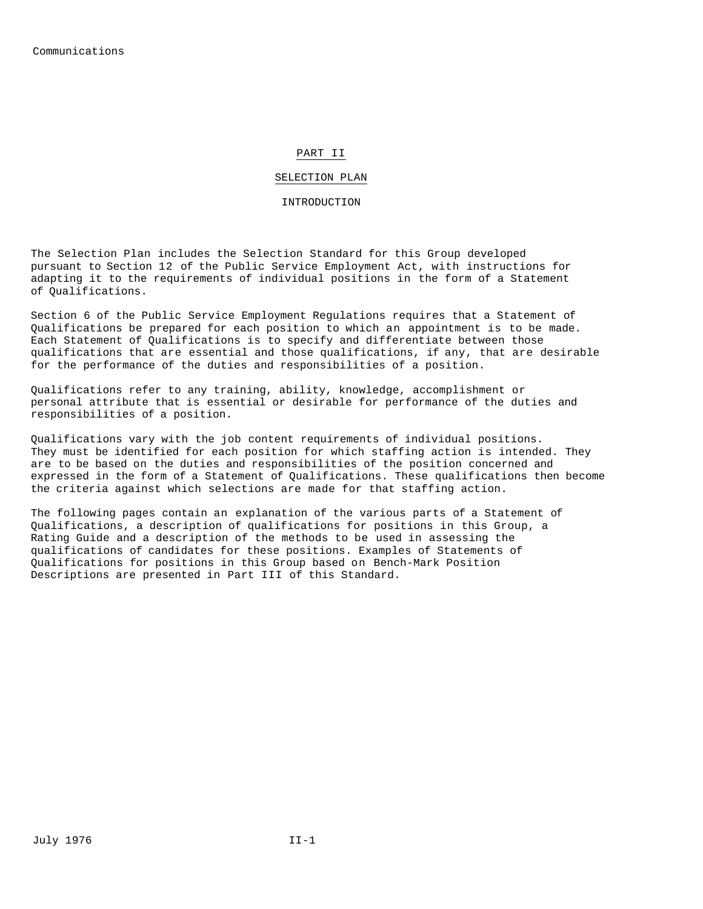# PART II

## SELECTION PLAN

### INTRODUCTION

The Selection Plan includes the Selection Standard for this Group developed pursuant to Section 12 of the Public Service Employment Act, with instructions for adapting it to the requirements of individual positions in the form of a Statement of Qualifications.

Section 6 of the Public Service Employment Regulations requires that a Statement of Qualifications be prepared for each position to which an appointment is to be made. Each Statement of Qualifications is to specify and differentiate between those qualifications that are essential and those qualifications, if any, that are desirable for the performance of the duties and responsibilities of a position.

Qualifications refer to any training, ability, knowledge, accomplishment or personal attribute that is essential or desirable for performance of the duties and responsibilities of a position.

Qualifications vary with the job content requirements of individual positions. They must be identified for each position for which staffing action is intended. They are to be based on the duties and responsibilities of the position concerned and expressed in the form of a Statement of Qualifications. These qualifications then become the criteria against which selections are made for that staffing action.

The following pages contain an explanation of the various parts of a Statement of Qualifications, a description of qualifications for positions in this Group, a Rating Guide and a description of the methods to be used in assessing the qualifications of candidates for these positions. Examples of Statements of Qualifications for positions in this Group based on Bench-Mark Position Descriptions are presented in Part III of this Standard.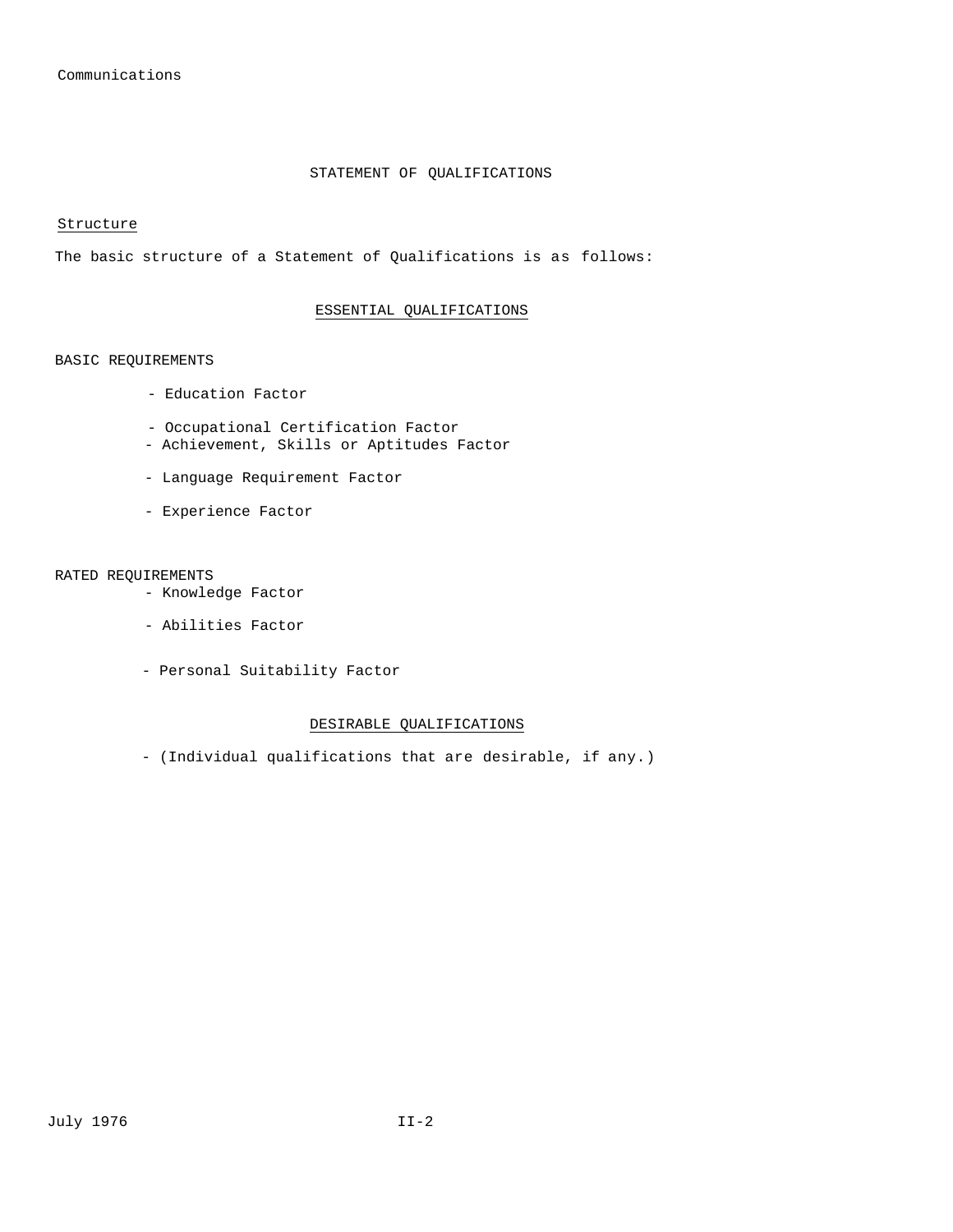## STATEMENT OF QUALIFICATIONS

Structure

The basic structure of a Statement of Qualifications is as follows:

### ESSENTIAL QUALIFICATIONS

BASIC REQUIREMENTS

- Education Factor
- Occupational Certification Factor
- Achievement, Skills or Aptitudes Factor
- Language Requirement Factor
- Experience Factor

RATED REQUIREMENTS

- Knowledge Factor
- Abilities Factor
- Personal Suitability Factor

### DESIRABLE QUALIFICATIONS

- (Individual qualifications that are desirable, if any.)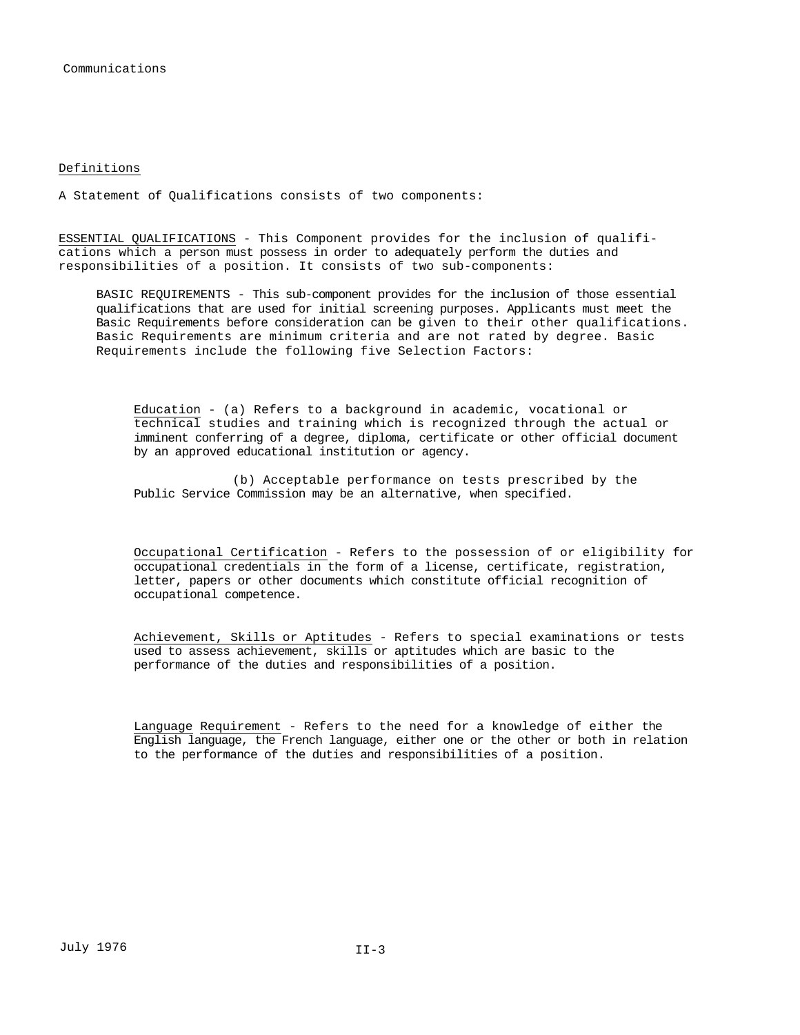Communications

## Definitions

A Statement of Qualifications consists of two components:

ESSENTIAL QUALIFICATIONS - This Component provides for the inclusion of qualifications which a person must possess in order to adequately perform the duties and responsibilities of a position. It consists of two sub-components:

BASIC REQUIREMENTS - This sub-component provides for the inclusion of those essential qualifications that are used for initial screening purposes. Applicants must meet the Basic Requirements before consideration can be given to their other qualifications. Basic Requirements are minimum criteria and are not rated by degree. Basic Requirements include the following five Selection Factors:

Education - (a) Refers to a background in academic, vocational or technical studies and training which is recognized through the actual or imminent conferring of a degree, diploma, certificate or other official document by an approved educational institution or agency.

(b) Acceptable performance on tests prescribed by the Public Service Commission may be an alternative, when specified.

Occupational Certification - Refers to the possession of or eligibility for occupational credentials in the form of a license, certificate, registration, letter, papers or other documents which constitute official recognition of occupational competence.

Achievement, Skills or Aptitudes - Refers to special examinations or tests used to assess achievement, skills or aptitudes which are basic to the performance of the duties and responsibilities of a position.

Language Requirement - Refers to the need for a knowledge of either the English language, the French language, either one or the other or both in relation to the performance of the duties and responsibilities of a position.

July 1976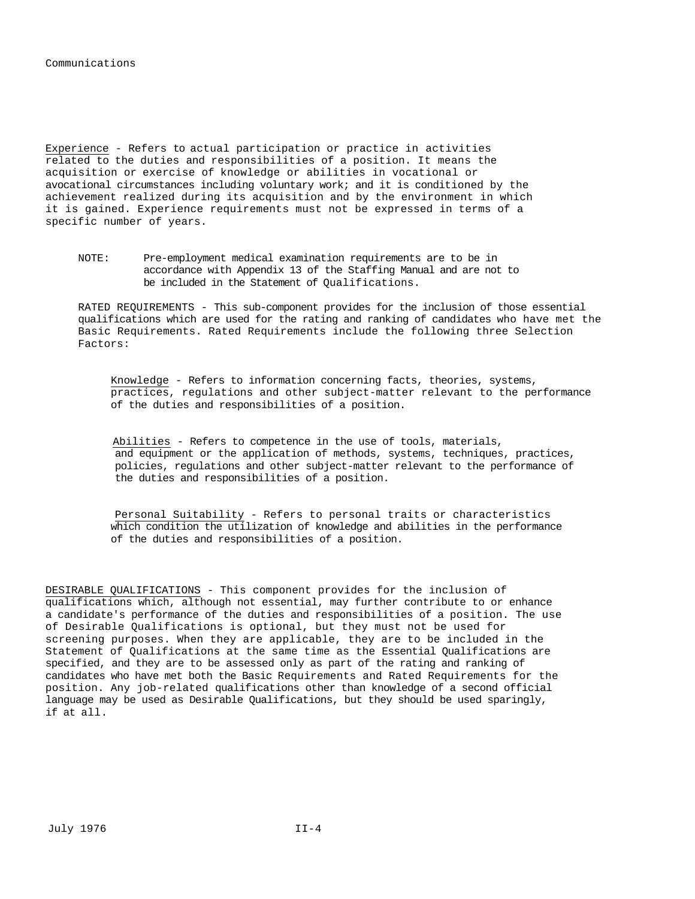Communications

Experience - Refers to actual participation or practice in activities related to the duties and responsibilities of a position. It means the acquisition or exercise of knowledge or abilities in vocational or avocational circumstances including voluntary work; and it is conditioned by the achievement realized during its acquisition and by the environment in which it is gained. Experience requirements must not be expressed in terms of a specific number of years.

> NOTE: Pre-employment medical examination requirements are to be in accordance with Appendix 13 of the Staffing Manual and are not to be included in the Statement of Qualifications.

RATED REQUIREMENTS - This sub-component provides for the inclusion of those essential qualifications which are used for the rating and ranking of candidates who have met the Basic Requirements. Rated Requirements include the following three Selection Factors:

Knowledge - Refers to information concerning facts, theories, systems, practices, regulations and other subject-matter relevant to the performance of the duties and responsibilities of a position.

Abilities - Refers to competence in the use of tools, materials, and equipment or the application of methods, systems, techniques, practices, policies, regulations and other subject-matter relevant to the performance of the duties and responsibilities of a position.

Personal Suitability - Refers to personal traits or characteristics which condition the utilization of knowledge and abilities in the performance of the duties and responsibilities of a position.

DESIRABLE QUALIFICATIONS - This component provides for the inclusion of qualifications which, although not essential, may further contribute to or enhance a candidate's performance of the duties and responsibilities of a position. The use of Desirable Qualifications is optional, but they must not be used for screening purposes. When they are applicable, they are to be included in the Statement of Qualifications at the same time as the Essential Qualifications are specified, and they are to be assessed only as part of the rating and ranking of candidates who have met both the Basic Requirements and Rated Requirements for the position. Any job-related qualifications other than knowledge of a second official language may be used as Desirable Qualifications, but they should be used sparingly, if at all.

July 1976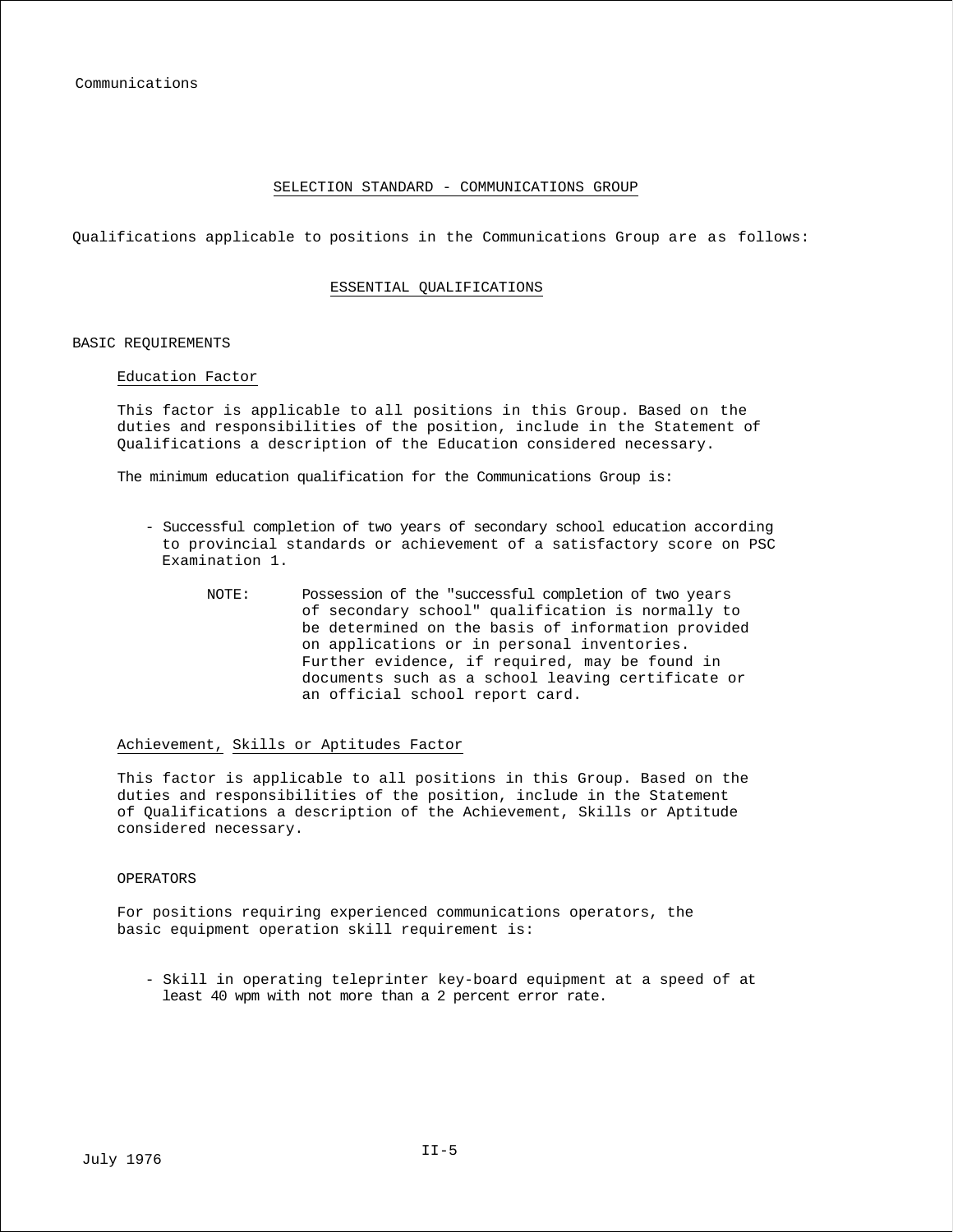## SELECTION STANDARD - COMMUNICATIONS GROUP

Qualifications applicable to positions in the Communications Group are as follows:

### ESSENTIAL QUALIFICATIONS

#### BASIC REQUIREMENTS

##### Education Factor

This factor is applicable to all positions in this Group. Based on the duties and responsibilities of the position, include in the Statement of Qualifications a description of the Education considered necessary.

The minimum education qualification for the Communications Group is:

- Successful completion of two years of secondary school education according to provincial standards or achievement of a satisfactory score on PSC Examination 1.

  NOTE: Possession of the "successful completion of two years of secondary school" qualification is normally to be determined on the basis of information provided on applications or in personal inventories. Further evidence, if required, may be found in documents such as a school leaving certificate or an official school report card.

##### Achievement, Skills or Aptitudes Factor

This factor is applicable to all positions in this Group. Based on the duties and responsibilities of the position, include in the Statement of Qualifications a description of the Achievement, Skills or Aptitude considered necessary.

OPERATORS

For positions requiring experienced communications operators, the basic equipment operation skill requirement is:

- Skill in operating teleprinter key-board equipment at a speed of at least 40 wpm with not more than a 2 percent error rate.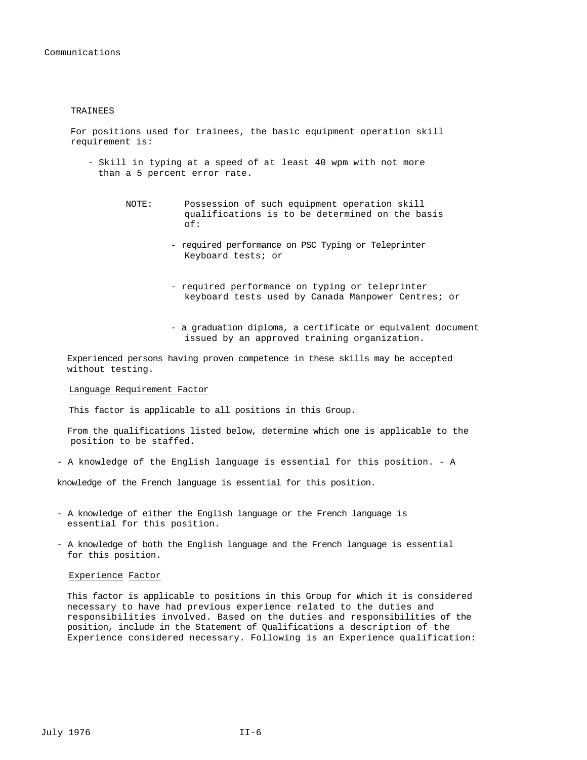TRAINEES

For positions used for trainees, the basic equipment operation skill requirement is:

- Skill in typing at a speed of at least 40 wpm with not more than a 5 percent error rate.

NOTE: Possession of such equipment operation skill qualifications is to be determined on the basis of:

- required performance on PSC Typing or Teleprinter Keyboard tests; or
- required performance on typing or teleprinter keyboard tests used by Canada Manpower Centres; or
- a graduation diploma, a certificate or equivalent document issued by an approved training organization.

Experienced persons having proven competence in these skills may be accepted without testing.

Language Requirement Factor

This factor is applicable to all positions in this Group.

From the qualifications listed below, determine which one is applicable to the position to be staffed.

- A knowledge of the English language is essential for this position.
- A knowledge of the French language is essential for this position.
- A knowledge of either the English language or the French language is essential for this position.
- A knowledge of both the English language and the French language is essential for this position.

Experience Factor

This factor is applicable to positions in this Group for which it is considered necessary to have had previous experience related to the duties and responsibilities involved. Based on the duties and responsibilities of the position, include in the Statement of Qualifications a description of the Experience considered necessary. Following is an Experience qualification: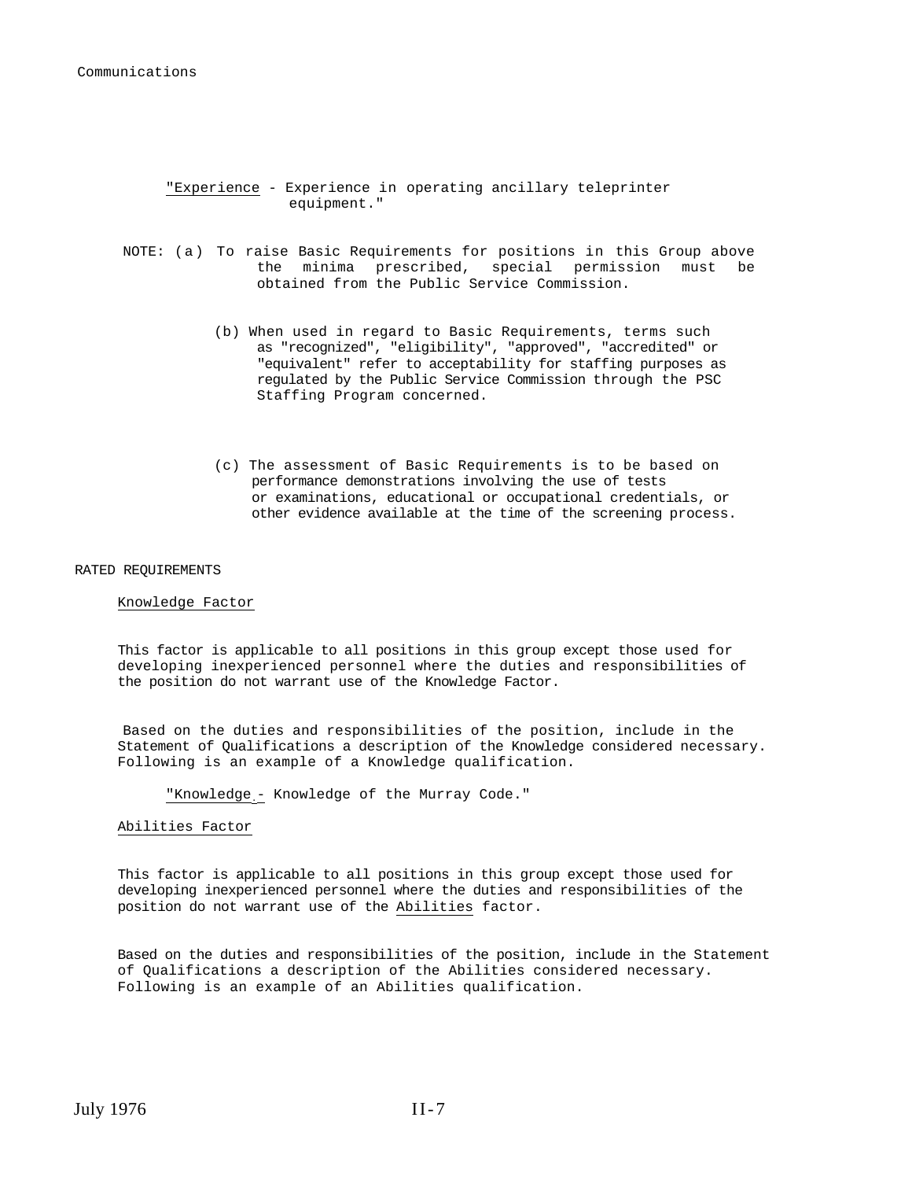"*Experience* - Experience in operating ancillary teleprinter equipment."

NOTE: (a) To raise Basic Requirements for positions in this Group above the minima prescribed, special permission must be obtained from the Public Service Commission.

(b) When used in regard to Basic Requirements, terms such as "recognized", "eligibility", "approved", "accredited" or "equivalent" refer to acceptability for staffing purposes as regulated by the Public Service Commission through the PSC Staffing Program concerned.

(c) The assessment of Basic Requirements is to be based on performance demonstrations involving the use of tests or examinations, educational or occupational credentials, or other evidence available at the time of the screening process.

## RATED REQUIREMENTS

### Knowledge Factor

This factor is applicable to all positions in this group except those used for developing inexperienced personnel where the duties and responsibilities of the position do not warrant use of the Knowledge Factor.

Based on the duties and responsibilities of the position, include in the Statement of Qualifications a description of the Knowledge considered necessary. Following is an example of a Knowledge qualification.

"*Knowledge* - Knowledge of the Murray Code."

### Abilities Factor

This factor is applicable to all positions in this group except those used for developing inexperienced personnel where the duties and responsibilities of the position do not warrant use of the *Abilities* factor.

Based on the duties and responsibilities of the position, include in the Statement of Qualifications a description of the Abilities considered necessary. Following is an example of an Abilities qualification.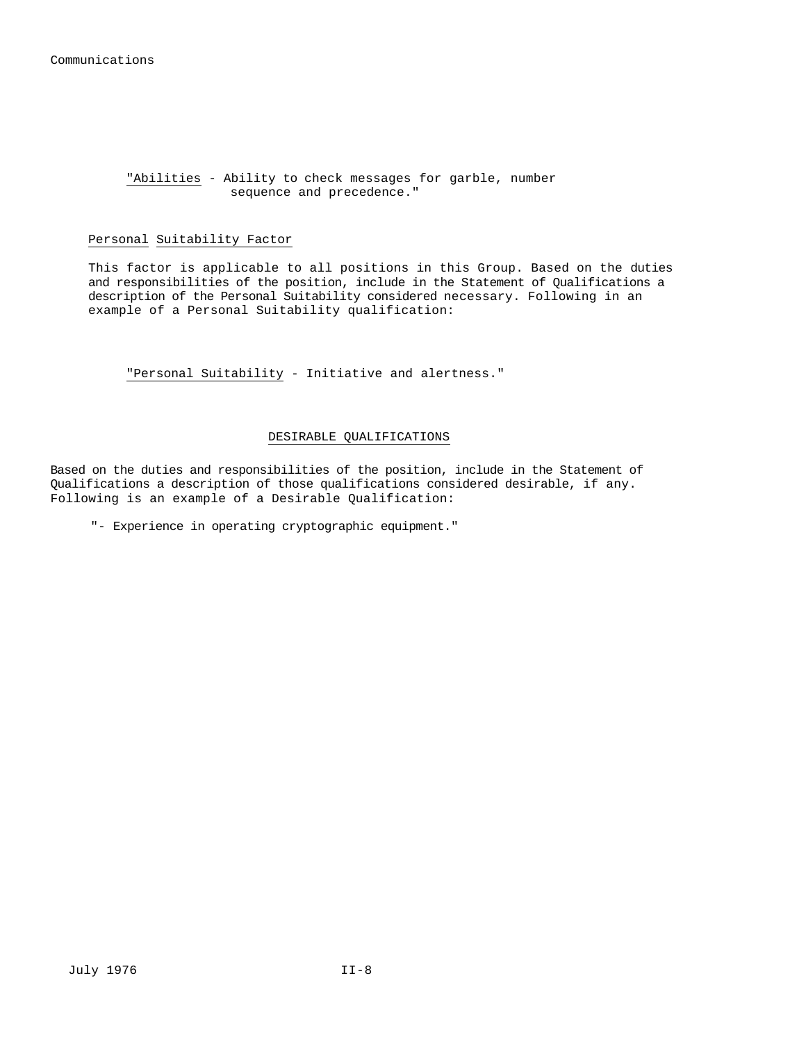"*Abilities* - Ability to check messages for garble, number sequence and precedence."

*Personal Suitability Factor*

This factor is applicable to all positions in this Group. Based on the duties and responsibilities of the position, include in the Statement of Qualifications a description of the Personal Suitability considered necessary. Following in an example of a Personal Suitability qualification:

"*Personal Suitability* - Initiative and alertness."

## DESIRABLE QUALIFICATIONS

Based on the duties and responsibilities of the position, include in the Statement of Qualifications a description of those qualifications considered desirable, if any. Following is an example of a Desirable Qualification:

"- Experience in operating cryptographic equipment."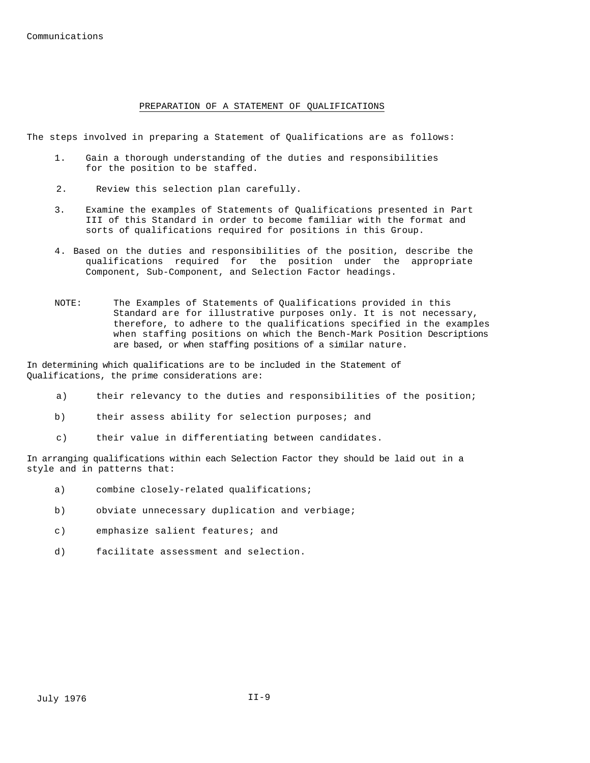## PREPARATION OF A STATEMENT OF QUALIFICATIONS

The steps involved in preparing a Statement of Qualifications are as follows:

1. Gain a thorough understanding of the duties and responsibilities for the position to be staffed.

2. Review this selection plan carefully.

3. Examine the examples of Statements of Qualifications presented in Part III of this Standard in order to become familiar with the format and sorts of qualifications required for positions in this Group.

4. Based on the duties and responsibilities of the position, describe the qualifications required for the position under the appropriate Component, Sub-Component, and Selection Factor headings.

NOTE: The Examples of Statements of Qualifications provided in this Standard are for illustrative purposes only. It is not necessary, therefore, to adhere to the qualifications specified in the examples when staffing positions on which the Bench-Mark Position Descriptions are based, or when staffing positions of a similar nature.

In determining which qualifications are to be included in the Statement of Qualifications, the prime considerations are:

a) their relevancy to the duties and responsibilities of the position;

b) their assess ability for selection purposes; and

c) their value in differentiating between candidates.

In arranging qualifications within each Selection Factor they should be laid out in a style and in patterns that:

a) combine closely-related qualifications;

b) obviate unnecessary duplication and verbiage;

c) emphasize salient features; and

d) facilitate assessment and selection.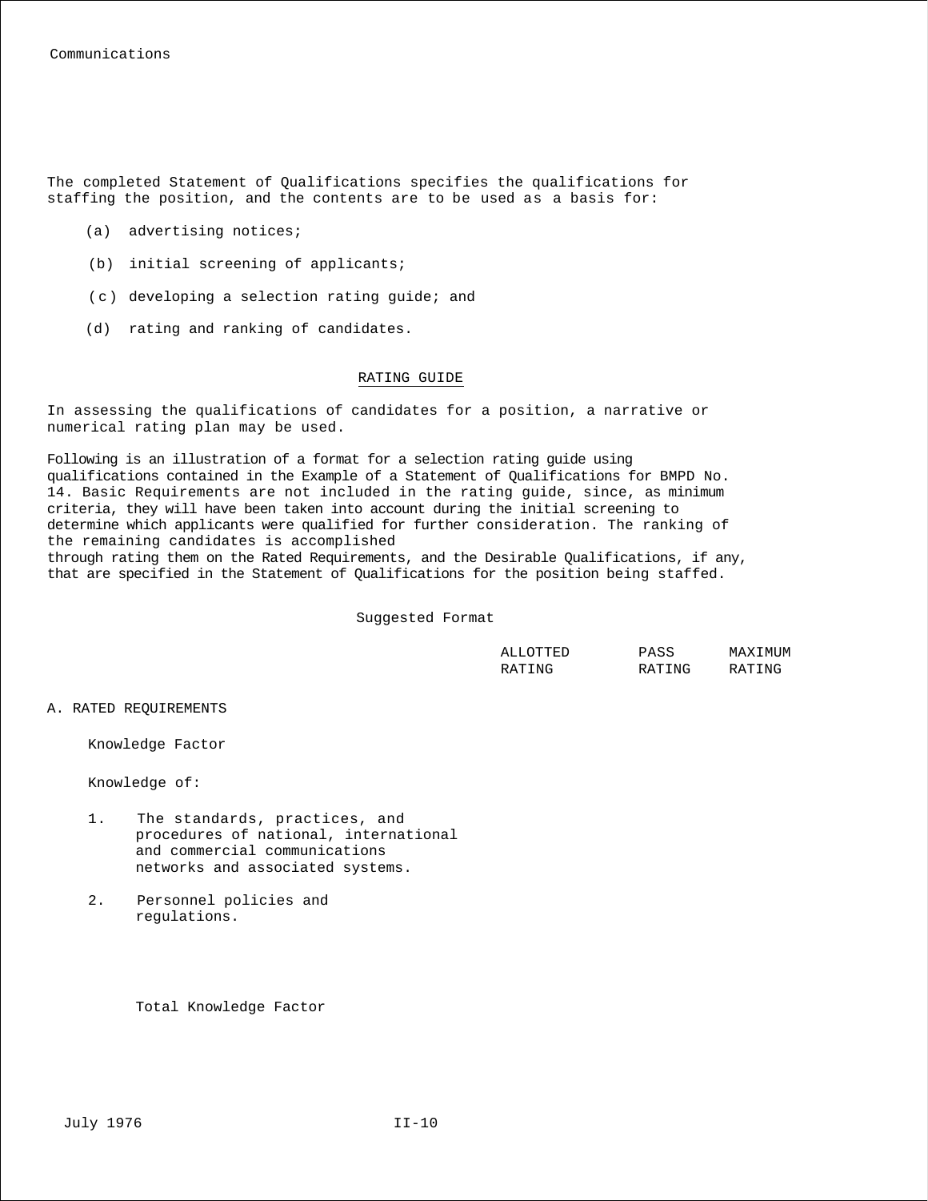The completed Statement of Qualifications specifies the qualifications for staffing the position, and the contents are to be used as a basis for:

(a) advertising notices;

(b) initial screening of applicants;

(c) developing a selection rating guide; and

(d) rating and ranking of candidates.

## RATING GUIDE

In assessing the qualifications of candidates for a position, a narrative or numerical rating plan may be used.

Following is an illustration of a format for a selection rating guide using qualifications contained in the Example of a Statement of Qualifications for BMPD No. 14. Basic Requirements are not included in the rating guide, since, as minimum criteria, they will have been taken into account during the initial screening to determine which applicants were qualified for further consideration. The ranking of the remaining candidates is accomplished through rating them on the Rated Requirements, and the Desirable Qualifications, if any, that are specified in the Statement of Qualifications for the position being staffed.

Suggested Format

| | ALLOTTED RATING | PASS RATING | MAXIMUM RATING |
|---|---|---|---|
| **A. RATED REQUIREMENTS** | | | |
| Knowledge Factor | | | |
| Knowledge of: | | | |
| 1. The standards, practices, and procedures of national, international and commercial communications networks and associated systems. | | | |
| 2. Personnel policies and regulations. | | | |
| Total Knowledge Factor | | | |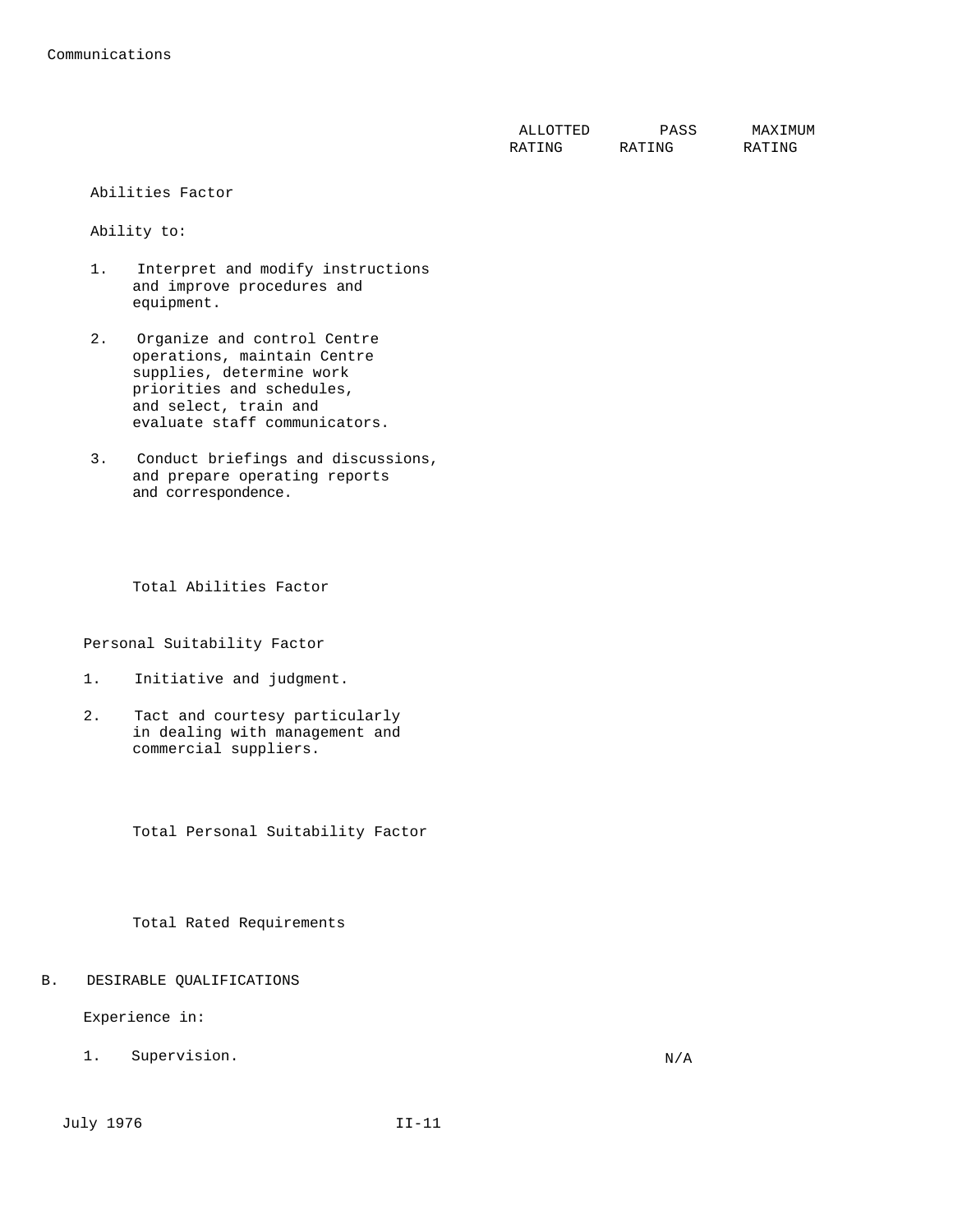Communications

| | ALLOTTED RATING | PASS RATING | MAXIMUM RATING |
|---|---|---|---|
| **Abilities Factor** | | | |
| Ability to: | | | |
| 1. Interpret and modify instructions and improve procedures and equipment. | | | |
| 2. Organize and control Centre operations, maintain Centre supplies, determine work priorities and schedules, and select, train and evaluate staff communicators. | | | |
| 3. Conduct briefings and discussions, and prepare operating reports and correspondence. | | | |
| Total Abilities Factor | | | |
| **Personal Suitability Factor** | | | |
| 1. Initiative and judgment. | | | |
| 2. Tact and courtesy particularly in dealing with management and commercial suppliers. | | | |
| Total Personal Suitability Factor | | | |
| Total Rated Requirements | | | |

B. DESIRABLE QUALIFICATIONS

Experience in:

| | ALLOTTED RATING | PASS RATING | MAXIMUM RATING |
|---|---|---|---|
| 1. Supervision. | | N/A | |

July 1976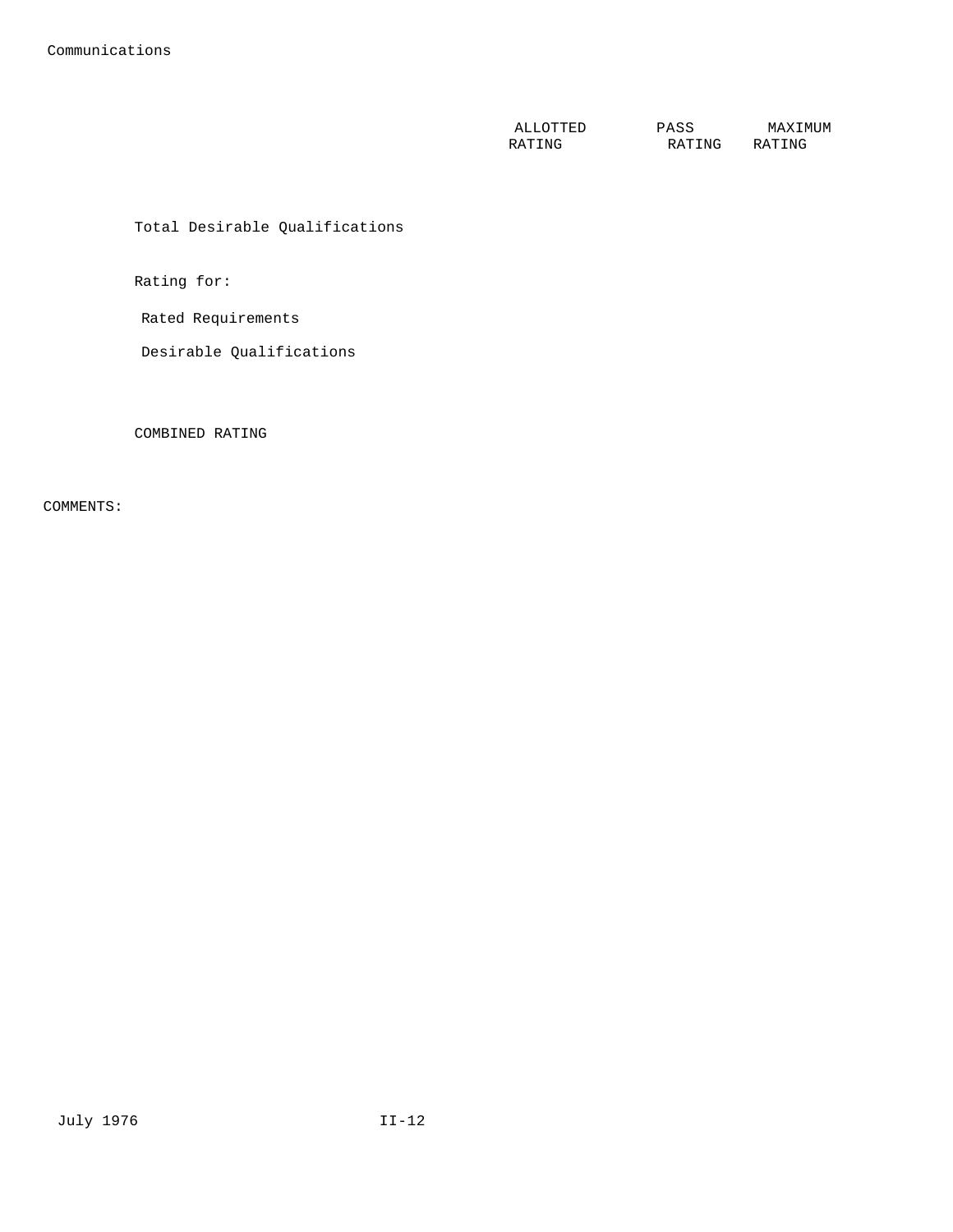Communications

| | ALLOTTED RATING | PASS RATING | MAXIMUM RATING |
|---|---|---|---|
| Total Desirable Qualifications | | | |
| Rating for: | | | |
| Rated Requirements | | | |
| Desirable Qualifications | | | |
| COMBINED RATING | | | |

COMMENTS:

July 1976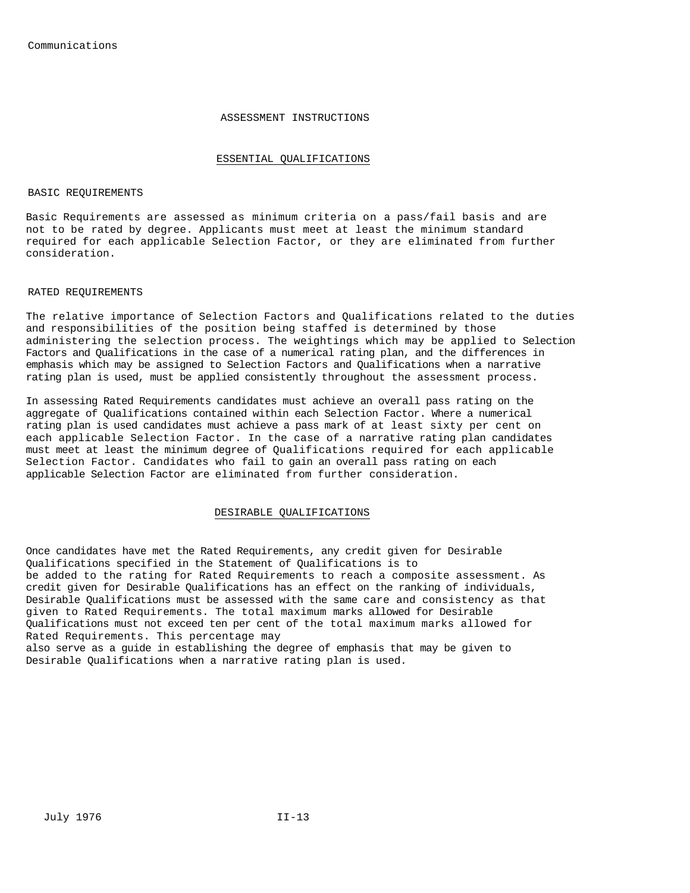# ASSESSMENT INSTRUCTIONS

## ESSENTIAL QUALIFICATIONS

### BASIC REQUIREMENTS

Basic Requirements are assessed as minimum criteria on a pass/fail basis and are not to be rated by degree. Applicants must meet at least the minimum standard required for each applicable Selection Factor, or they are eliminated from further consideration.

### RATED REQUIREMENTS

The relative importance of Selection Factors and Qualifications related to the duties and responsibilities of the position being staffed is determined by those administering the selection process. The weightings which may be applied to Selection Factors and Qualifications in the case of a numerical rating plan, and the differences in emphasis which may be assigned to Selection Factors and Qualifications when a narrative rating plan is used, must be applied consistently throughout the assessment process.

In assessing Rated Requirements candidates must achieve an overall pass rating on the aggregate of Qualifications contained within each Selection Factor. Where a numerical rating plan is used candidates must achieve a pass mark of at least sixty per cent on each applicable Selection Factor. In the case of a narrative rating plan candidates must meet at least the minimum degree of Qualifications required for each applicable Selection Factor. Candidates who fail to gain an overall pass rating on each applicable Selection Factor are eliminated from further consideration.

## DESIRABLE QUALIFICATIONS

Once candidates have met the Rated Requirements, any credit given for Desirable Qualifications specified in the Statement of Qualifications is to be added to the rating for Rated Requirements to reach a composite assessment. As credit given for Desirable Qualifications has an effect on the ranking of individuals, Desirable Qualifications must be assessed with the same care and consistency as that given to Rated Requirements. The total maximum marks allowed for Desirable Qualifications must not exceed ten per cent of the total maximum marks allowed for Rated Requirements. This percentage may also serve as a guide in establishing the degree of emphasis that may be given to Desirable Qualifications when a narrative rating plan is used.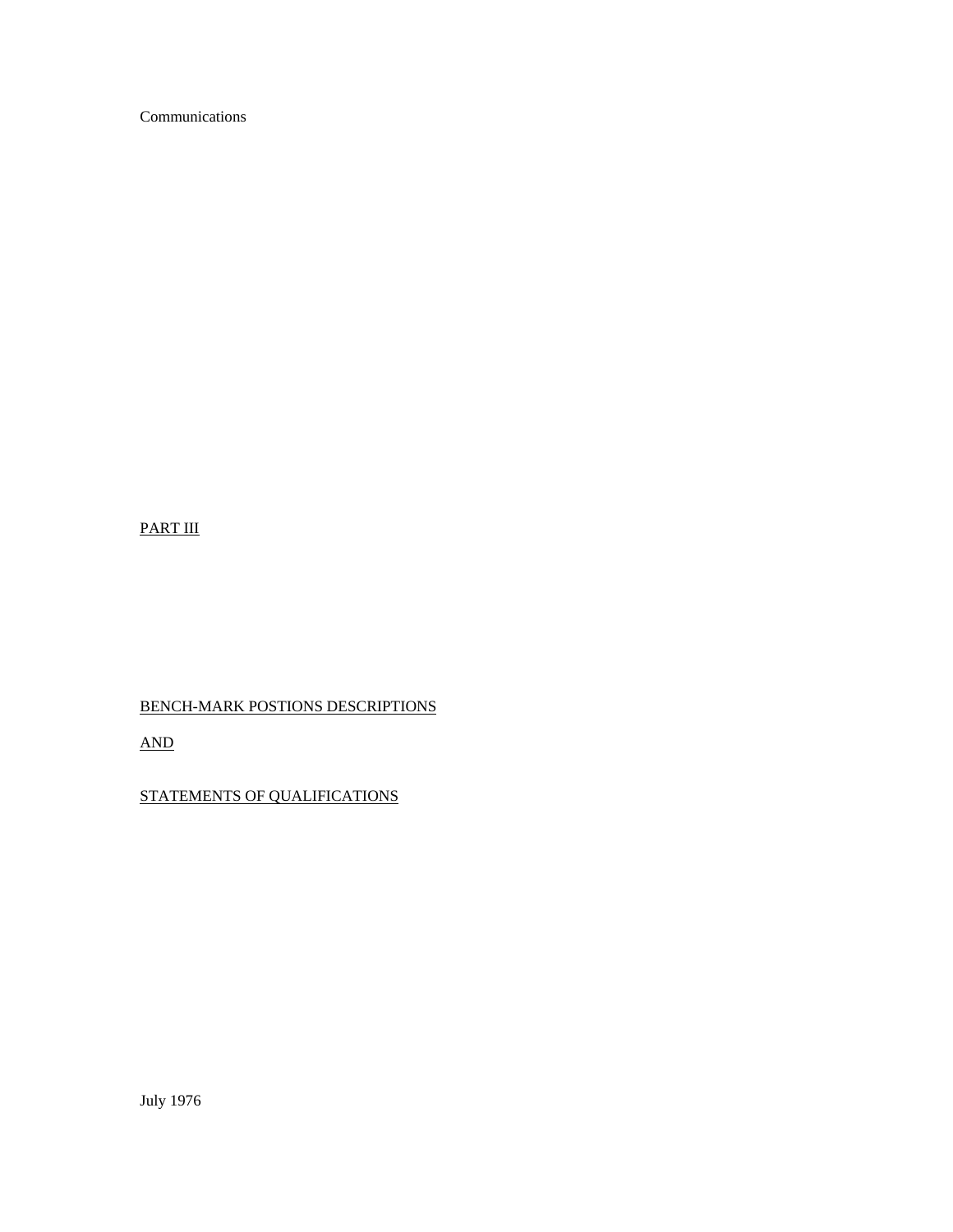Communications

PART III

BENCH-MARK POSTIONS DESCRIPTIONS

AND

STATEMENTS OF QUALIFICATIONS

July 1976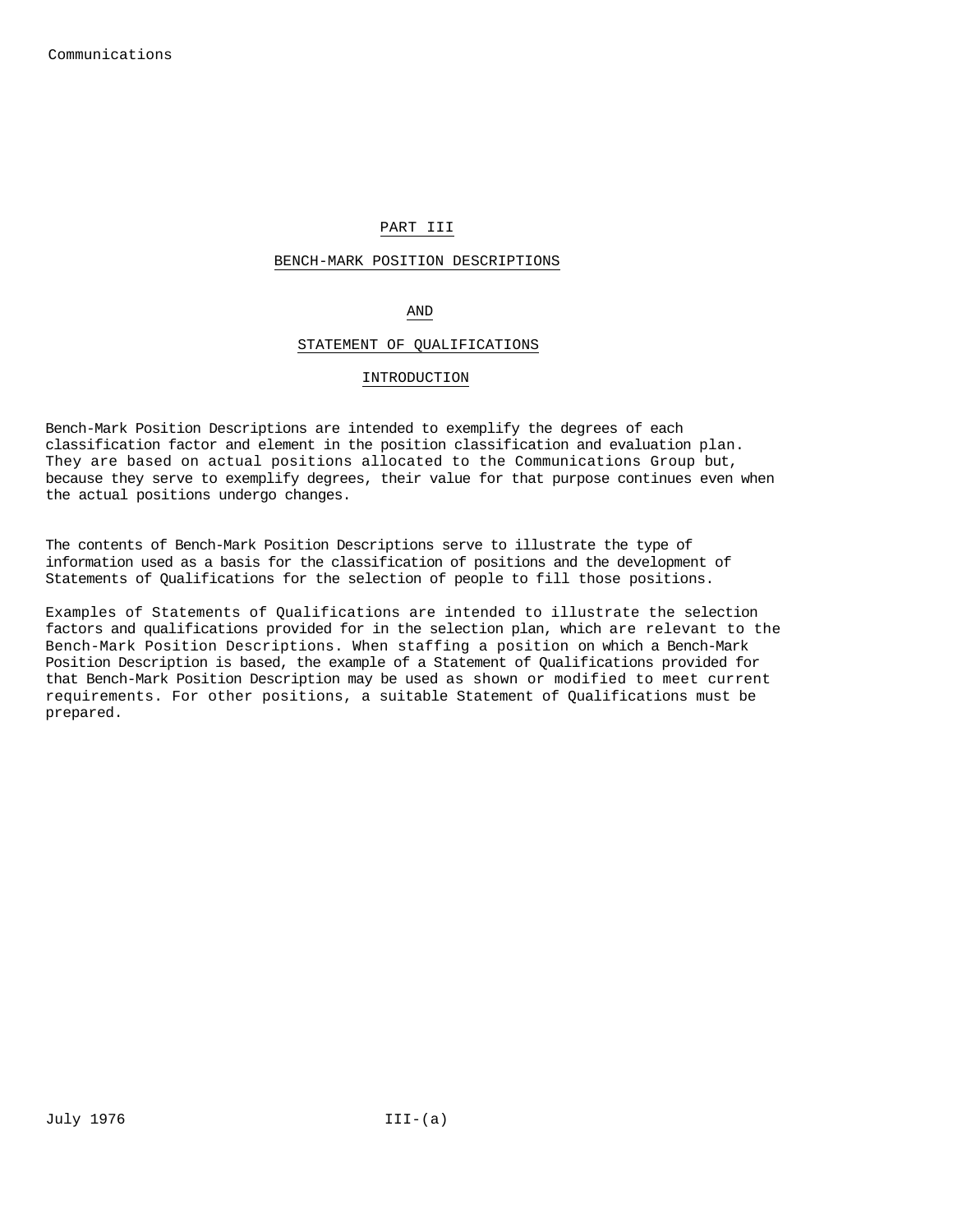# PART III

## BENCH-MARK POSITION DESCRIPTIONS

## AND

## STATEMENT OF QUALIFICATIONS

### INTRODUCTION

Bench-Mark Position Descriptions are intended to exemplify the degrees of each classification factor and element in the position classification and evaluation plan. They are based on actual positions allocated to the Communications Group but, because they serve to exemplify degrees, their value for that purpose continues even when the actual positions undergo changes.

The contents of Bench-Mark Position Descriptions serve to illustrate the type of information used as a basis for the classification of positions and the development of Statements of Qualifications for the selection of people to fill those positions.

Examples of Statements of Qualifications are intended to illustrate the selection factors and qualifications provided for in the selection plan, which are relevant to the Bench-Mark Position Descriptions. When staffing a position on which a Bench-Mark Position Description is based, the example of a Statement of Qualifications provided for that Bench-Mark Position Description may be used as shown or modified to meet current requirements. For other positions, a suitable Statement of Qualifications must be prepared.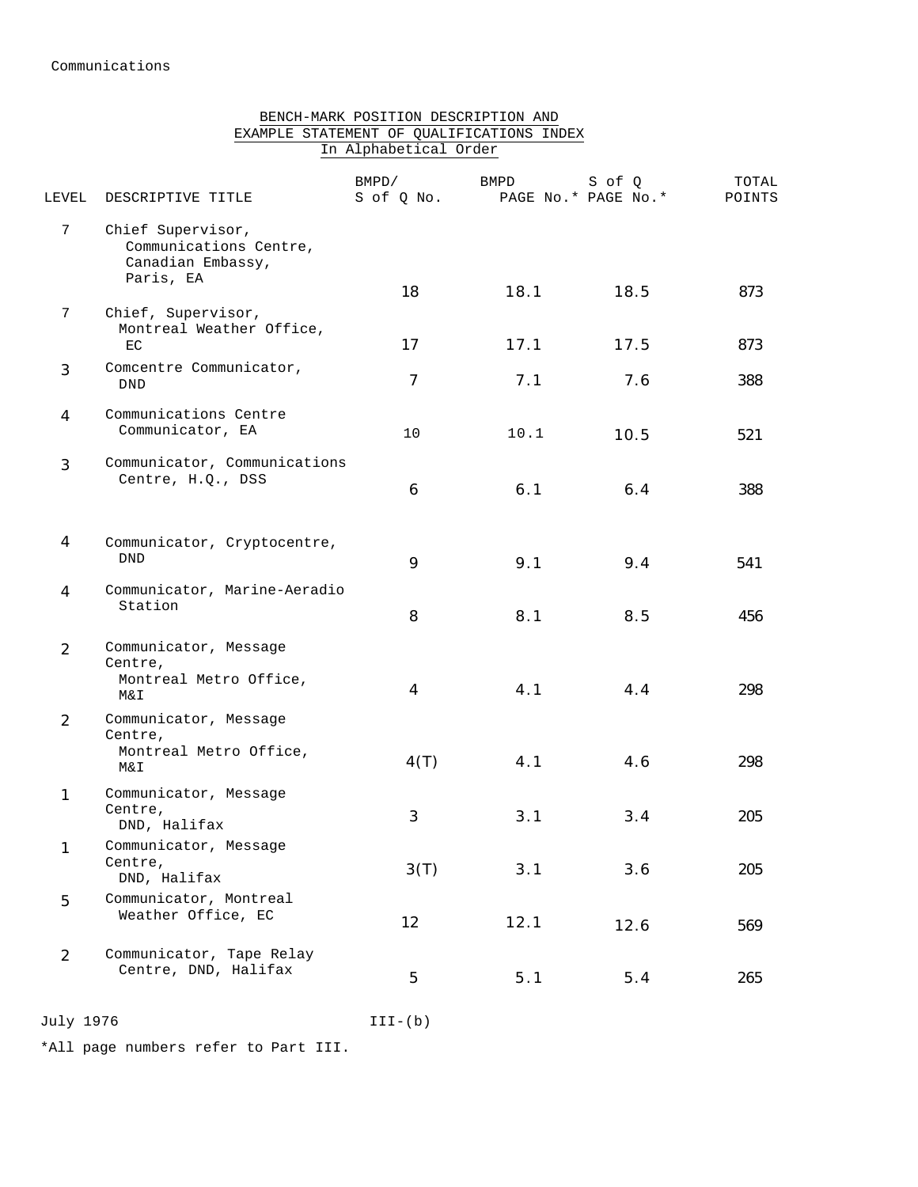Communications

## BENCH-MARK POSITION DESCRIPTION AND EXAMPLE STATEMENT OF QUALIFICATIONS INDEX
### In Alphabetical Order

| LEVEL | DESCRIPTIVE TITLE | BMPD/ S of Q No. | BMPD PAGE No.* | S of Q PAGE No.* | TOTAL POINTS |
|---|---|---|---|---|---|
| 7 | Chief Supervisor, Communications Centre, Canadian Embassy, Paris, EA | 18 | 18.1 | 18.5 | 873 |
| 7 | Chief, Supervisor, Montreal Weather Office, EC | 17 | 17.1 | 17.5 | 873 |
| 3 | Comcentre Communicator, DND | 7 | 7.1 | 7.6 | 388 |
| 4 | Communications Centre Communicator, EA | 10 | 10.1 | 10.5 | 521 |
| 3 | Communicator, Communications Centre, H.Q., DSS | 6 | 6.1 | 6.4 | 388 |
| 4 | Communicator, Cryptocentre, DND | 9 | 9.1 | 9.4 | 541 |
| 4 | Communicator, Marine-Aeradio Station | 8 | 8.1 | 8.5 | 456 |
| 2 | Communicator, Message Centre, Montreal Metro Office, M&I | 4 | 4.1 | 4.4 | 298 |
| 2 | Communicator, Message Centre, Montreal Metro Office, M&I | 4(T) | 4.1 | 4.6 | 298 |
| 1 | Communicator, Message Centre, DND, Halifax | 3 | 3.1 | 3.4 | 205 |
| 1 | Communicator, Message Centre, DND, Halifax | 3(T) | 3.1 | 3.6 | 205 |
| 5 | Communicator, Montreal Weather Office, EC | 12 | 12.1 | 12.6 | 569 |
| 2 | Communicator, Tape Relay Centre, DND, Halifax | 5 | 5.1 | 5.4 | 265 |

July 1976 III-(b)

*All page numbers refer to Part III.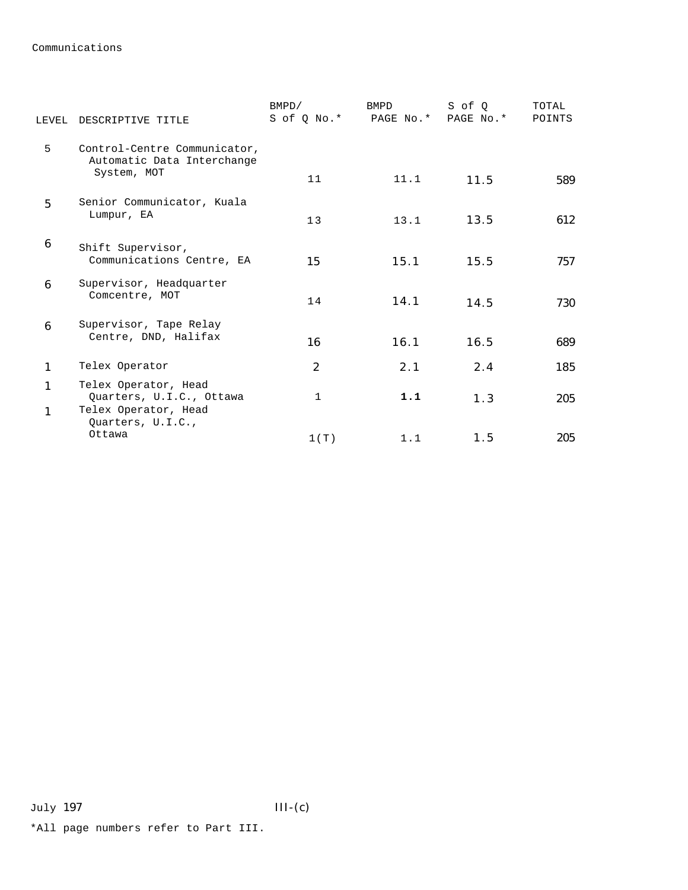Communications

| LEVEL | DESCRIPTIVE TITLE | BMPD/ S of Q No.* | BMPD PAGE No.* | S of Q PAGE No.* | TOTAL POINTS |
|---|---|---|---|---|---|
| 5 | Control-Centre Communicator, Automatic Data Interchange System, MOT | 11 | 11.1 | 11.5 | 589 |
| 5 | Senior Communicator, Kuala Lumpur, EA | 13 | 13.1 | 13.5 | 612 |
| 6 | Shift Supervisor, Communications Centre, EA | 15 | 15.1 | 15.5 | 757 |
| 6 | Supervisor, Headquarter Comcentre, MOT | 14 | 14.1 | 14.5 | 730 |
| 6 | Supervisor, Tape Relay Centre, DND, Halifax | 16 | 16.1 | 16.5 | 689 |
| 1 | Telex Operator | 2 | 2.1 | 2.4 | 185 |
| 1 | Telex Operator, Head Quarters, U.I.C., Ottawa | 1 | **1.1** | 1.3 | 205 |
| 1 | Telex Operator, Head Quarters, U.I.C., Ottawa | 1(T) | 1.1 | 1.5 | 205 |

July 197

III-(c)

*All page numbers refer to Part III.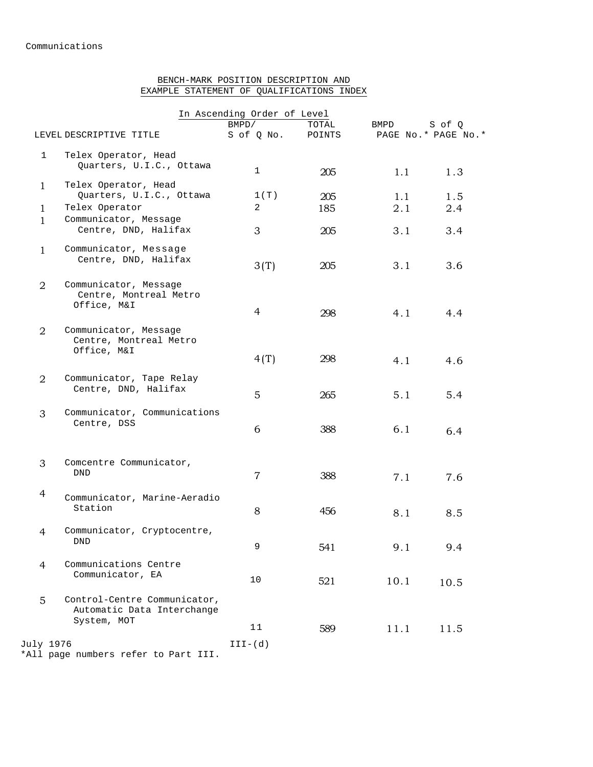## BENCH-MARK POSITION DESCRIPTION AND EXAMPLE STATEMENT OF QUALIFICATIONS INDEX

In Ascending Order of Level

| LEVEL | DESCRIPTIVE TITLE | BMPD/ S of Q No. | TOTAL POINTS | BMPD PAGE No.* | S of Q PAGE No.* |
|---|---|---|---|---|---|
| 1 | Telex Operator, Head Quarters, U.I.C., Ottawa | 1 | 205 | 1.1 | 1.3 |
| 1 | Telex Operator, Head Quarters, U.I.C., Ottawa | 1(T) | 205 | 1.1 | 1.5 |
| 1 | Telex Operator | 2 | 185 | 2.1 | 2.4 |
| 1 | Communicator, Message Centre, DND, Halifax | 3 | 205 | 3.1 | 3.4 |
| 1 | Communicator, Message Centre, DND, Halifax | 3(T) | 205 | 3.1 | 3.6 |
| 2 | Communicator, Message Centre, Montreal Metro Office, M&I | 4 | 298 | 4.1 | 4.4 |
| 2 | Communicator, Message Centre, Montreal Metro Office, M&I | 4(T) | 298 | 4.1 | 4.6 |
| 2 | Communicator, Tape Relay Centre, DND, Halifax | 5 | 265 | 5.1 | 5.4 |
| 3 | Communicator, Communications Centre, DSS | 6 | 388 | 6.1 | 6.4 |
| 3 | Comcentre Communicator, DND | 7 | 388 | 7.1 | 7.6 |
| 4 | Communicator, Marine-Aeradio Station | 8 | 456 | 8.1 | 8.5 |
| 4 | Communicator, Cryptocentre, DND | 9 | 541 | 9.1 | 9.4 |
| 4 | Communications Centre Communicator, EA | 10 | 521 | 10.1 | 10.5 |
| 5 | Control-Centre Communicator, Automatic Data Interchange System, MOT | 11 | 589 | 11.1 | 11.5 |

July 1976

III-(d)

*All page numbers refer to Part III.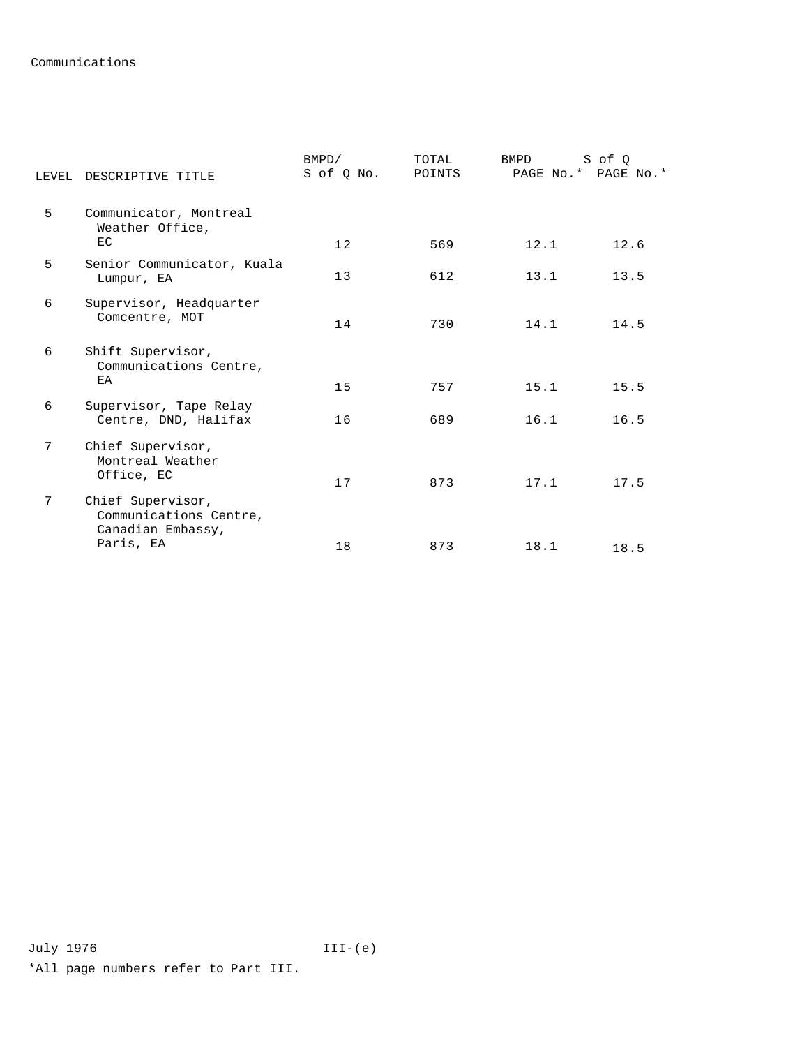Communications

| LEVEL | DESCRIPTIVE TITLE | BMPD/ S of Q No. | TOTAL POINTS | BMPD PAGE No.* | S of Q PAGE No.* |
|---|---|---|---|---|---|
| 5 | Communicator, Montreal Weather Office, EC | 12 | 569 | 12.1 | 12.6 |
| 5 | Senior Communicator, Kuala Lumpur, EA | 13 | 612 | 13.1 | 13.5 |
| 6 | Supervisor, Headquarter Comcentre, MOT | 14 | 730 | 14.1 | 14.5 |
| 6 | Shift Supervisor, Communications Centre, EA | 15 | 757 | 15.1 | 15.5 |
| 6 | Supervisor, Tape Relay Centre, DND, Halifax | 16 | 689 | 16.1 | 16.5 |
| 7 | Chief Supervisor, Montreal Weather Office, EC | 17 | 873 | 17.1 | 17.5 |
| 7 | Chief Supervisor, Communications Centre, Canadian Embassy, Paris, EA | 18 | 873 | 18.1 | 18.5 |

July 1976

*All page numbers refer to Part III.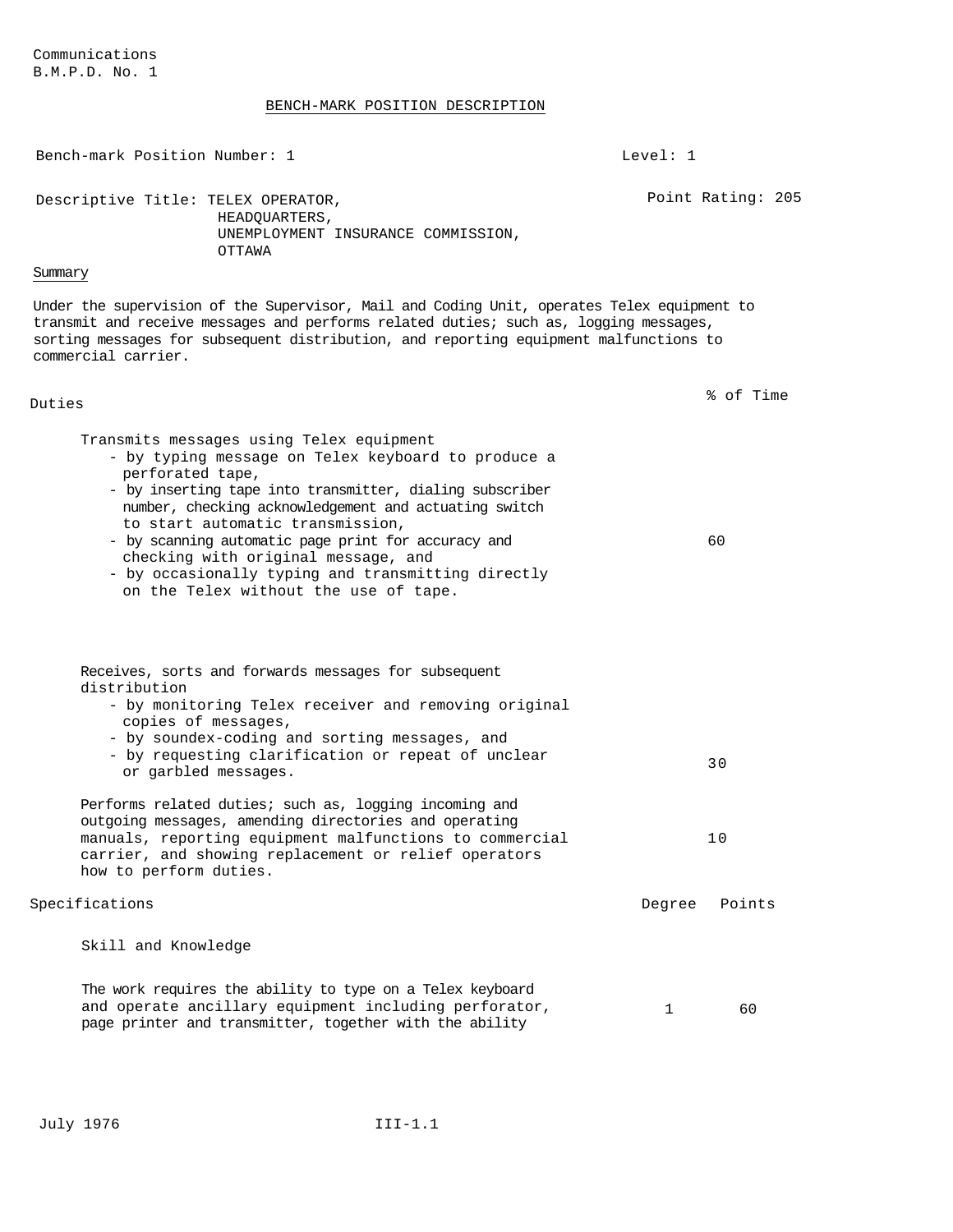Communications
B.M.P.D. No. 1

# BENCH-MARK POSITION DESCRIPTION

Bench-mark Position Number: 1 | Level: 1

Descriptive Title: TELEX OPERATOR, HEADQUARTERS, UNEMPLOYMENT INSURANCE COMMISSION, OTTAWA

Point Rating: 205

## Summary

Under the supervision of the Supervisor, Mail and Coding Unit, operates Telex equipment to transmit and receive messages and performs related duties; such as, logging messages, sorting messages for subsequent distribution, and reporting equipment malfunctions to commercial carrier.

## Duties

| Duties | % of Time |
|---|---|
| Transmits messages using Telex equipment<br>- by typing message on Telex keyboard to produce a perforated tape,<br>- by inserting tape into transmitter, dialing subscriber number, checking acknowledgement and actuating switch to start automatic transmission,<br>- by scanning automatic page print for accuracy and checking with original message, and<br>- by occasionally typing and transmitting directly on the Telex without the use of tape. | 60 |
| Receives, sorts and forwards messages for subsequent distribution<br>- by monitoring Telex receiver and removing original copies of messages,<br>- by soundex-coding and sorting messages, and<br>- by requesting clarification or repeat of unclear or garbled messages. | 30 |
| Performs related duties; such as, logging incoming and outgoing messages, amending directories and operating manuals, reporting equipment malfunctions to commercial carrier, and showing replacement or relief operators how to perform duties. | 10 |

## Specifications

| Specifications | Degree | Points |
|---|---|---|
| **Skill and Knowledge** | | |
| The work requires the ability to type on a Telex keyboard and operate ancillary equipment including perforator, page printer and transmitter, together with the ability | 1 | 60 |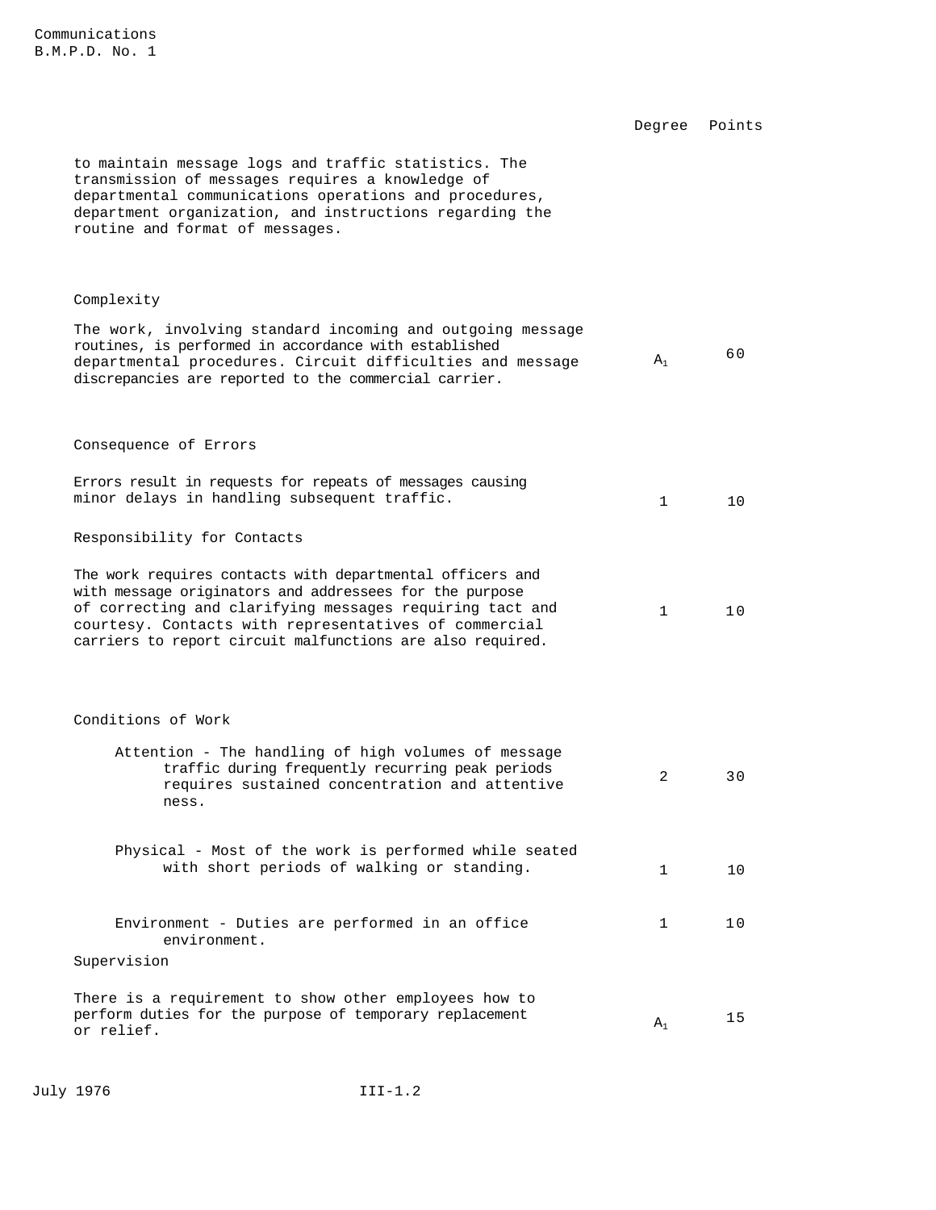| | Degree | Points |
|---|---|---|
| to maintain message logs and traffic statistics. The transmission of messages requires a knowledge of departmental communications operations and procedures, department organization, and instructions regarding the routine and format of messages. | | |
| **Complexity** | | |
| The work, involving standard incoming and outgoing message routines, is performed in accordance with established departmental procedures. Circuit difficulties and message discrepancies are reported to the commercial carrier. | $A_1$ | 60 |
| **Consequence of Errors** | | |
| Errors result in requests for repeats of messages causing minor delays in handling subsequent traffic. | 1 | 10 |
| **Responsibility for Contacts** | | |
| The work requires contacts with departmental officers and with message originators and addressees for the purpose of correcting and clarifying messages requiring tact and courtesy. Contacts with representatives of commercial carriers to report circuit malfunctions are also required. | 1 | 10 |
| **Conditions of Work** | | |
| Attention - The handling of high volumes of message traffic during frequently recurring peak periods requires sustained concentration and attentiveness. | 2 | 30 |
| Physical - Most of the work is performed while seated with short periods of walking or standing. | 1 | 10 |
| Environment - Duties are performed in an office environment. | 1 | 10 |
| **Supervision** | | |
| There is a requirement to show other employees how to perform duties for the purpose of temporary replacement or relief. | $A_1$ | 15 |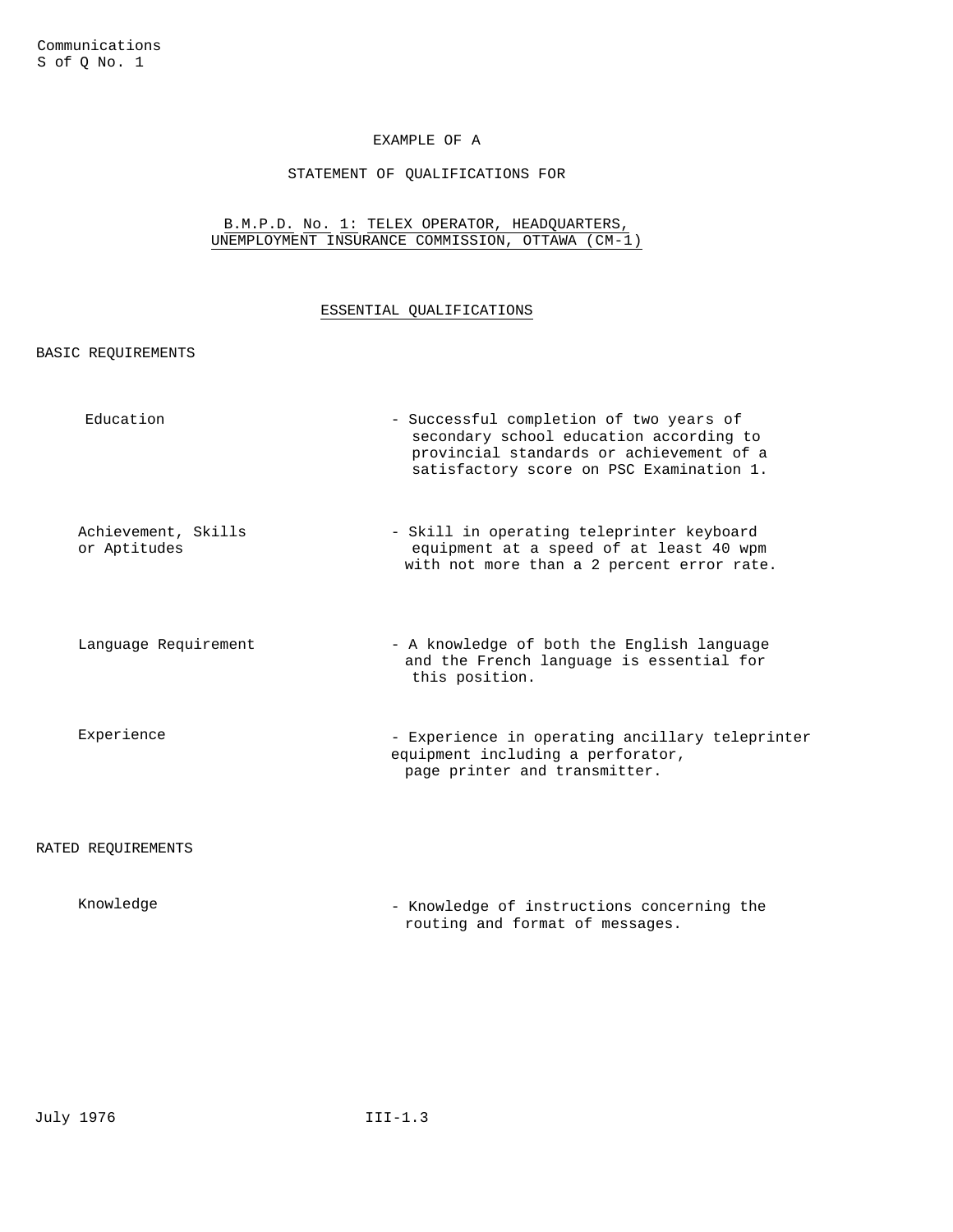Communications
S of Q No. 1

EXAMPLE OF A

STATEMENT OF QUALIFICATIONS FOR

## B.M.P.D. No. 1: TELEX OPERATOR, HEADQUARTERS, UNEMPLOYMENT INSURANCE COMMISSION, OTTAWA (CM-1)

### ESSENTIAL QUALIFICATIONS

BASIC REQUIREMENTS

| | |
|---|---|
| Education | - Successful completion of two years of secondary school education according to provincial standards or achievement of a satisfactory score on PSC Examination 1. |
| Achievement, Skills or Aptitudes | - Skill in operating teleprinter keyboard equipment at a speed of at least 40 wpm with not more than a 2 percent error rate. |
| Language Requirement | - A knowledge of both the English language and the French language is essential for this position. |
| Experience | - Experience in operating ancillary teleprinter equipment including a perforator, page printer and transmitter. |

RATED REQUIREMENTS

| | |
|---|---|
| Knowledge | - Knowledge of instructions concerning the routing and format of messages. |

July 1976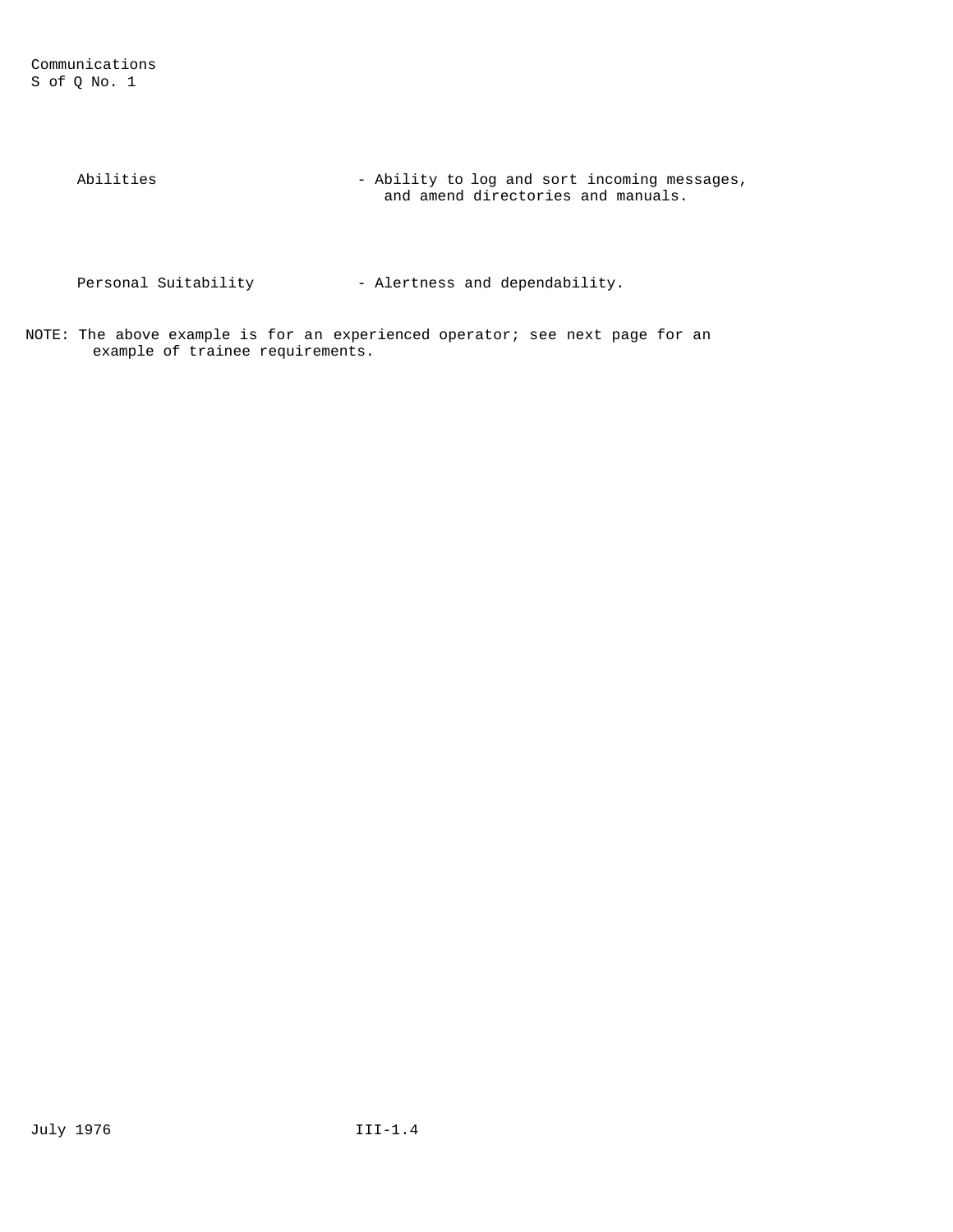Communications
S of Q No. 1

| | |
|---|---|
| Abilities | - Ability to log and sort incoming messages, and amend directories and manuals. |
| Personal Suitability | - Alertness and dependability. |

NOTE: The above example is for an experienced operator; see next page for an example of trainee requirements.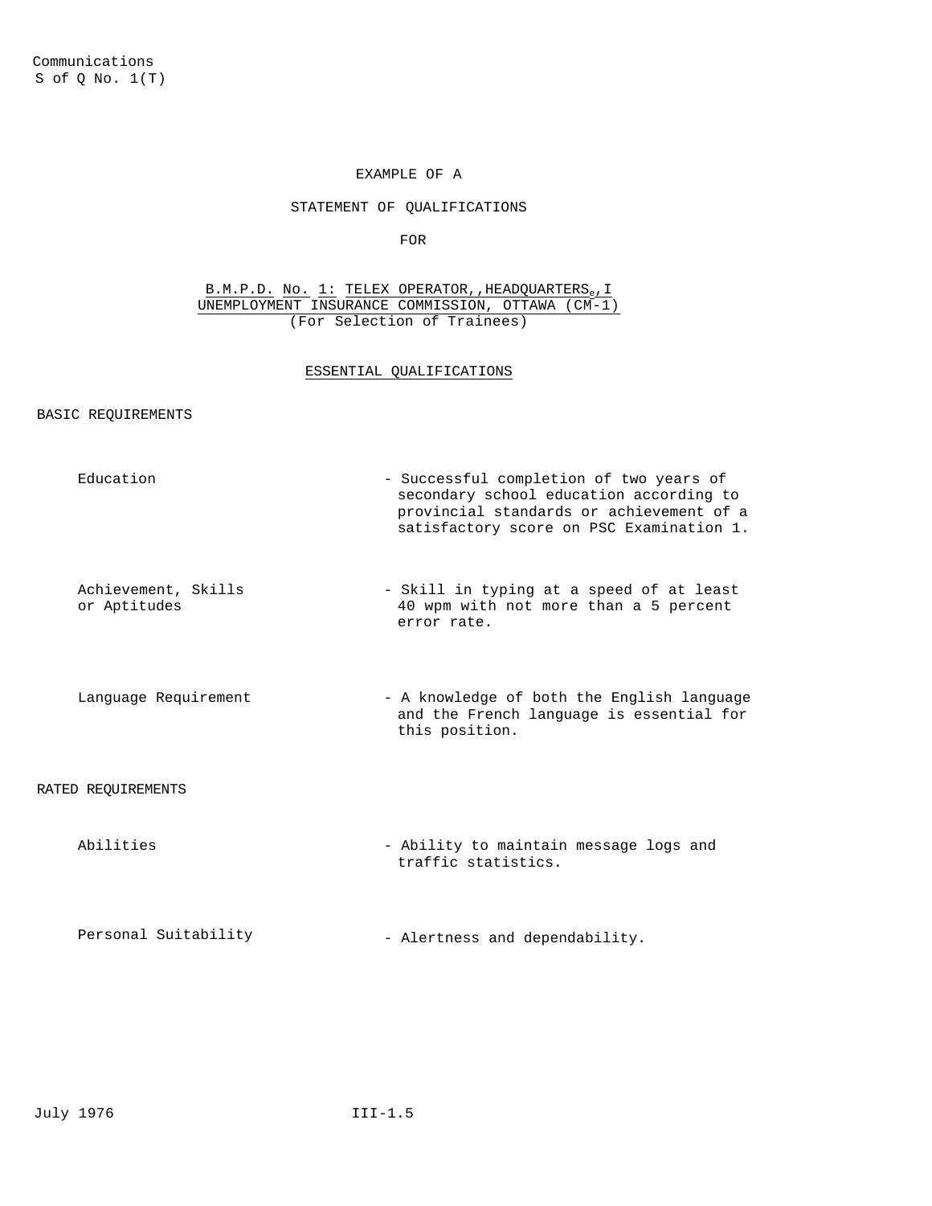Communications
S of Q No. 1(T)

EXAMPLE OF A

STATEMENT OF QUALIFICATIONS

FOR

B.M.P.D. No. 1: TELEX OPERATOR, HEADQUARTERS, UNEMPLOYMENT INSURANCE COMMISSION, OTTAWA (CM-1)
(For Selection of Trainees)

## ESSENTIAL QUALIFICATIONS

### BASIC REQUIREMENTS

| | |
|---|---|
| Education | - Successful completion of two years of secondary school education according to provincial standards or achievement of a satisfactory score on PSC Examination 1. |
| Achievement, Skills or Aptitudes | - Skill in typing at a speed of at least 40 wpm with not more than a 5 percent error rate. |
| Language Requirement | - A knowledge of both the English language and the French language is essential for this position. |

### RATED REQUIREMENTS

| | |
|---|---|
| Abilities | - Ability to maintain message logs and traffic statistics. |
| Personal Suitability | - Alertness and dependability. |

July 1976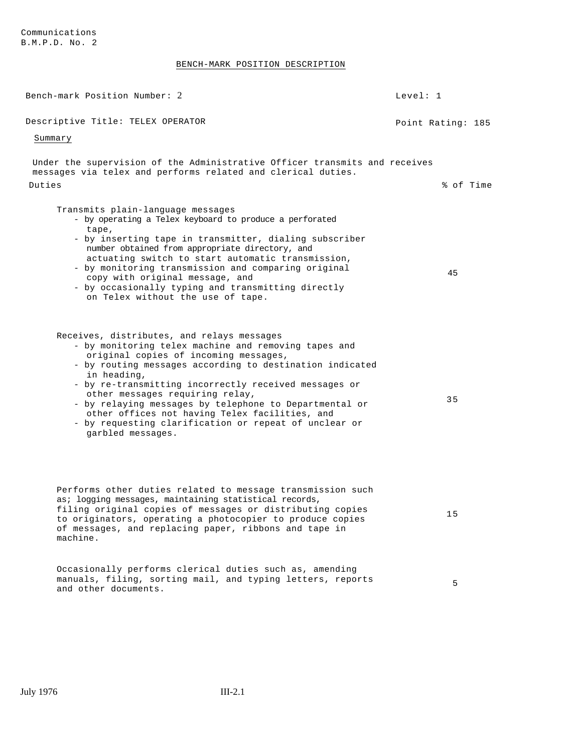Communications
B.M.P.D. No. 2

BENCH-MARK POSITION DESCRIPTION

Bench-mark Position Number: 2 | Level: 1

Descriptive Title: TELEX OPERATOR | Point Rating: 185

Summary

Under the supervision of the Administrative Officer transmits and receives messages via telex and performs related and clerical duties.

| Duties | % of Time |
|---|---|
| Transmits plain-language messages<br>- by operating a Telex keyboard to produce a perforated tape,<br>- by inserting tape in transmitter, dialing subscriber number obtained from appropriate directory, and actuating switch to start automatic transmission,<br>- by monitoring transmission and comparing original copy with original message, and<br>- by occasionally typing and transmitting directly on Telex without the use of tape. | 45 |
| Receives, distributes, and relays messages<br>- by monitoring telex machine and removing tapes and original copies of incoming messages,<br>- by routing messages according to destination indicated in heading,<br>- by re-transmitting incorrectly received messages or other messages requiring relay,<br>- by relaying messages by telephone to Departmental or other offices not having Telex facilities, and<br>- by requesting clarification or repeat of unclear or garbled messages. | 35 |
| Performs other duties related to message transmission such as; logging messages, maintaining statistical records, filing original copies of messages or distributing copies to originators, operating a photocopier to produce copies of messages, and replacing paper, ribbons and tape in machine. | 15 |
| Occasionally performs clerical duties such as, amending manuals, filing, sorting mail, and typing letters, reports and other documents. | 5 |

July 1976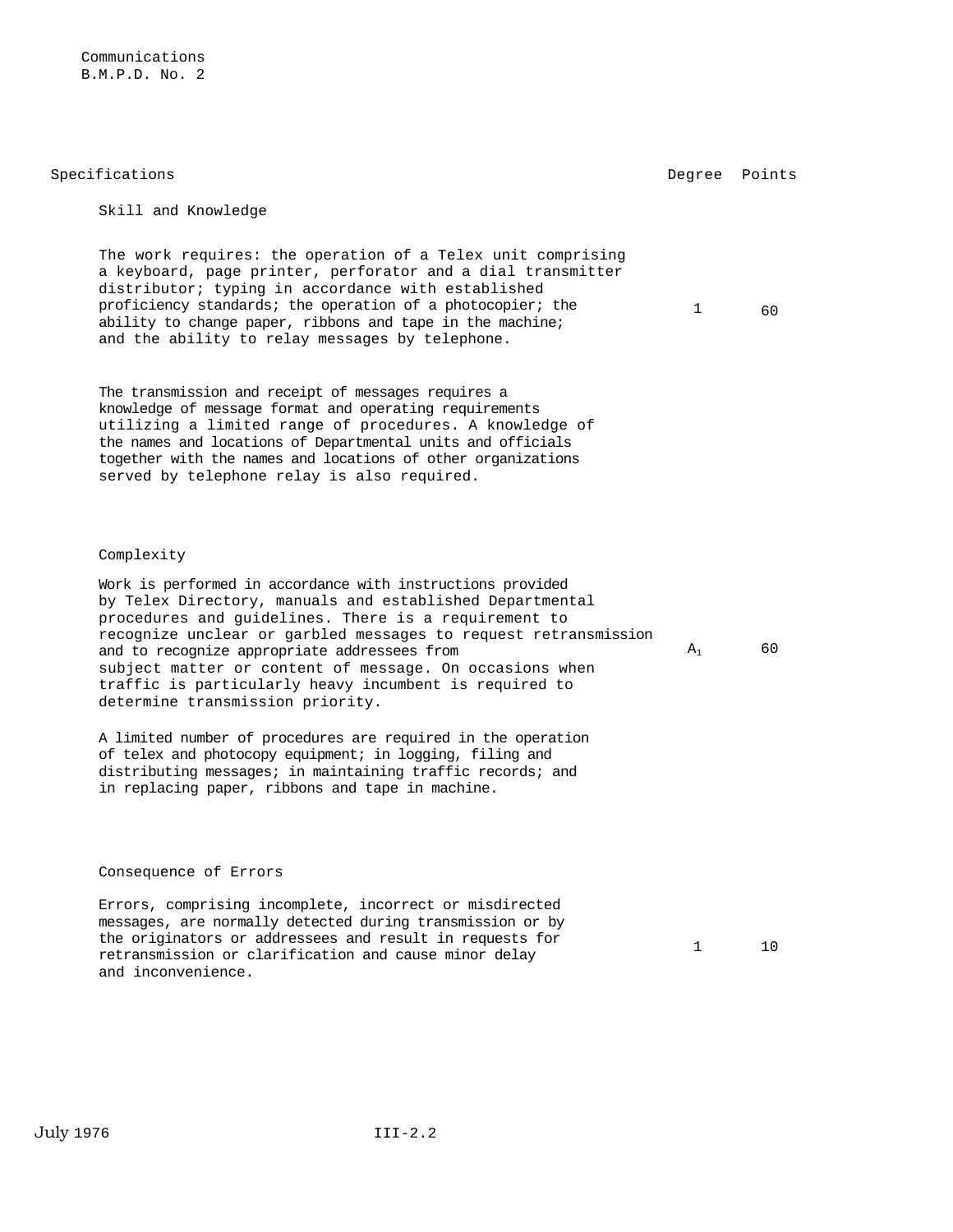Communications
B.M.P.D. No. 2

| Specifications | Degree | Points |
|---|---|---|
| **Skill and Knowledge** | | |
| The work requires: the operation of a Telex unit comprising a keyboard, page printer, perforator and a dial transmitter distributor; typing in accordance with established proficiency standards; the operation of a photocopier; the ability to change paper, ribbons and tape in the machine; and the ability to relay messages by telephone. | 1 | 60 |
| The transmission and receipt of messages requires a knowledge of message format and operating requirements utilizing a limited range of procedures. A knowledge of the names and locations of Departmental units and officials together with the names and locations of other organizations served by telephone relay is also required. | | |
| **Complexity** | | |
| Work is performed in accordance with instructions provided by Telex Directory, manuals and established Departmental procedures and guidelines. There is a requirement to recognize unclear or garbled messages to request retransmission and to recognize appropriate addressees from subject matter or content of message. On occasions when traffic is particularly heavy incumbent is required to determine transmission priority. | $A_1$ | 60 |
| A limited number of procedures are required in the operation of telex and photocopy equipment; in logging, filing and distributing messages; in maintaining traffic records; and in replacing paper, ribbons and tape in machine. | | |
| **Consequence of Errors** | | |
| Errors, comprising incomplete, incorrect or misdirected messages, are normally detected during transmission or by the originators or addressees and result in requests for retransmission or clarification and cause minor delay and inconvenience. | 1 | 10 |

July 1976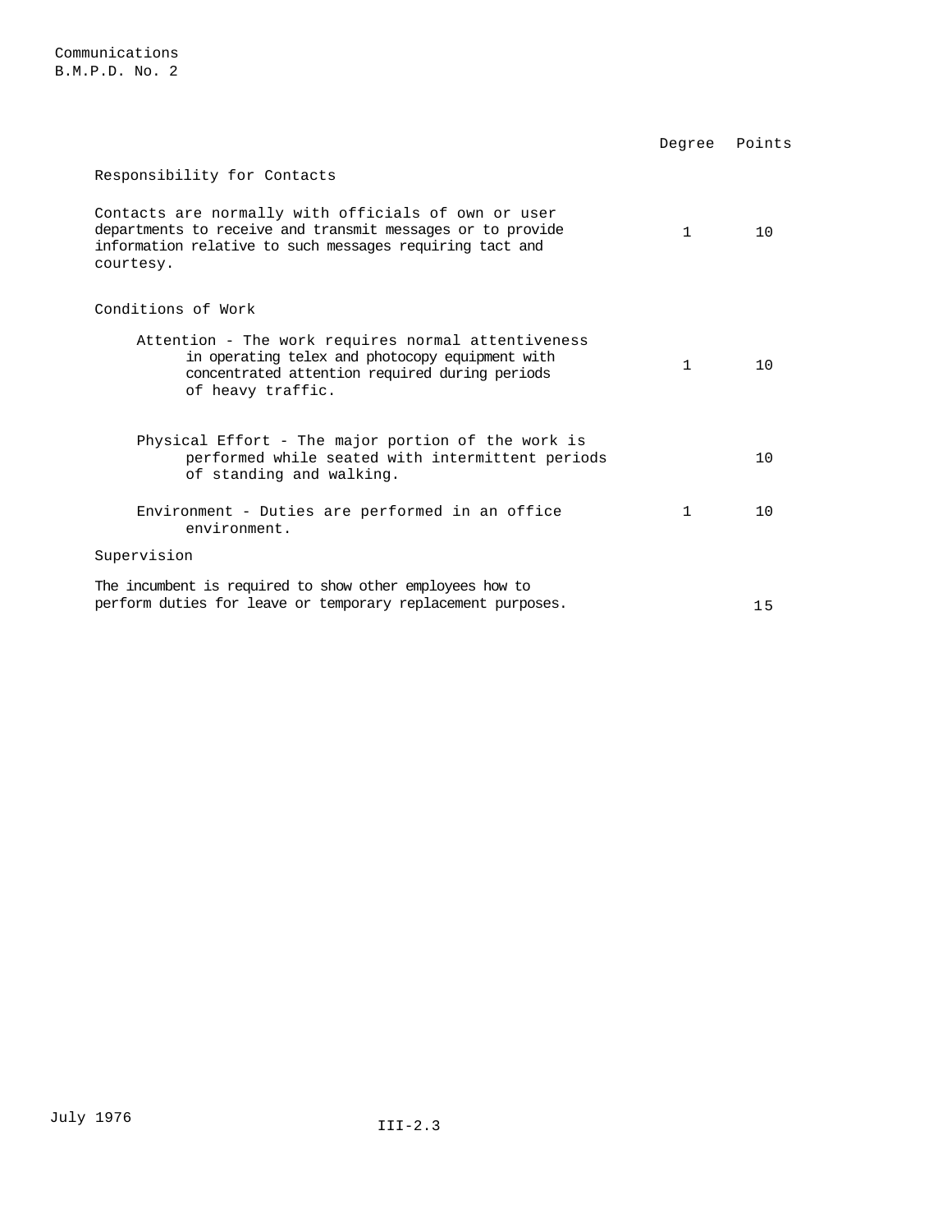Communications
B.M.P.D. No. 2

| | Degree | Points |
|---|---|---|
| **Responsibility for Contacts** | | |
| Contacts are normally with officials of own or user departments to receive and transmit messages or to provide information relative to such messages requiring tact and courtesy. | 1 | 10 |
| **Conditions of Work** | | |
| Attention - The work requires normal attentiveness in operating telex and photocopy equipment with concentrated attention required during periods of heavy traffic. | 1 | 10 |
| Physical Effort - The major portion of the work is performed while seated with intermittent periods of standing and walking. | | 10 |
| Environment - Duties are performed in an office environment. | 1 | 10 |
| **Supervision** | | |
| The incumbent is required to show other employees how to perform duties for leave or temporary replacement purposes. | | 15 |

July 1976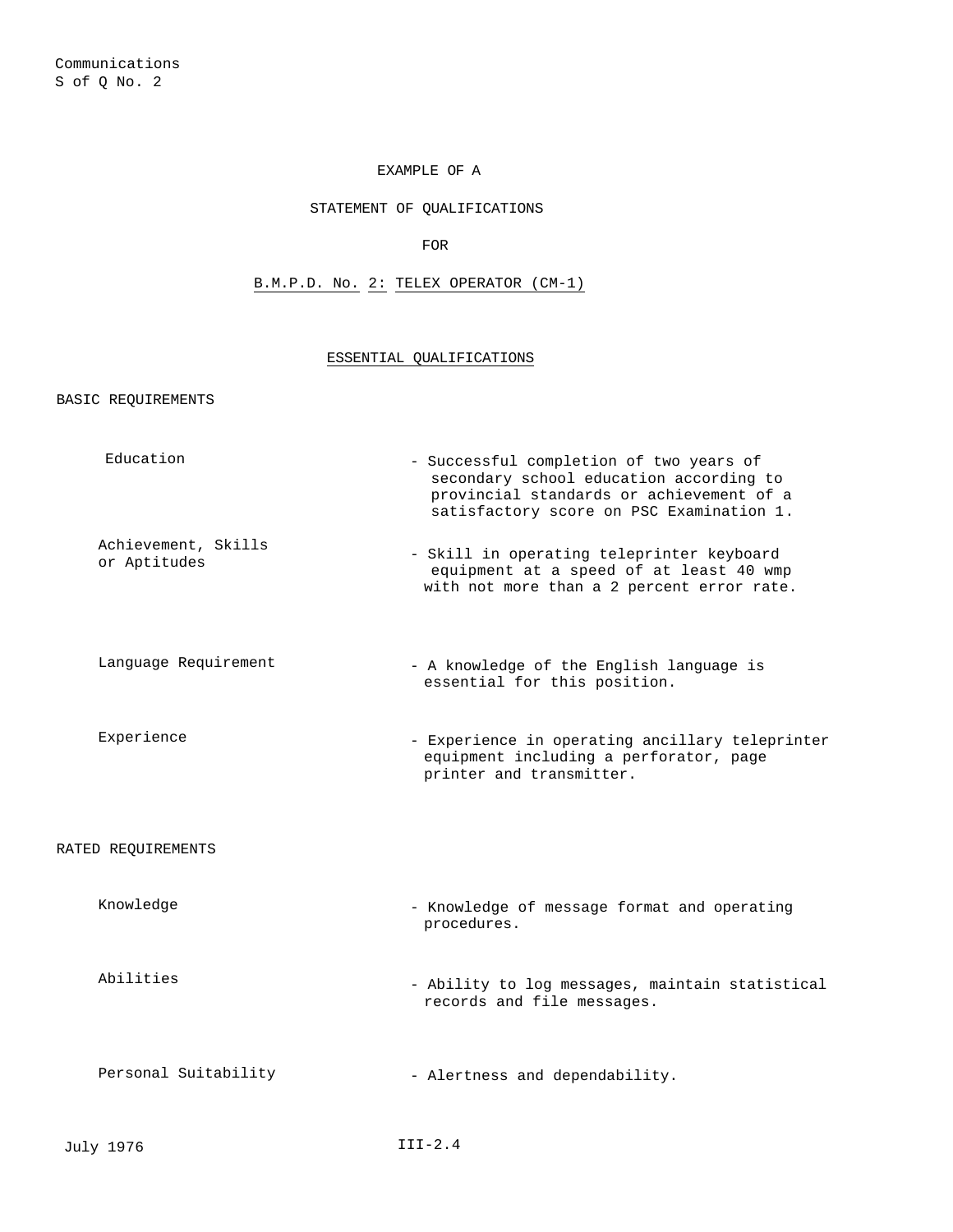Communications
S of Q No. 2

EXAMPLE OF A

STATEMENT OF QUALIFICATIONS

FOR

B.M.P.D. No. 2: TELEX OPERATOR (CM-1)

## ESSENTIAL QUALIFICATIONS

### BASIC REQUIREMENTS

| | |
|---|---|
| Education | - Successful completion of two years of secondary school education according to provincial standards or achievement of a satisfactory score on PSC Examination 1. |
| Achievement, Skills or Aptitudes | - Skill in operating teleprinter keyboard equipment at a speed of at least 40 wmp with not more than a 2 percent error rate. |
| Language Requirement | - A knowledge of the English language is essential for this position. |
| Experience | - Experience in operating ancillary teleprinter equipment including a perforator, page printer and transmitter. |

### RATED REQUIREMENTS

| | |
|---|---|
| Knowledge | - Knowledge of message format and operating procedures. |
| Abilities | - Ability to log messages, maintain statistical records and file messages. |
| Personal Suitability | - Alertness and dependability. |

July 1976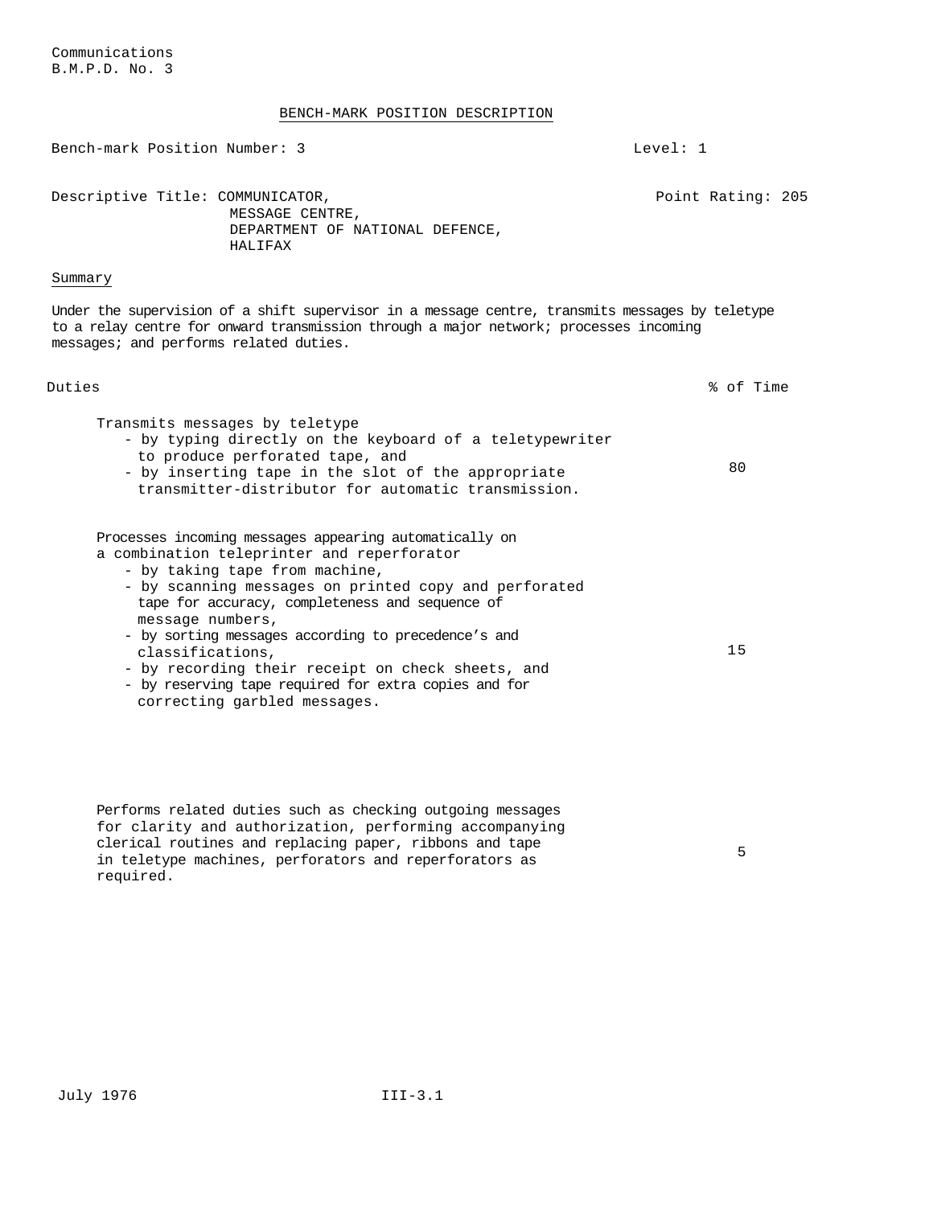Communications
B.M.P.D. No. 3

## BENCH-MARK POSITION DESCRIPTION

Bench-mark Position Number: 3 — Level: 1

Descriptive Title: COMMUNICATOR,
MESSAGE CENTRE,
DEPARTMENT OF NATIONAL DEFENCE,
HALIFAX

Point Rating: 205

### Summary

Under the supervision of a shift supervisor in a message centre, transmits messages by teletype to a relay centre for onward transmission through a major network; processes incoming messages; and performs related duties.

| Duties | % of Time |
|---|---|
| Transmits messages by teletype<br>- by typing directly on the keyboard of a teletypewriter to produce perforated tape, and<br>- by inserting tape in the slot of the appropriate transmitter-distributor for automatic transmission. | 80 |
| Processes incoming messages appearing automatically on a combination teleprinter and reperforator<br>- by taking tape from machine,<br>- by scanning messages on printed copy and perforated tape for accuracy, completeness and sequence of message numbers,<br>- by sorting messages according to precedence's and classifications,<br>- by recording their receipt on check sheets, and<br>- by reserving tape required for extra copies and for correcting garbled messages. | 15 |
| Performs related duties such as checking outgoing messages for clarity and authorization, performing accompanying clerical routines and replacing paper, ribbons and tape in teletype machines, perforators and reperforators as required. | 5 |

July 1976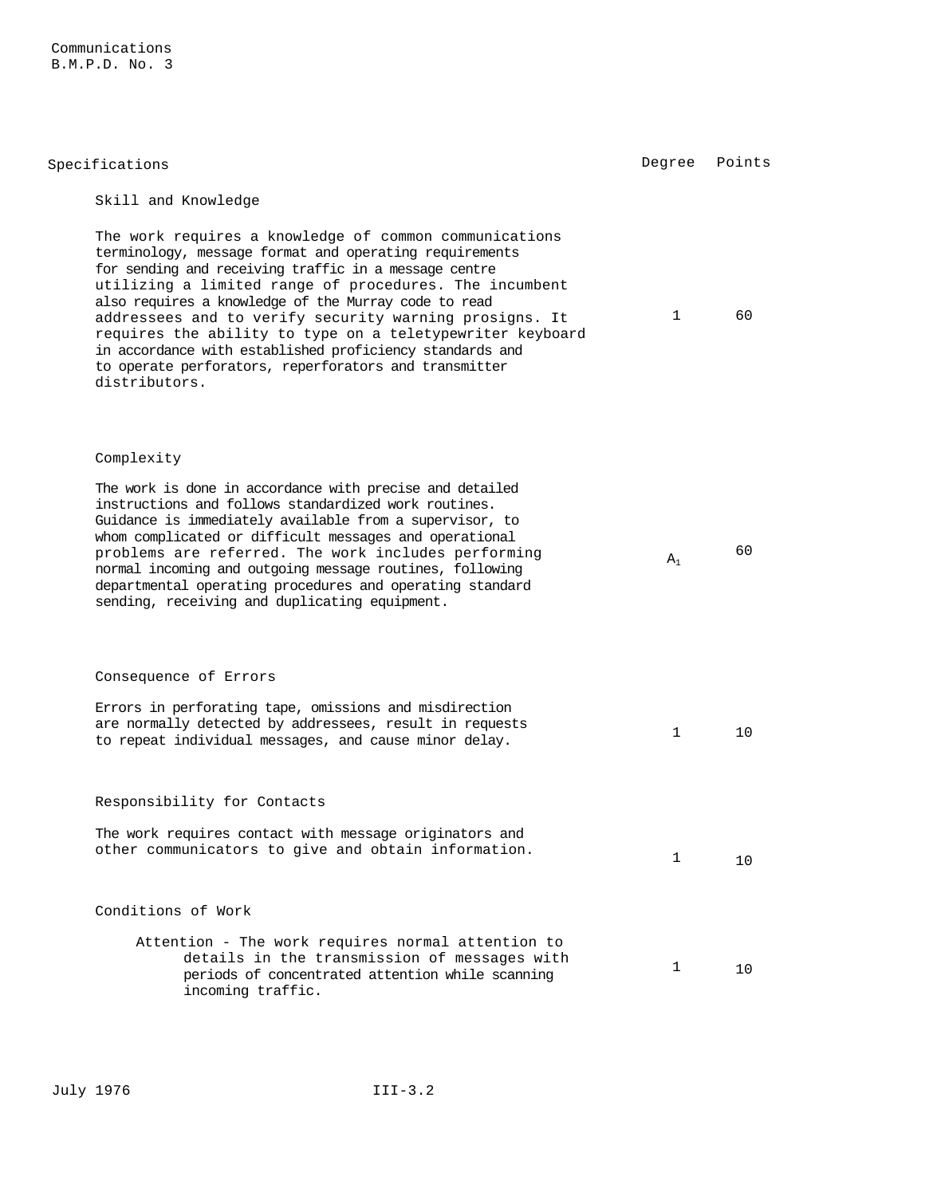Communications
B.M.P.D. No. 3

| Specifications | Degree | Points |
|---|---|---|
| **Skill and Knowledge** | | |
| The work requires a knowledge of common communications terminology, message format and operating requirements for sending and receiving traffic in a message centre utilizing a limited range of procedures. The incumbent also requires a knowledge of the Murray code to read addressees and to verify security warning prosigns. It requires the ability to type on a teletypewriter keyboard in accordance with established proficiency standards and to operate perforators, reperforators and transmitter distributors. | 1 | 60 |
| **Complexity** | | |
| The work is done in accordance with precise and detailed instructions and follows standardized work routines. Guidance is immediately available from a supervisor, to whom complicated or difficult messages and operational problems are referred. The work includes performing normal incoming and outgoing message routines, following departmental operating procedures and operating standard sending, receiving and duplicating equipment. | $A_1$ | 60 |
| **Consequence of Errors** | | |
| Errors in perforating tape, omissions and misdirection are normally detected by addressees, result in requests to repeat individual messages, and cause minor delay. | 1 | 10 |
| **Responsibility for Contacts** | | |
| The work requires contact with message originators and other communicators to give and obtain information. | 1 | 10 |
| **Conditions of Work** | | |
| Attention - The work requires normal attention to details in the transmission of messages with periods of concentrated attention while scanning incoming traffic. | 1 | 10 |

July 1976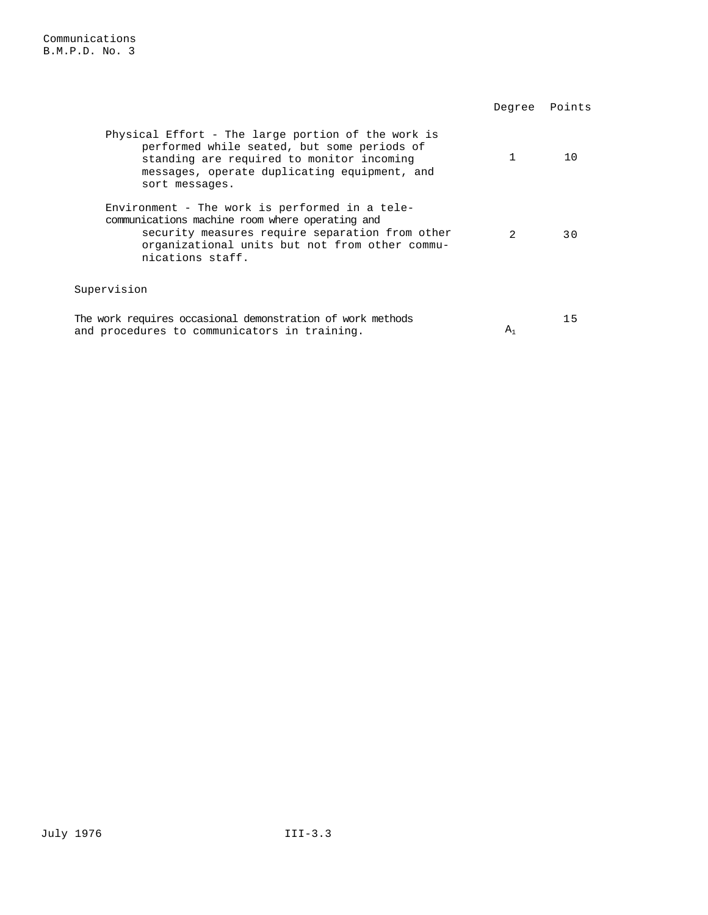| | Degree | Points |
|---|---|---|
| Physical Effort - The large portion of the work is performed while seated, but some periods of standing are required to monitor incoming messages, operate duplicating equipment, and sort messages. | 1 | 10 |
| Environment - The work is performed in a tele-communications machine room where operating and security measures require separation from other organizational units but not from other communications staff. | 2 | 30 |

Supervision

| | Degree | Points |
|---|---|---|
| The work requires occasional demonstration of work methods and procedures to communicators in training. | $A_1$ | 15 |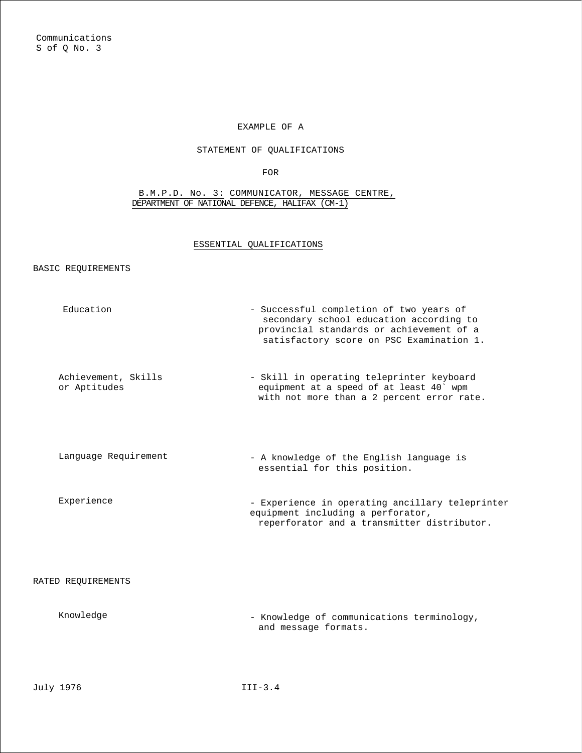Communications
S of Q No. 3

EXAMPLE OF A

STATEMENT OF QUALIFICATIONS

FOR

B.M.P.D. No. 3: COMMUNICATOR, MESSAGE CENTRE, DEPARTMENT OF NATIONAL DEFENCE, HALIFAX (CM-1)

## ESSENTIAL QUALIFICATIONS

### BASIC REQUIREMENTS

| | |
|---|---|
| Education | - Successful completion of two years of secondary school education according to provincial standards or achievement of a satisfactory score on PSC Examination 1. |
| Achievement, Skills or Aptitudes | - Skill in operating teleprinter keyboard equipment at a speed of at least 40` wpm with not more than a 2 percent error rate. |
| Language Requirement | - A knowledge of the English language is essential for this position. |
| Experience | - Experience in operating ancillary teleprinter equipment including a perforator, reperforator and a transmitter distributor. |

### RATED REQUIREMENTS

| | |
|---|---|
| Knowledge | - Knowledge of communications terminology, and message formats. |

July 1976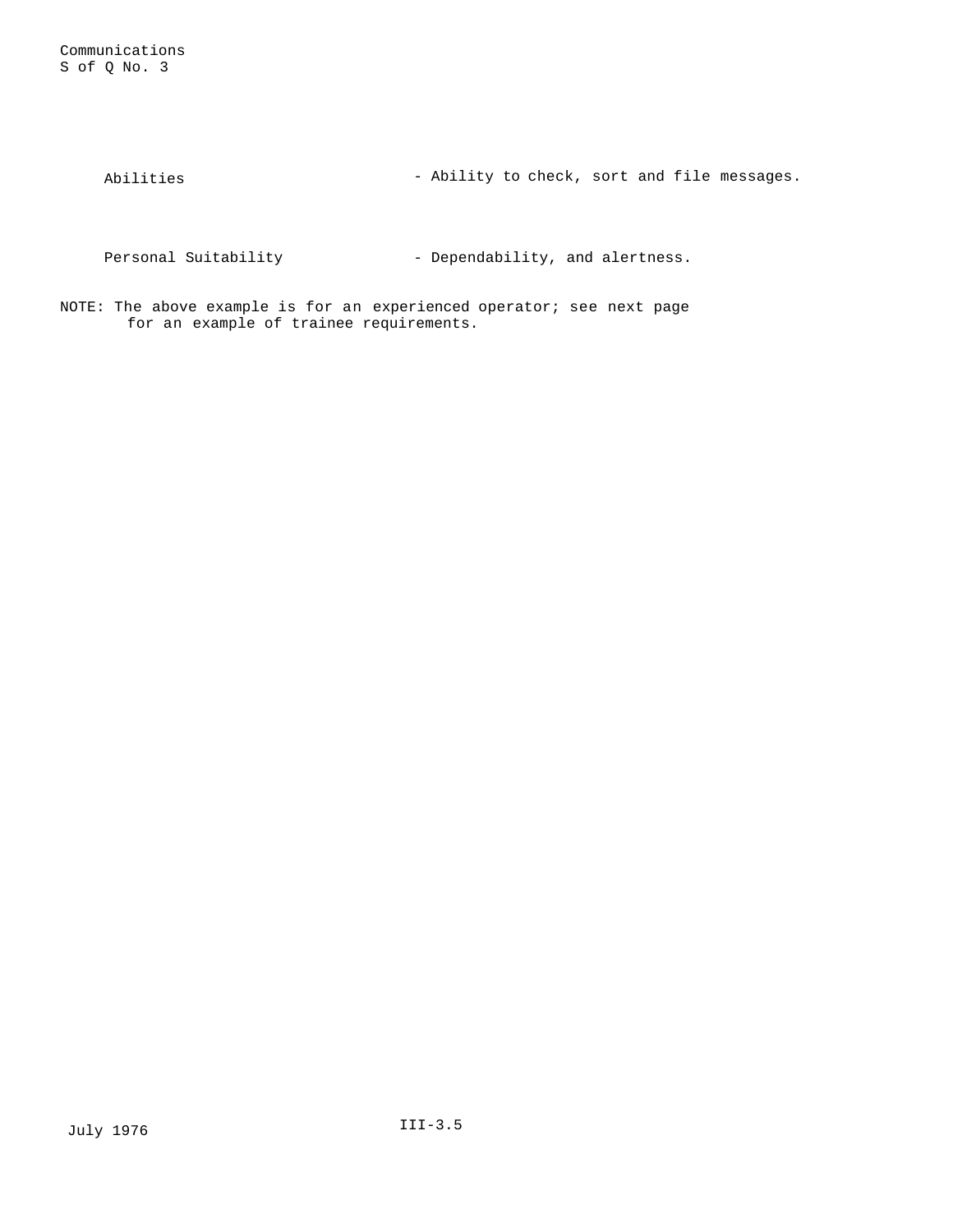Communications
S of Q No. 3

| | |
|---|---|
| Abilities | - Ability to check, sort and file messages. |
| Personal Suitability | - Dependability, and alertness. |

NOTE: The above example is for an experienced operator; see next page for an example of trainee requirements.

July 1976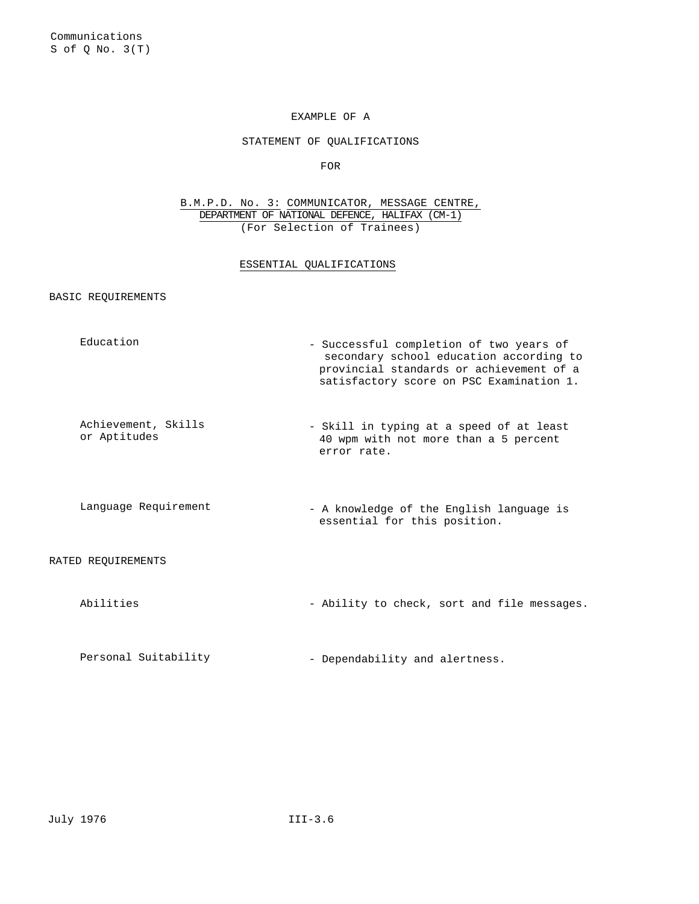Communications
S of Q No. 3(T)

# EXAMPLE OF A

# STATEMENT OF QUALIFICATIONS

# FOR

## B.M.P.D. No. 3: COMMUNICATOR, MESSAGE CENTRE, DEPARTMENT OF NATIONAL DEFENCE, HALIFAX (CM-1)

(For Selection of Trainees)

### ESSENTIAL QUALIFICATIONS

**BASIC REQUIREMENTS**

| | |
|---|---|
| Education | - Successful completion of two years of secondary school education according to provincial standards or achievement of a satisfactory score on PSC Examination 1. |
| Achievement, Skills or Aptitudes | - Skill in typing at a speed of at least 40 wpm with not more than a 5 percent error rate. |
| Language Requirement | - A knowledge of the English language is essential for this position. |

**RATED REQUIREMENTS**

| | |
|---|---|
| Abilities | - Ability to check, sort and file messages. |
| Personal Suitability | - Dependability and alertness. |

July 1976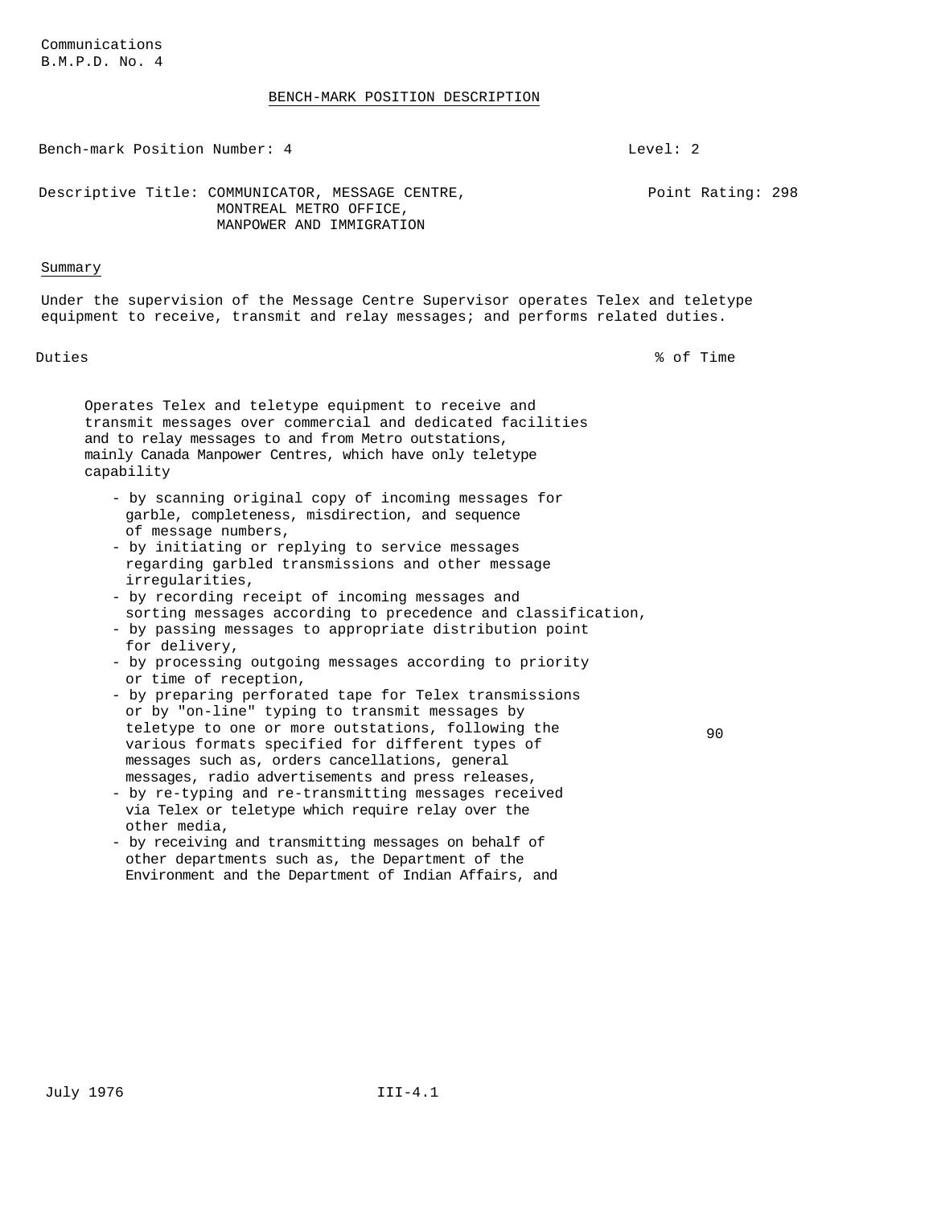Communications
B.M.P.D. No. 4

# BENCH-MARK POSITION DESCRIPTION

Bench-mark Position Number: 4 — Level: 2

Descriptive Title: COMMUNICATOR, MESSAGE CENTRE, MONTREAL METRO OFFICE, MANPOWER AND IMMIGRATION — Point Rating: 298

## Summary

Under the supervision of the Message Centre Supervisor operates Telex and teletype equipment to receive, transmit and relay messages; and performs related duties.

| Duties | % of Time |
|---|---|
| Operates Telex and teletype equipment to receive and transmit messages over commercial and dedicated facilities and to relay messages to and from Metro outstations, mainly Canada Manpower Centres, which have only teletype capability<br>- by scanning original copy of incoming messages for garble, completeness, misdirection, and sequence of message numbers,<br>- by initiating or replying to service messages regarding garbled transmissions and other message irregularities,<br>- by recording receipt of incoming messages and sorting messages according to precedence and classification,<br>- by passing messages to appropriate distribution point for delivery,<br>- by processing outgoing messages according to priority or time of reception,<br>- by preparing perforated tape for Telex transmissions or by "on-line" typing to transmit messages by teletype to one or more outstations, following the various formats specified for different types of messages such as, orders cancellations, general messages, radio advertisements and press releases,<br>- by re-typing and re-transmitting messages received via Telex or teletype which require relay over the other media,<br>- by receiving and transmitting messages on behalf of other departments such as, the Department of the Environment and the Department of Indian Affairs, and | 90 |

July 1976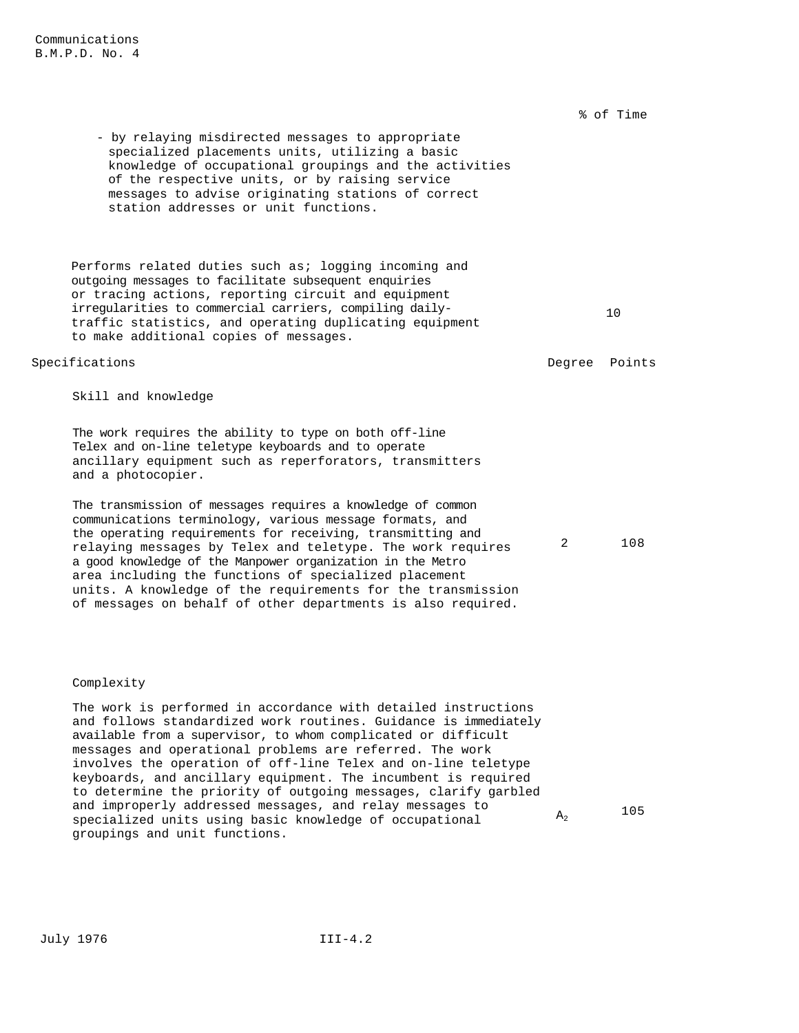| | % of Time |
|---|---|
| - by relaying misdirected messages to appropriate specialized placements units, utilizing a basic knowledge of occupational groupings and the activities of the respective units, or by raising service messages to advise originating stations of correct station addresses or unit functions. | |
| Performs related duties such as; logging incoming and outgoing messages to facilitate subsequent enquiries or tracing actions, reporting circuit and equipment irregularities to commercial carriers, compiling daily-traffic statistics, and operating duplicating equipment to make additional copies of messages. | 10 |

| Specifications | Degree | Points |
|---|---|---|
| **Skill and knowledge** | | |
| The work requires the ability to type on both off-line Telex and on-line teletype keyboards and to operate ancillary equipment such as reperforators, transmitters and a photocopier.<br><br>The transmission of messages requires a knowledge of common communications terminology, various message formats, and the operating requirements for receiving, transmitting and relaying messages by Telex and teletype. The work requires a good knowledge of the Manpower organization in the Metro area including the functions of specialized placement units. A knowledge of the requirements for the transmission of messages on behalf of other departments is also required. | 2 | 108 |
| **Complexity** | | |
| The work is performed in accordance with detailed instructions and follows standardized work routines. Guidance is immediately available from a supervisor, to whom complicated or difficult messages and operational problems are referred. The work involves the operation of off-line Telex and on-line teletype keyboards, and ancillary equipment. The incumbent is required to determine the priority of outgoing messages, clarify garbled and improperly addressed messages, and relay messages to specialized units using basic knowledge of occupational groupings and unit functions. | $A_2$ | 105 |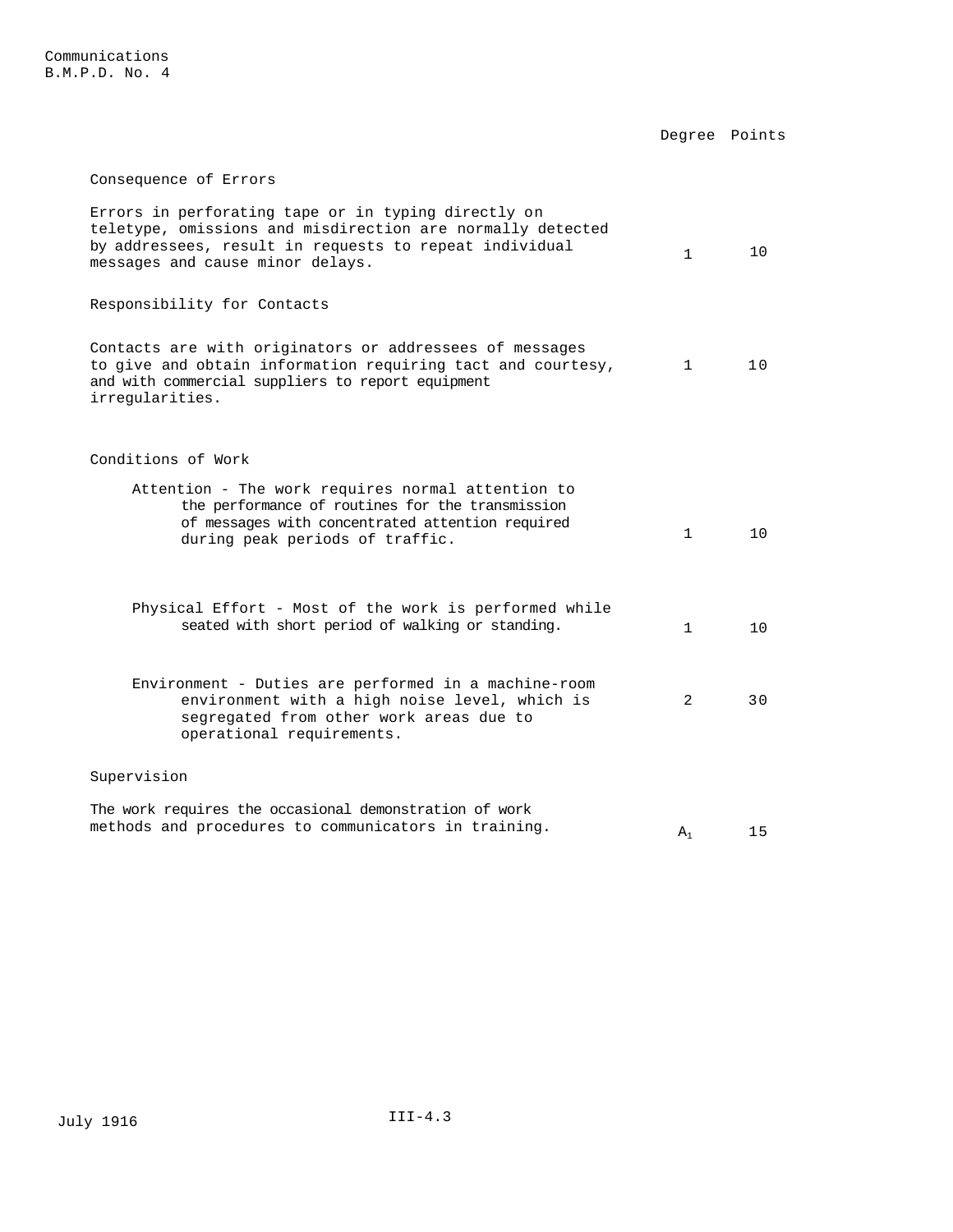| | Degree | Points |
|---|---|---|
| **Consequence of Errors** | | |
| Errors in perforating tape or in typing directly on teletype, omissions and misdirection are normally detected by addressees, result in requests to repeat individual messages and cause minor delays. | 1 | 10 |
| **Responsibility for Contacts** | | |
| Contacts are with originators or addressees of messages to give and obtain information requiring tact and courtesy, and with commercial suppliers to report equipment irregularities. | 1 | 10 |
| **Conditions of Work** | | |
| Attention - The work requires normal attention to the performance of routines for the transmission of messages with concentrated attention required during peak periods of traffic. | 1 | 10 |
| Physical Effort - Most of the work is performed while seated with short period of walking or standing. | 1 | 10 |
| Environment - Duties are performed in a machine-room environment with a high noise level, which is segregated from other work areas due to operational requirements. | 2 | 30 |
| **Supervision** | | |
| The work requires the occasional demonstration of work methods and procedures to communicators in training. | $A_1$ | 15 |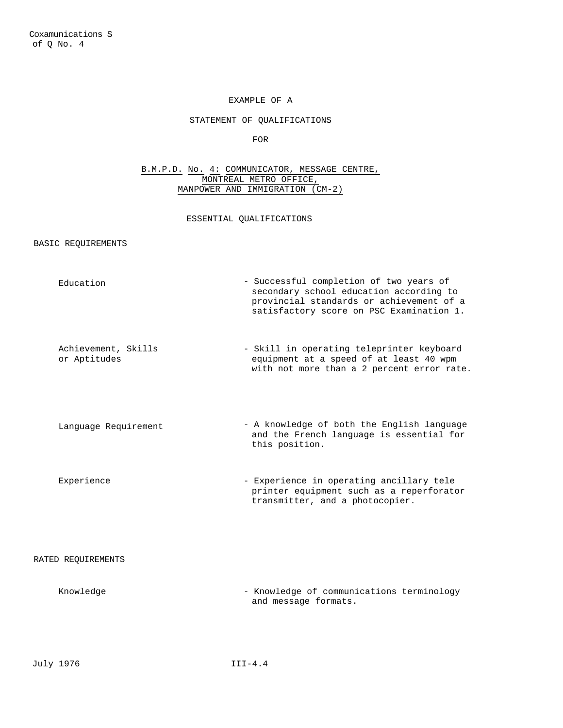Coxamunications S
of Q No. 4

EXAMPLE OF A

STATEMENT OF QUALIFICATIONS

FOR

B.M.P.D. No. 4: COMMUNICATOR, MESSAGE CENTRE, MONTREAL METRO OFFICE, MANPOWER AND IMMIGRATION (CM-2)

ESSENTIAL QUALIFICATIONS

BASIC REQUIREMENTS

| | |
|---|---|
| Education | - Successful completion of two years of secondary school education according to provincial standards or achievement of a satisfactory score on PSC Examination 1. |
| Achievement, Skills or Aptitudes | - Skill in operating teleprinter keyboard equipment at a speed of at least 40 wpm with not more than a 2 percent error rate. |
| Language Requirement | - A knowledge of both the English language and the French language is essential for this position. |
| Experience | - Experience in operating ancillary tele printer equipment such as a reperforator transmitter, and a photocopier. |

RATED REQUIREMENTS

| | |
|---|---|
| Knowledge | - Knowledge of communications terminology and message formats. |

July 1976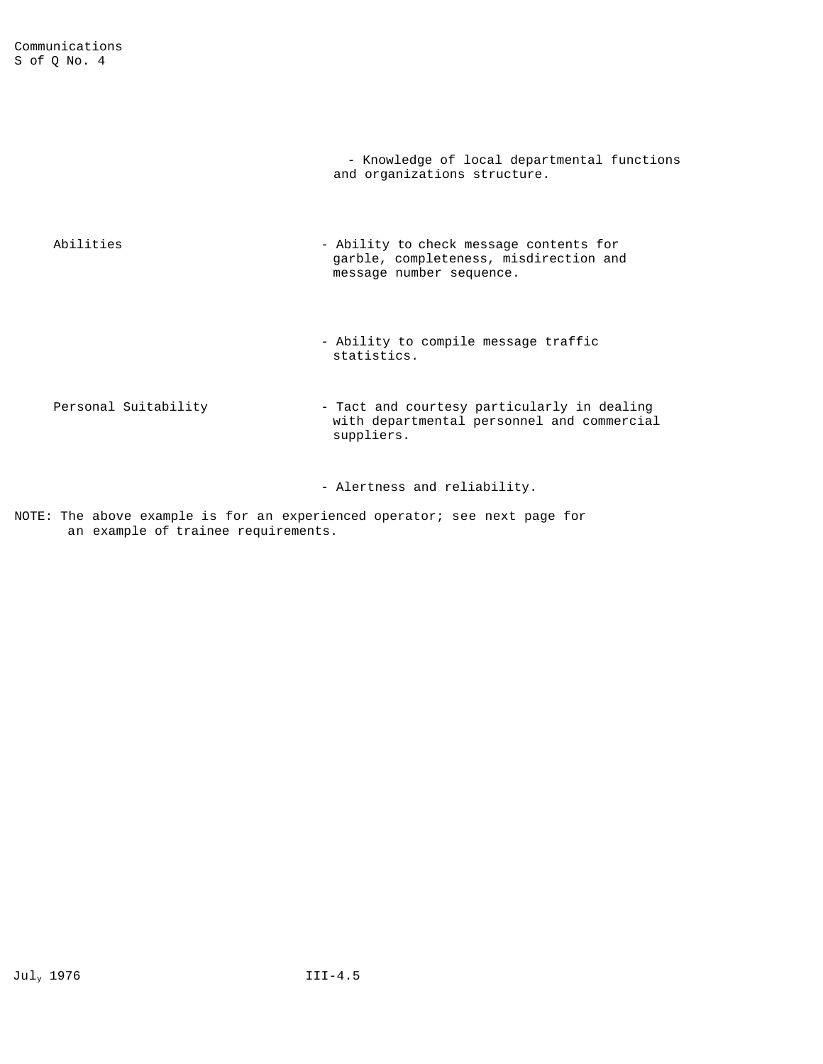| | |
|---|---|
| | - Knowledge of local departmental functions and organizations structure. |
| Abilities | - Ability to check message contents for garble, completeness, misdirection and message number sequence. |
| | - Ability to compile message traffic statistics. |
| Personal Suitability | - Tact and courtesy particularly in dealing with departmental personnel and commercial suppliers. |
| | - Alertness and reliability. |

NOTE: The above example is for an experienced operator; see next page for an example of trainee requirements.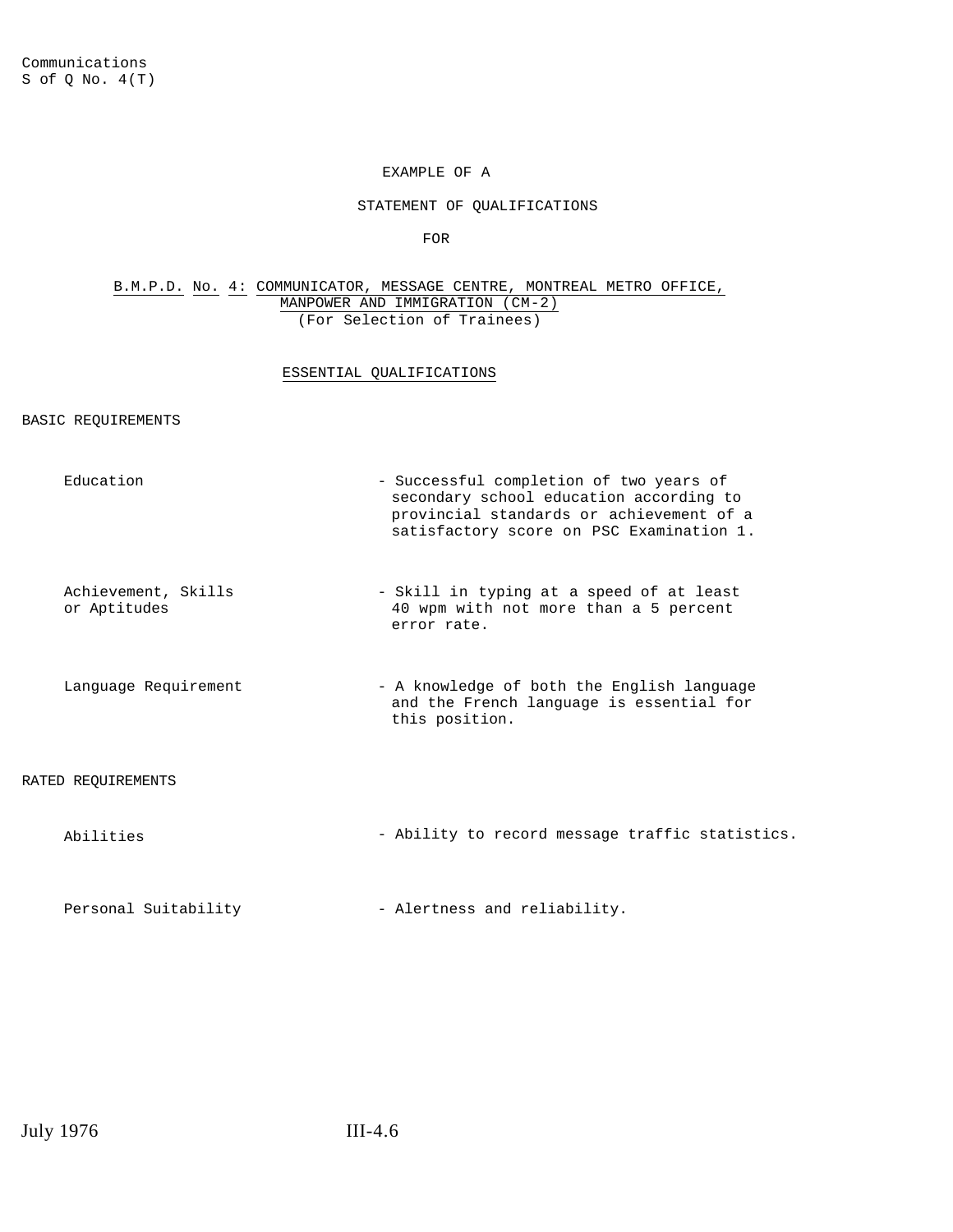Communications
S of Q No. 4(T)

EXAMPLE OF A

STATEMENT OF QUALIFICATIONS

FOR

B.M.P.D. No. 4: COMMUNICATOR, MESSAGE CENTRE, MONTREAL METRO OFFICE, MANPOWER AND IMMIGRATION (CM-2)
(For Selection of Trainees)

## ESSENTIAL QUALIFICATIONS

### BASIC REQUIREMENTS

| | |
|---|---|
| Education | - Successful completion of two years of secondary school education according to provincial standards or achievement of a satisfactory score on PSC Examination 1. |
| Achievement, Skills or Aptitudes | - Skill in typing at a speed of at least 40 wpm with not more than a 5 percent error rate. |
| Language Requirement | - A knowledge of both the English language and the French language is essential for this position. |

### RATED REQUIREMENTS

| | |
|---|---|
| Abilities | - Ability to record message traffic statistics. |
| Personal Suitability | - Alertness and reliability. |

July 1976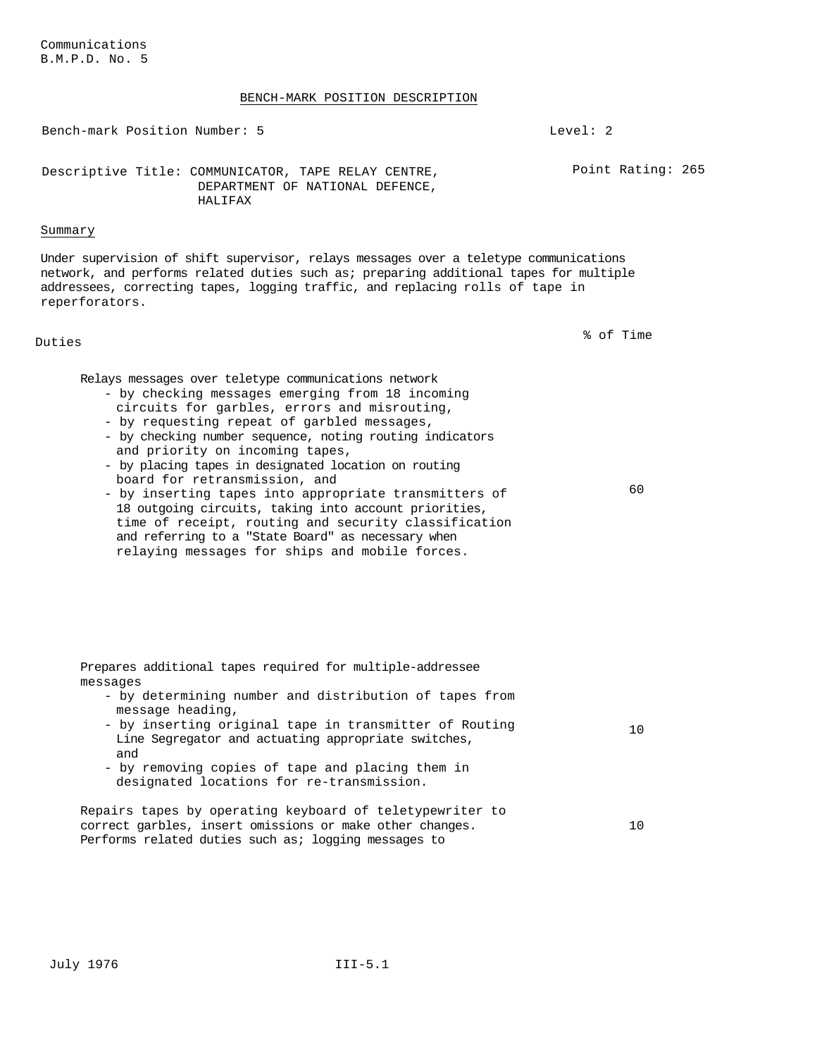Communications
B.M.P.D. No. 5

## BENCH-MARK POSITION DESCRIPTION

Bench-mark Position Number: 5 Level: 2

Descriptive Title: COMMUNICATOR, TAPE RELAY CENTRE, DEPARTMENT OF NATIONAL DEFENCE, HALIFAX

Point Rating: 265

**Summary**

Under supervision of shift supervisor, relays messages over a teletype communications network, and performs related duties such as; preparing additional tapes for multiple addressees, correcting tapes, logging traffic, and replacing rolls of tape in reperforators.

| Duties | % of Time |
|---|---|
| Relays messages over teletype communications network<br>- by checking messages emerging from 18 incoming circuits for garbles, errors and misrouting,<br>- by requesting repeat of garbled messages,<br>- by checking number sequence, noting routing indicators and priority on incoming tapes,<br>- by placing tapes in designated location on routing board for retransmission, and<br>- by inserting tapes into appropriate transmitters of 18 outgoing circuits, taking into account priorities, time of receipt, routing and security classification and referring to a "State Board" as necessary when relaying messages for ships and mobile forces. | 60 |
| Prepares additional tapes required for multiple-addressee messages<br>- by determining number and distribution of tapes from message heading,<br>- by inserting original tape in transmitter of Routing Line Segregator and actuating appropriate switches, and<br>- by removing copies of tape and placing them in designated locations for re-transmission. | 10 |
| Repairs tapes by operating keyboard of teletypewriter to correct garbles, insert omissions or make other changes. | 10 |
| Performs related duties such as; logging messages to | |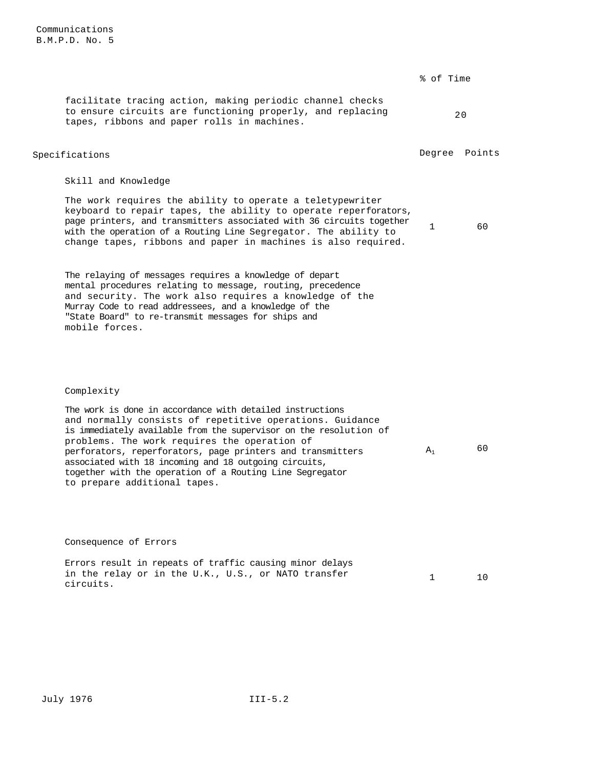| | % of Time |
|---|---|
| facilitate tracing action, making periodic channel checks to ensure circuits are functioning properly, and replacing tapes, ribbons and paper rolls in machines. | 20 |

| Specifications | Degree | Points |
|---|---|---|
| **Skill and Knowledge** | | |
| The work requires the ability to operate a teletypewriter keyboard to repair tapes, the ability to operate reperforators, page printers, and transmitters associated with 36 circuits together with the operation of a Routing Line Segregator. The ability to change tapes, ribbons and paper in machines is also required. | 1 | 60 |
| The relaying of messages requires a knowledge of depart mental procedures relating to message, routing, precedence and security. The work also requires a knowledge of the Murray Code to read addressees, and a knowledge of the "State Board" to re-transmit messages for ships and mobile forces. | | |
| **Complexity** | | |
| The work is done in accordance with detailed instructions and normally consists of repetitive operations. Guidance is immediately available from the supervisor on the resolution of problems. The work requires the operation of perforators, reperforators, page printers and transmitters associated with 18 incoming and 18 outgoing circuits, together with the operation of a Routing Line Segregator to prepare additional tapes. | $A_1$ | 60 |
| **Consequence of Errors** | | |
| Errors result in repeats of traffic causing minor delays in the relay or in the U.K., U.S., or NATO transfer circuits. | 1 | 10 |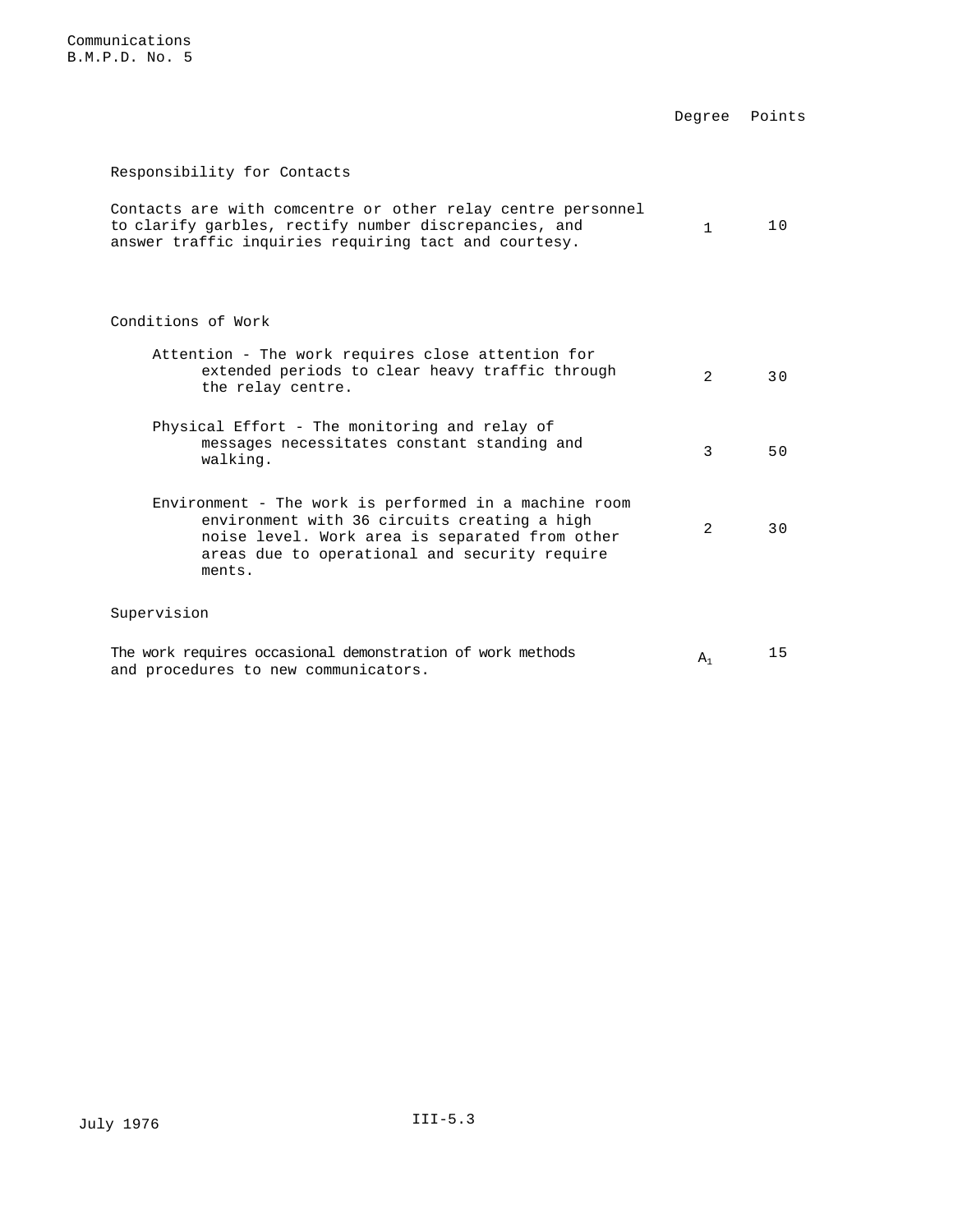Communications
B.M.P.D. No. 5

| | Degree | Points |
|---|---|---|
| **Responsibility for Contacts** | | |
| Contacts are with comcentre or other relay centre personnel to clarify garbles, rectify number discrepancies, and answer traffic inquiries requiring tact and courtesy. | 1 | 10 |
| **Conditions of Work** | | |
| Attention - The work requires close attention for extended periods to clear heavy traffic through the relay centre. | 2 | 30 |
| Physical Effort - The monitoring and relay of messages necessitates constant standing and walking. | 3 | 50 |
| Environment - The work is performed in a machine room environment with 36 circuits creating a high noise level. Work area is separated from other areas due to operational and security requirements. | 2 | 30 |
| **Supervision** | | |
| The work requires occasional demonstration of work methods and procedures to new communicators. | $A_1$ | 15 |

July 1976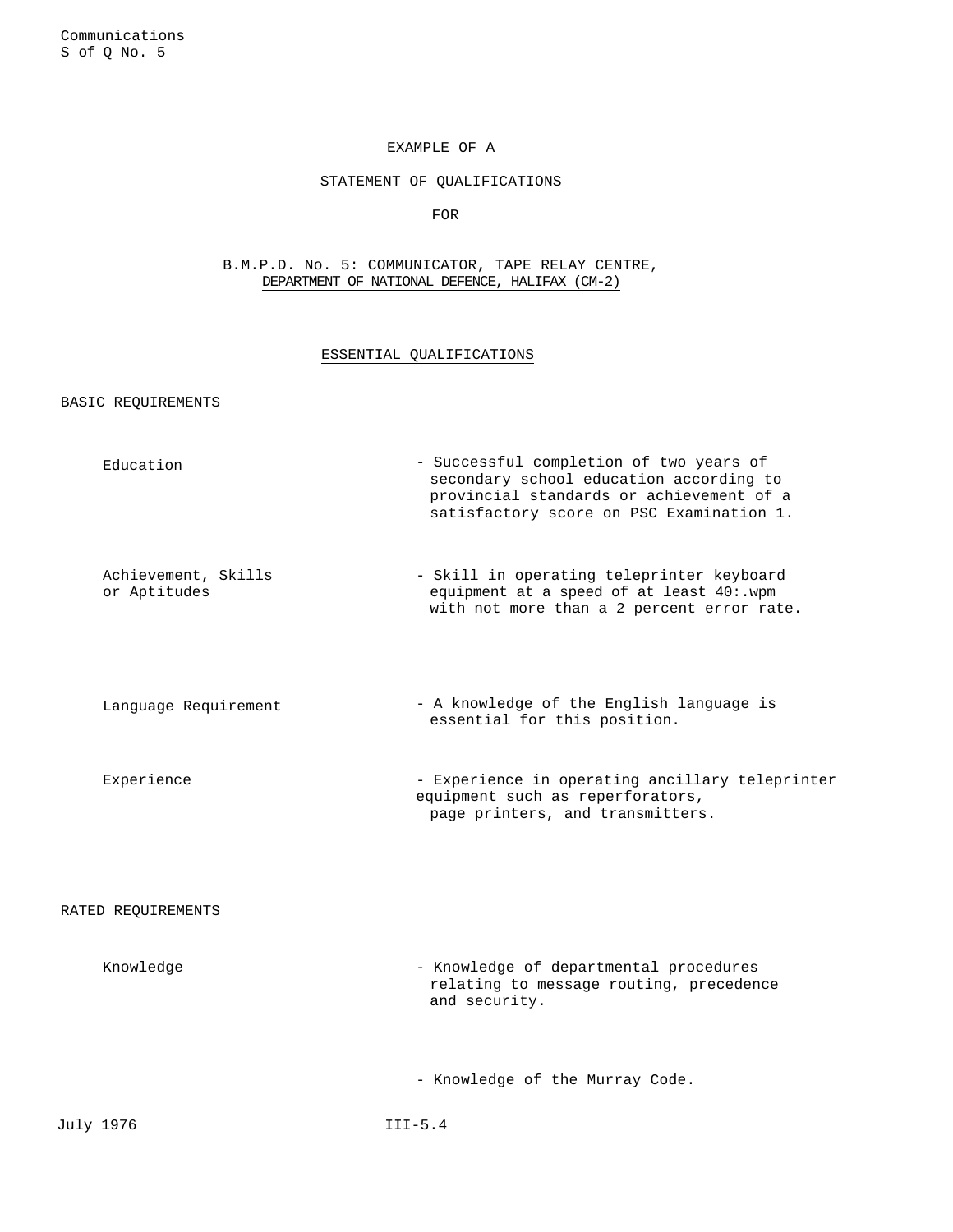EXAMPLE OF A

STATEMENT OF QUALIFICATIONS

FOR

## B.M.P.D. No. 5: COMMUNICATOR, TAPE RELAY CENTRE, DEPARTMENT OF NATIONAL DEFENCE, HALIFAX (CM-2)

### ESSENTIAL QUALIFICATIONS

BASIC REQUIREMENTS

| | |
|---|---|
| Education | - Successful completion of two years of secondary school education according to provincial standards or achievement of a satisfactory score on PSC Examination 1. |
| Achievement, Skills or Aptitudes | - Skill in operating teleprinter keyboard equipment at a speed of at least 40:.wpm with not more than a 2 percent error rate. |
| Language Requirement | - A knowledge of the English language is essential for this position. |
| Experience | - Experience in operating ancillary teleprinter equipment such as reperforators, page printers, and transmitters. |

RATED REQUIREMENTS

| | |
|---|---|
| Knowledge | - Knowledge of departmental procedures relating to message routing, precedence and security. |
| | - Knowledge of the Murray Code. |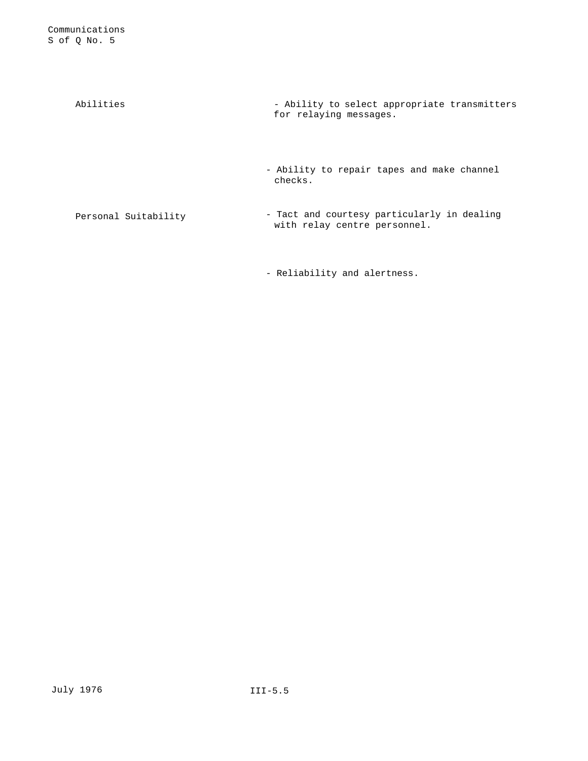| | |
|---|---|
| Abilities | - Ability to select appropriate transmitters for relaying messages. |
| | - Ability to repair tapes and make channel checks. |
| Personal Suitability | - Tact and courtesy particularly in dealing with relay centre personnel. |
| | - Reliability and alertness. |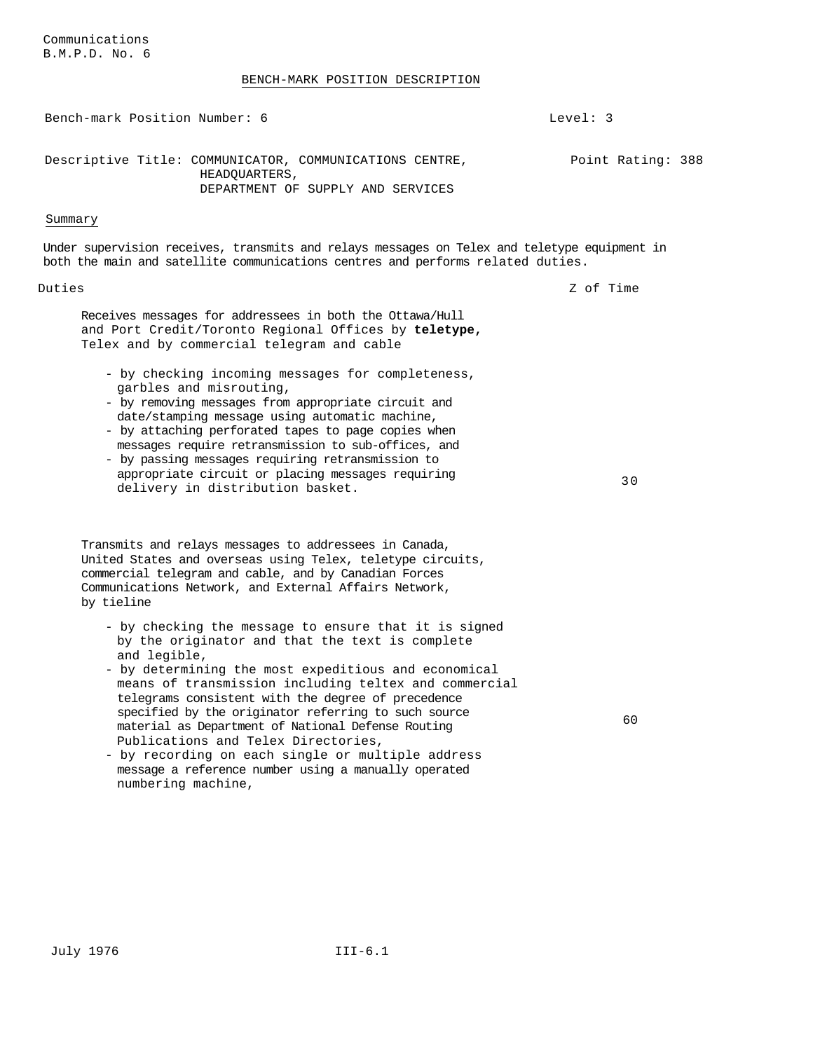Communications
B.M.P.D. No. 6

BENCH-MARK POSITION DESCRIPTION

Bench-mark Position Number: 6 Level: 3

Descriptive Title: COMMUNICATOR, COMMUNICATIONS CENTRE, HEADQUARTERS, DEPARTMENT OF SUPPLY AND SERVICES

Point Rating: 388

## Summary

Under supervision receives, transmits and relays messages on Telex and teletype equipment in both the main and satellite communications centres and performs related duties.

| Duties | Z of Time |
|---|---|
| Receives messages for addressees in both the Ottawa/Hull and Port Credit/Toronto Regional Offices by **teletype**, Telex and by commercial telegram and cable<br>- by checking incoming messages for completeness, garbles and misrouting,<br>- by removing messages from appropriate circuit and date/stamping message using automatic machine,<br>- by attaching perforated tapes to page copies when messages require retransmission to sub-offices, and<br>- by passing messages requiring retransmission to appropriate circuit or placing messages requiring delivery in distribution basket. | 30 |
| Transmits and relays messages to addressees in Canada, United States and overseas using Telex, teletype circuits, commercial telegram and cable, and by Canadian Forces Communications Network, and External Affairs Network, by tieline<br>- by checking the message to ensure that it is signed by the originator and that the text is complete and legible,<br>- by determining the most expeditious and economical means of transmission including teltex and commercial telegrams consistent with the degree of precedence specified by the originator referring to such source material as Department of National Defense Routing Publications and Telex Directories,<br>- by recording on each single or multiple address message a reference number using a manually operated numbering machine, | 60 |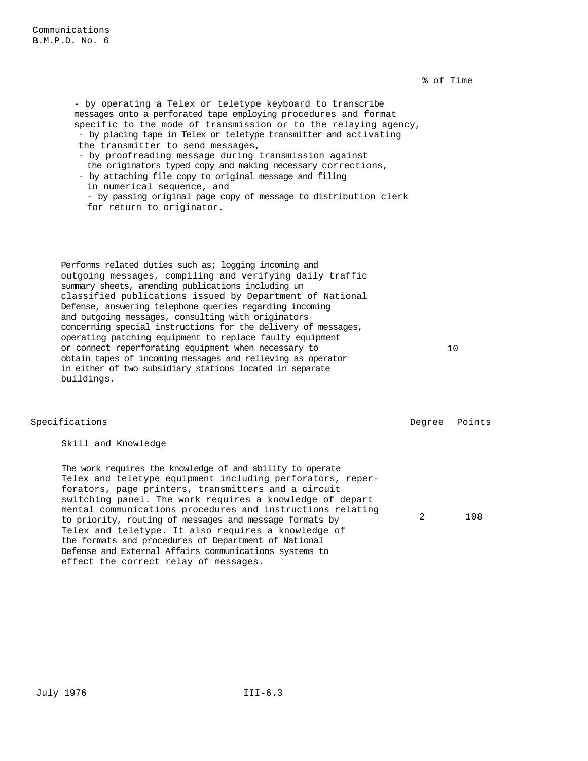% of Time

- by operating a Telex or teletype keyboard to transcribe messages onto a perforated tape employing procedures and format specific to the mode of transmission or to the relaying agency,
- by placing tape in Telex or teletype transmitter and activating the transmitter to send messages,
- by proofreading message during transmission against the originators typed copy and making necessary corrections,
- by attaching file copy to original message and filing in numerical sequence, and
- by passing original page copy of message to distribution clerk for return to originator.

| | % of Time |
|---|---|
| Performs related duties such as; logging incoming and outgoing messages, compiling and verifying daily traffic summary sheets, amending publications including un classified publications issued by Department of National Defense, answering telephone queries regarding incoming and outgoing messages, consulting with originators concerning special instructions for the delivery of messages, operating patching equipment to replace faulty equipment or connect reperforating equipment when necessary to obtain tapes of incoming messages and relieving as operator in either of two subsidiary stations located in separate buildings. | 10 |

| Specifications | Degree | Points |
|---|---|---|
| **Skill and Knowledge** | | |
| The work requires the knowledge of and ability to operate Telex and teletype equipment including perforators, reper-forators, page printers, transmitters and a circuit switching panel. The work requires a knowledge of depart mental communications procedures and instructions relating to priority, routing of messages and message formats by Telex and teletype. It also requires a knowledge of the formats and procedures of Department of National Defense and External Affairs communications systems to effect the correct relay of messages. | 2 | 108 |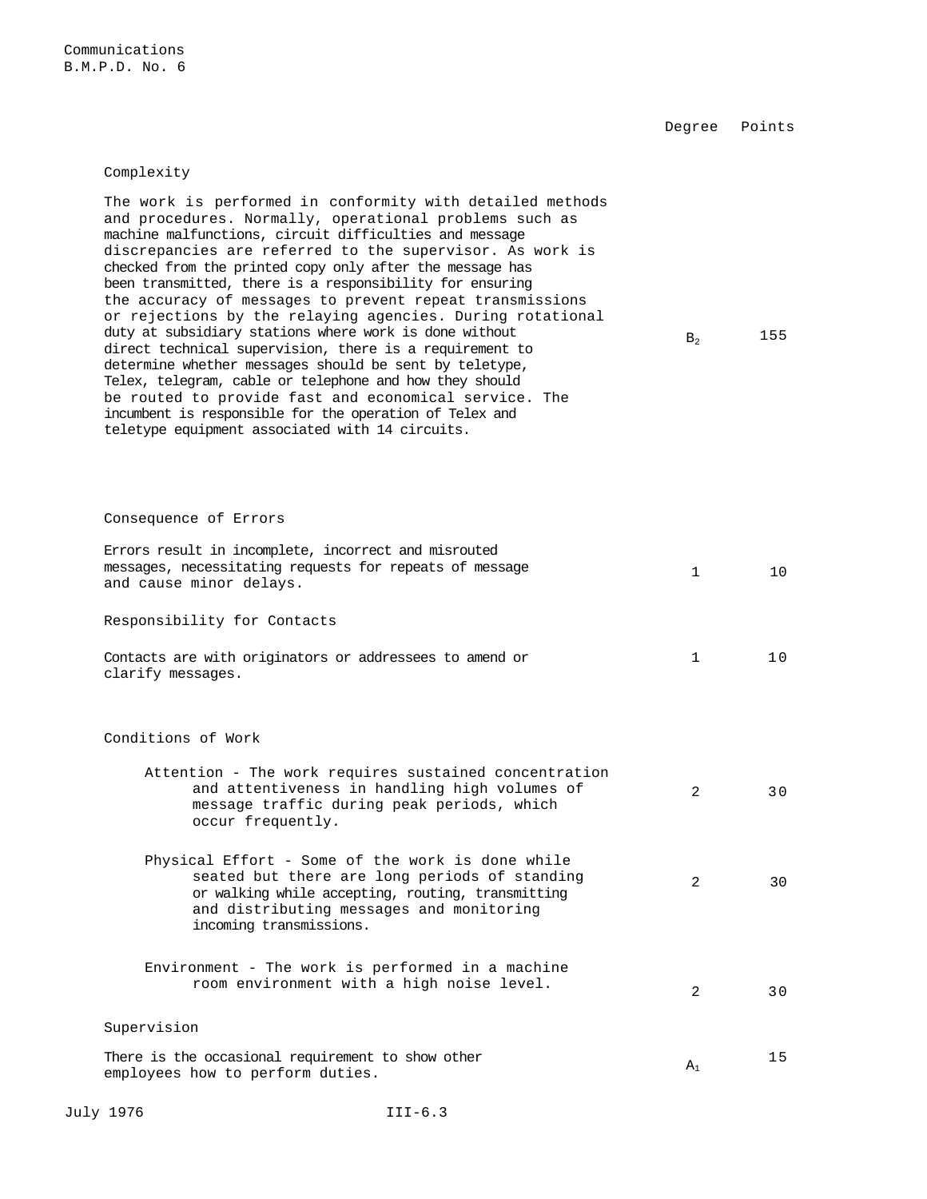Communications
B.M.P.D. No. 6

| | Degree | Points |
|---|---|---|
| **Complexity** | | |
| The work is performed in conformity with detailed methods and procedures. Normally, operational problems such as machine malfunctions, circuit difficulties and message discrepancies are referred to the supervisor. As work is checked from the printed copy only after the message has been transmitted, there is a responsibility for ensuring the accuracy of messages to prevent repeat transmissions or rejections by the relaying agencies. During rotational duty at subsidiary stations where work is done without direct technical supervision, there is a requirement to determine whether messages should be sent by teletype, Telex, telegram, cable or telephone and how they should be routed to provide fast and economical service. The incumbent is responsible for the operation of Telex and teletype equipment associated with 14 circuits. | $B_2$ | 155 |
| **Consequence of Errors** | | |
| Errors result in incomplete, incorrect and misrouted messages, necessitating requests for repeats of message and cause minor delays. | 1 | 10 |
| **Responsibility for Contacts** | | |
| Contacts are with originators or addressees to amend or clarify messages. | 1 | 10 |
| **Conditions of Work** | | |
| Attention - The work requires sustained concentration and attentiveness in handling high volumes of message traffic during peak periods, which occur frequently. | 2 | 30 |
| Physical Effort - Some of the work is done while seated but there are long periods of standing or walking while accepting, routing, transmitting and distributing messages and monitoring incoming transmissions. | 2 | 30 |
| Environment - The work is performed in a machine room environment with a high noise level. | 2 | 30 |
| **Supervision** | | |
| There is the occasional requirement to show other employees how to perform duties. | $A_1$ | 15 |

July 1976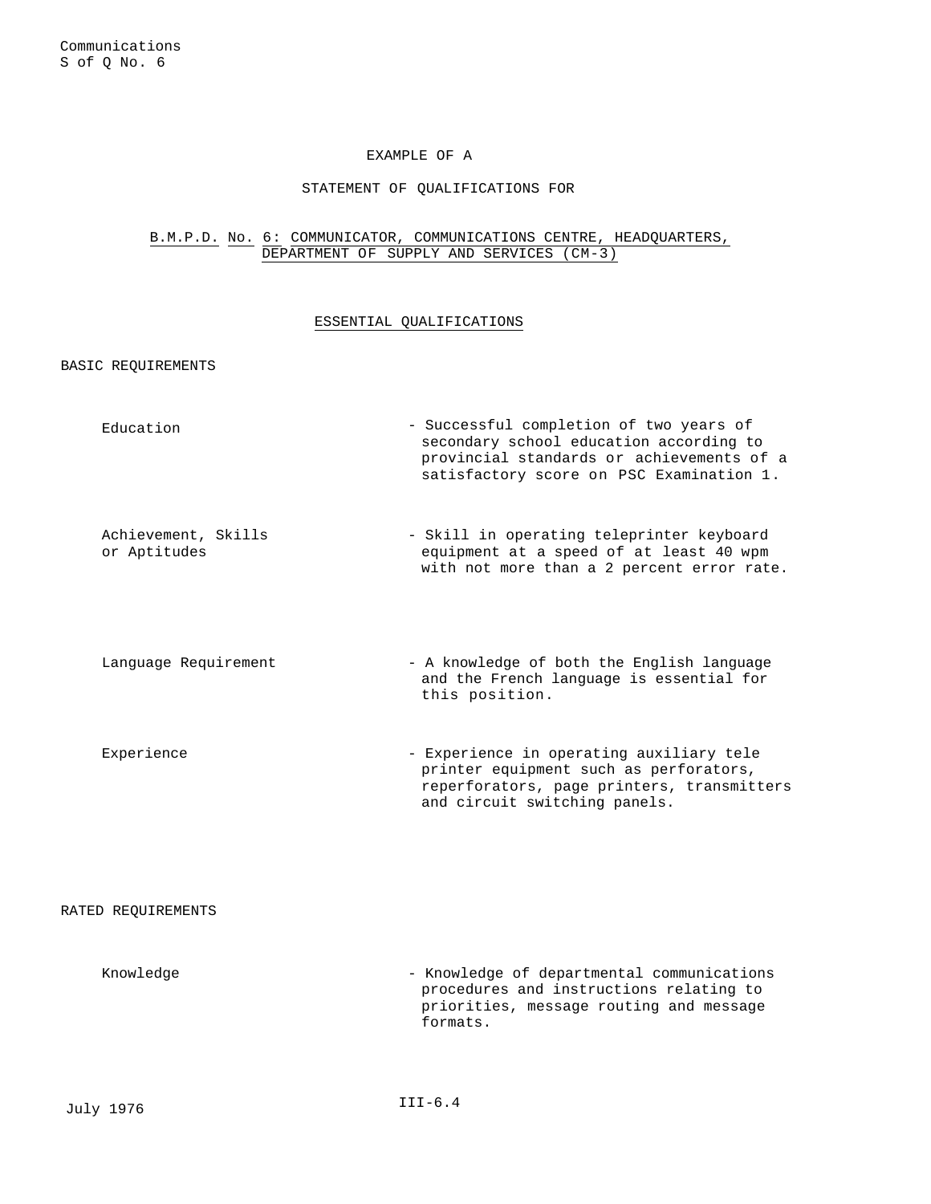EXAMPLE OF A

STATEMENT OF QUALIFICATIONS FOR

## B.M.P.D. No. 6: COMMUNICATOR, COMMUNICATIONS CENTRE, HEADQUARTERS, DEPARTMENT OF SUPPLY AND SERVICES (CM-3)

### ESSENTIAL QUALIFICATIONS

BASIC REQUIREMENTS

| | |
|---|---|
| Education | - Successful completion of two years of secondary school education according to provincial standards or achievements of a satisfactory score on PSC Examination 1. |
| Achievement, Skills or Aptitudes | - Skill in operating teleprinter keyboard equipment at a speed of at least 40 wpm with not more than a 2 percent error rate. |
| Language Requirement | - A knowledge of both the English language and the French language is essential for this position. |
| Experience | - Experience in operating auxiliary tele printer equipment such as perforators, reperforators, page printers, transmitters and circuit switching panels. |

RATED REQUIREMENTS

| | |
|---|---|
| Knowledge | - Knowledge of departmental communications procedures and instructions relating to priorities, message routing and message formats. |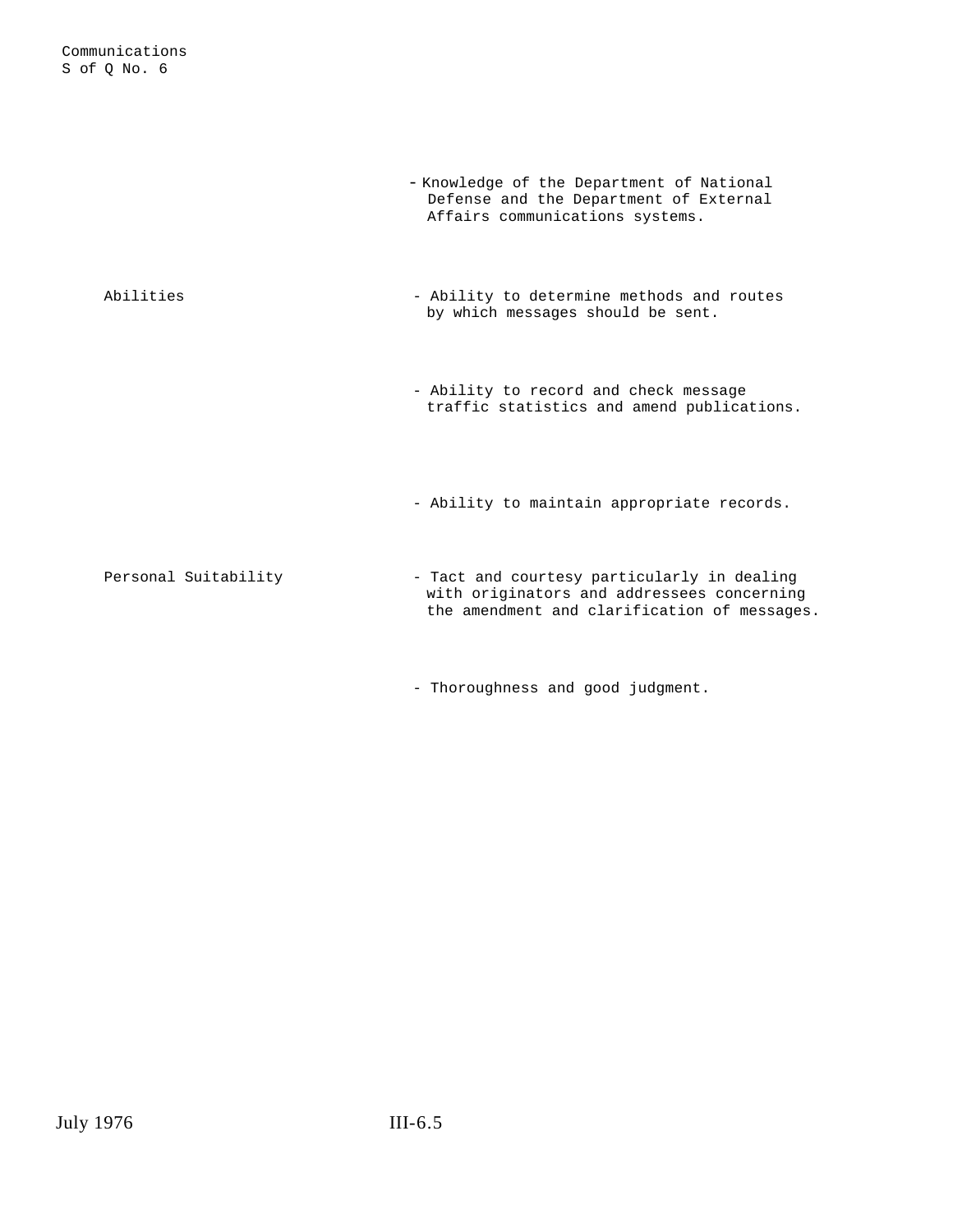- Knowledge of the Department of National Defense and the Department of External Affairs communications systems.

| | |
|---|---|
| Abilities | - Ability to determine methods and routes by which messages should be sent. |
| | - Ability to record and check message traffic statistics and amend publications. |
| | - Ability to maintain appropriate records. |
| Personal Suitability | - Tact and courtesy particularly in dealing with originators and addressees concerning the amendment and clarification of messages. |
| | - Thoroughness and good judgment. |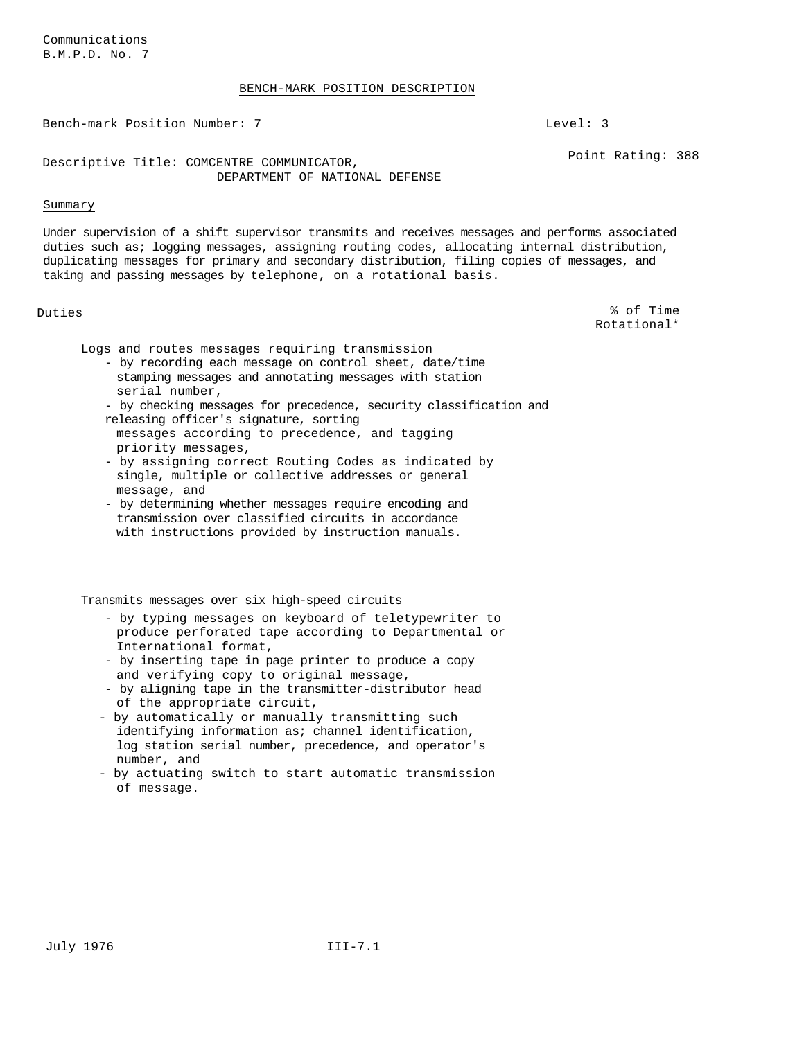Communications
B.M.P.D. No. 7

## BENCH-MARK POSITION DESCRIPTION

Bench-mark Position Number: 7 Level: 3

Descriptive Title: COMCENTRE COMMUNICATOR, DEPARTMENT OF NATIONAL DEFENSE

Point Rating: 388

### Summary

Under supervision of a shift supervisor transmits and receives messages and performs associated duties such as; logging messages, assigning routing codes, allocating internal distribution, duplicating messages for primary and secondary distribution, filing copies of messages, and taking and passing messages by telephone, on a rotational basis.

| Duties | % of Time Rotational* |
|---|---|

Logs and routes messages requiring transmission
- by recording each message on control sheet, date/time stamping messages and annotating messages with station serial number,
- by checking messages for precedence, security classification and releasing officer's signature, sorting messages according to precedence, and tagging priority messages,
- by assigning correct Routing Codes as indicated by single, multiple or collective addresses or general message, and
- by determining whether messages require encoding and transmission over classified circuits in accordance with instructions provided by instruction manuals.

Transmits messages over six high-speed circuits
- by typing messages on keyboard of teletypewriter to produce perforated tape according to Departmental or International format,
- by inserting tape in page printer to produce a copy and verifying copy to original message,
- by aligning tape in the transmitter-distributor head of the appropriate circuit,
- by automatically or manually transmitting such identifying information as; channel identification, log station serial number, precedence, and operator's number, and
- by actuating switch to start automatic transmission of message.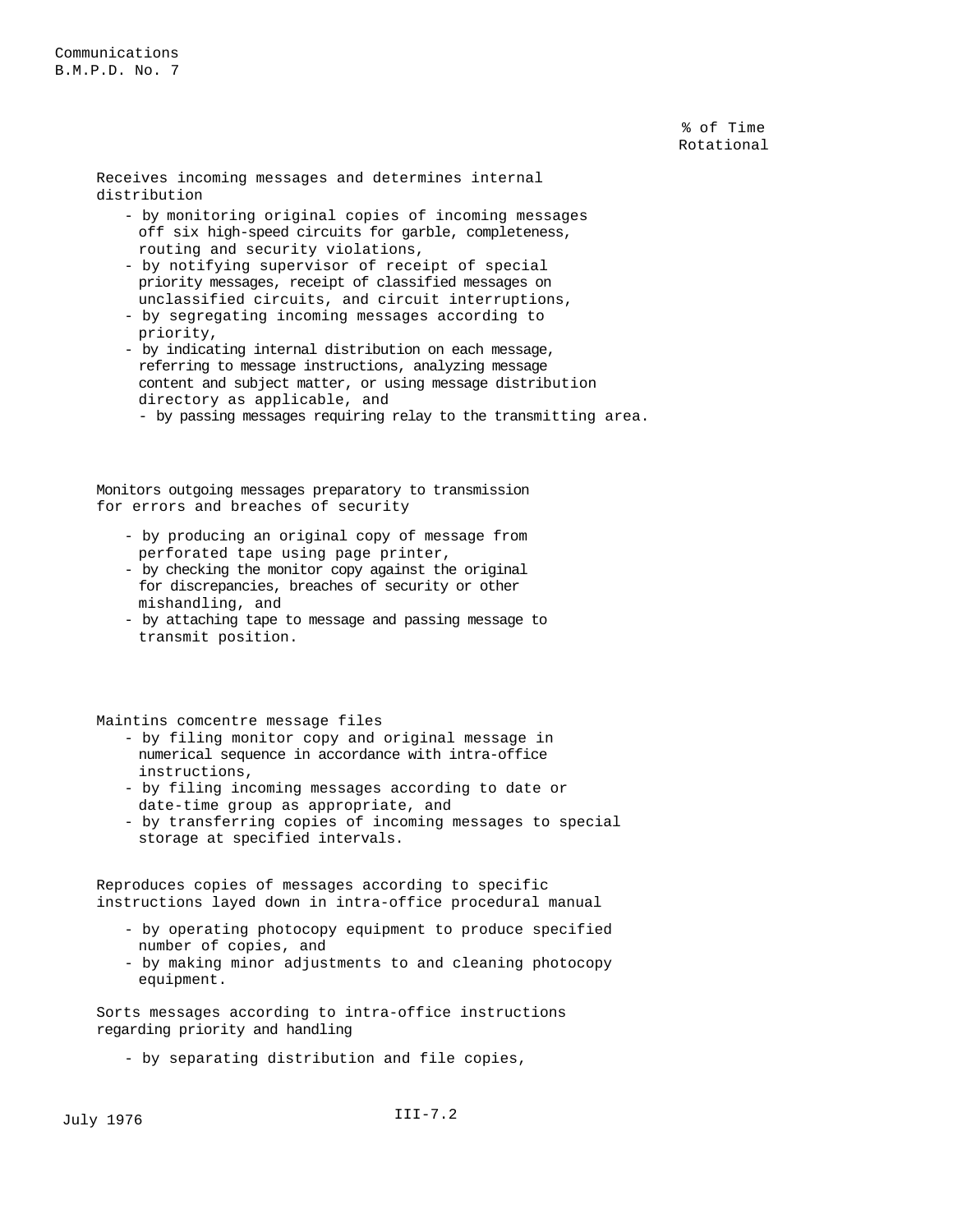% of Time
Rotational

Receives incoming messages and determines internal distribution

- by monitoring original copies of incoming messages off six high-speed circuits for garble, completeness, routing and security violations,
- by notifying supervisor of receipt of special priority messages, receipt of classified messages on unclassified circuits, and circuit interruptions,
- by segregating incoming messages according to priority,
- by indicating internal distribution on each message, referring to message instructions, analyzing message content and subject matter, or using message distribution directory as applicable, and
- by passing messages requiring relay to the transmitting area.

Monitors outgoing messages preparatory to transmission for errors and breaches of security

- by producing an original copy of message from perforated tape using page printer,
- by checking the monitor copy against the original for discrepancies, breaches of security or other mishandling, and
- by attaching tape to message and passing message to transmit position.

Maintins comcentre message files

- by filing monitor copy and original message in numerical sequence in accordance with intra-office instructions,
- by filing incoming messages according to date or date-time group as appropriate, and
- by transferring copies of incoming messages to special storage at specified intervals.

Reproduces copies of messages according to specific instructions layed down in intra-office procedural manual

- by operating photocopy equipment to produce specified number of copies, and
- by making minor adjustments to and cleaning photocopy equipment.

Sorts messages according to intra-office instructions regarding priority and handling

- by separating distribution and file copies,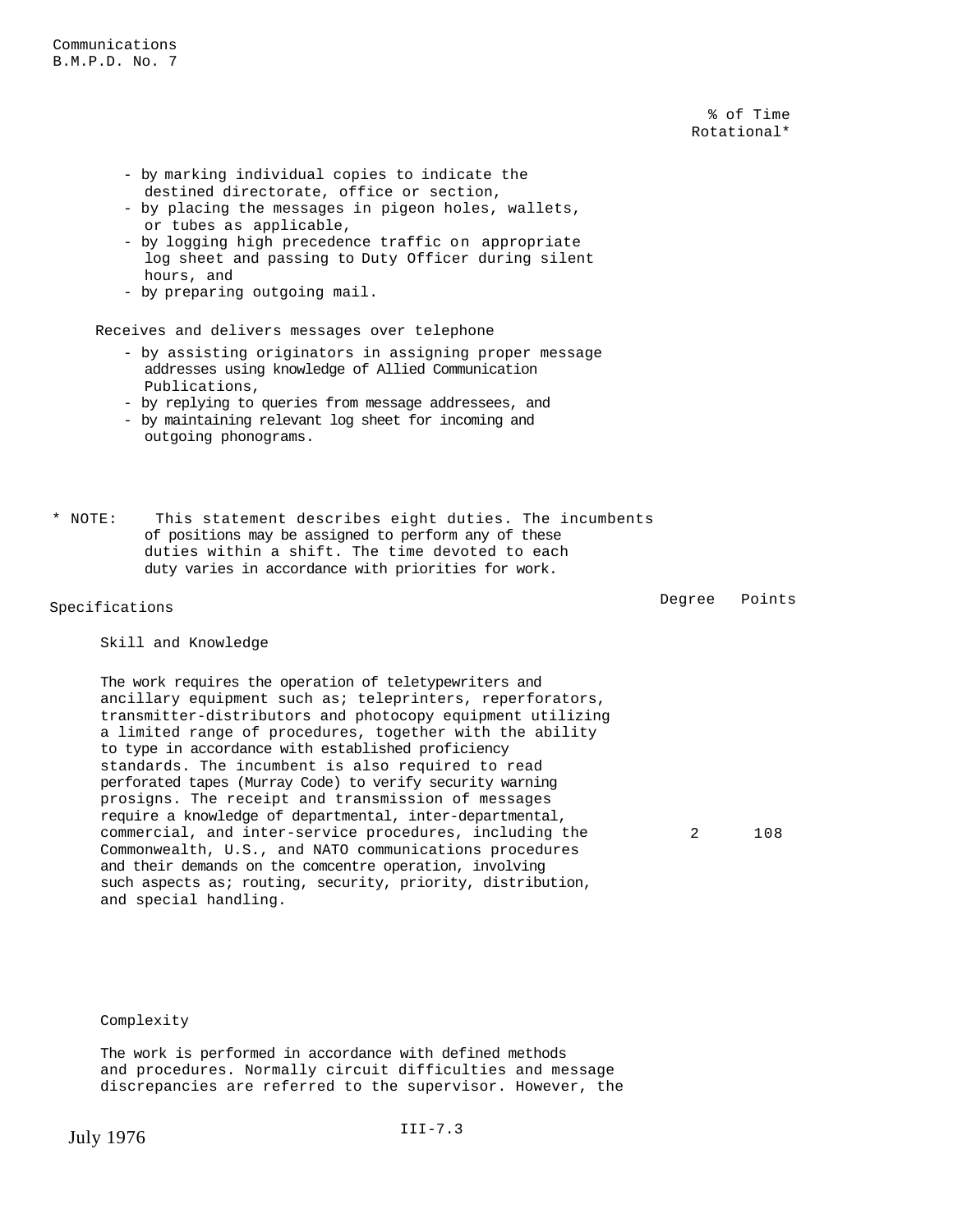% of Time
Rotational*

- by marking individual copies to indicate the destined directorate, office or section,
- by placing the messages in pigeon holes, wallets, or tubes as applicable,
- by logging high precedence traffic on appropriate log sheet and passing to Duty Officer during silent hours, and
- by preparing outgoing mail.

Receives and delivers messages over telephone

- by assisting originators in assigning proper message addresses using knowledge of Allied Communication Publications,
- by replying to queries from message addressees, and
- by maintaining relevant log sheet for incoming and outgoing phonograms.

\* NOTE: This statement describes eight duties. The incumbents of positions may be assigned to perform any of these duties within a shift. The time devoted to each duty varies in accordance with priorities for work.

| Specifications | Degree | Points |
|---|---|---|
| **Skill and Knowledge** | | |
| The work requires the operation of teletypewriters and ancillary equipment such as; teleprinters, reperforators, transmitter-distributors and photocopy equipment utilizing a limited range of procedures, together with the ability to type in accordance with established proficiency standards. The incumbent is also required to read perforated tapes (Murray Code) to verify security warning prosigns. The receipt and transmission of messages require a knowledge of departmental, inter-departmental, commercial, and inter-service procedures, including the Commonwealth, U.S., and NATO communications procedures and their demands on the comcentre operation, involving such aspects as; routing, security, priority, distribution, and special handling. | 2 | 108 |

**Complexity**

The work is performed in accordance with defined methods and procedures. Normally circuit difficulties and message discrepancies are referred to the supervisor. However, the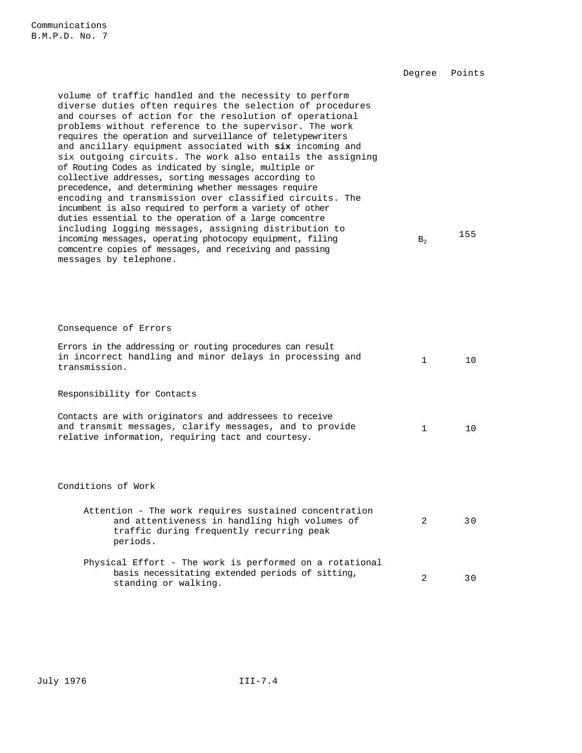| | Degree | Points |
|---|---|---|
| volume of traffic handled and the necessity to perform diverse duties often requires the selection of procedures and courses of action for the resolution of operational problems without reference to the supervisor. The work requires the operation and surveillance of teletypewriters and ancillary equipment associated with **six** incoming and six outgoing circuits. The work also entails the assigning of Routing Codes as indicated by single, multiple or collective addresses, sorting messages according to precedence, and determining whether messages require encoding and transmission over classified circuits. The incumbent is also required to perform a variety of other duties essential to the operation of a large comcentre including logging messages, assigning distribution to incoming messages, operating photocopy equipment, filing comcentre copies of messages, and receiving and passing messages by telephone. | $B_2$ | 155 |
| **Consequence of Errors** | | |
| Errors in the addressing or routing procedures can result in incorrect handling and minor delays in processing and transmission. | 1 | 10 |
| **Responsibility for Contacts** | | |
| Contacts are with originators and addressees to receive and transmit messages, clarify messages, and to provide relative information, requiring tact and courtesy. | 1 | 10 |
| **Conditions of Work** | | |
| Attention - The work requires sustained concentration and attentiveness in handling high volumes of traffic during frequently recurring peak periods. | 2 | 30 |
| Physical Effort - The work is performed on a rotational basis necessitating extended periods of sitting, standing or walking. | 2 | 30 |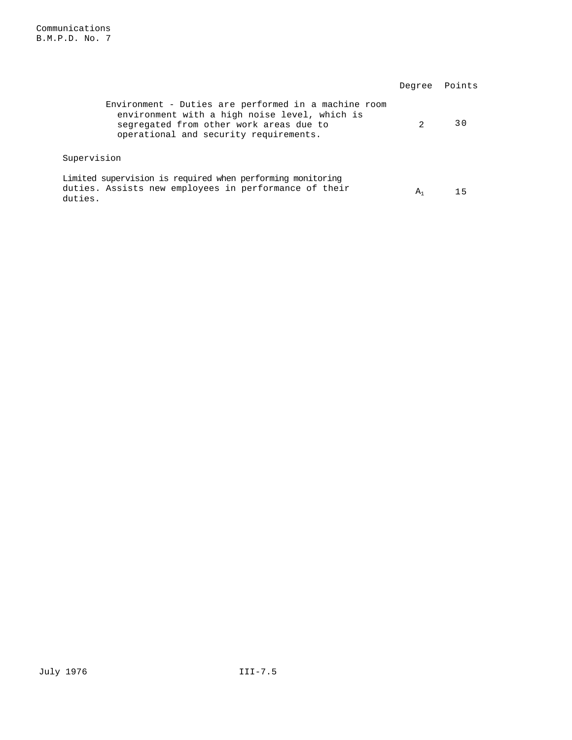| | Degree | Points |
|---|---|---|
| Environment - Duties are performed in a machine room environment with a high noise level, which is segregated from other work areas due to operational and security requirements. | 2 | 30 |

Supervision

| | Degree | Points |
|---|---|---|
| Limited supervision is required when performing monitoring duties. Assists new employees in performance of their duties. | $A_1$ | 15 |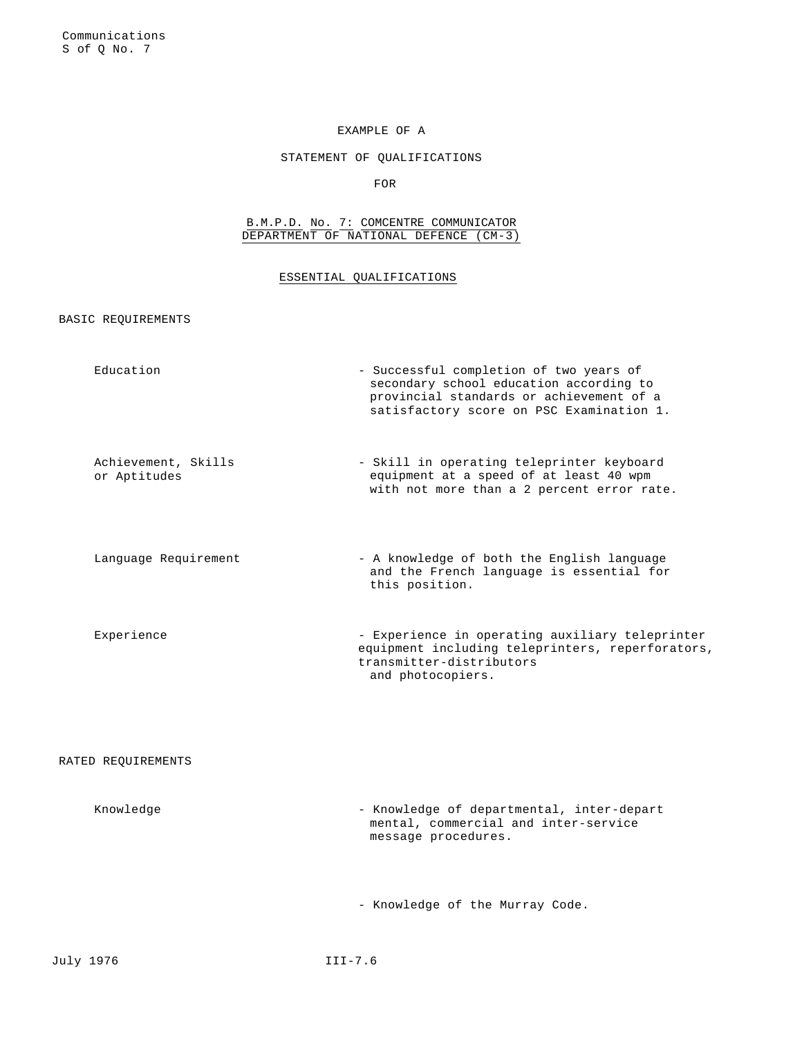EXAMPLE OF A

STATEMENT OF QUALIFICATIONS

FOR

B.M.P.D. No. 7: COMCENTRE COMMUNICATOR
DEPARTMENT OF NATIONAL DEFENCE (CM-3)

## ESSENTIAL QUALIFICATIONS

### BASIC REQUIREMENTS

| | |
|---|---|
| Education | - Successful completion of two years of secondary school education according to provincial standards or achievement of a satisfactory score on PSC Examination 1. |
| Achievement, Skills or Aptitudes | - Skill in operating teleprinter keyboard equipment at a speed of at least 40 wpm with not more than a 2 percent error rate. |
| Language Requirement | - A knowledge of both the English language and the French language is essential for this position. |
| Experience | - Experience in operating auxiliary teleprinter equipment including teleprinters, reperforators, transmitter-distributors and photocopiers. |

### RATED REQUIREMENTS

| | |
|---|---|
| Knowledge | - Knowledge of departmental, inter-departmental, commercial and inter-service message procedures. |
| | - Knowledge of the Murray Code. |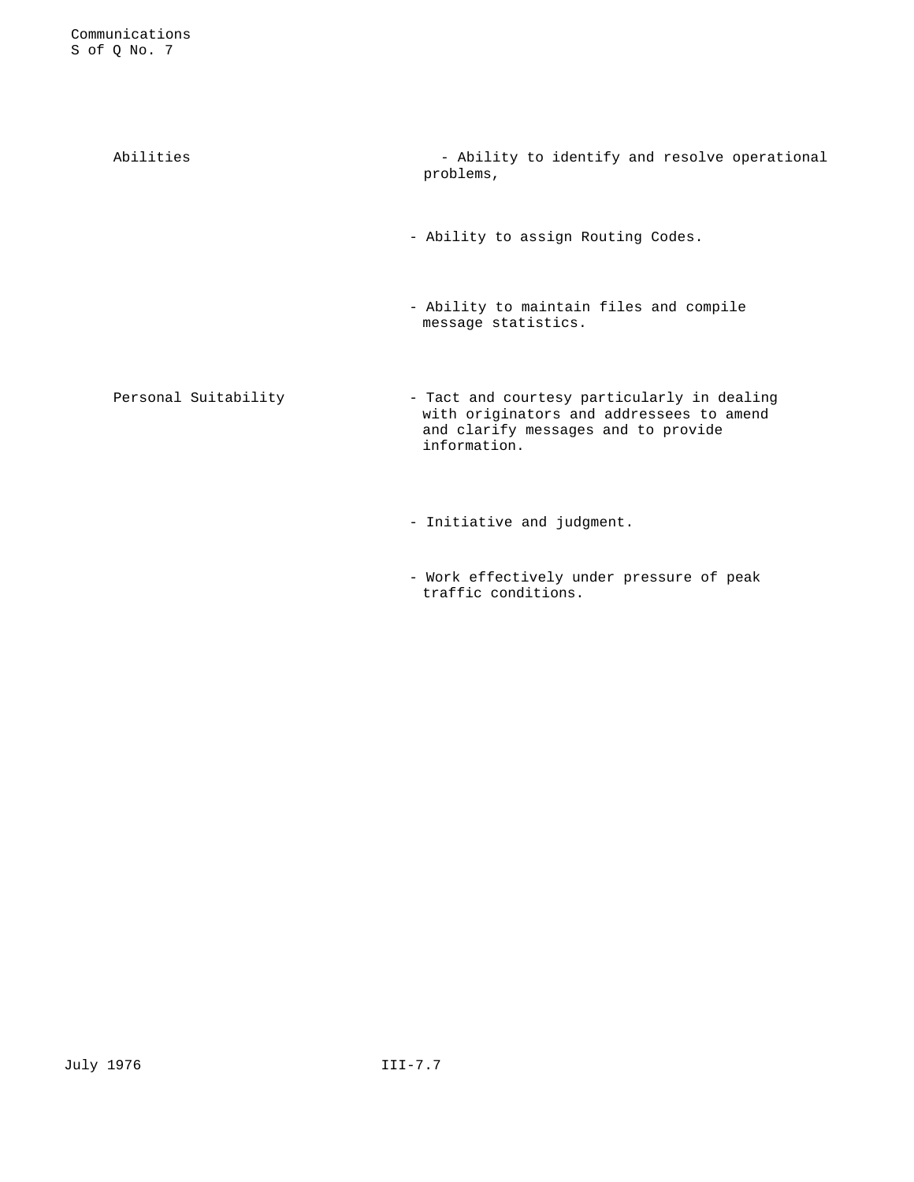| | |
|---|---|
| Abilities | - Ability to identify and resolve operational problems, |
| | - Ability to assign Routing Codes. |
| | - Ability to maintain files and compile message statistics. |
| Personal Suitability | - Tact and courtesy particularly in dealing with originators and addressees to amend and clarify messages and to provide information. |
| | - Initiative and judgment. |
| | - Work effectively under pressure of peak traffic conditions. |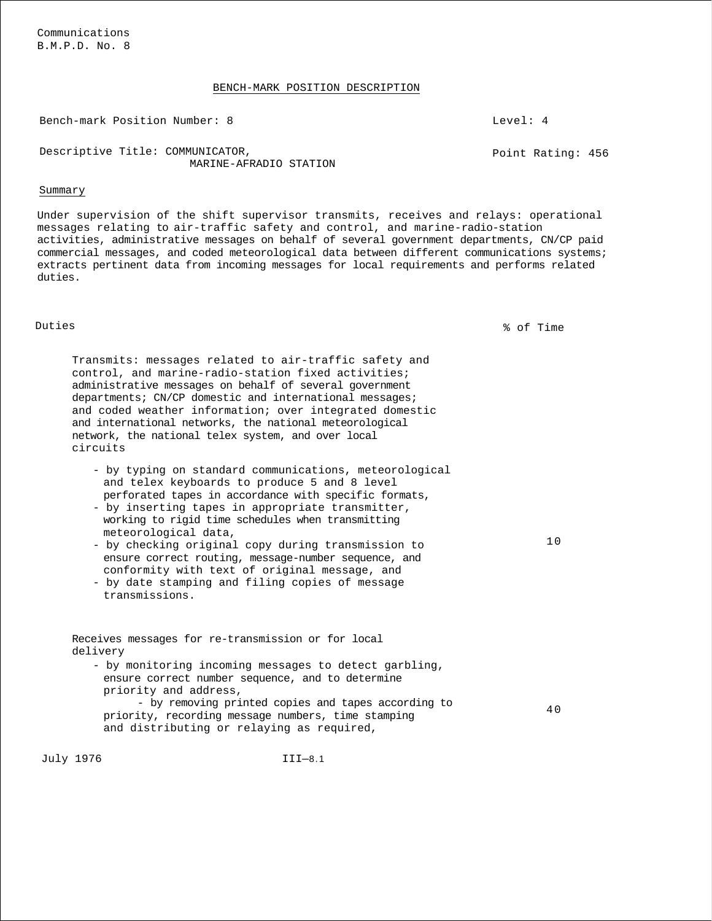Communications
B.M.P.D. No. 8

## BENCH-MARK POSITION DESCRIPTION

Bench-mark Position Number: 8 | Level: 4

Descriptive Title: COMMUNICATOR, MARINE-AFRADIO STATION | Point Rating: 456

### Summary

Under supervision of the shift supervisor transmits, receives and relays: operational messages relating to air-traffic safety and control, and marine-radio-station activities, administrative messages on behalf of several government departments, CN/CP paid commercial messages, and coded meteorological data between different communications systems; extracts pertinent data from incoming messages for local requirements and performs related duties.

| Duties | % of Time |
|---|---|
| Transmits: messages related to air-traffic safety and control, and marine-radio-station fixed activities; administrative messages on behalf of several government departments; CN/CP domestic and international messages; and coded weather information; over integrated domestic and international networks, the national meteorological network, the national telex system, and over local circuits<br>- by typing on standard communications, meteorological and telex keyboards to produce 5 and 8 level perforated tapes in accordance with specific formats,<br>- by inserting tapes in appropriate transmitter, working to rigid time schedules when transmitting meteorological data,<br>- by checking original copy during transmission to ensure correct routing, message-number sequence, and conformity with text of original message, and<br>- by date stamping and filing copies of message transmissions. | 10 |
| Receives messages for re-transmission or for local delivery<br>- by monitoring incoming messages to detect garbling, ensure correct number sequence, and to determine priority and address,<br>- by removing printed copies and tapes according to priority, recording message numbers, time stamping and distributing or relaying as required, | 40 |

July 1976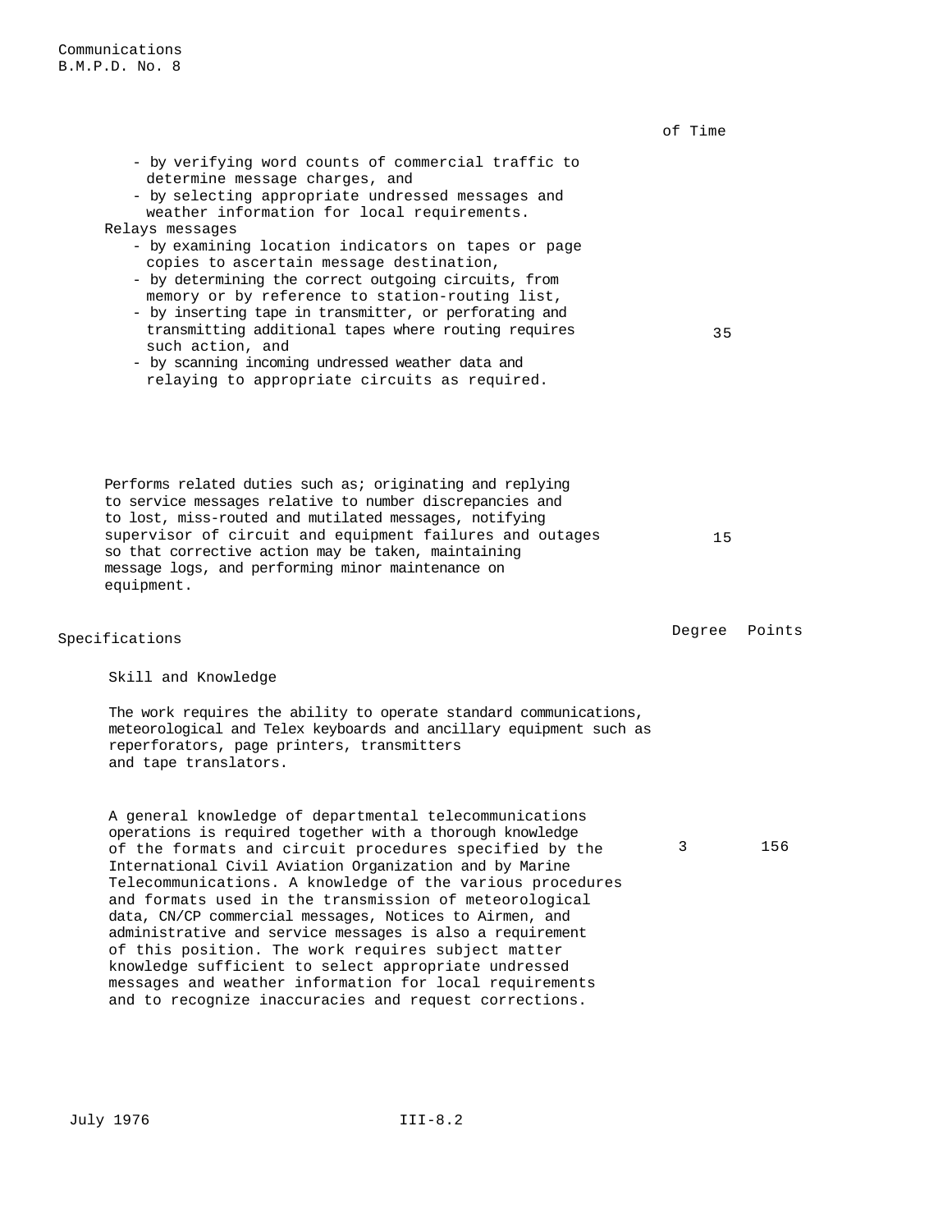| | % of Time |
|---|---|
| - by verifying word counts of commercial traffic to determine message charges, and<br>- by selecting appropriate undressed messages and weather information for local requirements.<br>Relays messages<br>- by examining location indicators on tapes or page copies to ascertain message destination,<br>- by determining the correct outgoing circuits, from memory or by reference to station-routing list,<br>- by inserting tape in transmitter, or perforating and transmitting additional tapes where routing requires such action, and<br>- by scanning incoming undressed weather data and relaying to appropriate circuits as required. | 35 |
| Performs related duties such as; originating and replying to service messages relative to number discrepancies and to lost, miss-routed and mutilated messages, notifying supervisor of circuit and equipment failures and outages so that corrective action may be taken, maintaining message logs, and performing minor maintenance on equipment. | 15 |

## Specifications

| | Degree | Points |
|---|---|---|
| **Skill and Knowledge** | | |
| The work requires the ability to operate standard communications, meteorological and Telex keyboards and ancillary equipment such as reperforators, page printers, transmitters and tape translators.<br><br>A general knowledge of departmental telecommunications operations is required together with a thorough knowledge of the formats and circuit procedures specified by the International Civil Aviation Organization and by Marine Telecommunications. A knowledge of the various procedures and formats used in the transmission of meteorological data, CN/CP commercial messages, Notices to Airmen, and administrative and service messages is also a requirement of this position. The work requires subject matter knowledge sufficient to select appropriate undressed messages and weather information for local requirements and to recognize inaccuracies and request corrections. | 3 | 156 |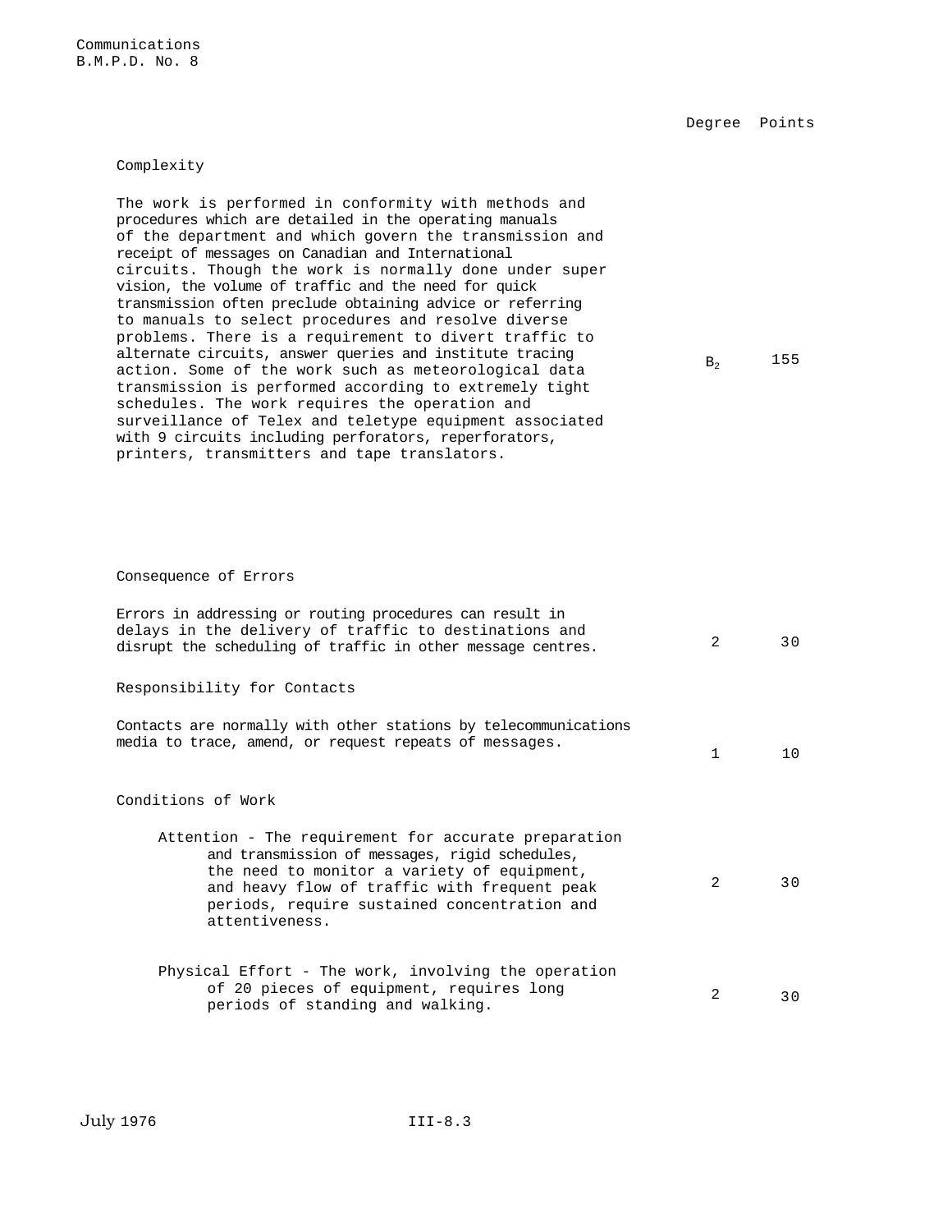| | Degree | Points |
|---|---|---|
| **Complexity** | | |
| The work is performed in conformity with methods and procedures which are detailed in the operating manuals of the department and which govern the transmission and receipt of messages on Canadian and International circuits. Though the work is normally done under super vision, the volume of traffic and the need for quick transmission often preclude obtaining advice or referring to manuals to select procedures and resolve diverse problems. There is a requirement to divert traffic to alternate circuits, answer queries and institute tracing action. Some of the work such as meteorological data transmission is performed according to extremely tight schedules. The work requires the operation and surveillance of Telex and teletype equipment associated with 9 circuits including perforators, reperforators, printers, transmitters and tape translators. | $B_2$ | 155 |
| **Consequence of Errors** | | |
| Errors in addressing or routing procedures can result in delays in the delivery of traffic to destinations and disrupt the scheduling of traffic in other message centres. | 2 | 30 |
| **Responsibility for Contacts** | | |
| Contacts are normally with other stations by telecommunications media to trace, amend, or request repeats of messages. | 1 | 10 |
| **Conditions of Work** | | |
| Attention - The requirement for accurate preparation and transmission of messages, rigid schedules, the need to monitor a variety of equipment, and heavy flow of traffic with frequent peak periods, require sustained concentration and attentiveness. | 2 | 30 |
| Physical Effort - The work, involving the operation of 20 pieces of equipment, requires long periods of standing and walking. | 2 | 30 |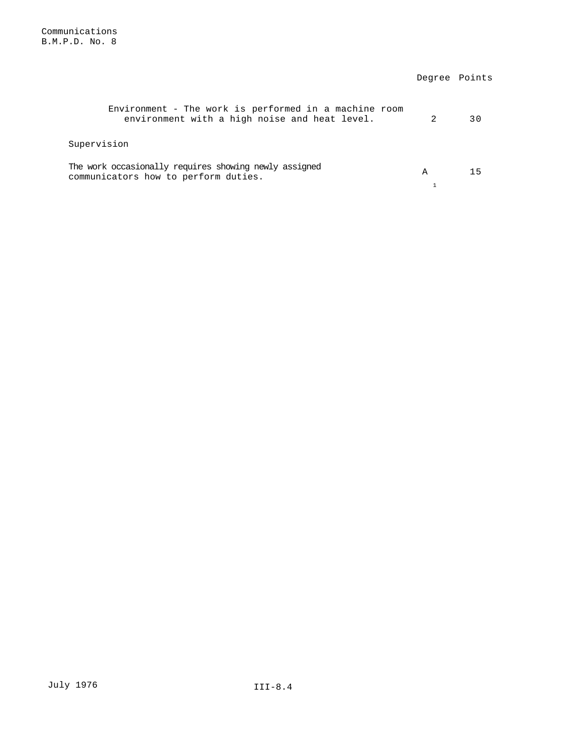| | Degree | Points |
|---|---|---|
| Environment - The work is performed in a machine room environment with a high noise and heat level. | 2 | 30 |
| **Supervision** | | |
| The work occasionally requires showing newly assigned communicators how to perform duties. | $A_1$ | 15 |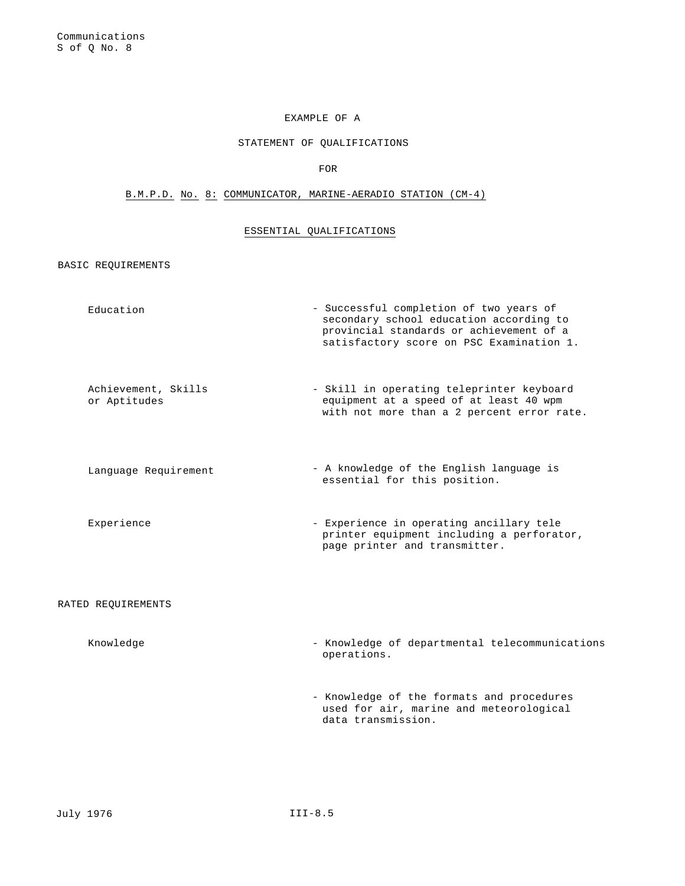Communications
S of Q No. 8

EXAMPLE OF A

STATEMENT OF QUALIFICATIONS

FOR

## B.M.P.D. No. 8: COMMUNICATOR, MARINE-AERADIO STATION (CM-4)

### ESSENTIAL QUALIFICATIONS

BASIC REQUIREMENTS

| | |
|---|---|
| Education | - Successful completion of two years of secondary school education according to provincial standards or achievement of a satisfactory score on PSC Examination 1. |
| Achievement, Skills or Aptitudes | - Skill in operating teleprinter keyboard equipment at a speed of at least 40 wpm with not more than a 2 percent error rate. |
| Language Requirement | - A knowledge of the English language is essential for this position. |
| Experience | - Experience in operating ancillary tele printer equipment including a perforator, page printer and transmitter. |

RATED REQUIREMENTS

| | |
|---|---|
| Knowledge | - Knowledge of departmental telecommunications operations. |
| | - Knowledge of the formats and procedures used for air, marine and meteorological data transmission. |

July 1976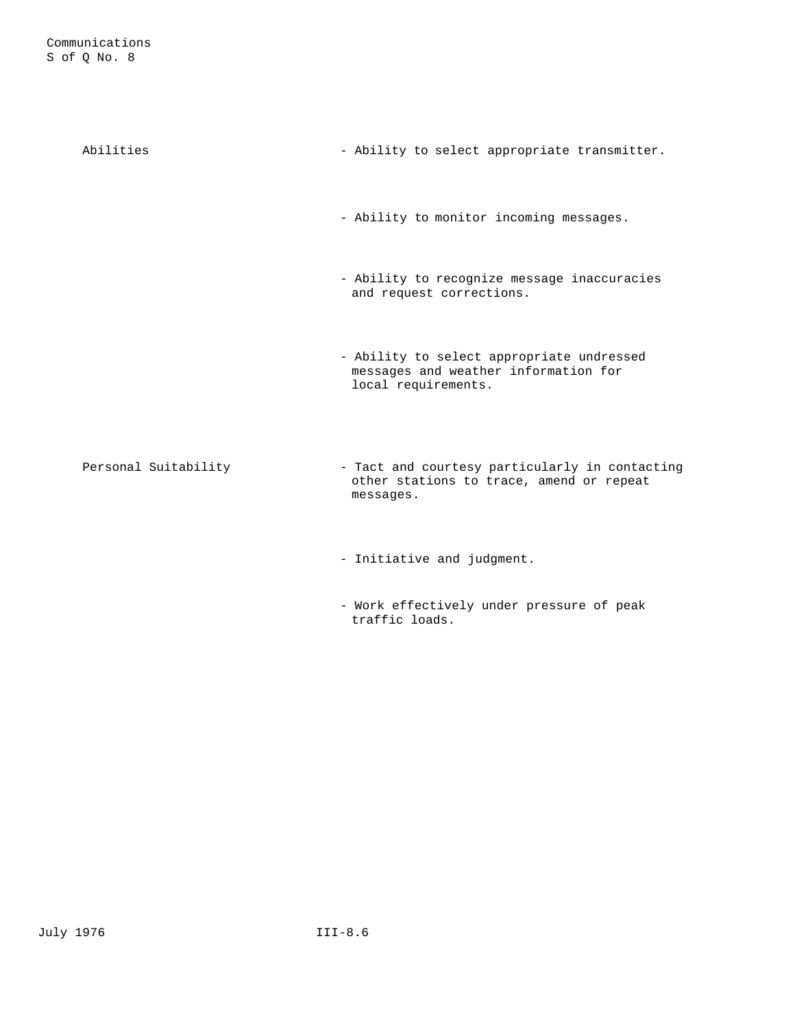| | |
|---|---|
| Abilities | - Ability to select appropriate transmitter. |
| | - Ability to monitor incoming messages. |
| | - Ability to recognize message inaccuracies and request corrections. |
| | - Ability to select appropriate undressed messages and weather information for local requirements. |
| Personal Suitability | - Tact and courtesy particularly in contacting other stations to trace, amend or repeat messages. |
| | - Initiative and judgment. |
| | - Work effectively under pressure of peak traffic loads. |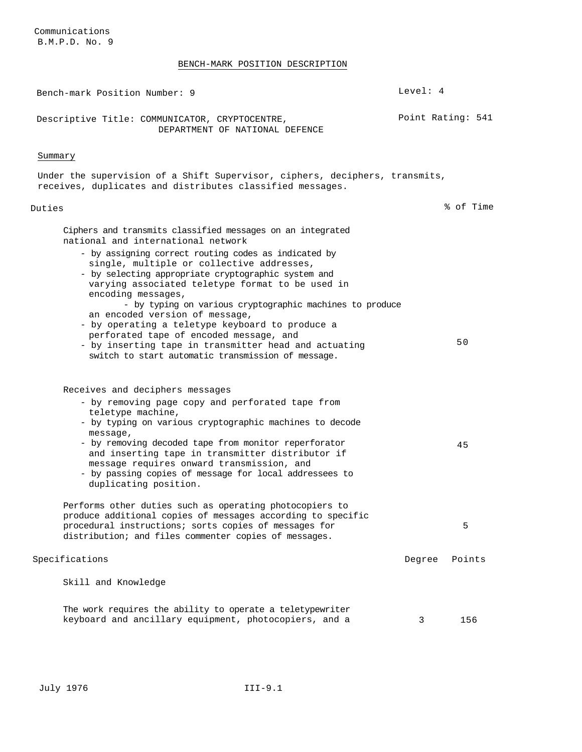Communications
B.M.P.D. No. 9

## BENCH-MARK POSITION DESCRIPTION

Bench-mark Position Number: 9 — Level: 4

Descriptive Title: COMMUNICATOR, CRYPTOCENTRE, DEPARTMENT OF NATIONAL DEFENCE — Point Rating: 541

### Summary

Under the supervision of a Shift Supervisor, ciphers, deciphers, transmits, receives, duplicates and distributes classified messages.

| Duties | % of Time |
|---|---|
| Ciphers and transmits classified messages on an integrated national and international network<br>- by assigning correct routing codes as indicated by single, multiple or collective addresses,<br>- by selecting appropriate cryptographic system and varying associated teletype format to be used in encoding messages,<br>- by typing on various cryptographic machines to produce an encoded version of message,<br>- by operating a teletype keyboard to produce a perforated tape of encoded message, and<br>- by inserting tape in transmitter head and actuating switch to start automatic transmission of message. | 50 |
| Receives and deciphers messages<br>- by removing page copy and perforated tape from teletype machine,<br>- by typing on various cryptographic machines to decode message,<br>- by removing decoded tape from monitor reperforator and inserting tape in transmitter distributor if message requires onward transmission, and<br>- by passing copies of message for local addressees to duplicating position. | 45 |
| Performs other duties such as operating photocopiers to produce additional copies of messages according to specific procedural instructions; sorts copies of messages for distribution; and files commenter copies of messages. | 5 |

| Specifications | Degree | Points |
|---|---|---|
| **Skill and Knowledge** | | |
| The work requires the ability to operate a teletypewriter keyboard and ancillary equipment, photocopiers, and a | 3 | 156 |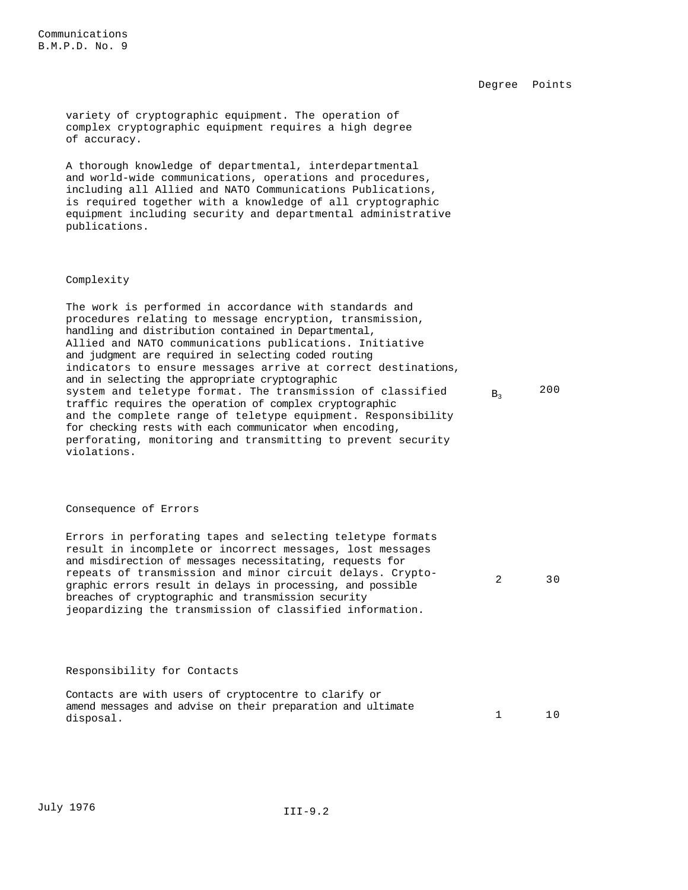| | Degree | Points |
|---|---|---|
| variety of cryptographic equipment. The operation of complex cryptographic equipment requires a high degree of accuracy. | | |
| A thorough knowledge of departmental, interdepartmental and world-wide communications, operations and procedures, including all Allied and NATO Communications Publications, is required together with a knowledge of all cryptographic equipment including security and departmental administrative publications. | | |
| **Complexity** | | |
| The work is performed in accordance with standards and procedures relating to message encryption, transmission, handling and distribution contained in Departmental, Allied and NATO communications publications. Initiative and judgment are required in selecting coded routing indicators to ensure messages arrive at correct destinations, and in selecting the appropriate cryptographic system and teletype format. The transmission of classified traffic requires the operation of complex cryptographic and the complete range of teletype equipment. Responsibility for checking rests with each communicator when encoding, perforating, monitoring and transmitting to prevent security violations. | $B_3$ | 200 |
| **Consequence of Errors** | | |
| Errors in perforating tapes and selecting teletype formats result in incomplete or incorrect messages, lost messages and misdirection of messages necessitating, requests for repeats of transmission and minor circuit delays. Cryptographic errors result in delays in processing, and possible breaches of cryptographic and transmission security jeopardizing the transmission of classified information. | 2 | 30 |
| **Responsibility for Contacts** | | |
| Contacts are with users of cryptocentre to clarify or amend messages and advise on their preparation and ultimate disposal. | 1 | 10 |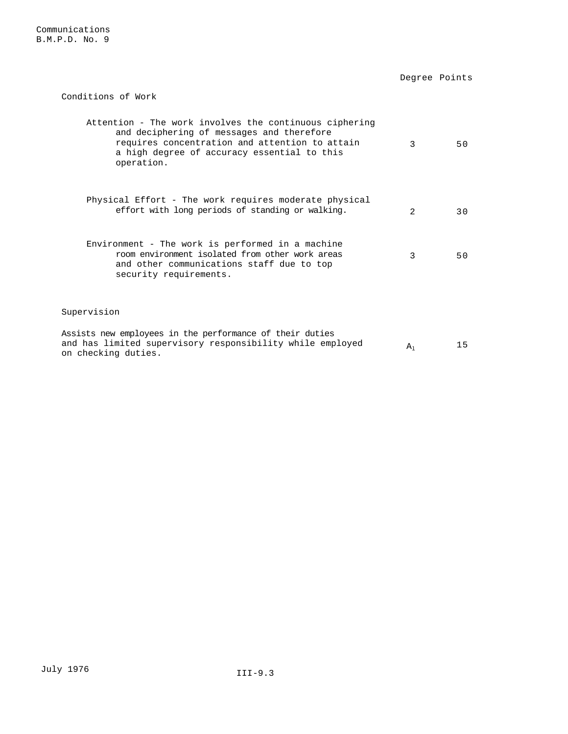Communications
B.M.P.D. No. 9

| | Degree | Points |
|---|---|---|
| **Conditions of Work** | | |
| Attention - The work involves the continuous ciphering and deciphering of messages and therefore requires concentration and attention to attain a high degree of accuracy essential to this operation. | 3 | 50 |
| Physical Effort - The work requires moderate physical effort with long periods of standing or walking. | 2 | 30 |
| Environment - The work is performed in a machine room environment isolated from other work areas and other communications staff due to top security requirements. | 3 | 50 |
| **Supervision** | | |
| Assists new employees in the performance of their duties and has limited supervisory responsibility while employed on checking duties. | $A_1$ | 15 |

July 1976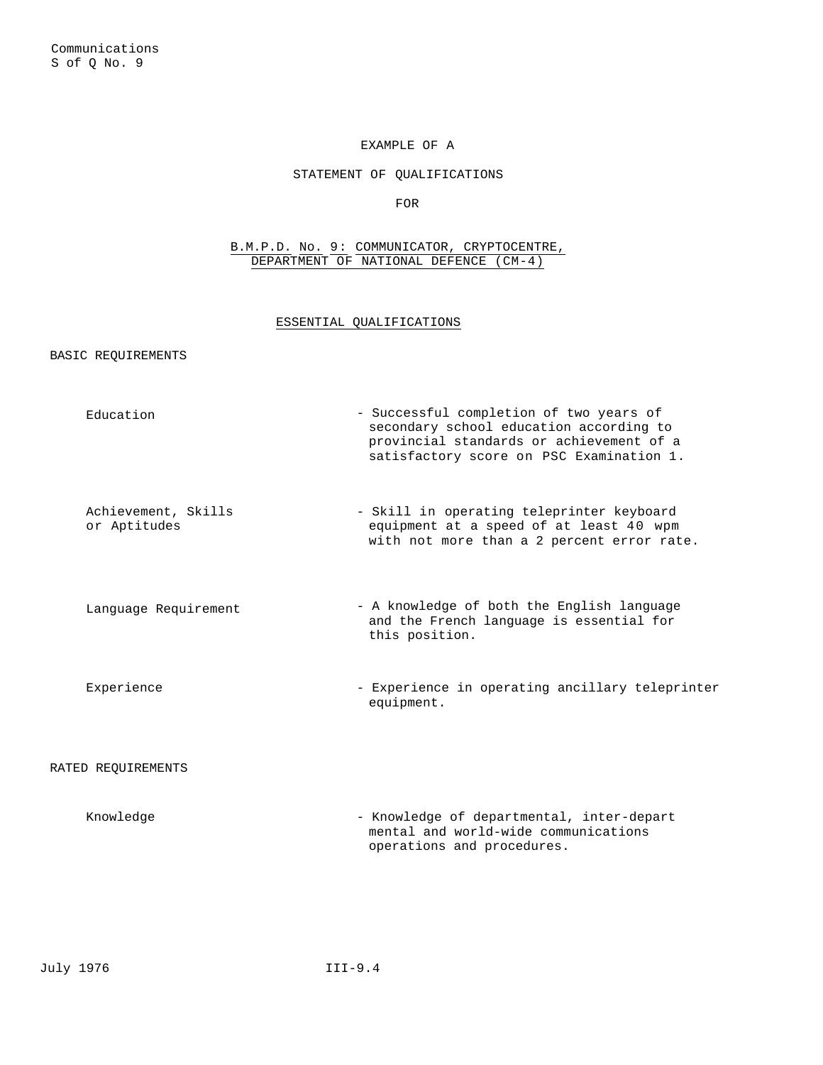Communications
S of Q No. 9

EXAMPLE OF A

STATEMENT OF QUALIFICATIONS

FOR

B.M.P.D. No. 9: COMMUNICATOR, CRYPTOCENTRE, DEPARTMENT OF NATIONAL DEFENCE (CM-4)

## ESSENTIAL QUALIFICATIONS

### BASIC REQUIREMENTS

| | |
|---|---|
| Education | - Successful completion of two years of secondary school education according to provincial standards or achievement of a satisfactory score on PSC Examination 1. |
| Achievement, Skills or Aptitudes | - Skill in operating teleprinter keyboard equipment at a speed of at least 40 wpm with not more than a 2 percent error rate. |
| Language Requirement | - A knowledge of both the English language and the French language is essential for this position. |
| Experience | - Experience in operating ancillary teleprinter equipment. |

### RATED REQUIREMENTS

| | |
|---|---|
| Knowledge | - Knowledge of departmental, inter-departmental and world-wide communications operations and procedures. |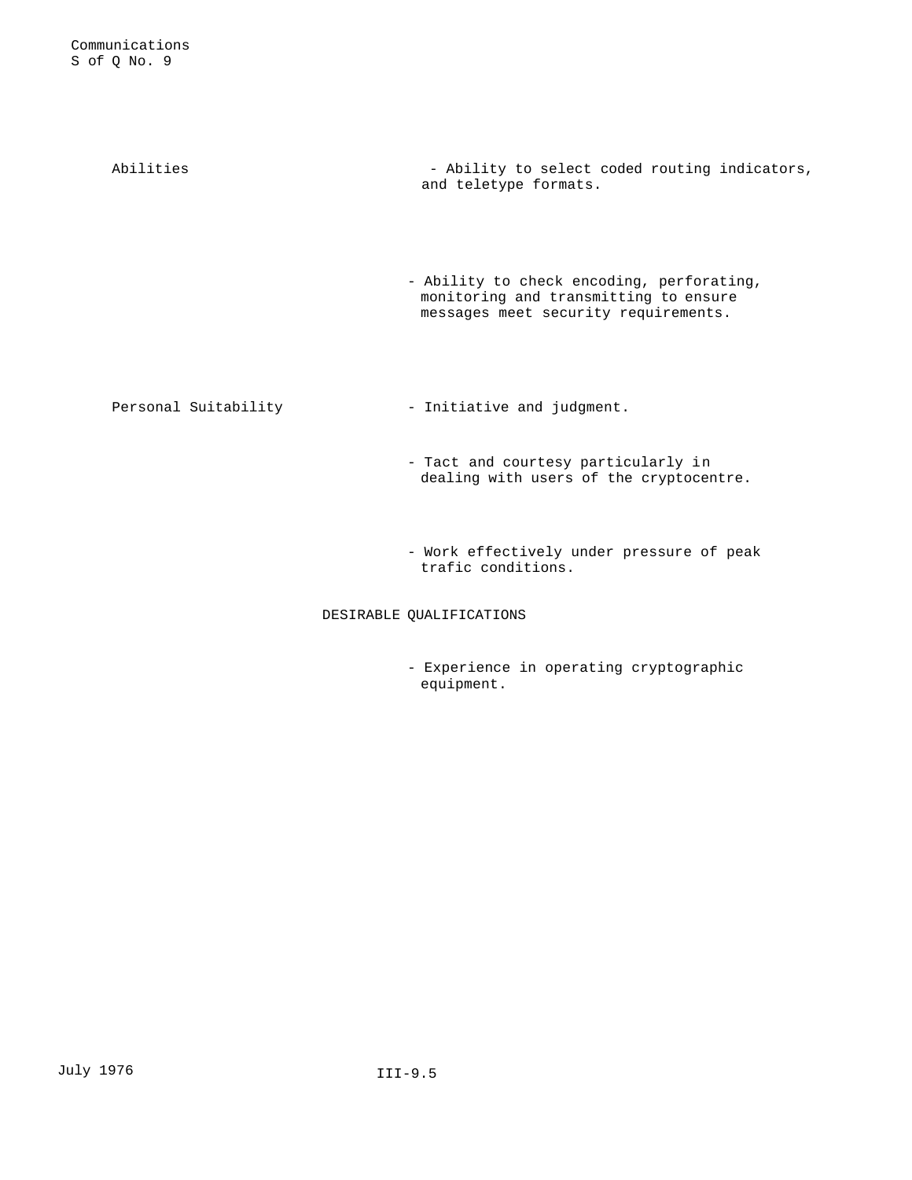Abilities

- Ability to select coded routing indicators, and teletype formats.

- Ability to check encoding, perforating, monitoring and transmitting to ensure messages meet security requirements.

Personal Suitability

- Initiative and judgment.

- Tact and courtesy particularly in dealing with users of the cryptocentre.

- Work effectively under pressure of peak trafic conditions.

DESIRABLE QUALIFICATIONS

- Experience in operating cryptographic equipment.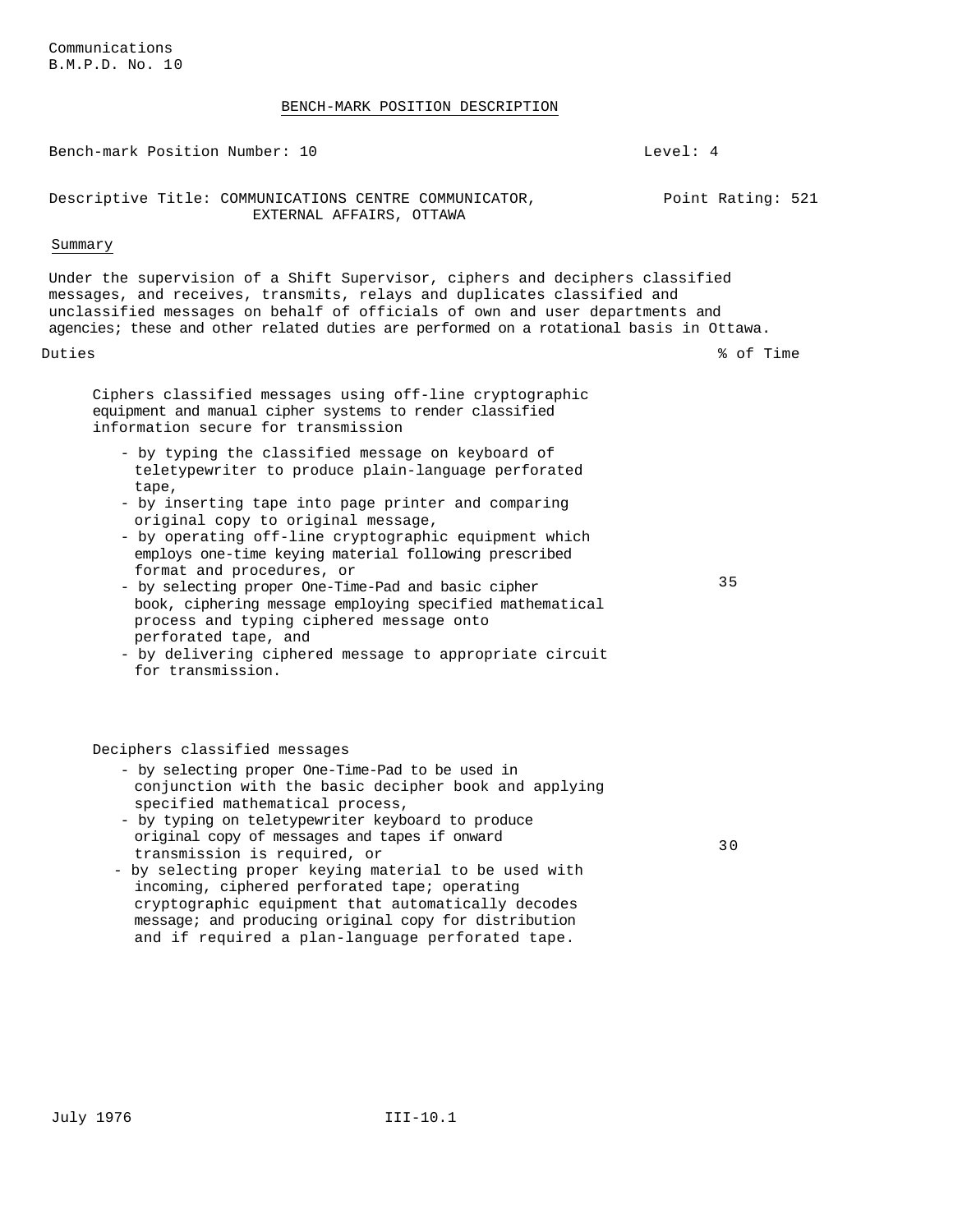Communications
B.M.P.D. No. 10

## BENCH-MARK POSITION DESCRIPTION

Bench-mark Position Number: 10 | Level: 4

Descriptive Title: COMMUNICATIONS CENTRE COMMUNICATOR, EXTERNAL AFFAIRS, OTTAWA | Point Rating: 521

### Summary

Under the supervision of a Shift Supervisor, ciphers and deciphers classified messages, and receives, transmits, relays and duplicates classified and unclassified messages on behalf of officials of own and user departments and agencies; these and other related duties are performed on a rotational basis in Ottawa.

| Duties | % of Time |
| --- | --- |
| Ciphers classified messages using off-line cryptographic equipment and manual cipher systems to render classified information secure for transmission<br>- by typing the classified message on keyboard of teletypewriter to produce plain-language perforated tape,<br>- by inserting tape into page printer and comparing original copy to original message,<br>- by operating off-line cryptographic equipment which employs one-time keying material following prescribed format and procedures, or<br>- by selecting proper One-Time-Pad and basic cipher book, ciphering message employing specified mathematical process and typing ciphered message onto perforated tape, and<br>- by delivering ciphered message to appropriate circuit for transmission. | 35 |
| Deciphers classified messages<br>- by selecting proper One-Time-Pad to be used in conjunction with the basic decipher book and applying specified mathematical process,<br>- by typing on teletypewriter keyboard to produce original copy of messages and tapes if onward transmission is required, or<br>- by selecting proper keying material to be used with incoming, ciphered perforated tape; operating cryptographic equipment that automatically decodes message; and producing original copy for distribution and if required a plan-language perforated tape. | 30 |

July 1976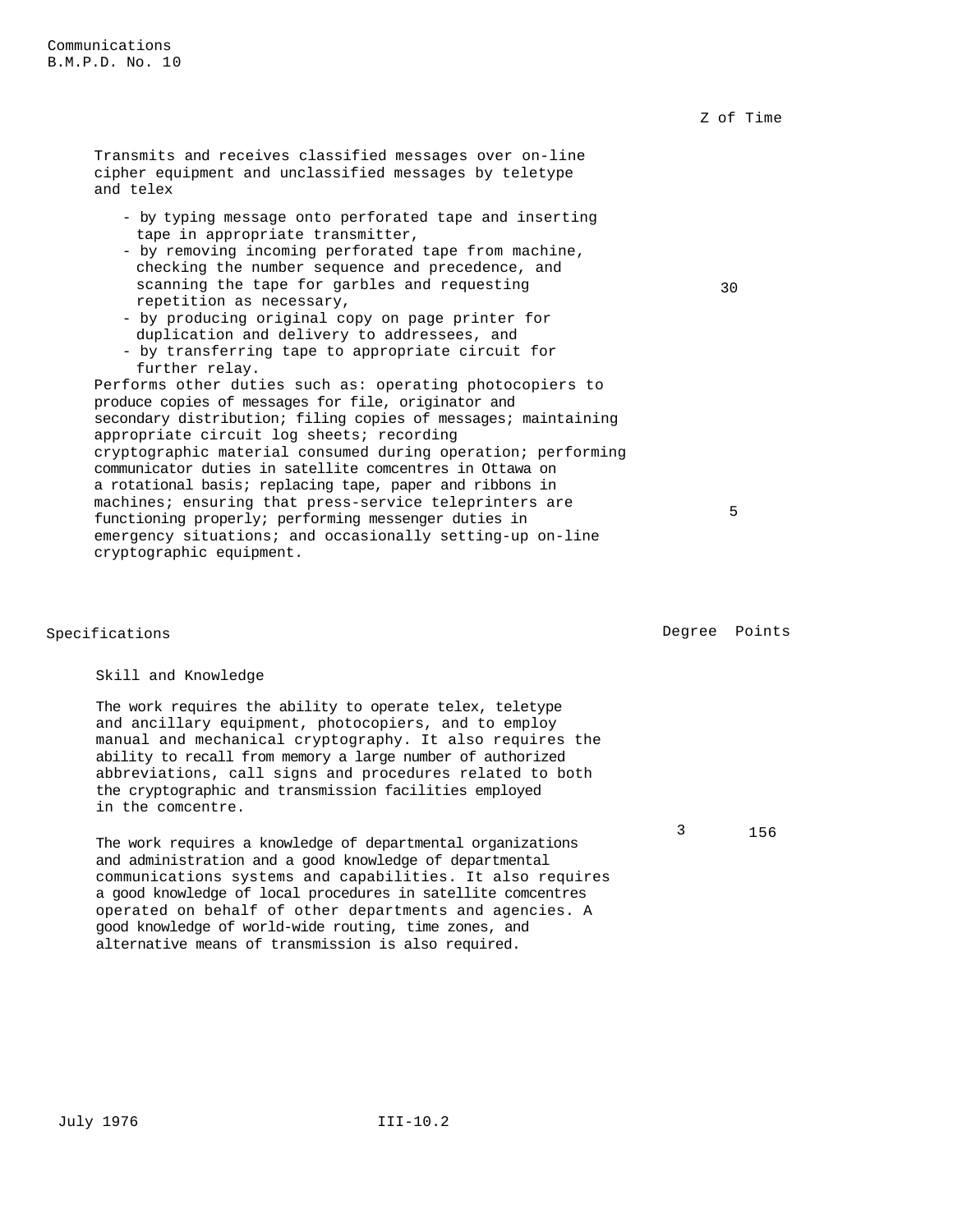| | % of Time |
|---|---|
| Transmits and receives classified messages over on-line cipher equipment and unclassified messages by teletype and telex<br>- by typing message onto perforated tape and inserting tape in appropriate transmitter,<br>- by removing incoming perforated tape from machine, checking the number sequence and precedence, and scanning the tape for garbles and requesting repetition as necessary,<br>- by producing original copy on page printer for duplication and delivery to addressees, and<br>- by transferring tape to appropriate circuit for further relay. | 30 |
| Performs other duties such as: operating photocopiers to produce copies of messages for file, originator and secondary distribution; filing copies of messages; maintaining appropriate circuit log sheets; recording cryptographic material consumed during operation; performing communicator duties in satellite comcentres in Ottawa on a rotational basis; replacing tape, paper and ribbons in machines; ensuring that press-service teleprinters are functioning properly; performing messenger duties in emergency situations; and occasionally setting-up on-line cryptographic equipment. | 5 |

| Specifications | Degree | Points |
|---|---|---|
| **Skill and Knowledge**<br><br>The work requires the ability to operate telex, teletype and ancillary equipment, photocopiers, and to employ manual and mechanical cryptography. It also requires the ability to recall from memory a large number of authorized abbreviations, call signs and procedures related to both the cryptographic and transmission facilities employed in the comcentre.<br><br>The work requires a knowledge of departmental organizations and administration and a good knowledge of departmental communications systems and capabilities. It also requires a good knowledge of local procedures in satellite comcentres operated on behalf of other departments and agencies. A good knowledge of world-wide routing, time zones, and alternative means of transmission is also required. | 3 | 156 |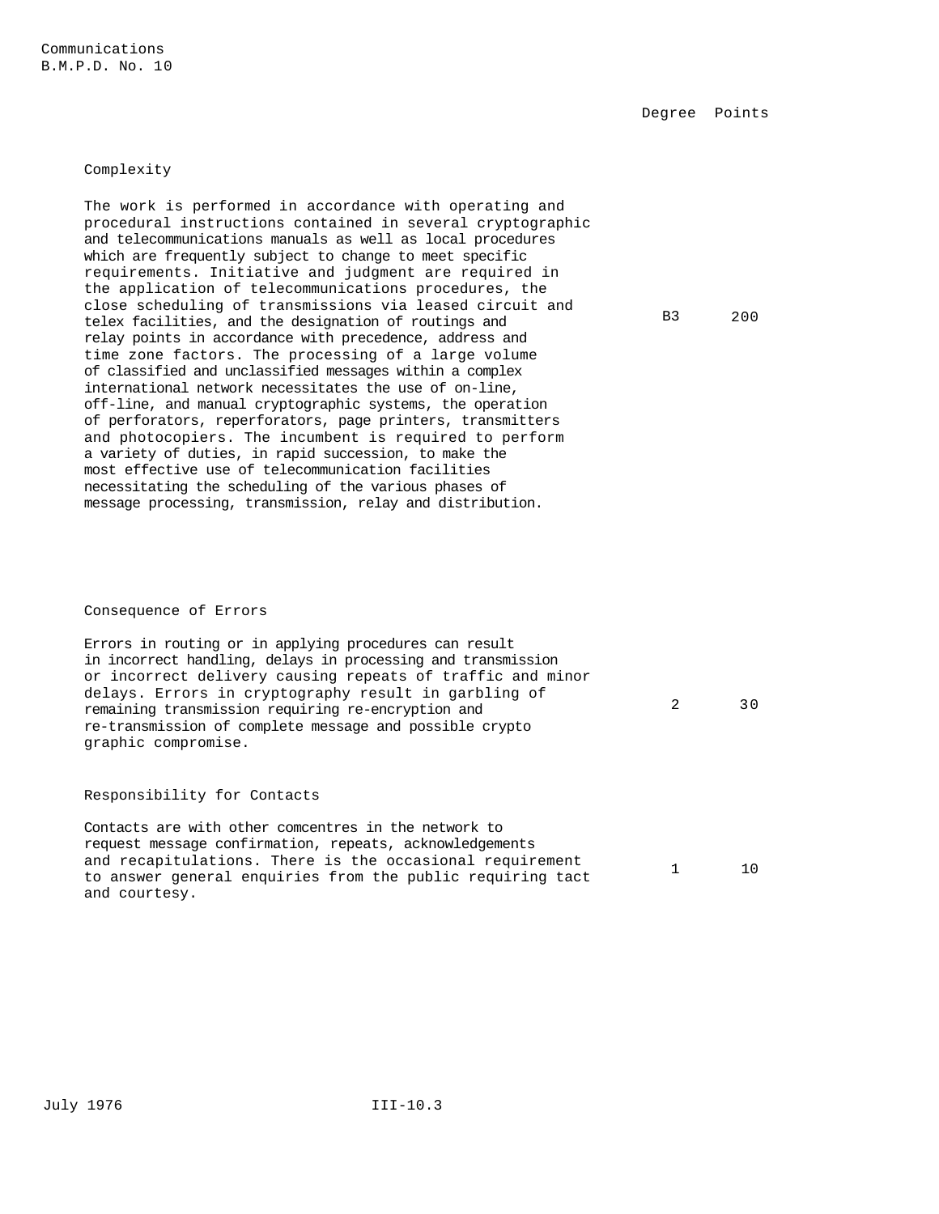| | Degree | Points |
|---|---|---|
| **Complexity** | | |
| The work is performed in accordance with operating and procedural instructions contained in several cryptographic and telecommunications manuals as well as local procedures which are frequently subject to change to meet specific requirements. Initiative and judgment are required in the application of telecommunications procedures, the close scheduling of transmissions via leased circuit and telex facilities, and the designation of routings and relay points in accordance with precedence, address and time zone factors. The processing of a large volume of classified and unclassified messages within a complex international network necessitates the use of on-line, off-line, and manual cryptographic systems, the operation of perforators, reperforators, page printers, transmitters and photocopiers. The incumbent is required to perform a variety of duties, in rapid succession, to make the most effective use of telecommunication facilities necessitating the scheduling of the various phases of message processing, transmission, relay and distribution. | B3 | 200 |
| **Consequence of Errors** | | |
| Errors in routing or in applying procedures can result in incorrect handling, delays in processing and transmission or incorrect delivery causing repeats of traffic and minor delays. Errors in cryptography result in garbling of remaining transmission requiring re-encryption and re-transmission of complete message and possible crypto graphic compromise. | 2 | 30 |
| **Responsibility for Contacts** | | |
| Contacts are with other comcentres in the network to request message confirmation, repeats, acknowledgements and recapitulations. There is the occasional requirement to answer general enquiries from the public requiring tact and courtesy. | 1 | 10 |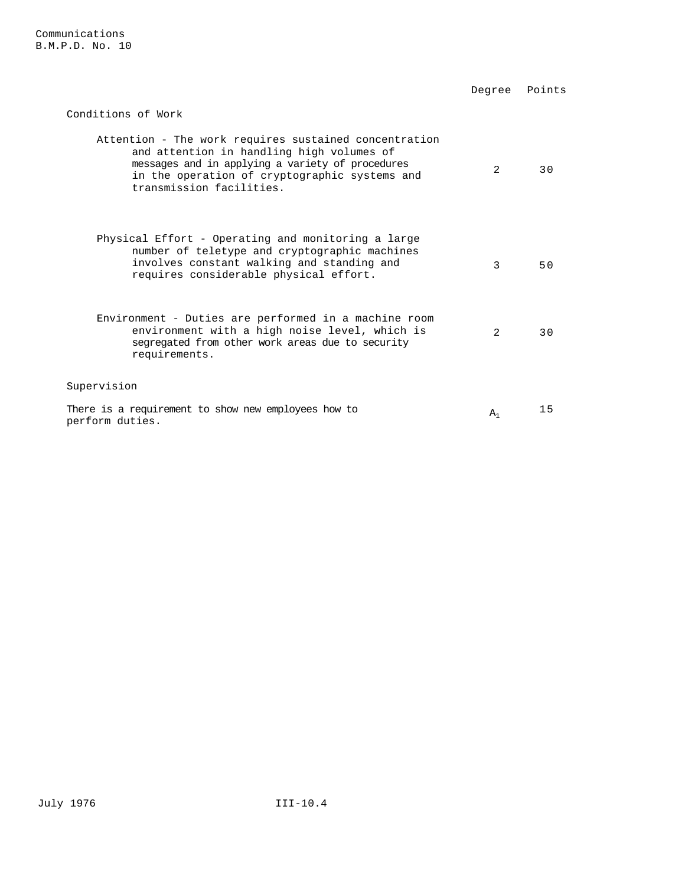| | Degree | Points |
|---|---|---|
| **Conditions of Work** | | |
| Attention - The work requires sustained concentration and attention in handling high volumes of messages and in applying a variety of procedures in the operation of cryptographic systems and transmission facilities. | 2 | 30 |
| Physical Effort - Operating and monitoring a large number of teletype and cryptographic machines involves constant walking and standing and requires considerable physical effort. | 3 | 50 |
| Environment - Duties are performed in a machine room environment with a high noise level, which is segregated from other work areas due to security requirements. | 2 | 30 |
| **Supervision** | | |
| There is a requirement to show new employees how to perform duties. | $A_1$ | 15 |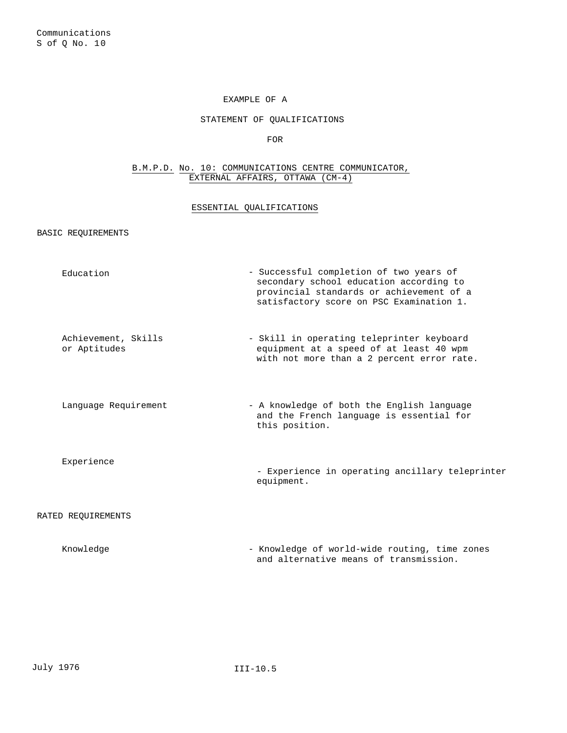Communications
S of Q No. 10

EXAMPLE OF A

STATEMENT OF QUALIFICATIONS

FOR

B.M.P.D. No. 10: COMMUNICATIONS CENTRE COMMUNICATOR, EXTERNAL AFFAIRS, OTTAWA (CM-4)

## ESSENTIAL QUALIFICATIONS

### BASIC REQUIREMENTS

| | |
|---|---|
| Education | - Successful completion of two years of secondary school education according to provincial standards or achievement of a satisfactory score on PSC Examination 1. |
| Achievement, Skills or Aptitudes | - Skill in operating teleprinter keyboard equipment at a speed of at least 40 wpm with not more than a 2 percent error rate. |
| Language Requirement | - A knowledge of both the English language and the French language is essential for this position. |
| Experience | - Experience in operating ancillary teleprinter equipment. |

### RATED REQUIREMENTS

| | |
|---|---|
| Knowledge | - Knowledge of world-wide routing, time zones and alternative means of transmission. |

July 1976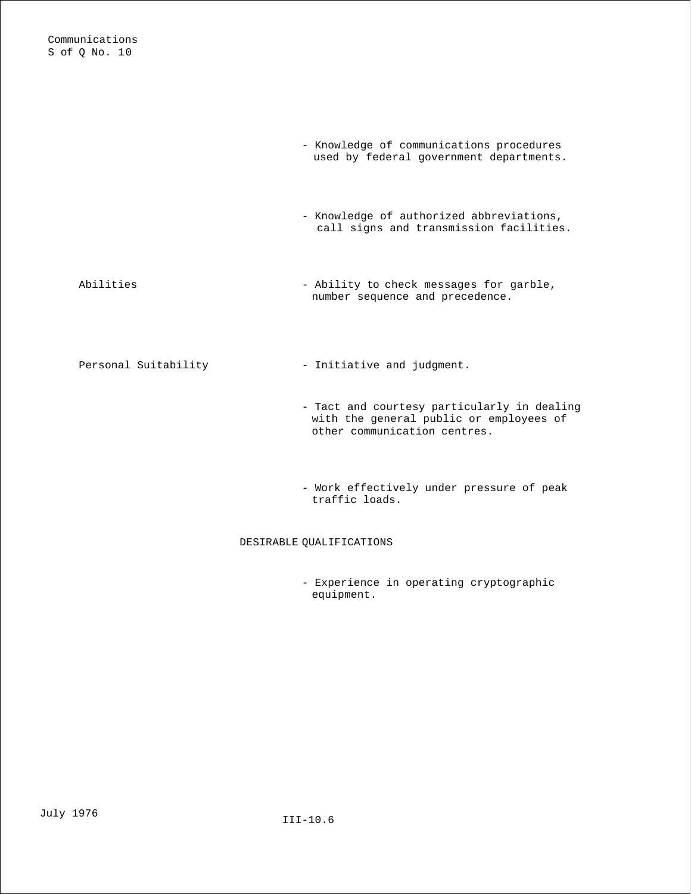- Knowledge of communications procedures used by federal government departments.

- Knowledge of authorized abbreviations, call signs and transmission facilities.

**Abilities**

- Ability to check messages for garble, number sequence and precedence.

**Personal Suitability**

- Initiative and judgment.

- Tact and courtesy particularly in dealing with the general public or employees of other communication centres.

- Work effectively under pressure of peak traffic loads.

## DESIRABLE QUALIFICATIONS

- Experience in operating cryptographic equipment.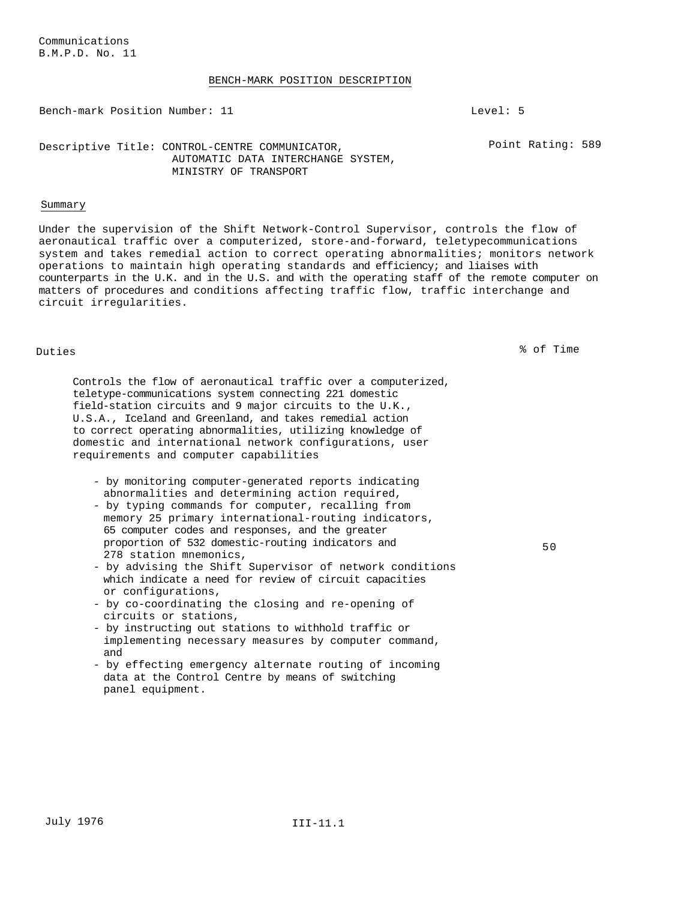Communications
B.M.P.D. No. 11

## BENCH-MARK POSITION DESCRIPTION

Bench-mark Position Number: 11 Level: 5

Descriptive Title: CONTROL-CENTRE COMMUNICATOR, AUTOMATIC DATA INTERCHANGE SYSTEM, MINISTRY OF TRANSPORT

Point Rating: 589

### Summary

Under the supervision of the Shift Network-Control Supervisor, controls the flow of aeronautical traffic over a computerized, store-and-forward, teletypecommunications system and takes remedial action to correct operating abnormalities; monitors network operations to maintain high operating standards and efficiency; and liaises with counterparts in the U.K. and in the U.S. and with the operating staff of the remote computer on matters of procedures and conditions affecting traffic flow, traffic interchange and circuit irregularities.

| Duties | % of Time |
|---|---|
| Controls the flow of aeronautical traffic over a computerized, teletype-communications system connecting 221 domestic field-station circuits and 9 major circuits to the U.K., U.S.A., Iceland and Greenland, and takes remedial action to correct operating abnormalities, utilizing knowledge of domestic and international network configurations, user requirements and computer capabilities<br><br>- by monitoring computer-generated reports indicating abnormalities and determining action required,<br>- by typing commands for computer, recalling from memory 25 primary international-routing indicators, 65 computer codes and responses, and the greater proportion of 532 domestic-routing indicators and 278 station mnemonics,<br>- by advising the Shift Supervisor of network conditions which indicate a need for review of circuit capacities or configurations,<br>- by co-coordinating the closing and re-opening of circuits or stations,<br>- by instructing out stations to withhold traffic or implementing necessary measures by computer command, and<br>- by effecting emergency alternate routing of incoming data at the Control Centre by means of switching panel equipment. | 50 |

July 1976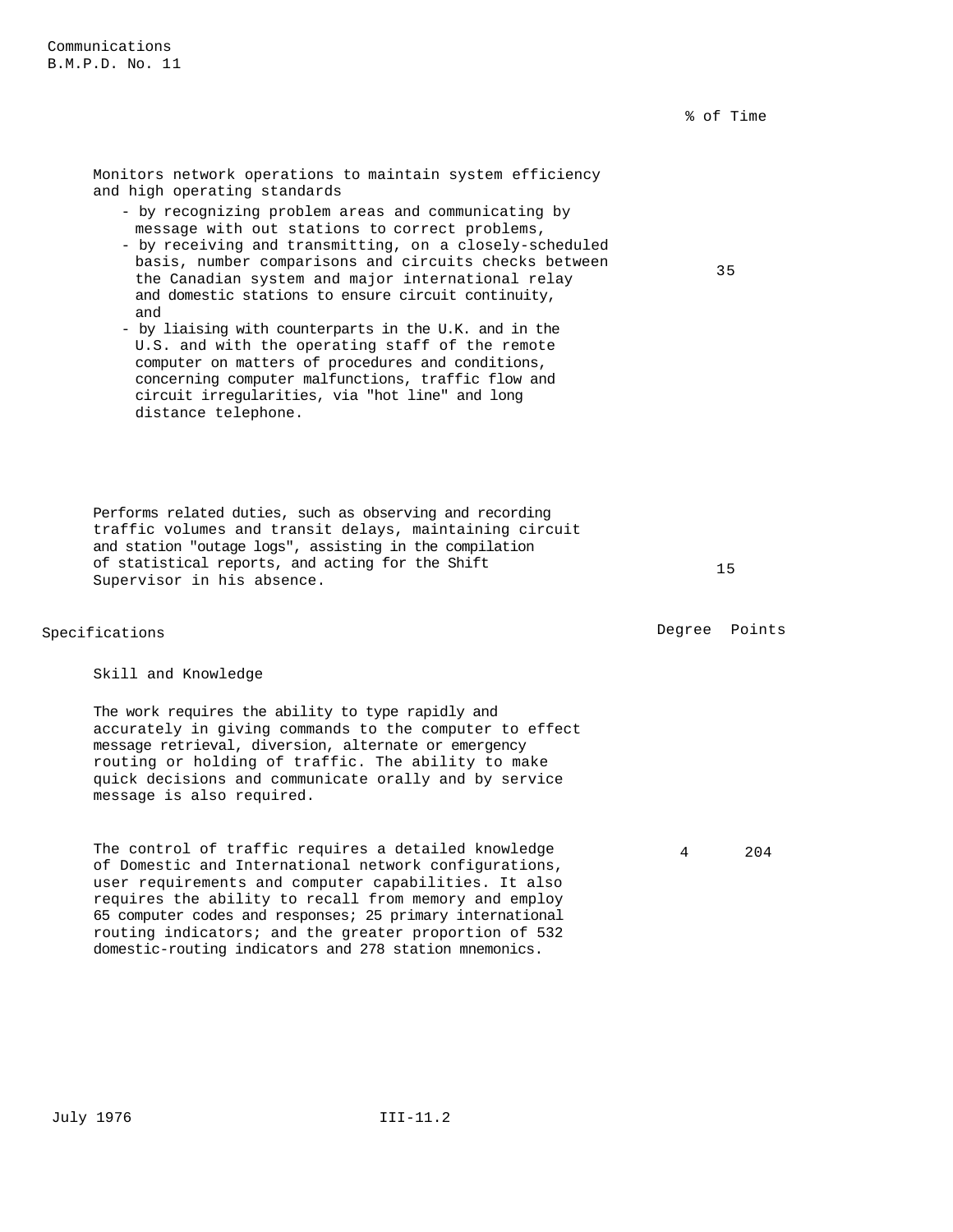| | % of Time |
|---|---|
| Monitors network operations to maintain system efficiency and high operating standards<br>- by recognizing problem areas and communicating by message with out stations to correct problems,<br>- by receiving and transmitting, on a closely-scheduled basis, number comparisons and circuits checks between the Canadian system and major international relay and domestic stations to ensure circuit continuity, and<br>- by liaising with counterparts in the U.K. and in the U.S. and with the operating staff of the remote computer on matters of procedures and conditions, concerning computer malfunctions, traffic flow and circuit irregularities, via "hot line" and long distance telephone. | 35 |
| Performs related duties, such as observing and recording traffic volumes and transit delays, maintaining circuit and station "outage logs", assisting in the compilation of statistical reports, and acting for the Shift Supervisor in his absence. | 15 |

| Specifications | Degree | Points |
|---|---|---|
| **Skill and Knowledge** | | |
| The work requires the ability to type rapidly and accurately in giving commands to the computer to effect message retrieval, diversion, alternate or emergency routing or holding of traffic. The ability to make quick decisions and communicate orally and by service message is also required. | | |
| The control of traffic requires a detailed knowledge of Domestic and International network configurations, user requirements and computer capabilities. It also requires the ability to recall from memory and employ 65 computer codes and responses; 25 primary international routing indicators; and the greater proportion of 532 domestic-routing indicators and 278 station mnemonics. | 4 | 204 |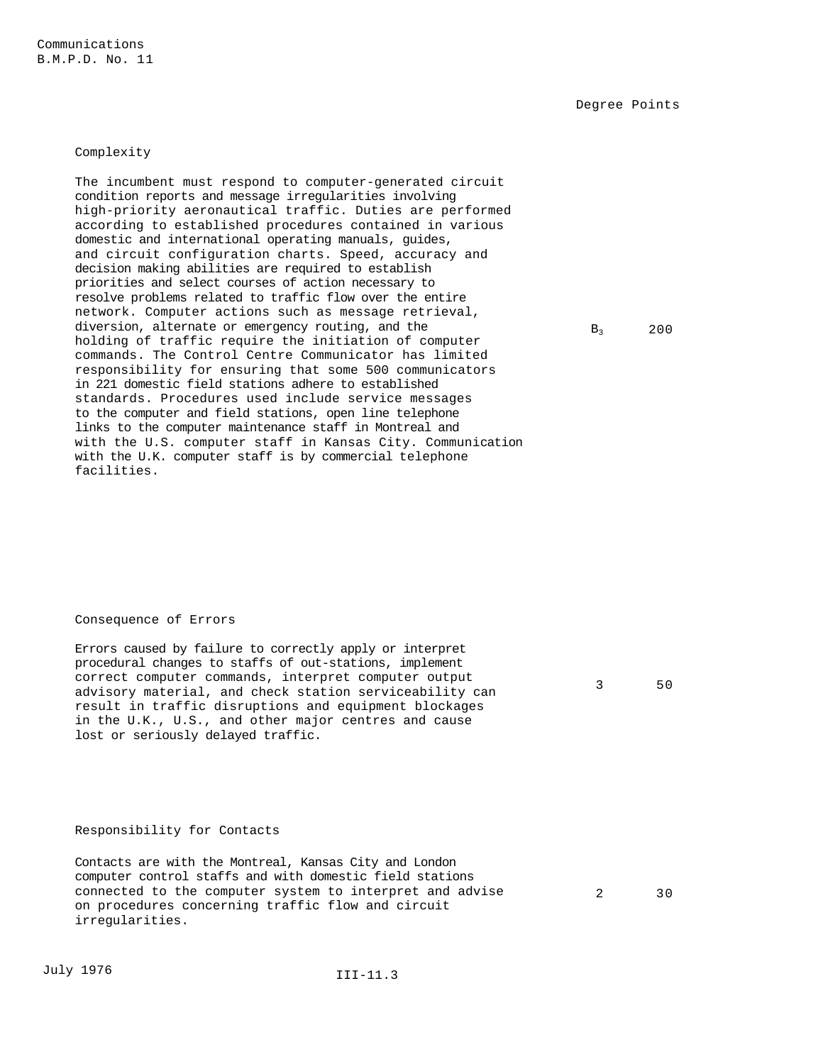Communications
B.M.P.D. No. 11

| | Degree | Points |
|---|---|---|
| **Complexity**<br><br>The incumbent must respond to computer-generated circuit condition reports and message irregularities involving high-priority aeronautical traffic. Duties are performed according to established procedures contained in various domestic and international operating manuals, guides, and circuit configuration charts. Speed, accuracy and decision making abilities are required to establish priorities and select courses of action necessary to resolve problems related to traffic flow over the entire network. Computer actions such as message retrieval, diversion, alternate or emergency routing, and the holding of traffic require the initiation of computer commands. The Control Centre Communicator has limited responsibility for ensuring that some 500 communicators in 221 domestic field stations adhere to established standards. Procedures used include service messages to the computer and field stations, open line telephone links to the computer maintenance staff in Montreal and with the U.S. computer staff in Kansas City. Communication with the U.K. computer staff is by commercial telephone facilities. | $B_3$ | 200 |
| **Consequence of Errors**<br><br>Errors caused by failure to correctly apply or interpret procedural changes to staffs of out-stations, implement correct computer commands, interpret computer output advisory material, and check station serviceability can result in traffic disruptions and equipment blockages in the U.K., U.S., and other major centres and cause lost or seriously delayed traffic. | 3 | 50 |
| **Responsibility for Contacts**<br><br>Contacts are with the Montreal, Kansas City and London computer control staffs and with domestic field stations connected to the computer system to interpret and advise on procedures concerning traffic flow and circuit irregularities. | 2 | 30 |

July 1976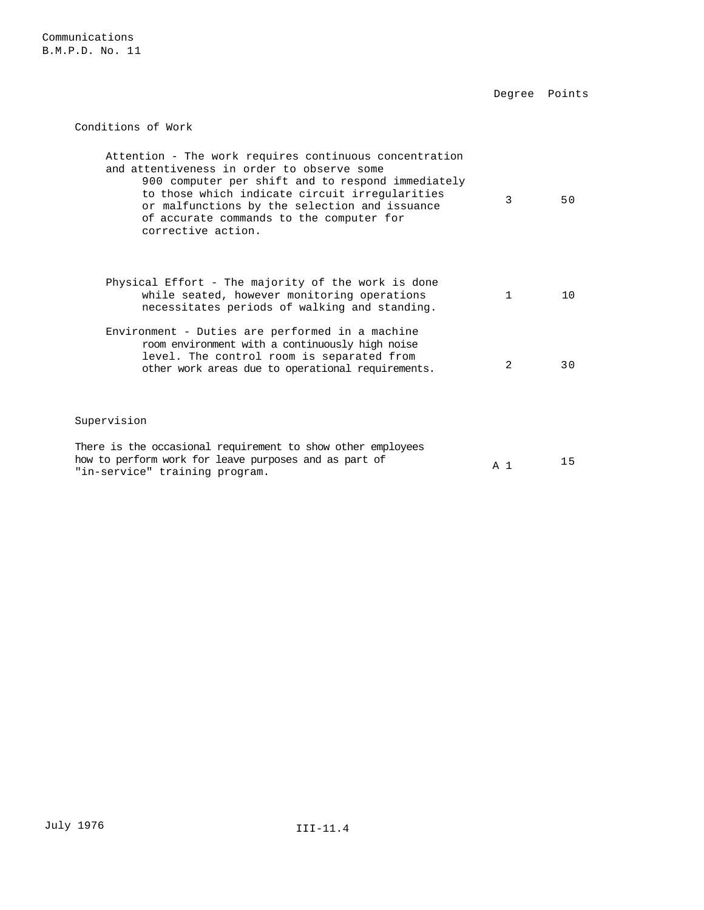| | Degree | Points |
|---|---|---|
| **Conditions of Work** | | |
| Attention - The work requires continuous concentration and attentiveness in order to observe some 900 computer per shift and to respond immediately to those which indicate circuit irregularities or malfunctions by the selection and issuance of accurate commands to the computer for corrective action. | 3 | 50 |
| Physical Effort - The majority of the work is done while seated, however monitoring operations necessitates periods of walking and standing. | 1 | 10 |
| Environment - Duties are performed in a machine room environment with a continuously high noise level. The control room is separated from other work areas due to operational requirements. | 2 | 30 |
| **Supervision** | | |
| There is the occasional requirement to show other employees how to perform work for leave purposes and as part of "in-service" training program. | A 1 | 15 |

July 1976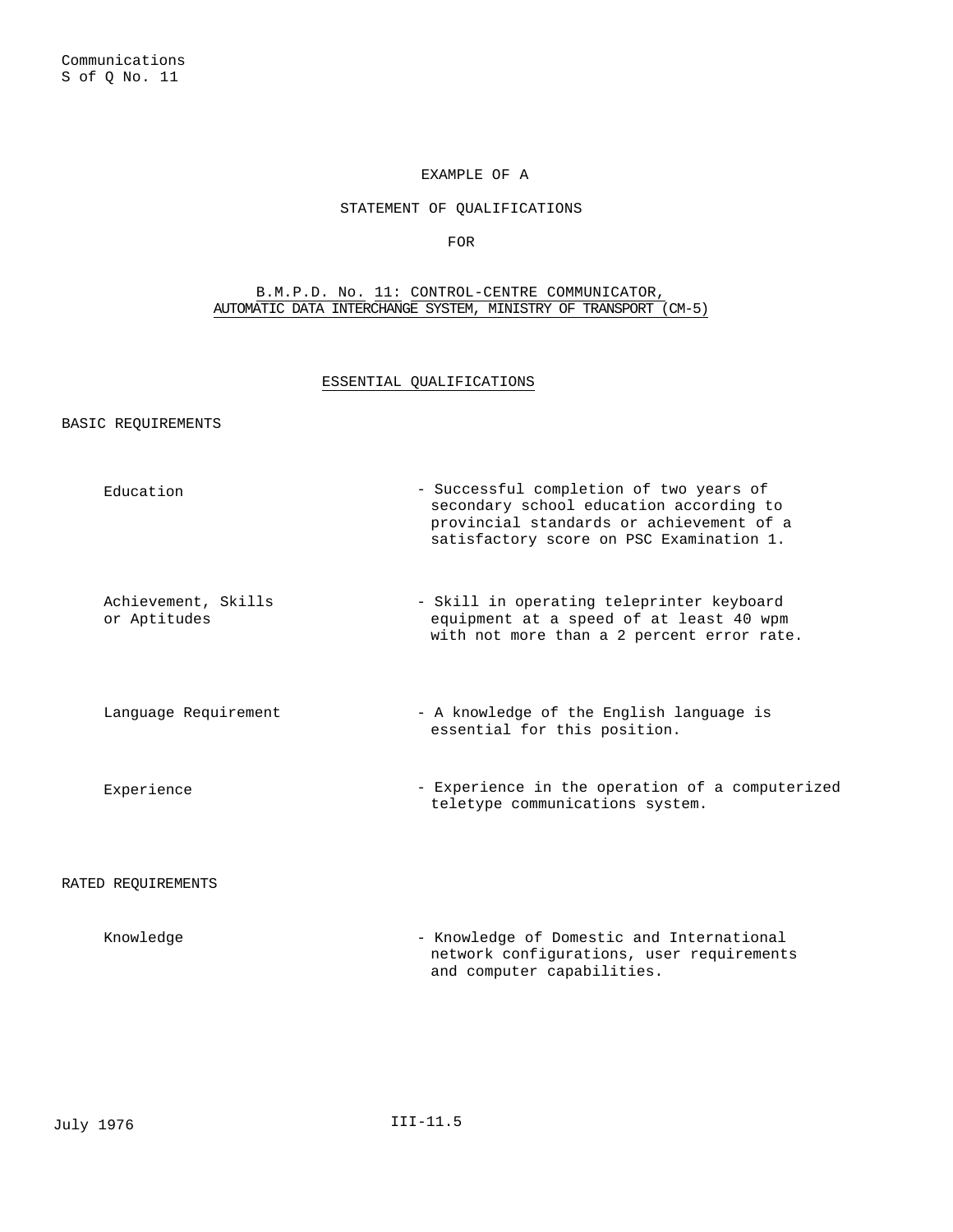Communications
S of Q No. 11

EXAMPLE OF A

STATEMENT OF QUALIFICATIONS

FOR

B.M.P.D. No. 11: CONTROL-CENTRE COMMUNICATOR, AUTOMATIC DATA INTERCHANGE SYSTEM, MINISTRY OF TRANSPORT (CM-5)

## ESSENTIAL QUALIFICATIONS

### BASIC REQUIREMENTS

| | |
|---|---|
| Education | - Successful completion of two years of secondary school education according to provincial standards or achievement of a satisfactory score on PSC Examination 1. |
| Achievement, Skills or Aptitudes | - Skill in operating teleprinter keyboard equipment at a speed of at least 40 wpm with not more than a 2 percent error rate. |
| Language Requirement | - A knowledge of the English language is essential for this position. |
| Experience | - Experience in the operation of a computerized teletype communications system. |

### RATED REQUIREMENTS

| | |
|---|---|
| Knowledge | - Knowledge of Domestic and International network configurations, user requirements and computer capabilities. |

July 1976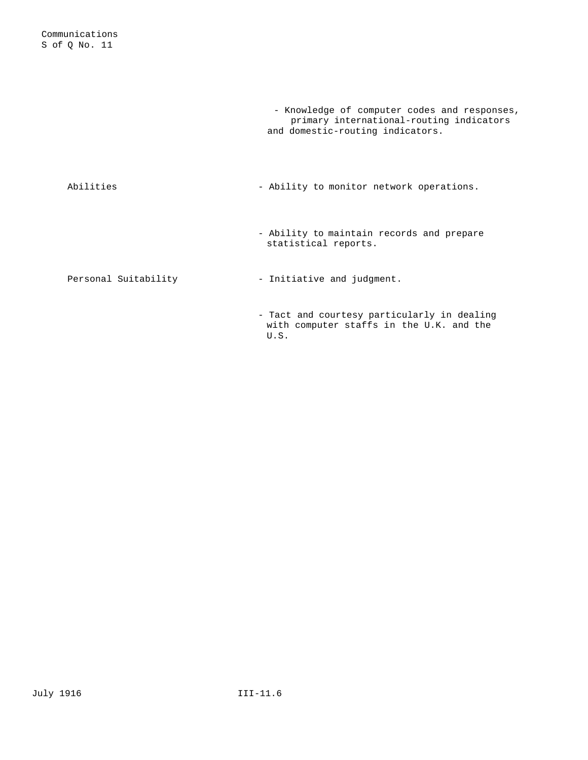- Knowledge of computer codes and responses, primary international-routing indicators and domestic-routing indicators.

| | |
|---|---|
| Abilities | - Ability to monitor network operations. |
| | - Ability to maintain records and prepare statistical reports. |
| Personal Suitability | - Initiative and judgment. |
| | - Tact and courtesy particularly in dealing with computer staffs in the U.K. and the U.S. |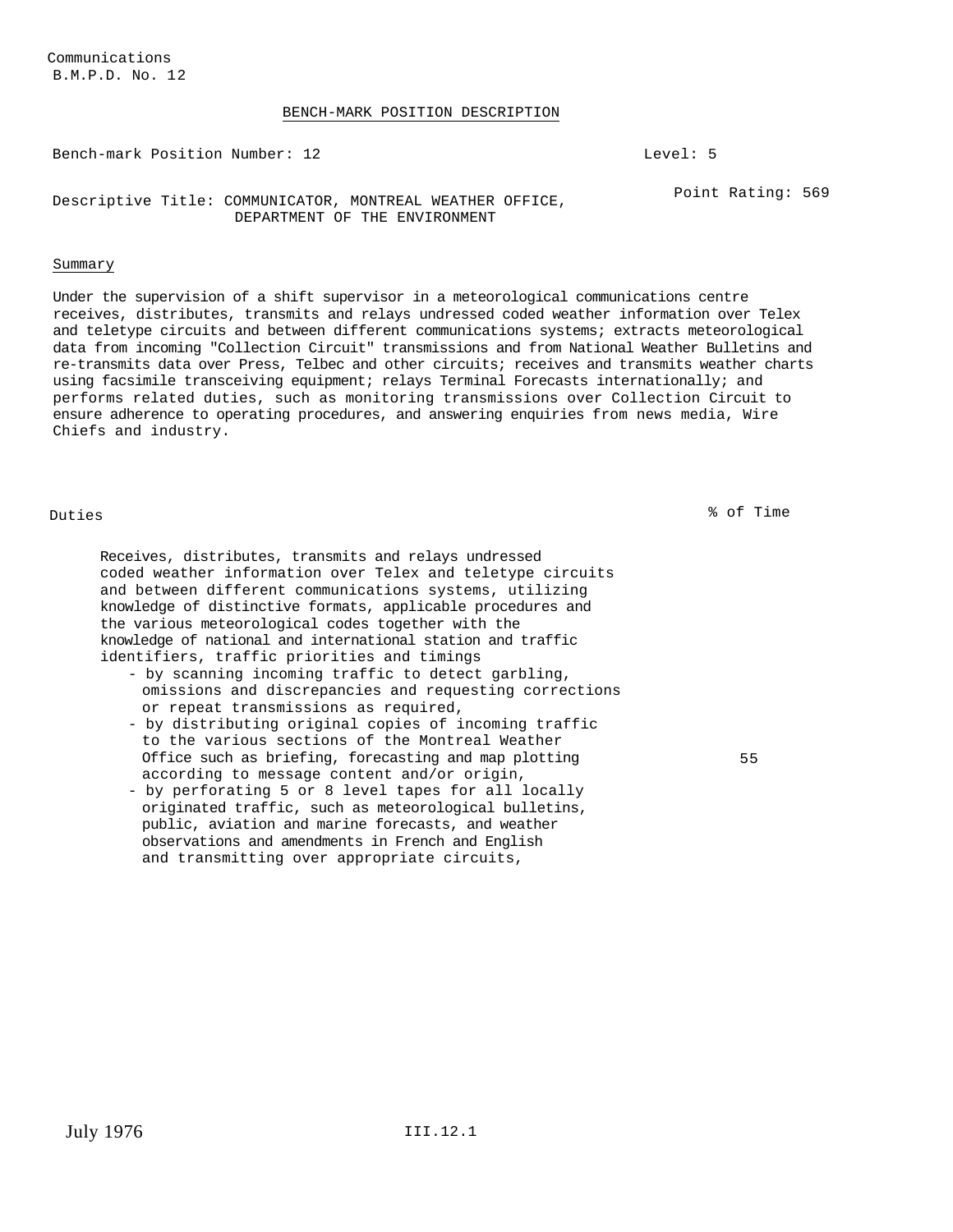Communications
B.M.P.D. No. 12

## BENCH-MARK POSITION DESCRIPTION

Bench-mark Position Number: 12 — Level: 5

Descriptive Title: COMMUNICATOR, MONTREAL WEATHER OFFICE, DEPARTMENT OF THE ENVIRONMENT — Point Rating: 569

### Summary

Under the supervision of a shift supervisor in a meteorological communications centre receives, distributes, transmits and relays undressed coded weather information over Telex and teletype circuits and between different communications systems; extracts meteorological data from incoming "Collection Circuit" transmissions and from National Weather Bulletins and re-transmits data over Press, Telbec and other circuits; receives and transmits weather charts using facsimile transceiving equipment; relays Terminal Forecasts internationally; and performs related duties, such as monitoring transmissions over Collection Circuit to ensure adherence to operating procedures, and answering enquiries from news media, Wire Chiefs and industry.

| Duties | % of Time |
|---|---|
| Receives, distributes, transmits and relays undressed coded weather information over Telex and teletype circuits and between different communications systems, utilizing knowledge of distinctive formats, applicable procedures and the various meteorological codes together with the knowledge of national and international station and traffic identifiers, traffic priorities and timings<br>- by scanning incoming traffic to detect garbling, omissions and discrepancies and requesting corrections or repeat transmissions as required,<br>- by distributing original copies of incoming traffic to the various sections of the Montreal Weather Office such as briefing, forecasting and map plotting according to message content and/or origin,<br>- by perforating 5 or 8 level tapes for all locally originated traffic, such as meteorological bulletins, public, aviation and marine forecasts, and weather observations and amendments in French and English and transmitting over appropriate circuits, | 55 |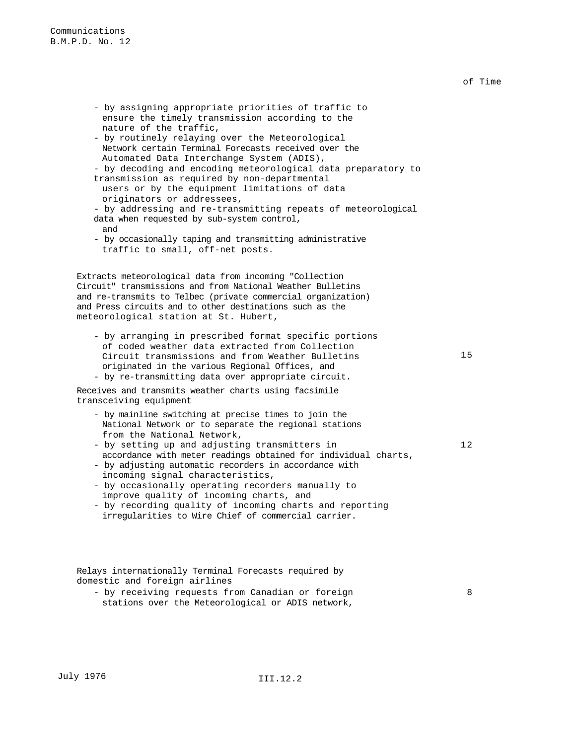of Time

- by assigning appropriate priorities of traffic to ensure the timely transmission according to the nature of the traffic,
- by routinely relaying over the Meteorological Network certain Terminal Forecasts received over the Automated Data Interchange System (ADIS),
- by decoding and encoding meteorological data preparatory to transmission as required by non-departmental users or by the equipment limitations of data originators or addressees,
- by addressing and re-transmitting repeats of meteorological data when requested by sub-system control, and
- by occasionally taping and transmitting administrative traffic to small, off-net posts.

Extracts meteorological data from incoming "Collection Circuit" transmissions and from National Weather Bulletins and re-transmits to Telbec (private commercial organization) and Press circuits and to other destinations such as the meteorological station at St. Hubert,

- by arranging in prescribed format specific portions of coded weather data extracted from Collection Circuit transmissions and from Weather Bulletins originated in the various Regional Offices, and
- by re-transmitting data over appropriate circuit.

15

Receives and transmits weather charts using facsimile transceiving equipment

- by mainline switching at precise times to join the National Network or to separate the regional stations from the National Network,
- by setting up and adjusting transmitters in accordance with meter readings obtained for individual charts,
- by adjusting automatic recorders in accordance with incoming signal characteristics,
- by occasionally operating recorders manually to improve quality of incoming charts, and
- by recording quality of incoming charts and reporting irregularities to Wire Chief of commercial carrier.

12

Relays internationally Terminal Forecasts required by domestic and foreign airlines

- by receiving requests from Canadian or foreign stations over the Meteorological or ADIS network,

8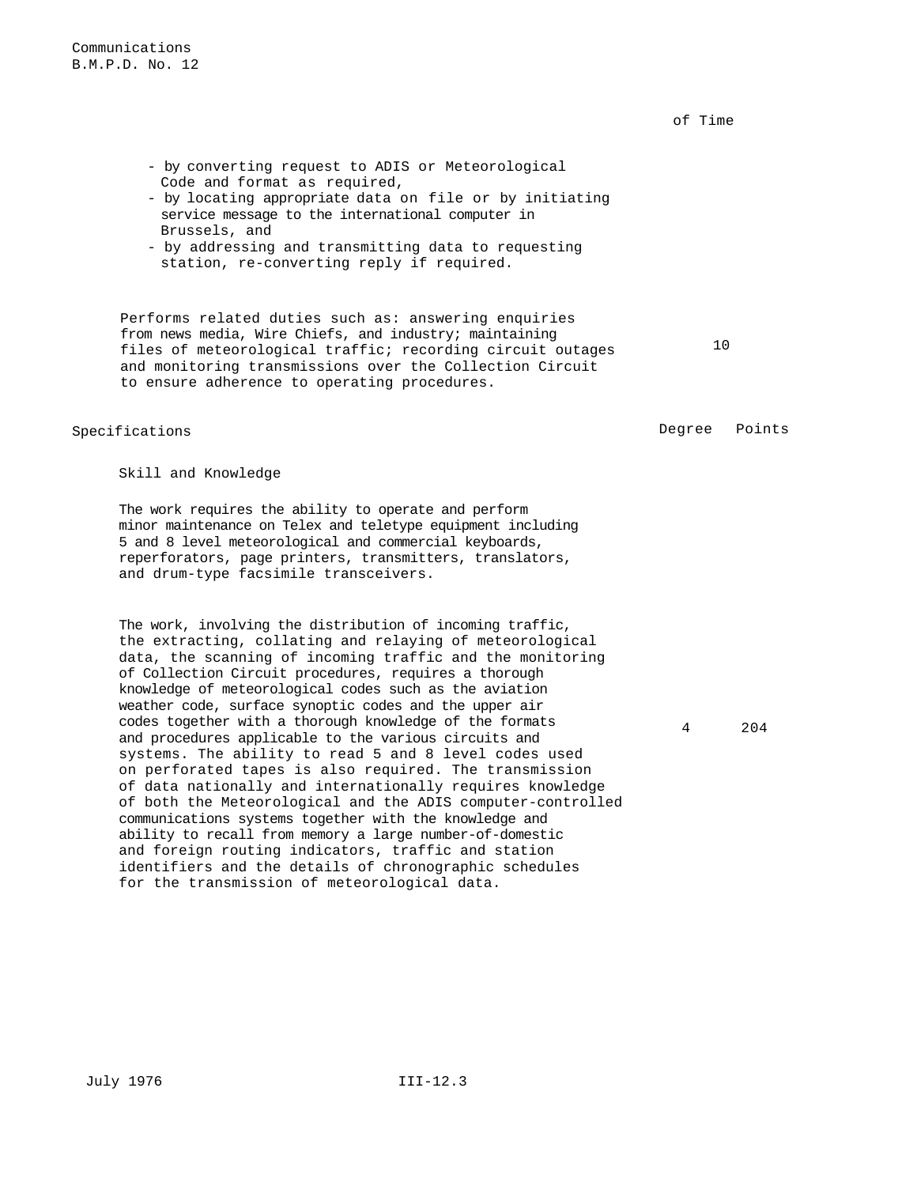| | % of Time |
|---|---|
| - by converting request to ADIS or Meteorological Code and format as required,<br>- by locating appropriate data on file or by initiating service message to the international computer in Brussels, and<br>- by addressing and transmitting data to requesting station, re-converting reply if required. | |
| Performs related duties such as: answering enquiries from news media, Wire Chiefs, and industry; maintaining files of meteorological traffic; recording circuit outages and monitoring transmissions over the Collection Circuit to ensure adherence to operating procedures. | 10 |

| Specifications | Degree | Points |
|---|---|---|
| **Skill and Knowledge** | | |
| The work requires the ability to operate and perform minor maintenance on Telex and teletype equipment including 5 and 8 level meteorological and commercial keyboards, reperforators, page printers, transmitters, translators, and drum-type facsimile transceivers. | | |
| The work, involving the distribution of incoming traffic, the extracting, collating and relaying of meteorological data, the scanning of incoming traffic and the monitoring of Collection Circuit procedures, requires a thorough knowledge of meteorological codes such as the aviation weather code, surface synoptic codes and the upper air codes together with a thorough knowledge of the formats and procedures applicable to the various circuits and systems. The ability to read 5 and 8 level codes used on perforated tapes is also required. The transmission of data nationally and internationally requires knowledge of both the Meteorological and the ADIS computer-controlled communications systems together with the knowledge and ability to recall from memory a large number-of-domestic and foreign routing indicators, traffic and station identifiers and the details of chronographic schedules for the transmission of meteorological data. | 4 | 204 |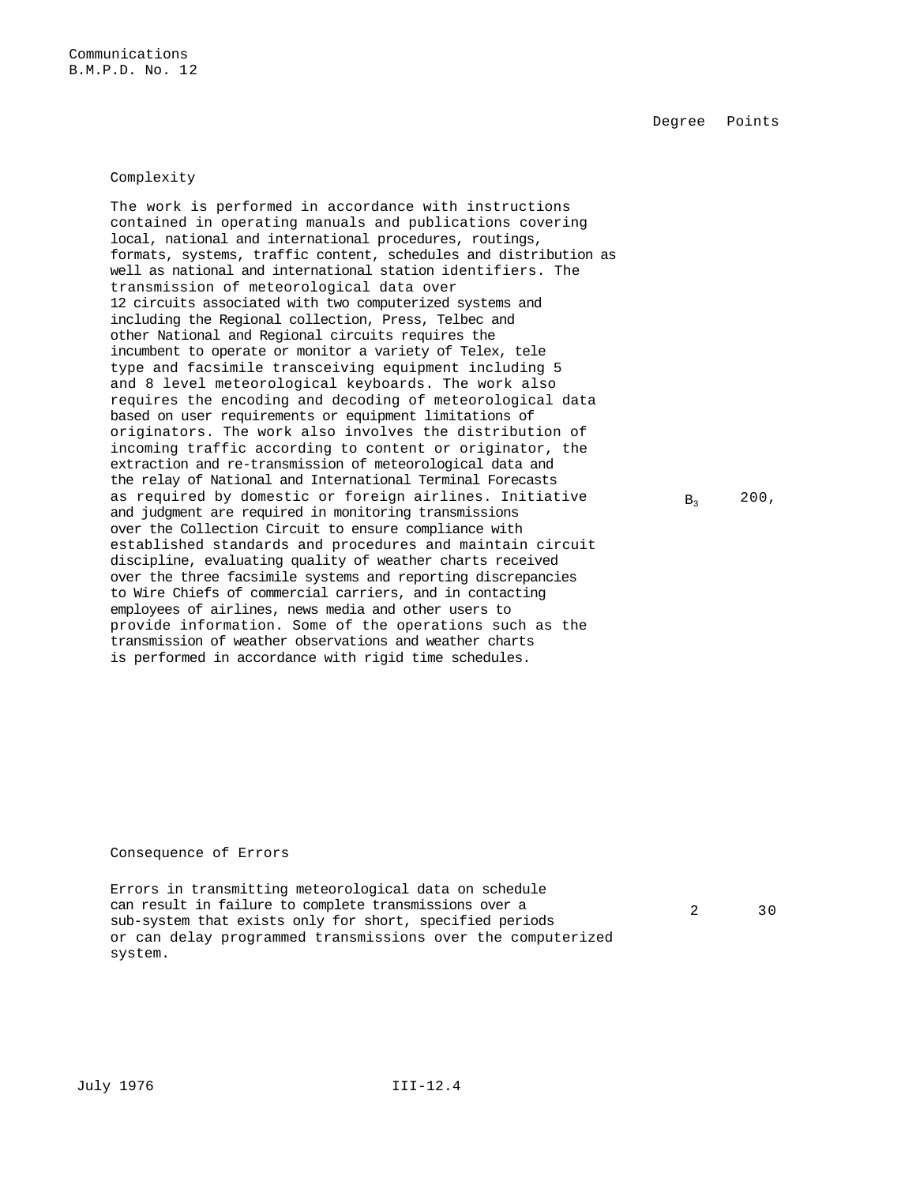| | Degree | Points |
|---|---|---|
| **Complexity** | | |
| The work is performed in accordance with instructions contained in operating manuals and publications covering local, national and international procedures, routings, formats, systems, traffic content, schedules and distribution as well as national and international station identifiers. The transmission of meteorological data over 12 circuits associated with two computerized systems and including the Regional collection, Press, Telbec and other National and Regional circuits requires the incumbent to operate or monitor a variety of Telex, tele type and facsimile transceiving equipment including 5 and 8 level meteorological keyboards. The work also requires the encoding and decoding of meteorological data based on user requirements or equipment limitations of originators. The work also involves the distribution of incoming traffic according to content or originator, the extraction and re-transmission of meteorological data and the relay of National and International Terminal Forecasts as required by domestic or foreign airlines. Initiative and judgment are required in monitoring transmissions over the Collection Circuit to ensure compliance with established standards and procedures and maintain circuit discipline, evaluating quality of weather charts received over the three facsimile systems and reporting discrepancies to Wire Chiefs of commercial carriers, and in contacting employees of airlines, news media and other users to provide information. Some of the operations such as the transmission of weather observations and weather charts is performed in accordance with rigid time schedules. | $B_3$ | 200, |
| **Consequence of Errors** | | |
| Errors in transmitting meteorological data on schedule can result in failure to complete transmissions over a sub-system that exists only for short, specified periods or can delay programmed transmissions over the computerized system. | 2 | 30 |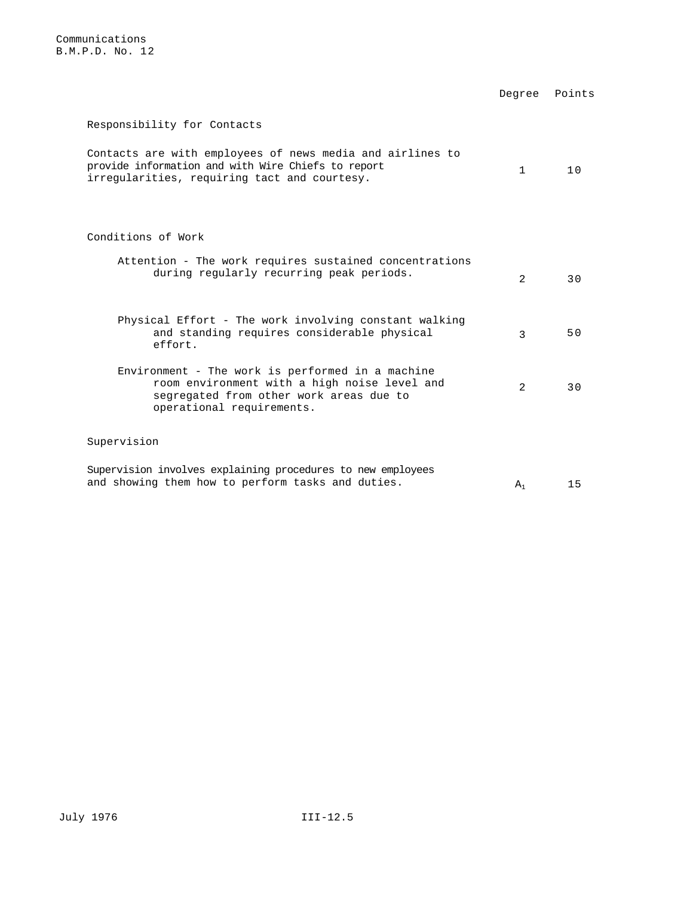| | Degree | Points |
|---|---|---|
| **Responsibility for Contacts** | | |
| Contacts are with employees of news media and airlines to provide information and with Wire Chiefs to report irregularities, requiring tact and courtesy. | 1 | 10 |
| **Conditions of Work** | | |
| Attention - The work requires sustained concentrations during regularly recurring peak periods. | 2 | 30 |
| Physical Effort - The work involving constant walking and standing requires considerable physical effort. | 3 | 50 |
| Environment - The work is performed in a machine room environment with a high noise level and segregated from other work areas due to operational requirements. | 2 | 30 |
| **Supervision** | | |
| Supervision involves explaining procedures to new employees and showing them how to perform tasks and duties. | $A_1$ | 15 |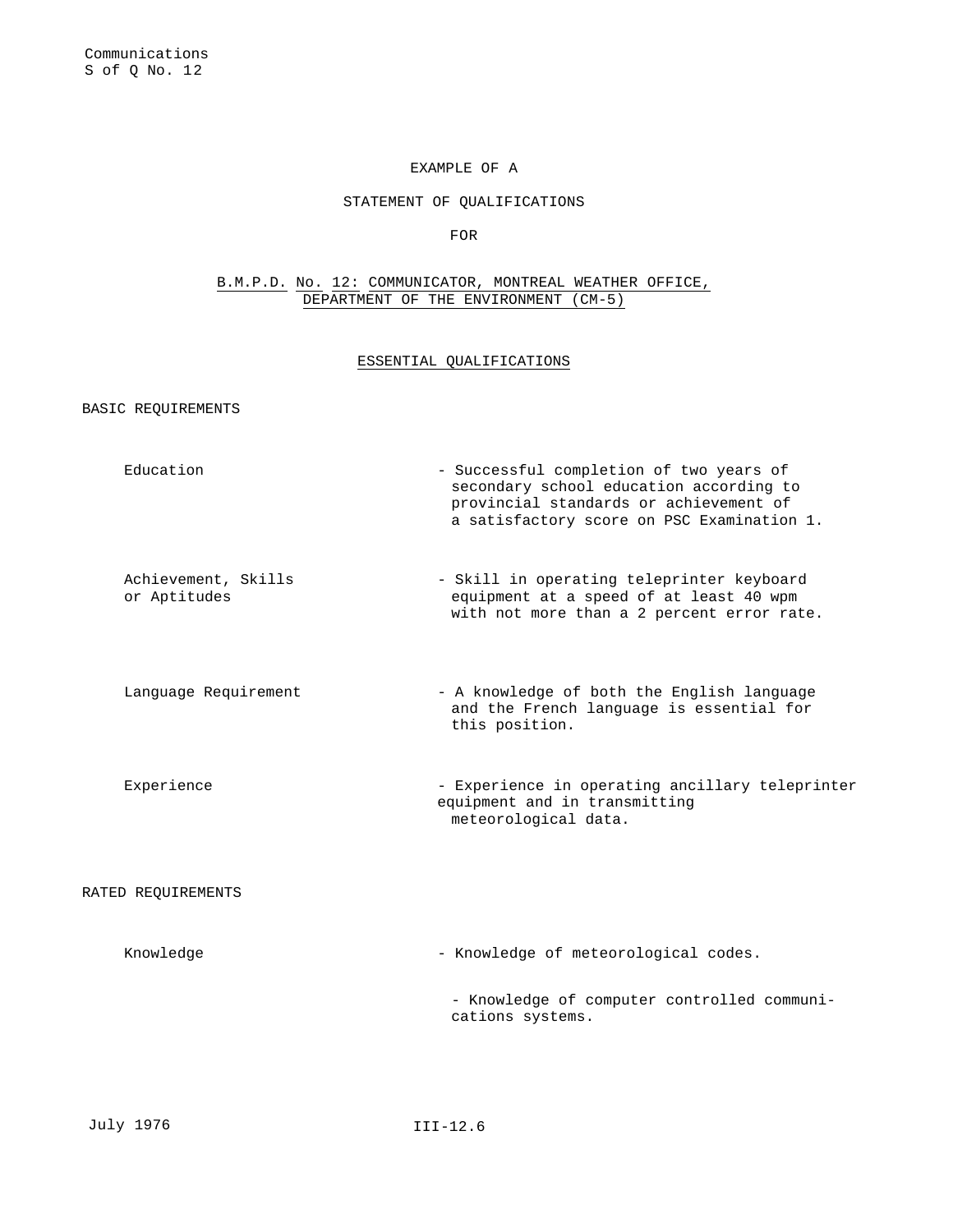Communications
S of Q No. 12

EXAMPLE OF A

STATEMENT OF QUALIFICATIONS

FOR

B.M.P.D. No. 12: COMMUNICATOR, MONTREAL WEATHER OFFICE, DEPARTMENT OF THE ENVIRONMENT (CM-5)

## ESSENTIAL QUALIFICATIONS

### BASIC REQUIREMENTS

| | |
|---|---|
| Education | - Successful completion of two years of secondary school education according to provincial standards or achievement of a satisfactory score on PSC Examination 1. |
| Achievement, Skills or Aptitudes | - Skill in operating teleprinter keyboard equipment at a speed of at least 40 wpm with not more than a 2 percent error rate. |
| Language Requirement | - A knowledge of both the English language and the French language is essential for this position. |
| Experience | - Experience in operating ancillary teleprinter equipment and in transmitting meteorological data. |

### RATED REQUIREMENTS

| | |
|---|---|
| Knowledge | - Knowledge of meteorological codes.<br>- Knowledge of computer controlled communications systems. |

July 1976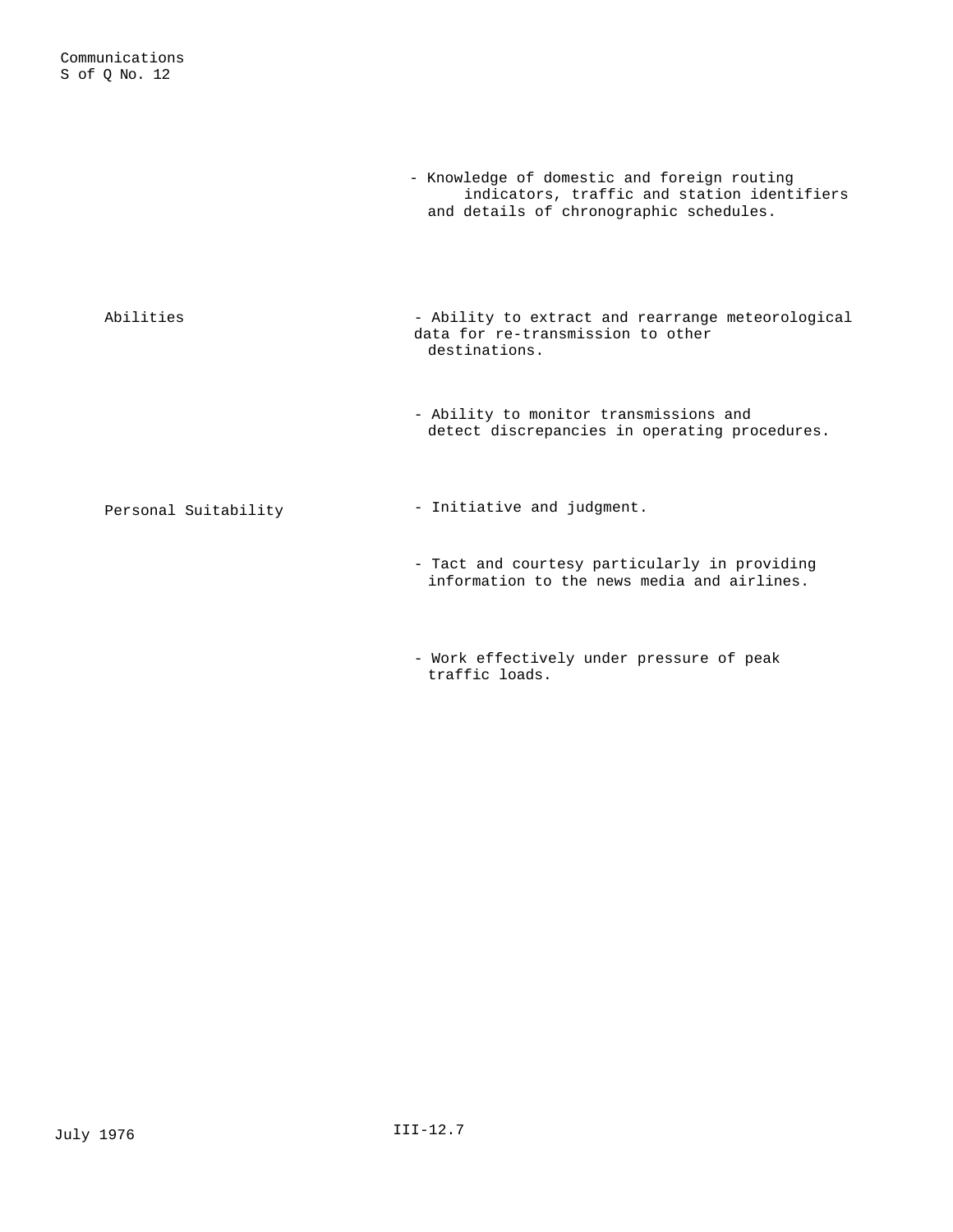- Knowledge of domestic and foreign routing indicators, traffic and station identifiers and details of chronographic schedules.

| | |
|---|---|
| Abilities | - Ability to extract and rearrange meteorological data for re-transmission to other destinations. |
| | - Ability to monitor transmissions and detect discrepancies in operating procedures. |
| Personal Suitability | - Initiative and judgment. |
| | - Tact and courtesy particularly in providing information to the news media and airlines. |
| | - Work effectively under pressure of peak traffic loads. |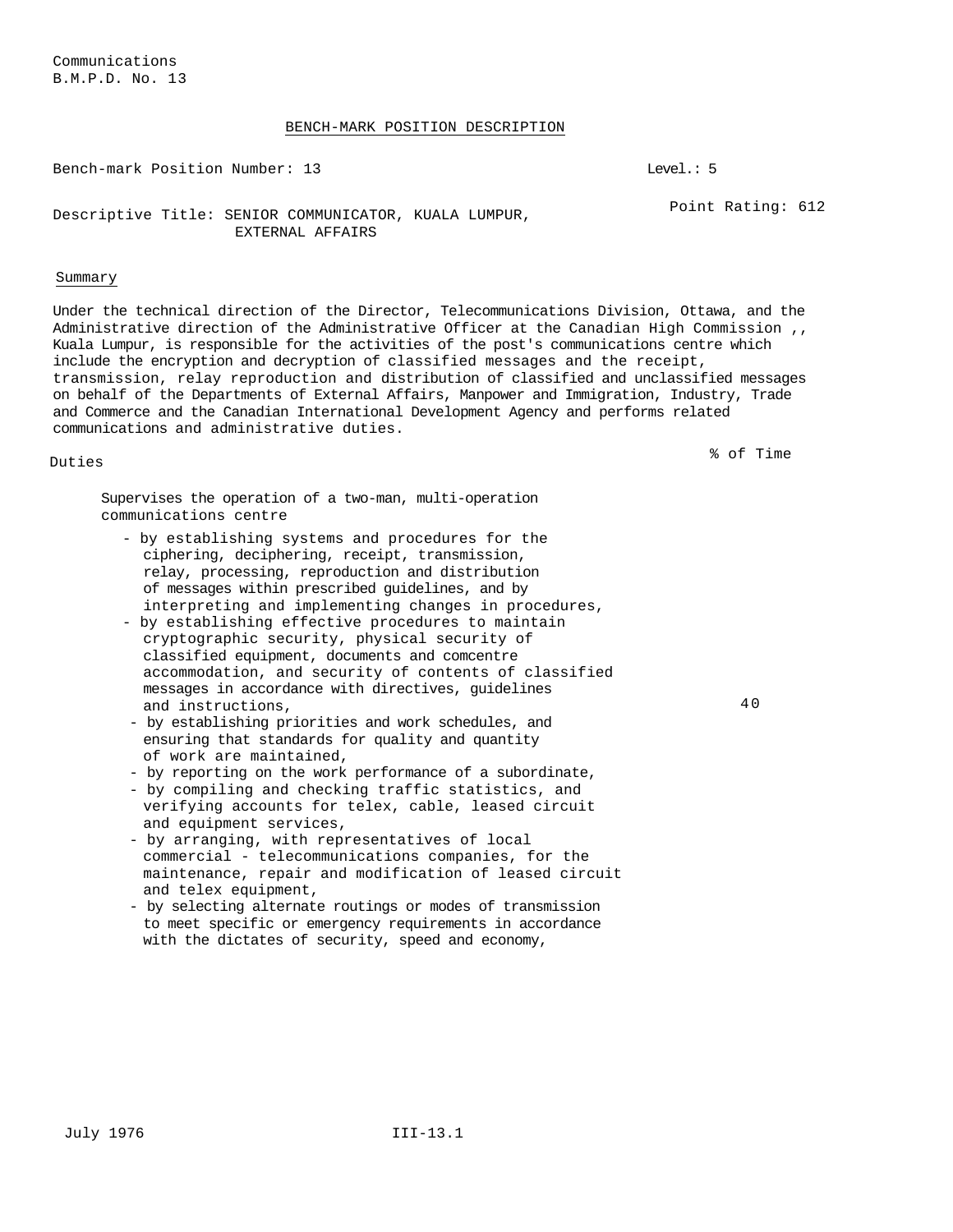Communications
B.M.P.D. No. 13

## BENCH-MARK POSITION DESCRIPTION

Bench-mark Position Number: 13 — Level.: 5

Descriptive Title: SENIOR COMMUNICATOR, KUALA LUMPUR, EXTERNAL AFFAIRS — Point Rating: 612

### Summary

Under the technical direction of the Director, Telecommunications Division, Ottawa, and the Administrative direction of the Administrative Officer at the Canadian High Commission ,, Kuala Lumpur, is responsible for the activities of the post's communications centre which include the encryption and decryption of classified messages and the receipt, transmission, relay reproduction and distribution of classified and unclassified messages on behalf of the Departments of External Affairs, Manpower and Immigration, Industry, Trade and Commerce and the Canadian International Development Agency and performs related communications and administrative duties.

| Duties | % of Time |
|---|---|
| Supervises the operation of a two-man, multi-operation communications centre<br>- by establishing systems and procedures for the ciphering, deciphering, receipt, transmission, relay, processing, reproduction and distribution of messages within prescribed guidelines, and by interpreting and implementing changes in procedures,<br>- by establishing effective procedures to maintain cryptographic security, physical security of classified equipment, documents and comcentre accommodation, and security of contents of classified messages in accordance with directives, guidelines and instructions,<br>- by establishing priorities and work schedules, and ensuring that standards for quality and quantity of work are maintained,<br>- by reporting on the work performance of a subordinate,<br>- by compiling and checking traffic statistics, and verifying accounts for telex, cable, leased circuit and equipment services,<br>- by arranging, with representatives of local commercial - telecommunications companies, for the maintenance, repair and modification of leased circuit and telex equipment,<br>- by selecting alternate routings or modes of transmission to meet specific or emergency requirements in accordance with the dictates of security, speed and economy, | 40 |

July 1976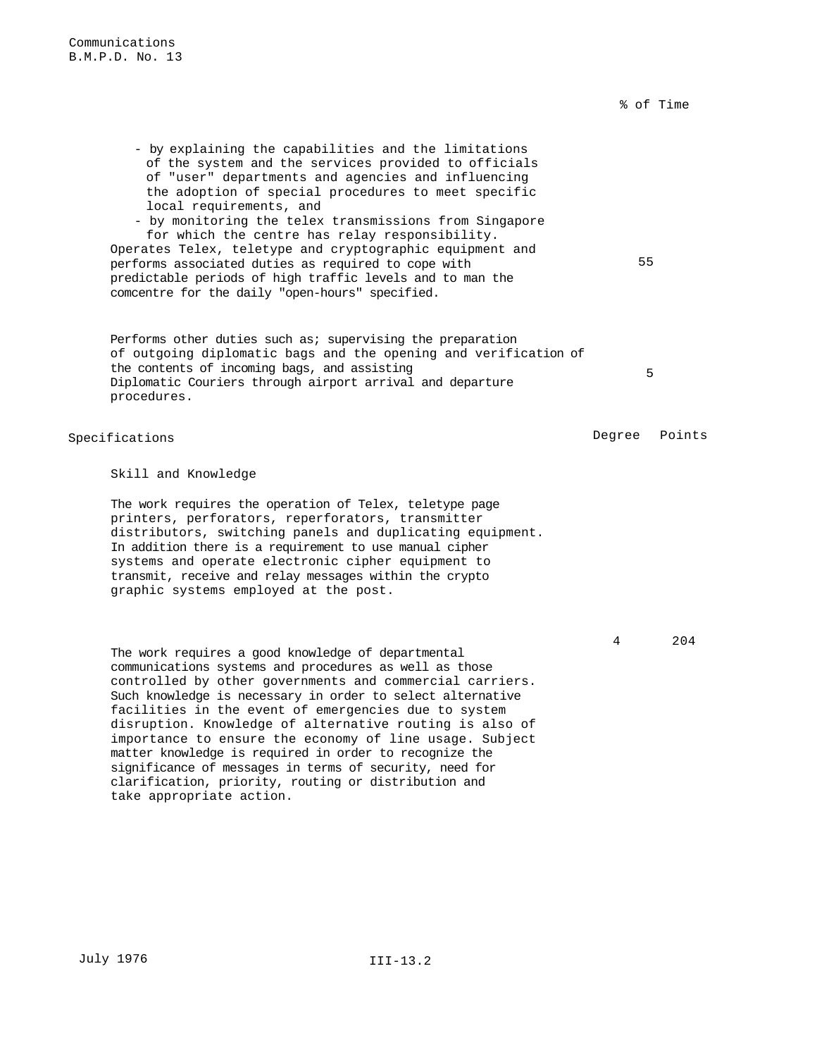% of Time

- by explaining the capabilities and the limitations of the system and the services provided to officials of "user" departments and agencies and influencing the adoption of special procedures to meet specific local requirements, and
- by monitoring the telex transmissions from Singapore for which the centre has relay responsibility.

Operates Telex, teletype and cryptographic equipment and performs associated duties as required to cope with predictable periods of high traffic levels and to man the comcentre for the daily "open-hours" specified. 55

Performs other duties such as; supervising the preparation of outgoing diplomatic bags and the opening and verification of the contents of incoming bags, and assisting Diplomatic Couriers through airport arrival and departure procedures. 5

## Specifications

| | Degree | Points |
|---|---|---|
| **Skill and Knowledge** | | |
| The work requires the operation of Telex, teletype page printers, perforators, reperforators, transmitter distributors, switching panels and duplicating equipment. In addition there is a requirement to use manual cipher systems and operate electronic cipher equipment to transmit, receive and relay messages within the crypto graphic systems employed at the post. | 4 | 204 |
| The work requires a good knowledge of departmental communications systems and procedures as well as those controlled by other governments and commercial carriers. Such knowledge is necessary in order to select alternative facilities in the event of emergencies due to system disruption. Knowledge of alternative routing is also of importance to ensure the economy of line usage. Subject matter knowledge is required in order to recognize the significance of messages in terms of security, need for clarification, priority, routing or distribution and take appropriate action. | | |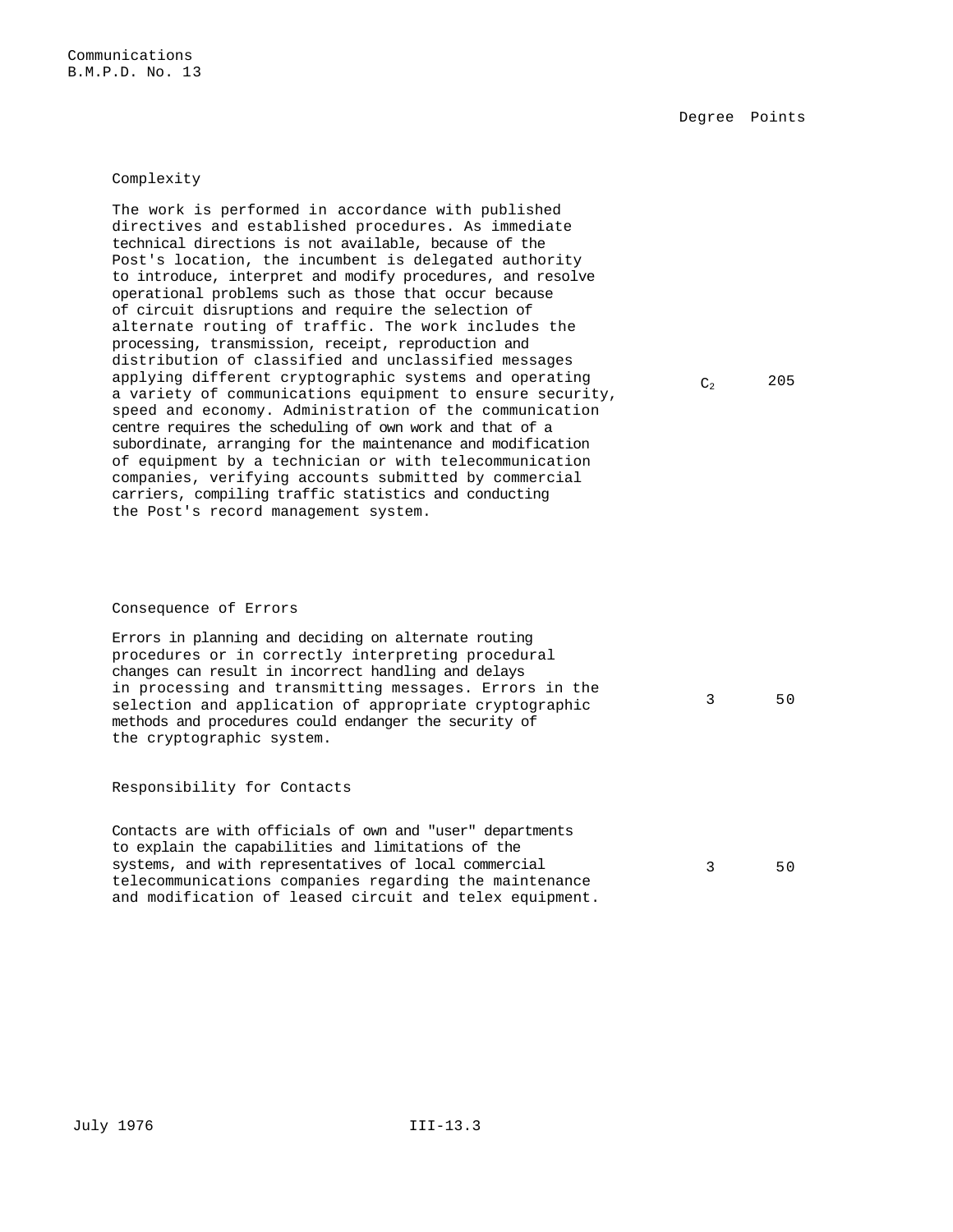| | Degree | Points |
|---|---|---|
| **Complexity** | | |
| The work is performed in accordance with published directives and established procedures. As immediate technical directions is not available, because of the Post's location, the incumbent is delegated authority to introduce, interpret and modify procedures, and resolve operational problems such as those that occur because of circuit disruptions and require the selection of alternate routing of traffic. The work includes the processing, transmission, receipt, reproduction and distribution of classified and unclassified messages applying different cryptographic systems and operating a variety of communications equipment to ensure security, speed and economy. Administration of the communication centre requires the scheduling of own work and that of a subordinate, arranging for the maintenance and modification of equipment by a technician or with telecommunication companies, verifying accounts submitted by commercial carriers, compiling traffic statistics and conducting the Post's record management system. | $C_2$ | 205 |
| **Consequence of Errors** | | |
| Errors in planning and deciding on alternate routing procedures or in correctly interpreting procedural changes can result in incorrect handling and delays in processing and transmitting messages. Errors in the selection and application of appropriate cryptographic methods and procedures could endanger the security of the cryptographic system. | 3 | 50 |
| **Responsibility for Contacts** | | |
| Contacts are with officials of own and "user" departments to explain the capabilities and limitations of the systems, and with representatives of local commercial telecommunications companies regarding the maintenance and modification of leased circuit and telex equipment. | 3 | 50 |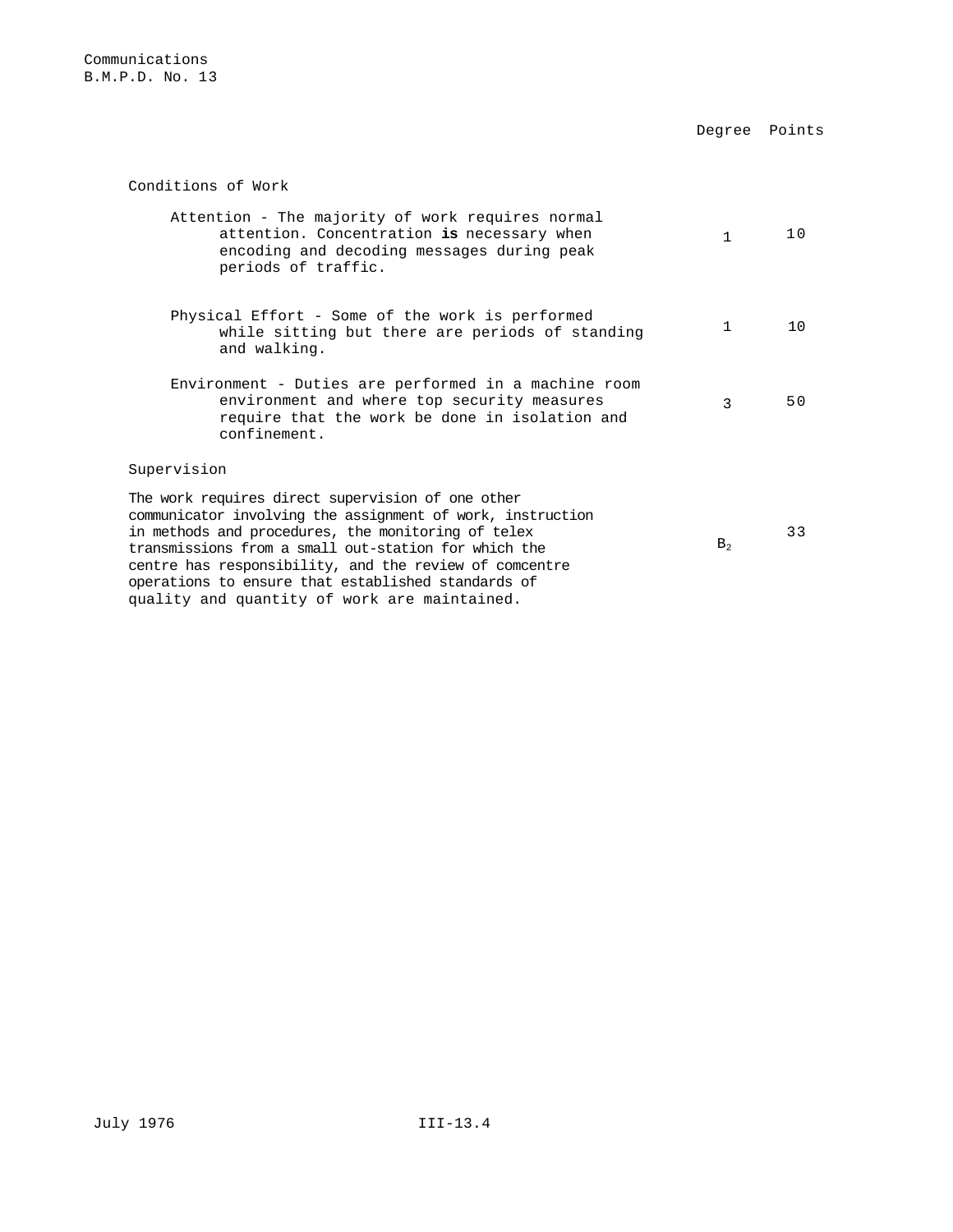| | Degree | Points |
|---|---|---|
| **Conditions of Work** | | |
| Attention - The majority of work requires normal attention. Concentration **is** necessary when encoding and decoding messages during peak periods of traffic. | 1 | 10 |
| Physical Effort - Some of the work is performed while sitting but there are periods of standing and walking. | 1 | 10 |
| Environment - Duties are performed in a machine room environment and where top security measures require that the work be done in isolation and confinement. | 3 | 50 |
| **Supervision** | | |
| The work requires direct supervision of one other communicator involving the assignment of work, instruction in methods and procedures, the monitoring of telex transmissions from a small out-station for which the centre has responsibility, and the review of comcentre operations to ensure that established standards of quality and quantity of work are maintained. | $B_2$ | 33 |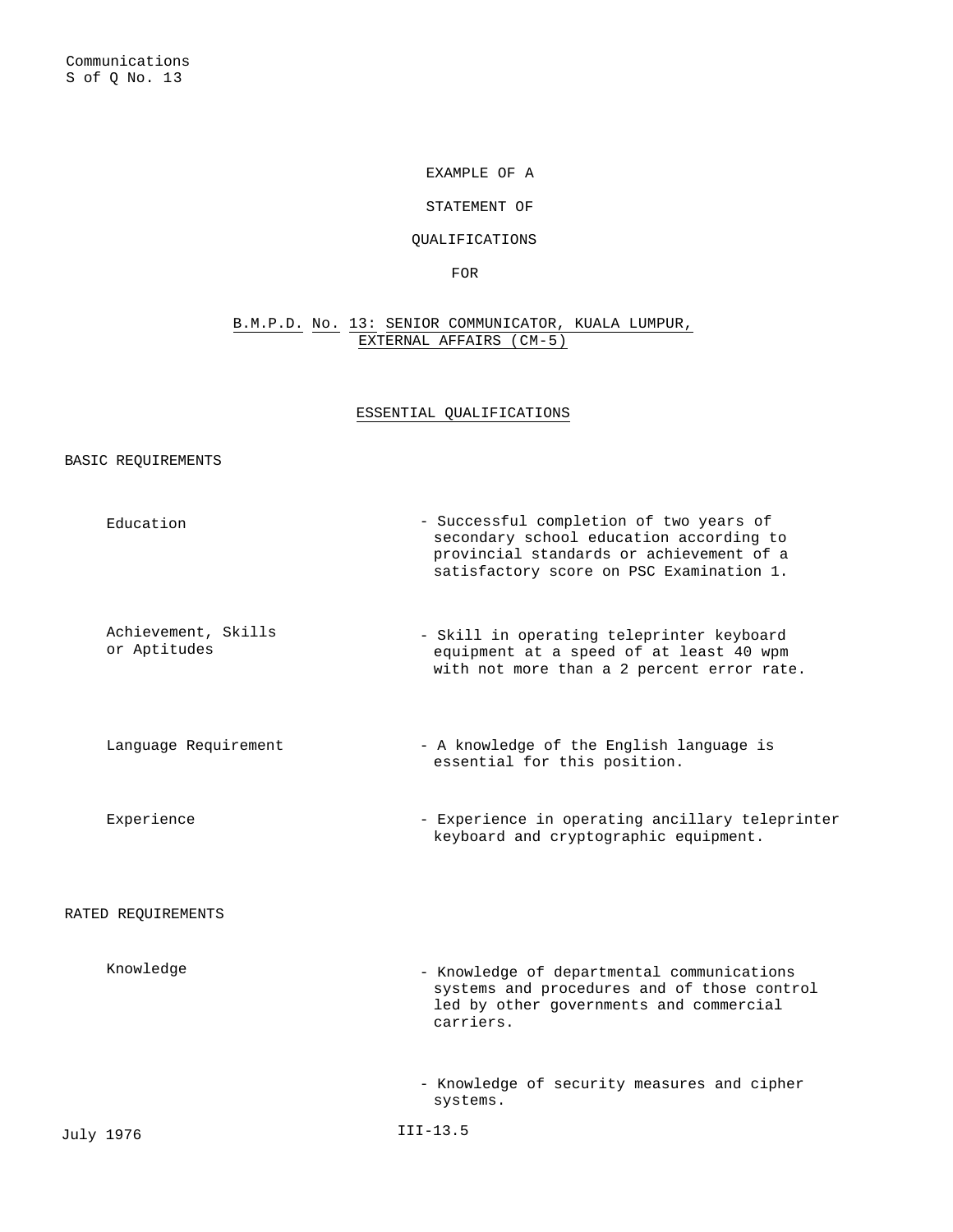EXAMPLE OF A

STATEMENT OF

QUALIFICATIONS

FOR

B.M.P.D. No. 13: SENIOR COMMUNICATOR, KUALA LUMPUR, EXTERNAL AFFAIRS (CM-5)

## ESSENTIAL QUALIFICATIONS

### BASIC REQUIREMENTS

| | |
|---|---|
| Education | - Successful completion of two years of secondary school education according to provincial standards or achievement of a satisfactory score on PSC Examination 1. |
| Achievement, Skills or Aptitudes | - Skill in operating teleprinter keyboard equipment at a speed of at least 40 wpm with not more than a 2 percent error rate. |
| Language Requirement | - A knowledge of the English language is essential for this position. |
| Experience | - Experience in operating ancillary teleprinter keyboard and cryptographic equipment. |

### RATED REQUIREMENTS

| | |
|---|---|
| Knowledge | - Knowledge of departmental communications systems and procedures and of those controlled by other governments and commercial carriers. |
| | - Knowledge of security measures and cipher systems. |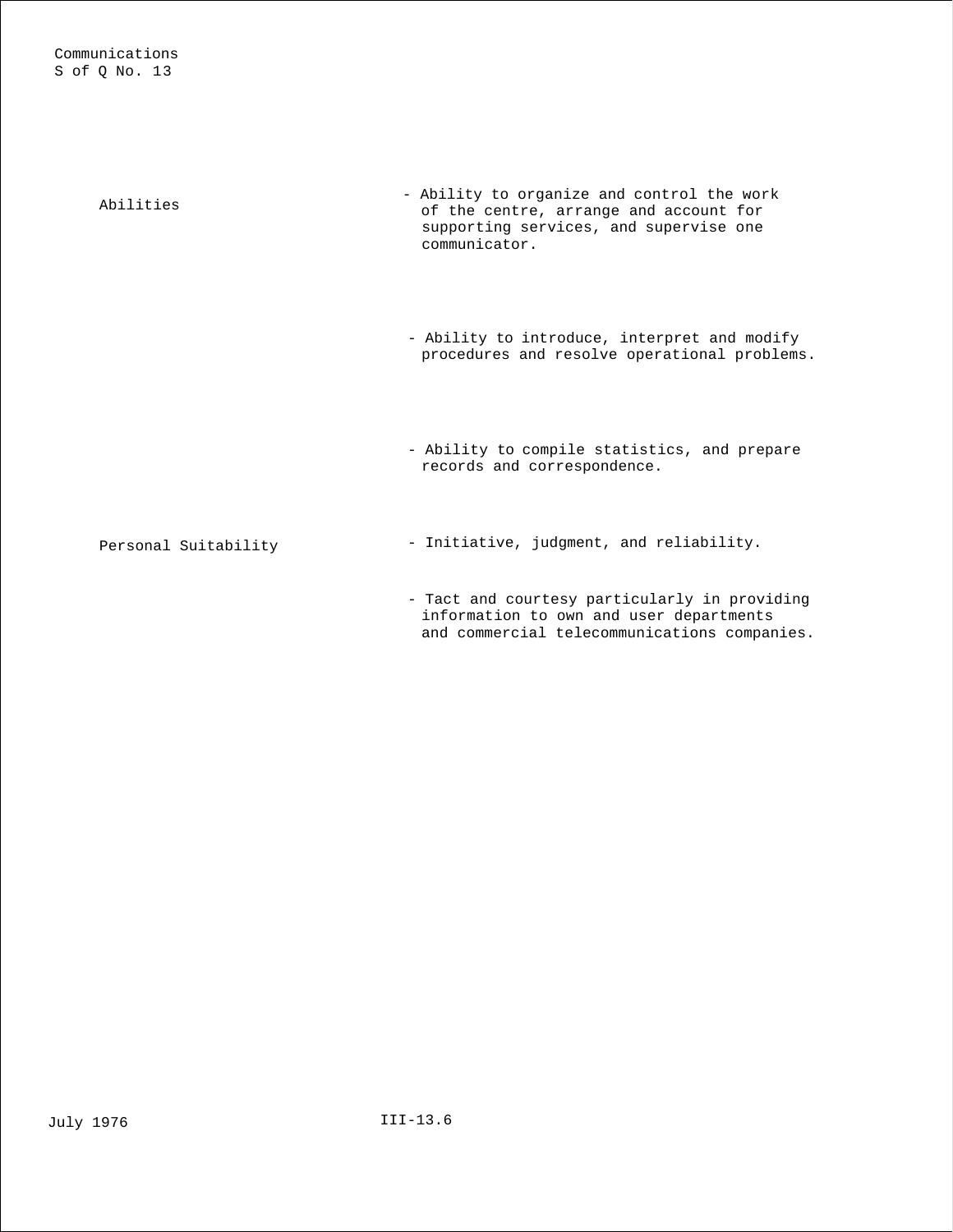| | |
|---|---|
| Abilities | - Ability to organize and control the work of the centre, arrange and account for supporting services, and supervise one communicator. |
| | - Ability to introduce, interpret and modify procedures and resolve operational problems. |
| | - Ability to compile statistics, and prepare records and correspondence. |
| Personal Suitability | - Initiative, judgment, and reliability. |
| | - Tact and courtesy particularly in providing information to own and user departments and commercial telecommunications companies. |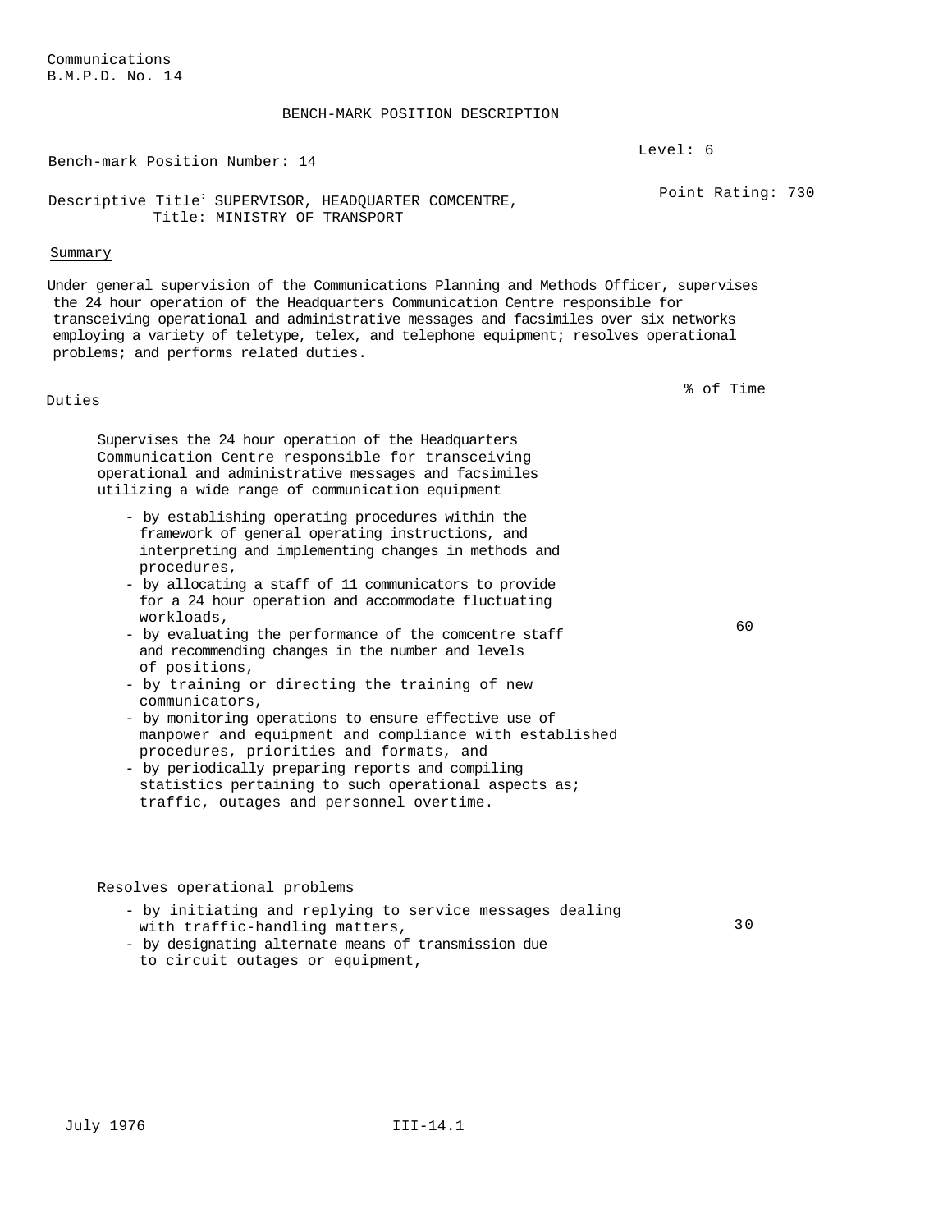Communications
B.M.P.D. No. 14

# BENCH-MARK POSITION DESCRIPTION

Bench-mark Position Number: 14

Level: 6

Point Rating: 730

Descriptive Title: SUPERVISOR, HEADQUARTER COMCENTRE,
Title: MINISTRY OF TRANSPORT

## Summary

Under general supervision of the Communications Planning and Methods Officer, supervises the 24 hour operation of the Headquarters Communication Centre responsible for transceiving operational and administrative messages and facsimiles over six networks employing a variety of teletype, telex, and telephone equipment; resolves operational problems; and performs related duties.

| Duties | % of Time |
|---|---|
| Supervises the 24 hour operation of the Headquarters Communication Centre responsible for transceiving operational and administrative messages and facsimiles utilizing a wide range of communication equipment<br>- by establishing operating procedures within the framework of general operating instructions, and interpreting and implementing changes in methods and procedures,<br>- by allocating a staff of 11 communicators to provide for a 24 hour operation and accommodate fluctuating workloads,<br>- by evaluating the performance of the comcentre staff and recommending changes in the number and levels of positions,<br>- by training or directing the training of new communicators,<br>- by monitoring operations to ensure effective use of manpower and equipment and compliance with established procedures, priorities and formats, and<br>- by periodically preparing reports and compiling statistics pertaining to such operational aspects as; traffic, outages and personnel overtime. | 60 |
| Resolves operational problems<br>- by initiating and replying to service messages dealing with traffic-handling matters,<br>- by designating alternate means of transmission due to circuit outages or equipment, | 30 |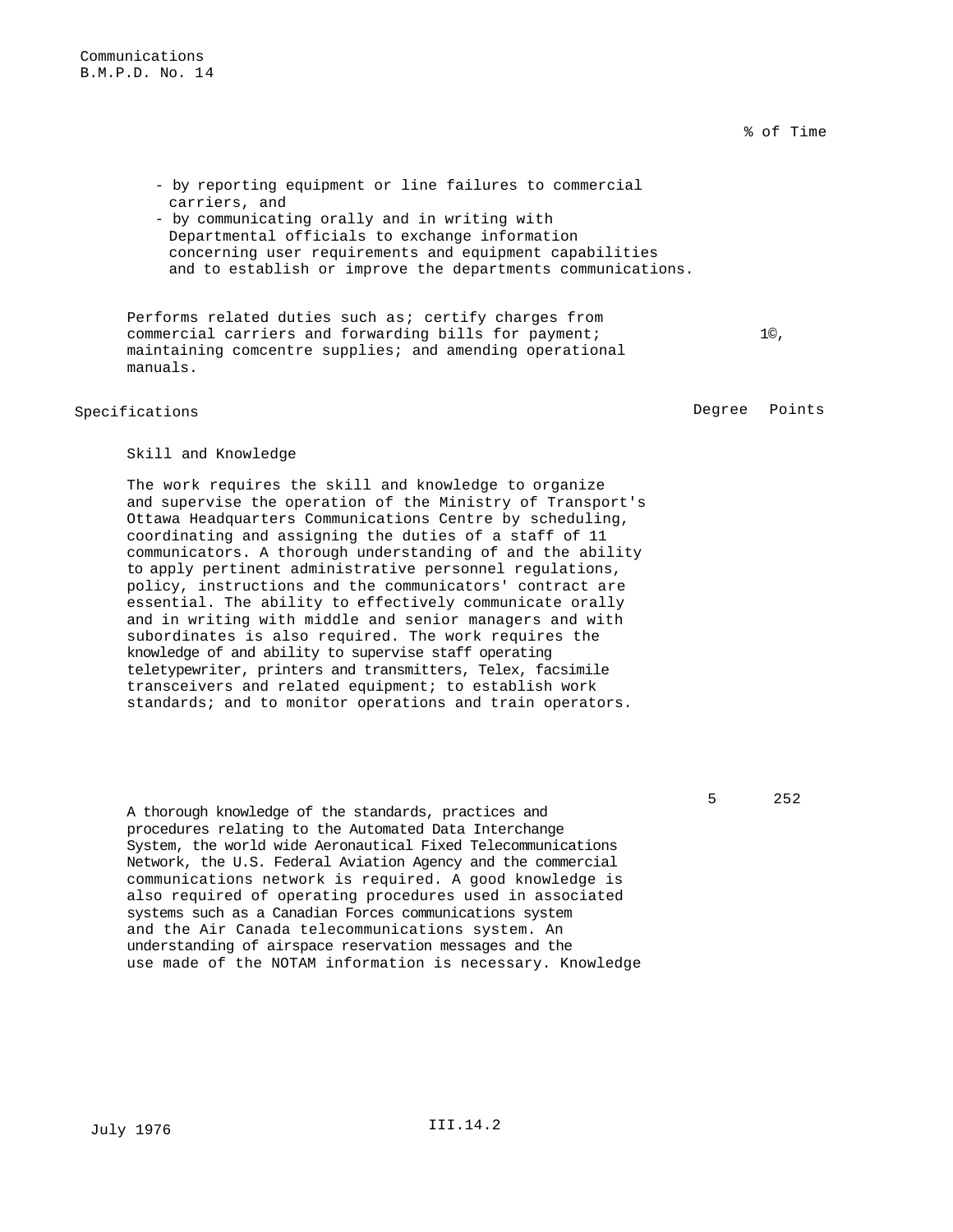% of Time

- by reporting equipment or line failures to commercial carriers, and
- by communicating orally and in writing with Departmental officials to exchange information concerning user requirements and equipment capabilities and to establish or improve the departments communications.

Performs related duties such as; certify charges from commercial carriers and forwarding bills for payment; maintaining comcentre supplies; and amending operational manuals. — 1©,

## Specifications

| | Degree | Points |
|---|---|---|
| **Skill and Knowledge** | | |
| The work requires the skill and knowledge to organize and supervise the operation of the Ministry of Transport's Ottawa Headquarters Communications Centre by scheduling, coordinating and assigning the duties of a staff of 11 communicators. A thorough understanding of and the ability to apply pertinent administrative personnel regulations, policy, instructions and the communicators' contract are essential. The ability to effectively communicate orally and in writing with middle and senior managers and with subordinates is also required. The work requires the knowledge of and ability to supervise staff operating teletypewriter, printers and transmitters, Telex, facsimile transceivers and related equipment; to establish work standards; and to monitor operations and train operators. | 5 | 252 |

A thorough knowledge of the standards, practices and procedures relating to the Automated Data Interchange System, the world wide Aeronautical Fixed Telecommunications Network, the U.S. Federal Aviation Agency and the commercial communications network is required. A good knowledge is also required of operating procedures used in associated systems such as a Canadian Forces communications system and the Air Canada telecommunications system. An understanding of airspace reservation messages and the use made of the NOTAM information is necessary. Knowledge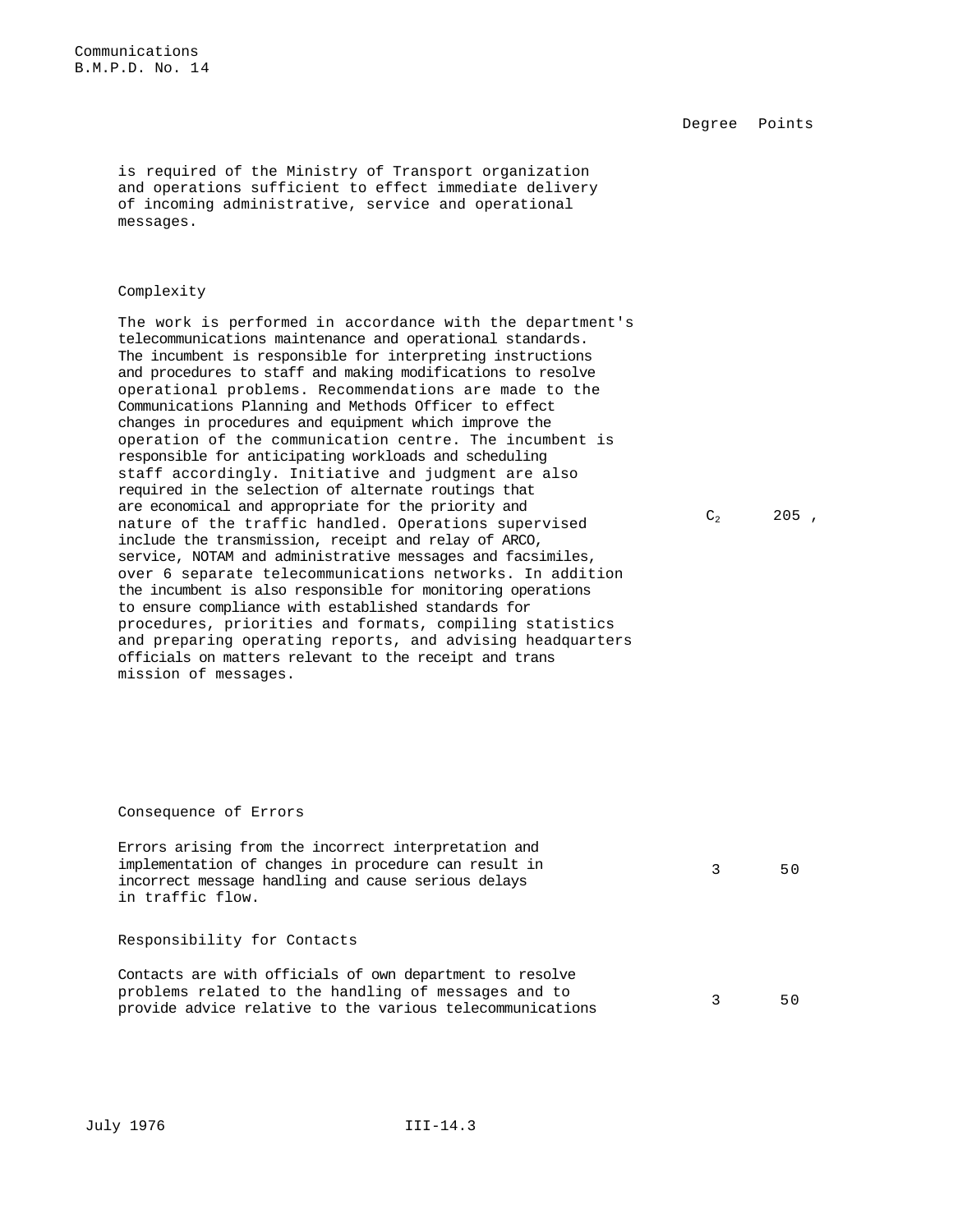| | Degree | Points |
|---|---|---|
| is required of the Ministry of Transport organization and operations sufficient to effect immediate delivery of incoming administrative, service and operational messages. | | |
| **Complexity** | | |
| The work is performed in accordance with the department's telecommunications maintenance and operational standards. The incumbent is responsible for interpreting instructions and procedures to staff and making modifications to resolve operational problems. Recommendations are made to the Communications Planning and Methods Officer to effect changes in procedures and equipment which improve the operation of the communication centre. The incumbent is responsible for anticipating workloads and scheduling staff accordingly. Initiative and judgment are also required in the selection of alternate routings that are economical and appropriate for the priority and nature of the traffic handled. Operations supervised include the transmission, receipt and relay of ARCO, service, NOTAM and administrative messages and facsimiles, over 6 separate telecommunications networks. In addition the incumbent is also responsible for monitoring operations to ensure compliance with established standards for procedures, priorities and formats, compiling statistics and preparing operating reports, and advising headquarters officials on matters relevant to the receipt and trans mission of messages. | $C_2$ | 205 , |
| **Consequence of Errors** | | |
| Errors arising from the incorrect interpretation and implementation of changes in procedure can result in incorrect message handling and cause serious delays in traffic flow. | 3 | 50 |
| **Responsibility for Contacts** | | |
| Contacts are with officials of own department to resolve problems related to the handling of messages and to provide advice relative to the various telecommunications | 3 | 50 |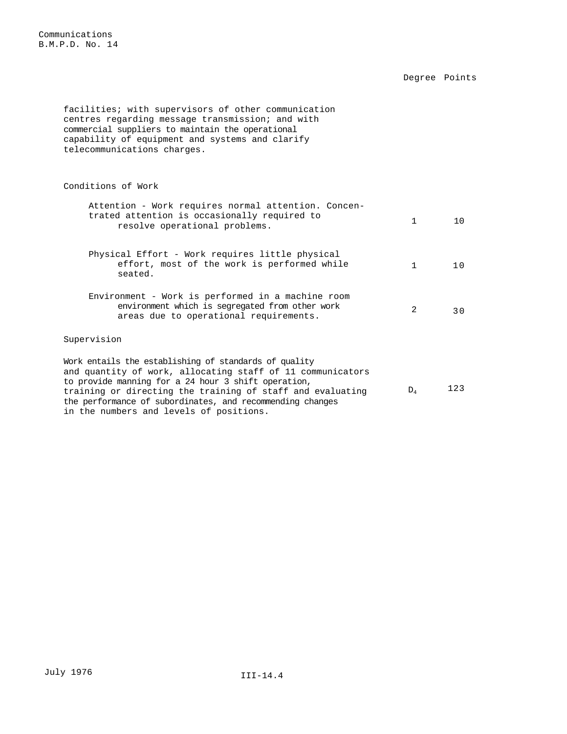| | Degree | Points |
|---|---|---|
| facilities; with supervisors of other communication centres regarding message transmission; and with commercial suppliers to maintain the operational capability of equipment and systems and clarify telecommunications charges. | | |
| **Conditions of Work** | | |
| Attention - Work requires normal attention. Concentrated attention is occasionally required to resolve operational problems. | 1 | 10 |
| Physical Effort - Work requires little physical effort, most of the work is performed while seated. | 1 | 10 |
| Environment - Work is performed in a machine room environment which is segregated from other work areas due to operational requirements. | 2 | 30 |
| **Supervision** | | |
| Work entails the establishing of standards of quality and quantity of work, allocating staff of 11 communicators to provide manning for a 24 hour 3 shift operation, training or directing the training of staff and evaluating the performance of subordinates, and recommending changes in the numbers and levels of positions. | $D_4$ | 123 |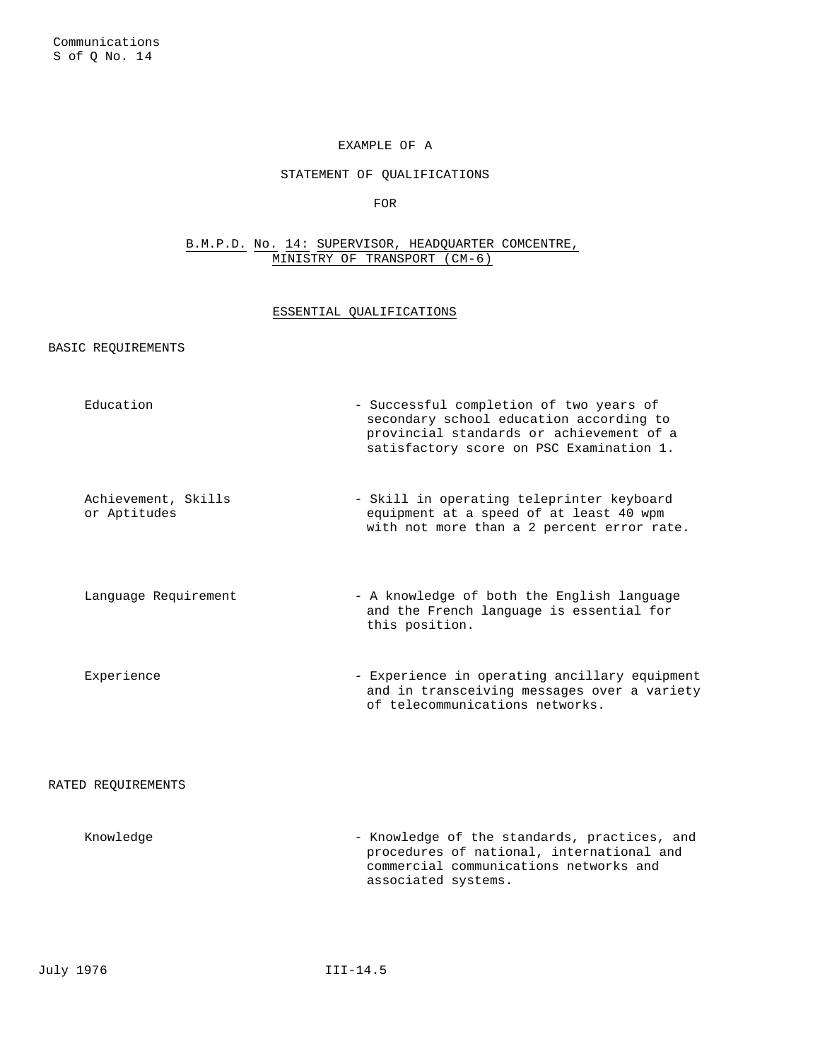Communications
S of Q No. 14

# EXAMPLE OF A

# STATEMENT OF QUALIFICATIONS

# FOR

## B.M.P.D. No. 14: SUPERVISOR, HEADQUARTER COMCENTRE, MINISTRY OF TRANSPORT (CM-6)

### ESSENTIAL QUALIFICATIONS

#### BASIC REQUIREMENTS

| | |
|---|---|
| Education | - Successful completion of two years of secondary school education according to provincial standards or achievement of a satisfactory score on PSC Examination 1. |
| Achievement, Skills or Aptitudes | - Skill in operating teleprinter keyboard equipment at a speed of at least 40 wpm with not more than a 2 percent error rate. |
| Language Requirement | - A knowledge of both the English language and the French language is essential for this position. |
| Experience | - Experience in operating ancillary equipment and in transceiving messages over a variety of telecommunications networks. |

#### RATED REQUIREMENTS

| | |
|---|---|
| Knowledge | - Knowledge of the standards, practices, and procedures of national, international and commercial communications networks and associated systems. |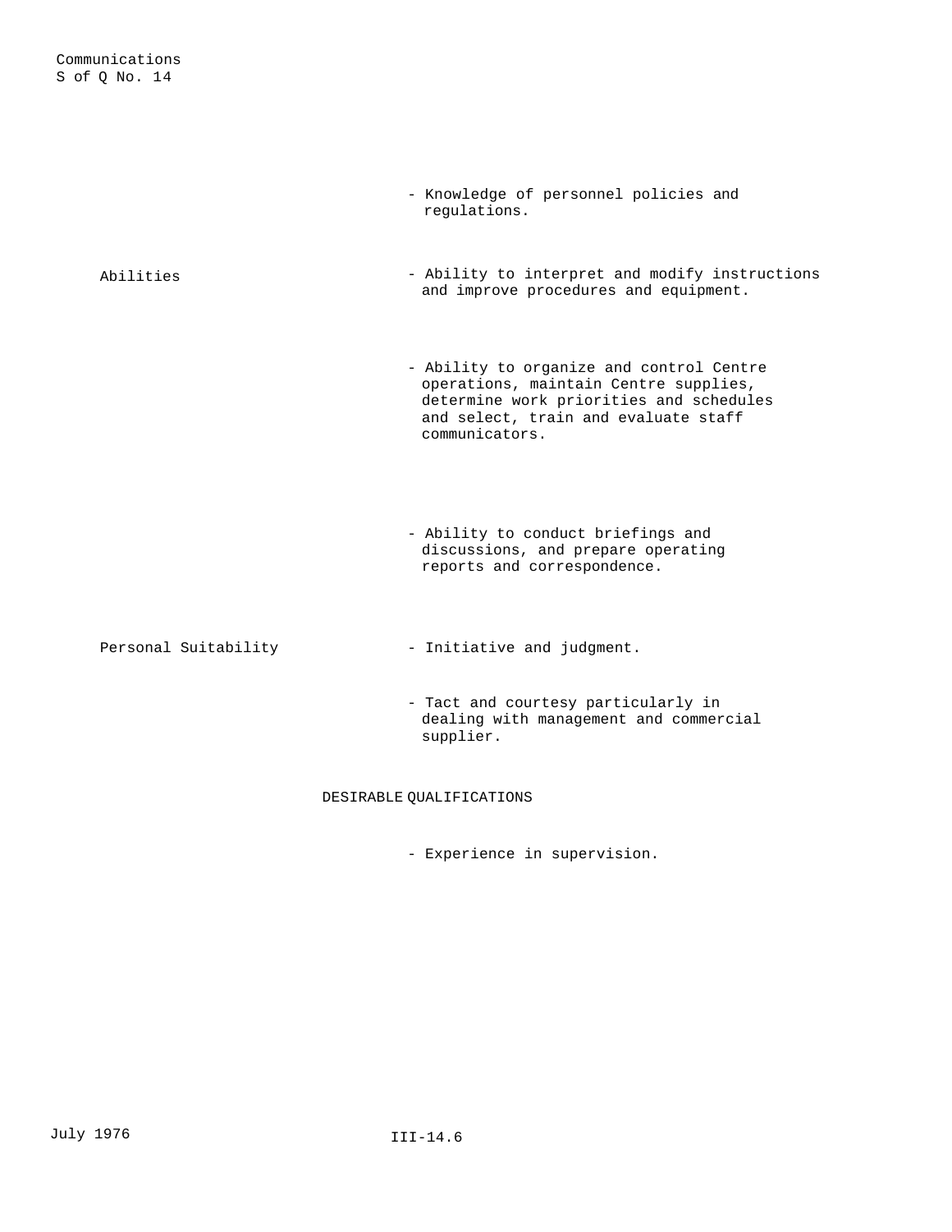| | |
|---|---|
| | - Knowledge of personnel policies and regulations. |
| Abilities | - Ability to interpret and modify instructions and improve procedures and equipment. |
| | - Ability to organize and control Centre operations, maintain Centre supplies, determine work priorities and schedules and select, train and evaluate staff communicators. |
| | - Ability to conduct briefings and discussions, and prepare operating reports and correspondence. |
| Personal Suitability | - Initiative and judgment. |
| | - Tact and courtesy particularly in dealing with management and commercial supplier. |

DESIRABLE QUALIFICATIONS

- Experience in supervision.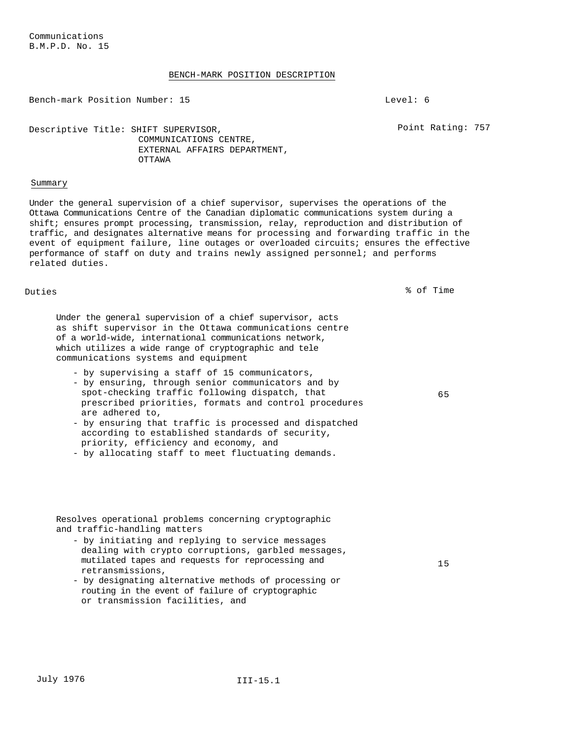Communications
B.M.P.D. No. 15

## BENCH-MARK POSITION DESCRIPTION

Bench-mark Position Number: 15 Level: 6

Descriptive Title: SHIFT SUPERVISOR, COMMUNICATIONS CENTRE, EXTERNAL AFFAIRS DEPARTMENT, OTTAWA

Point Rating: 757

### Summary

Under the general supervision of a chief supervisor, supervises the operations of the Ottawa Communications Centre of the Canadian diplomatic communications system during a shift; ensures prompt processing, transmission, relay, reproduction and distribution of traffic, and designates alternative means for processing and forwarding traffic in the event of equipment failure, line outages or overloaded circuits; ensures the effective performance of staff on duty and trains newly assigned personnel; and performs related duties.

| Duties | % of Time |
|---|---|
| Under the general supervision of a chief supervisor, acts as shift supervisor in the Ottawa communications centre of a world-wide, international communications network, which utilizes a wide range of cryptographic and tele communications systems and equipment<br>- by supervising a staff of 15 communicators,<br>- by ensuring, through senior communicators and by spot-checking traffic following dispatch, that prescribed priorities, formats and control procedures are adhered to,<br>- by ensuring that traffic is processed and dispatched according to established standards of security, priority, efficiency and economy, and<br>- by allocating staff to meet fluctuating demands. | 65 |
| Resolves operational problems concerning cryptographic and traffic-handling matters<br>- by initiating and replying to service messages dealing with crypto corruptions, garbled messages, mutilated tapes and requests for reprocessing and retransmissions,<br>- by designating alternative methods of processing or routing in the event of failure of cryptographic or transmission facilities, and | 15 |

July 1976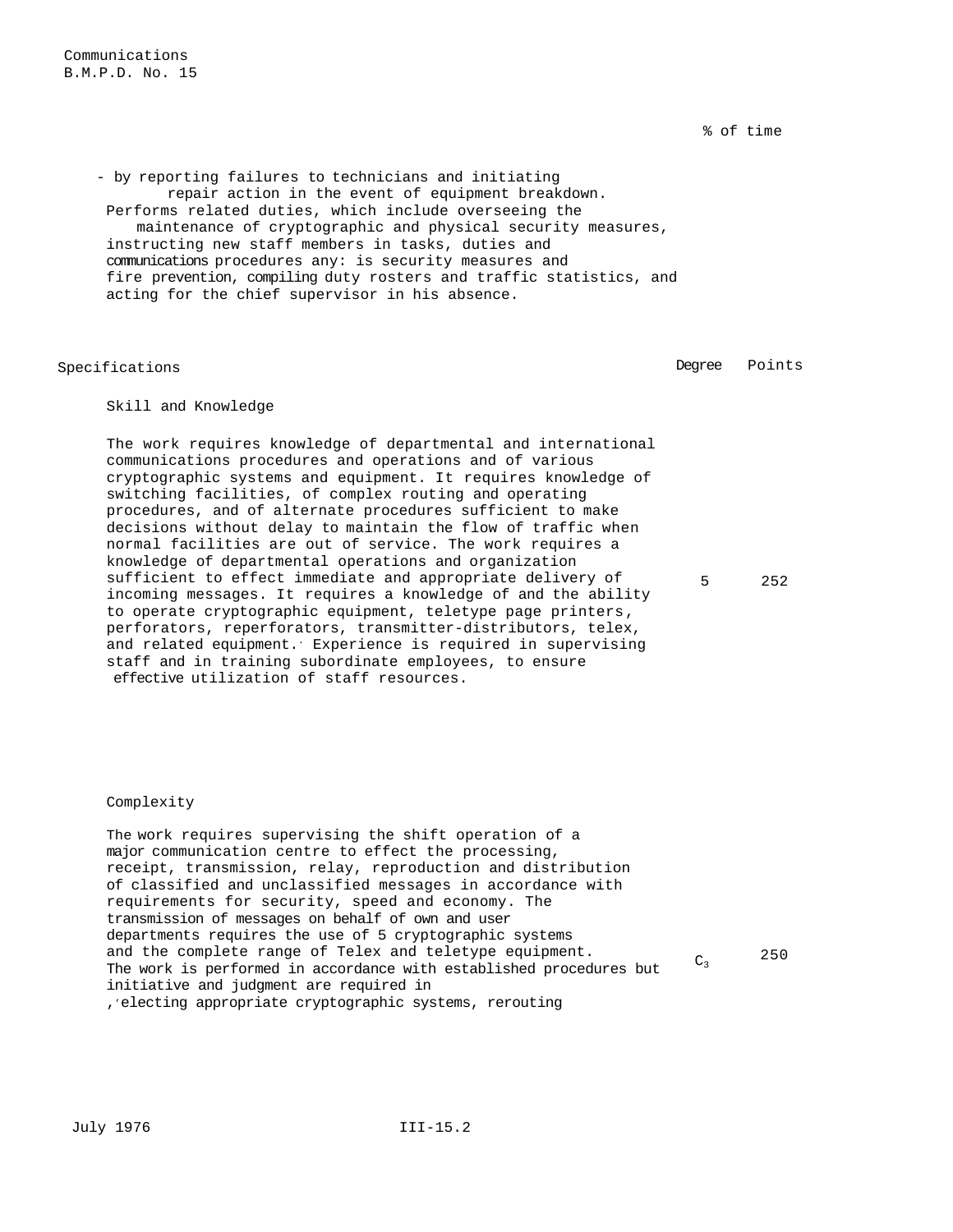% of time

- by reporting failures to technicians and initiating repair action in the event of equipment breakdown.

Performs related duties, which include overseeing the maintenance of cryptographic and physical security measures, instructing new staff members in tasks, duties and communications procedures any: is security measures and fire prevention, compiling duty rosters and traffic statistics, and acting for the chief supervisor in his absence.

| Specifications | Degree | Points |
|---|---|---|
| **Skill and Knowledge**<br><br>The work requires knowledge of departmental and international communications procedures and operations and of various cryptographic systems and equipment. It requires knowledge of switching facilities, of complex routing and operating procedures, and of alternate procedures sufficient to make decisions without delay to maintain the flow of traffic when normal facilities are out of service. The work requires a knowledge of departmental operations and organization sufficient to effect immediate and appropriate delivery of incoming messages. It requires a knowledge of and the ability to operate cryptographic equipment, teletype page printers, perforators, reperforators, transmitter-distributors, telex, and related equipment. Experience is required in supervising staff and in training subordinate employees, to ensure effective utilization of staff resources. | 5 | 252 |
| **Complexity**<br><br>The work requires supervising the shift operation of a major communication centre to effect the processing, receipt, transmission, relay, reproduction and distribution of classified and unclassified messages in accordance with requirements for security, speed and economy. The transmission of messages on behalf of own and user departments requires the use of 5 cryptographic systems and the complete range of Telex and teletype equipment. The work is performed in accordance with established procedures but initiative and judgment are required in ,'electing appropriate cryptographic systems, rerouting | $C_3$ | 250 |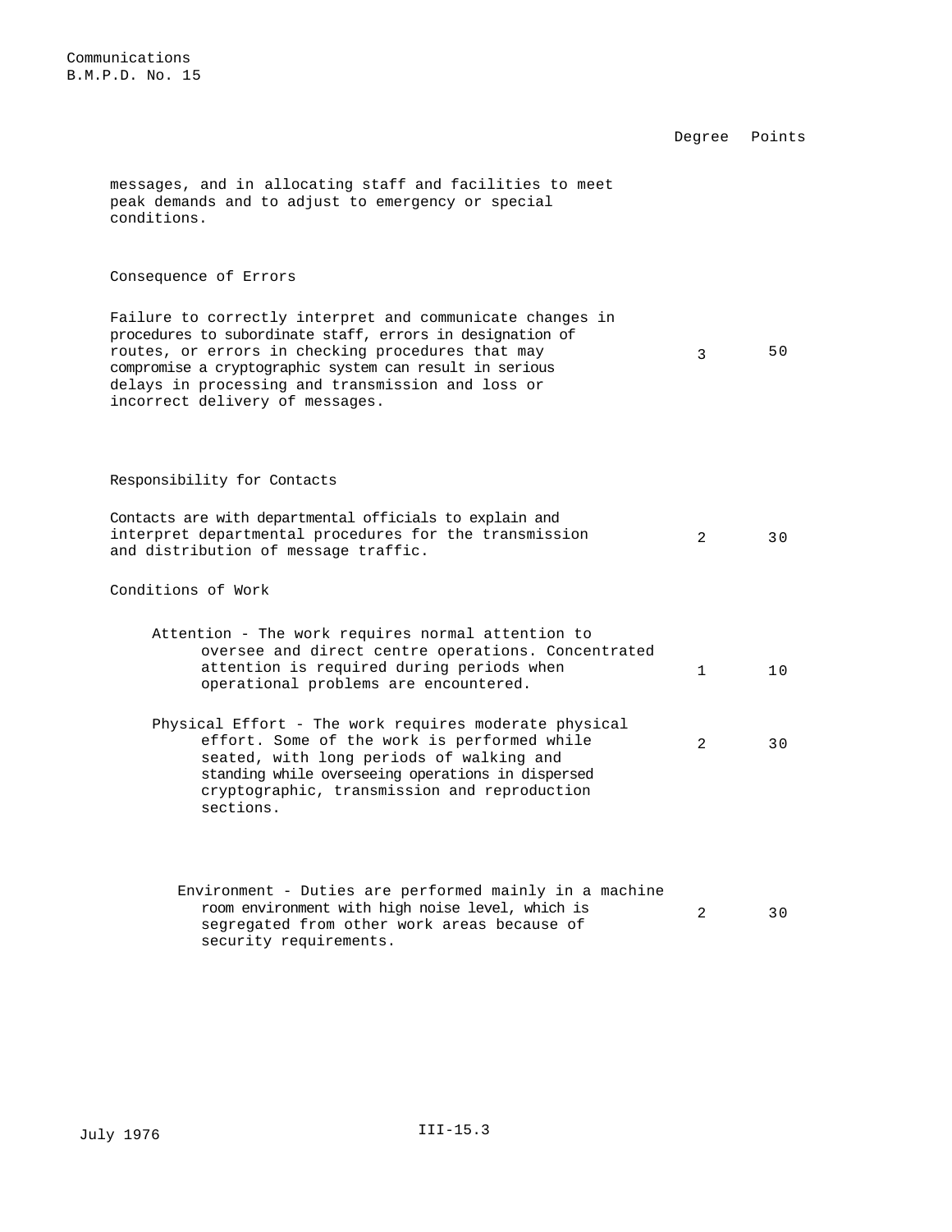| | Degree | Points |
|---|---|---|
| messages, and in allocating staff and facilities to meet peak demands and to adjust to emergency or special conditions. | | |
| **Consequence of Errors** | | |
| Failure to correctly interpret and communicate changes in procedures to subordinate staff, errors in designation of routes, or errors in checking procedures that may compromise a cryptographic system can result in serious delays in processing and transmission and loss or incorrect delivery of messages. | 3 | 50 |
| **Responsibility for Contacts** | | |
| Contacts are with departmental officials to explain and interpret departmental procedures for the transmission and distribution of message traffic. | 2 | 30 |
| **Conditions of Work** | | |
| Attention - The work requires normal attention to oversee and direct centre operations. Concentrated attention is required during periods when operational problems are encountered. | 1 | 10 |
| Physical Effort - The work requires moderate physical effort. Some of the work is performed while seated, with long periods of walking and standing while overseeing operations in dispersed cryptographic, transmission and reproduction sections. | 2 | 30 |
| Environment - Duties are performed mainly in a machine room environment with high noise level, which is segregated from other work areas because of security requirements. | 2 | 30 |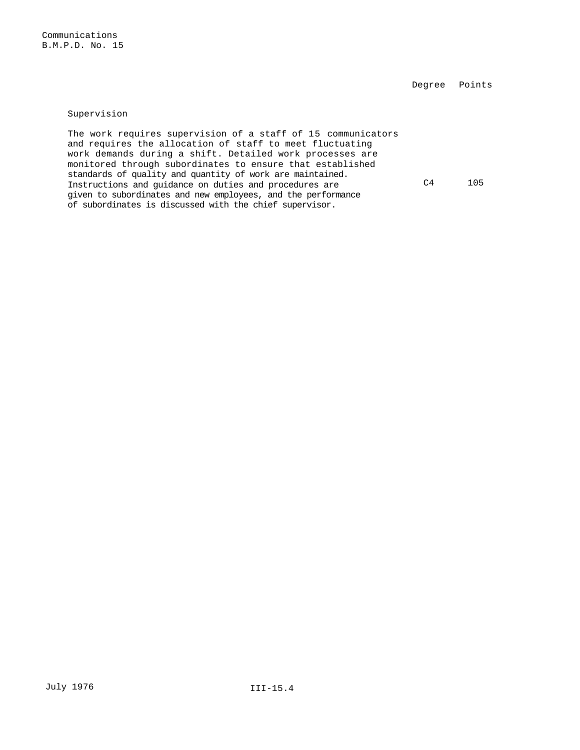Communications
B.M.P.D. No. 15

| | Degree | Points |
|---|---|---|
| **Supervision** | | |
| The work requires supervision of a staff of 15 communicators and requires the allocation of staff to meet fluctuating work demands during a shift. Detailed work processes are monitored through subordinates to ensure that established standards of quality and quantity of work are maintained. Instructions and guidance on duties and procedures are given to subordinates and new employees, and the performance of subordinates is discussed with the chief supervisor. | C4 | 105 |

July 1976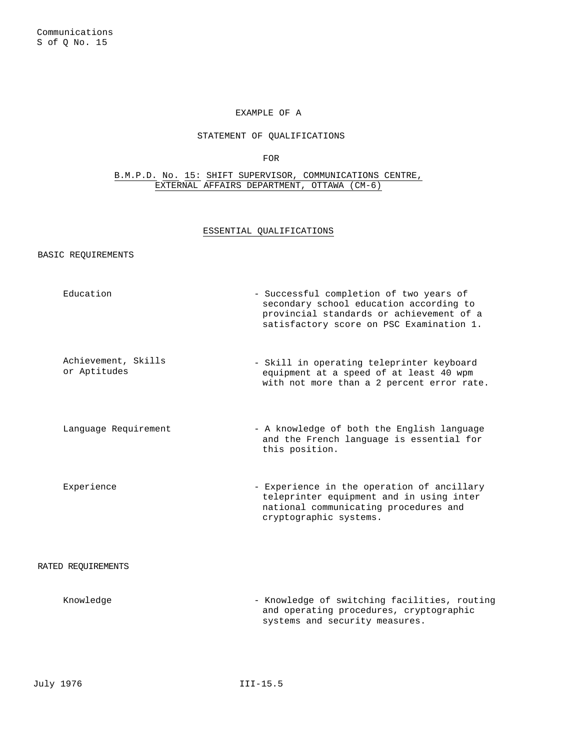Communications
S of Q No. 15

EXAMPLE OF A

STATEMENT OF QUALIFICATIONS

FOR

B.M.P.D. No. 15: SHIFT SUPERVISOR, COMMUNICATIONS CENTRE, EXTERNAL AFFAIRS DEPARTMENT, OTTAWA (CM-6)

## ESSENTIAL QUALIFICATIONS

### BASIC REQUIREMENTS

| | |
|---|---|
| Education | - Successful completion of two years of secondary school education according to provincial standards or achievement of a satisfactory score on PSC Examination 1. |
| Achievement, Skills or Aptitudes | - Skill in operating teleprinter keyboard equipment at a speed of at least 40 wpm with not more than a 2 percent error rate. |
| Language Requirement | - A knowledge of both the English language and the French language is essential for this position. |
| Experience | - Experience in the operation of ancillary teleprinter equipment and in using inter national communicating procedures and cryptographic systems. |

### RATED REQUIREMENTS

| | |
|---|---|
| Knowledge | - Knowledge of switching facilities, routing and operating procedures, cryptographic systems and security measures. |

July 1976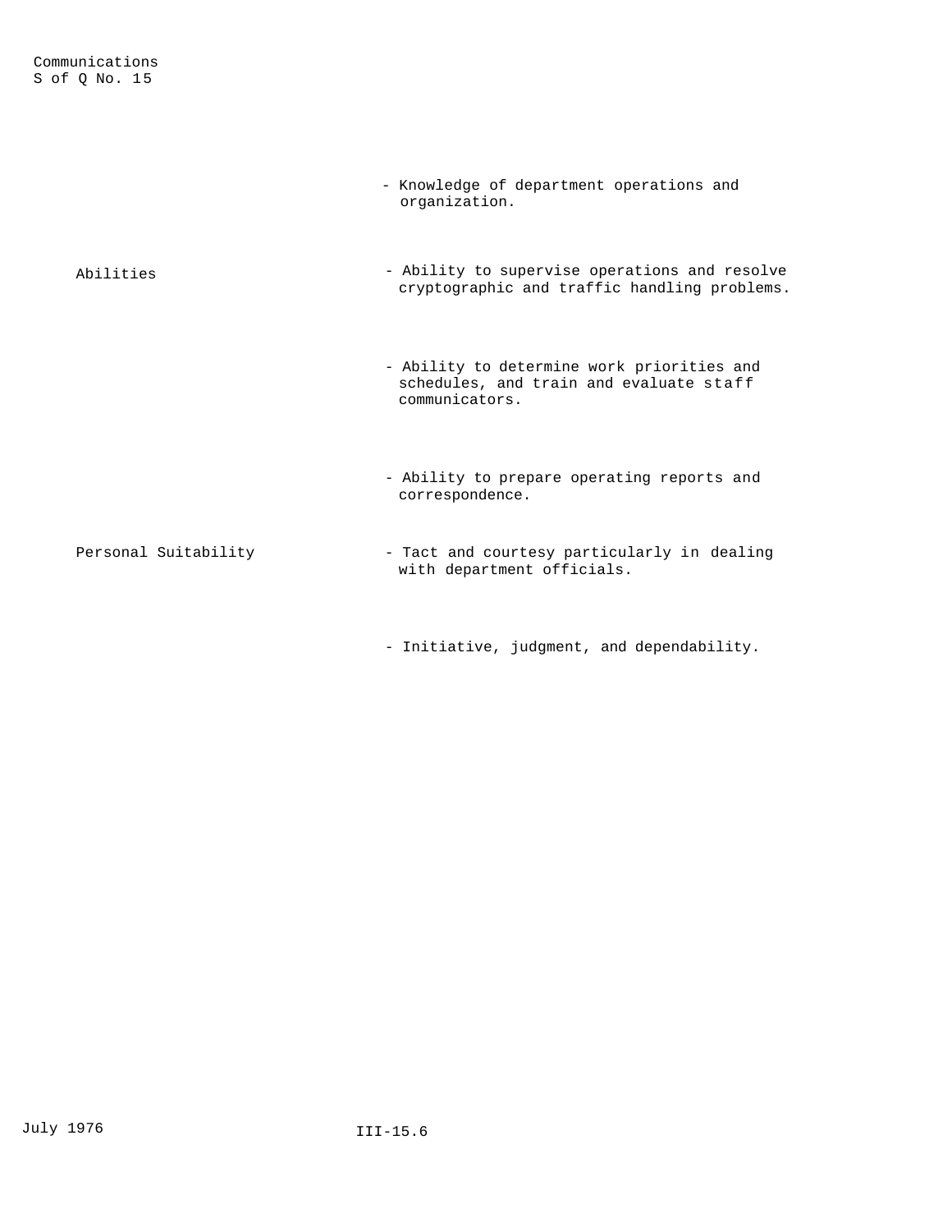| | |
|---|---|
| | - Knowledge of department operations and organization. |
| Abilities | - Ability to supervise operations and resolve cryptographic and traffic handling problems. |
| | - Ability to determine work priorities and schedules, and train and evaluate staff communicators. |
| | - Ability to prepare operating reports and correspondence. |
| Personal Suitability | - Tact and courtesy particularly in dealing with department officials. |
| | - Initiative, judgment, and dependability. |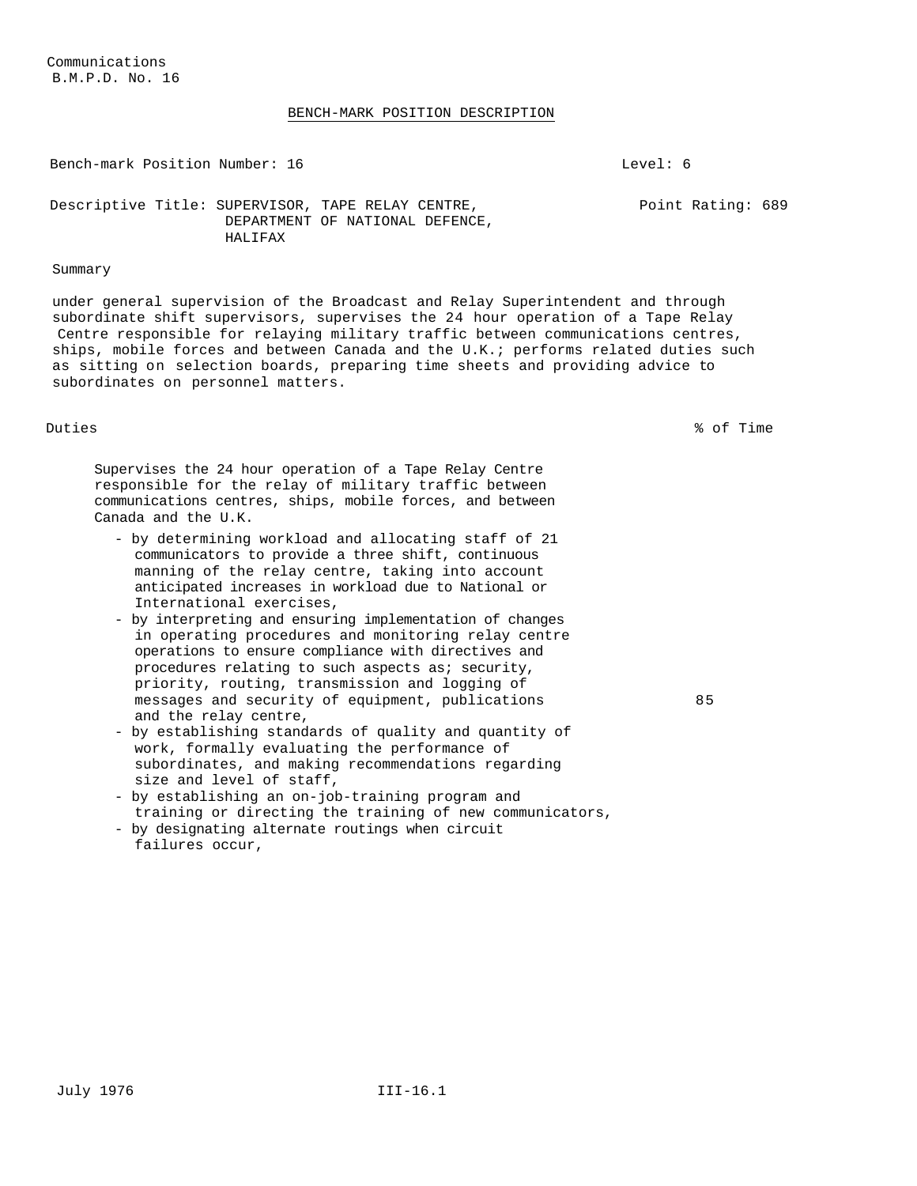Communications
B.M.P.D. No. 16

## BENCH-MARK POSITION DESCRIPTION

Bench-mark Position Number: 16 — Level: 6

Descriptive Title: SUPERVISOR, TAPE RELAY CENTRE, DEPARTMENT OF NATIONAL DEFENCE, HALIFAX — Point Rating: 689

### Summary

under general supervision of the Broadcast and Relay Superintendent and through subordinate shift supervisors, supervises the 24 hour operation of a Tape Relay Centre responsible for relaying military traffic between communications centres, ships, mobile forces and between Canada and the U.K.; performs related duties such as sitting on selection boards, preparing time sheets and providing advice to subordinates on personnel matters.

| Duties | % of Time |
|---|---|
| Supervises the 24 hour operation of a Tape Relay Centre responsible for the relay of military traffic between communications centres, ships, mobile forces, and between Canada and the U.K.<br>- by determining workload and allocating staff of 21 communicators to provide a three shift, continuous manning of the relay centre, taking into account anticipated increases in workload due to National or International exercises,<br>- by interpreting and ensuring implementation of changes in operating procedures and monitoring relay centre operations to ensure compliance with directives and procedures relating to such aspects as; security, priority, routing, transmission and logging of messages and security of equipment, publications and the relay centre,<br>- by establishing standards of quality and quantity of work, formally evaluating the performance of subordinates, and making recommendations regarding size and level of staff,<br>- by establishing an on-job-training program and training or directing the training of new communicators,<br>- by designating alternate routings when circuit failures occur, | 85 |

July 1976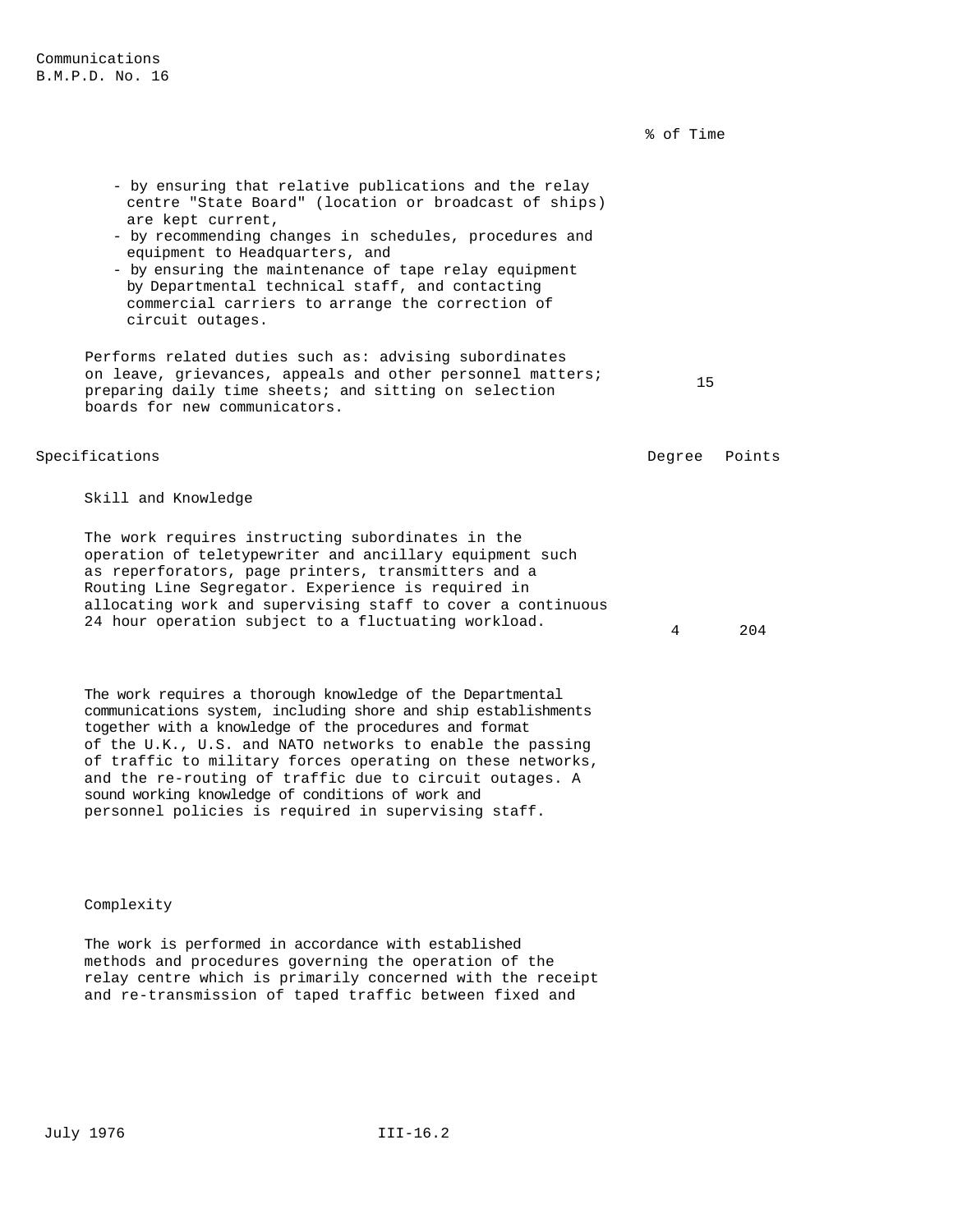% of Time

- by ensuring that relative publications and the relay centre "State Board" (location or broadcast of ships) are kept current,
- by recommending changes in schedules, procedures and equipment to Headquarters, and
- by ensuring the maintenance of tape relay equipment by Departmental technical staff, and contacting commercial carriers to arrange the correction of circuit outages.

Performs related duties such as: advising subordinates on leave, grievances, appeals and other personnel matters; preparing daily time sheets; and sitting on selection boards for new communicators. — 15

## Specifications

| | Degree | Points |
|---|---|---|
| **Skill and Knowledge** | | |
| The work requires instructing subordinates in the operation of teletypewriter and ancillary equipment such as reperforators, page printers, transmitters and a Routing Line Segregator. Experience is required in allocating work and supervising staff to cover a continuous 24 hour operation subject to a fluctuating workload. | 4 | 204 |
| The work requires a thorough knowledge of the Departmental communications system, including shore and ship establishments together with a knowledge of the procedures and format of the U.K., U.S. and NATO networks to enable the passing of traffic to military forces operating on these networks, and the re-routing of traffic due to circuit outages. A sound working knowledge of conditions of work and personnel policies is required in supervising staff. | | |

### Complexity

The work is performed in accordance with established methods and procedures governing the operation of the relay centre which is primarily concerned with the receipt and re-transmission of taped traffic between fixed and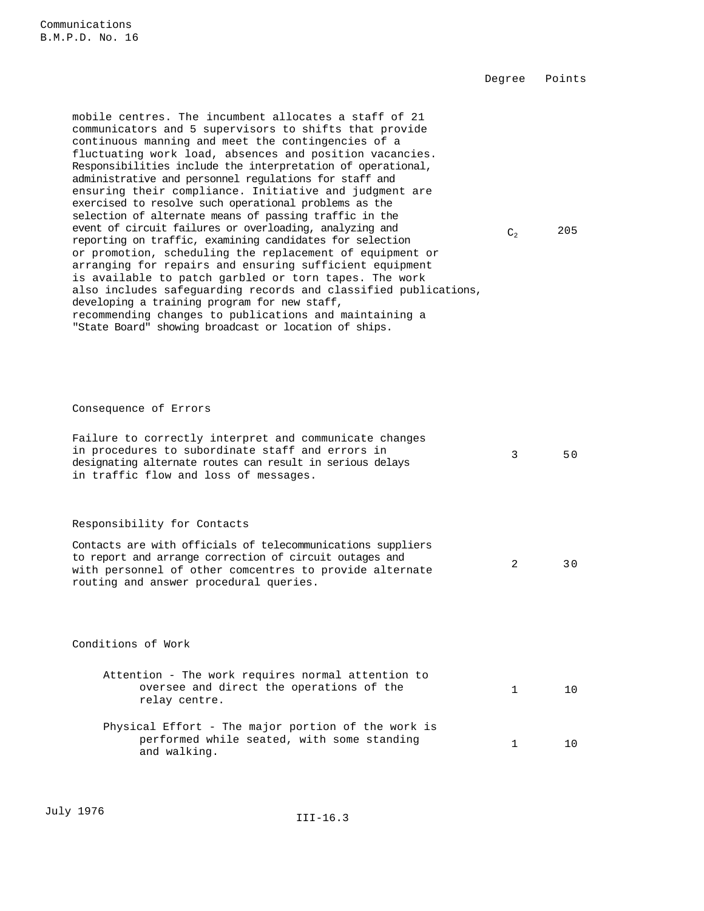| | Degree | Points |
|---|---|---|
| mobile centres. The incumbent allocates a staff of 21 communicators and 5 supervisors to shifts that provide continuous manning and meet the contingencies of a fluctuating work load, absences and position vacancies. Responsibilities include the interpretation of operational, administrative and personnel regulations for staff and ensuring their compliance. Initiative and judgment are exercised to resolve such operational problems as the selection of alternate means of passing traffic in the event of circuit failures or overloading, analyzing and reporting on traffic, examining candidates for selection or promotion, scheduling the replacement of equipment or arranging for repairs and ensuring sufficient equipment is available to patch garbled or torn tapes. The work also includes safeguarding records and classified publications, developing a training program for new staff, recommending changes to publications and maintaining a "State Board" showing broadcast or location of ships. | $C_2$ | 205 |
| **Consequence of Errors** | | |
| Failure to correctly interpret and communicate changes in procedures to subordinate staff and errors in designating alternate routes can result in serious delays in traffic flow and loss of messages. | 3 | 50 |
| **Responsibility for Contacts** | | |
| Contacts are with officials of telecommunications suppliers to report and arrange correction of circuit outages and with personnel of other comcentres to provide alternate routing and answer procedural queries. | 2 | 30 |
| **Conditions of Work** | | |
| Attention - The work requires normal attention to oversee and direct the operations of the relay centre. | 1 | 10 |
| Physical Effort - The major portion of the work is performed while seated, with some standing and walking. | 1 | 10 |

July 1976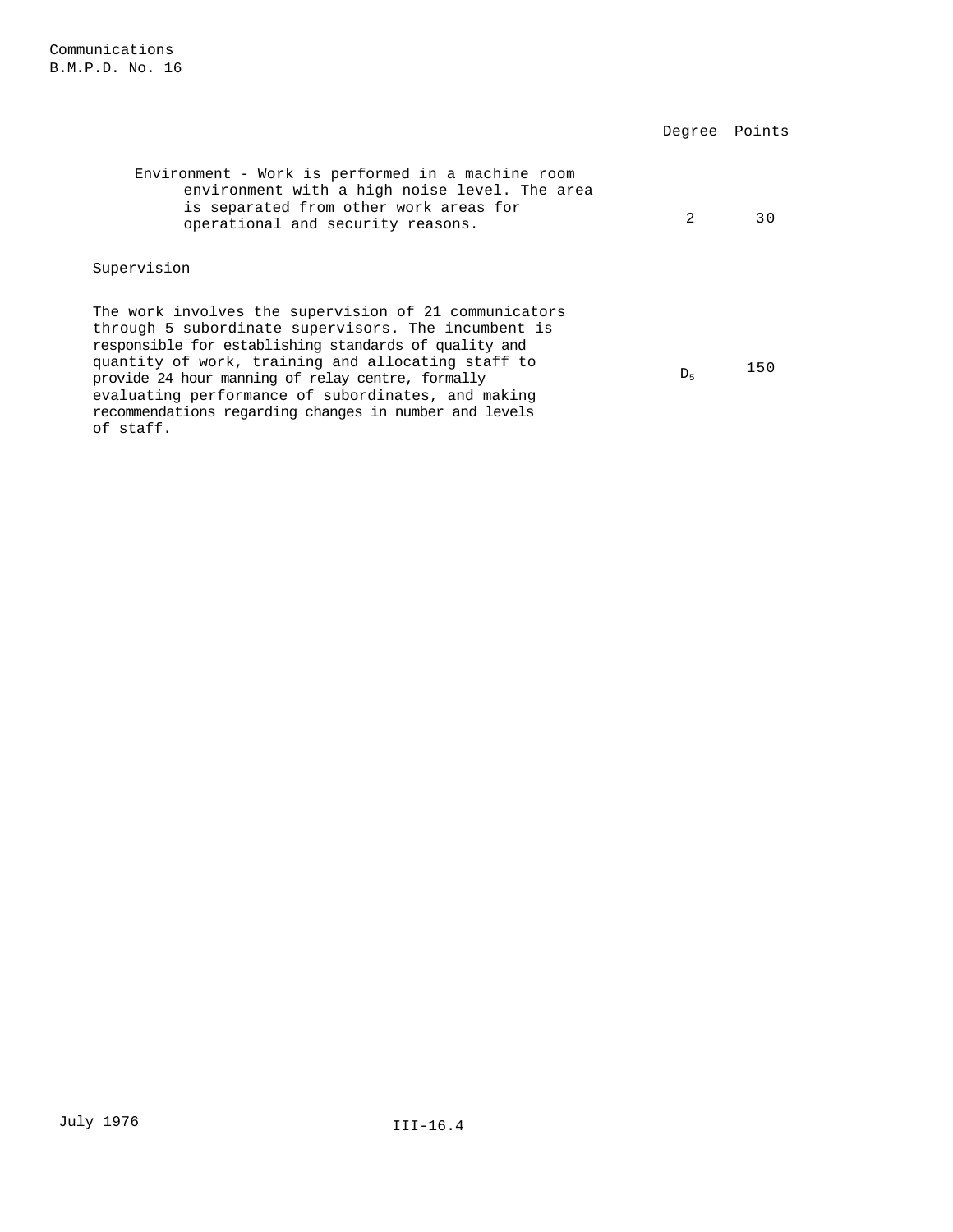| | Degree | Points |
|---|---|---|
| Environment - Work is performed in a machine room environment with a high noise level. The area is separated from other work areas for operational and security reasons. | 2 | 30 |

Supervision

| | | |
|---|---|---|
| The work involves the supervision of 21 communicators through 5 subordinate supervisors. The incumbent is responsible for establishing standards of quality and quantity of work, training and allocating staff to provide 24 hour manning of relay centre, formally evaluating performance of subordinates, and making recommendations regarding changes in number and levels of staff. | $D_5$ | 150 |

July 1976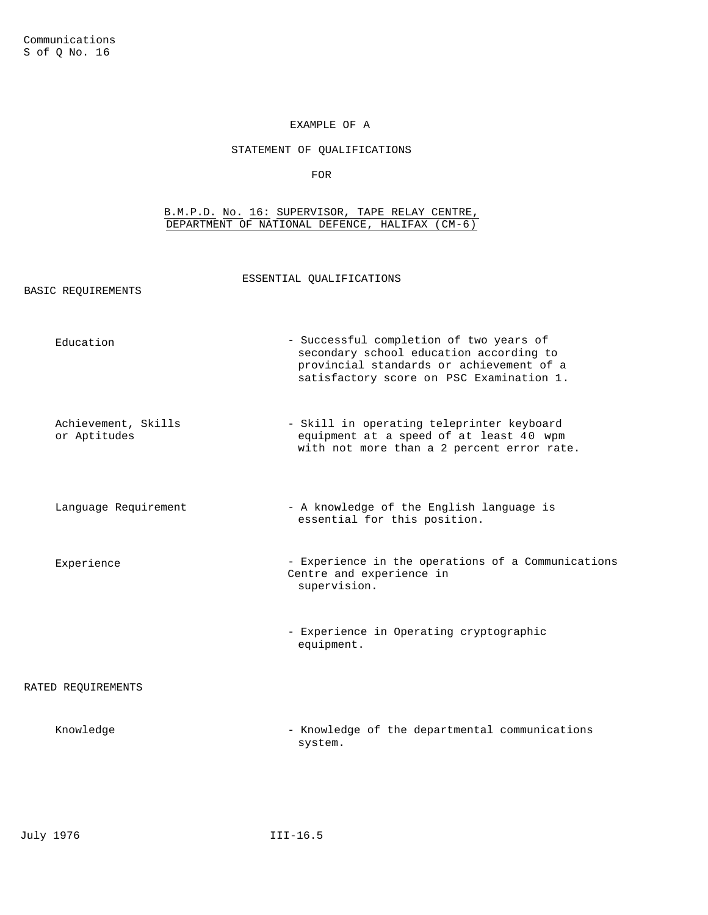EXAMPLE OF A

STATEMENT OF QUALIFICATIONS

FOR

**B.M.P.D. No. 16: SUPERVISOR, TAPE RELAY CENTRE, DEPARTMENT OF NATIONAL DEFENCE, HALIFAX (CM-6)**

## ESSENTIAL QUALIFICATIONS

### BASIC REQUIREMENTS

| | |
|---|---|
| Education | - Successful completion of two years of secondary school education according to provincial standards or achievement of a satisfactory score on PSC Examination 1. |
| Achievement, Skills or Aptitudes | - Skill in operating teleprinter keyboard equipment at a speed of at least 40 wpm with not more than a 2 percent error rate. |
| Language Requirement | - A knowledge of the English language is essential for this position. |
| Experience | - Experience in the operations of a Communications Centre and experience in supervision. |
| | - Experience in Operating cryptographic equipment. |

### RATED REQUIREMENTS

| | |
|---|---|
| Knowledge | - Knowledge of the departmental communications system. |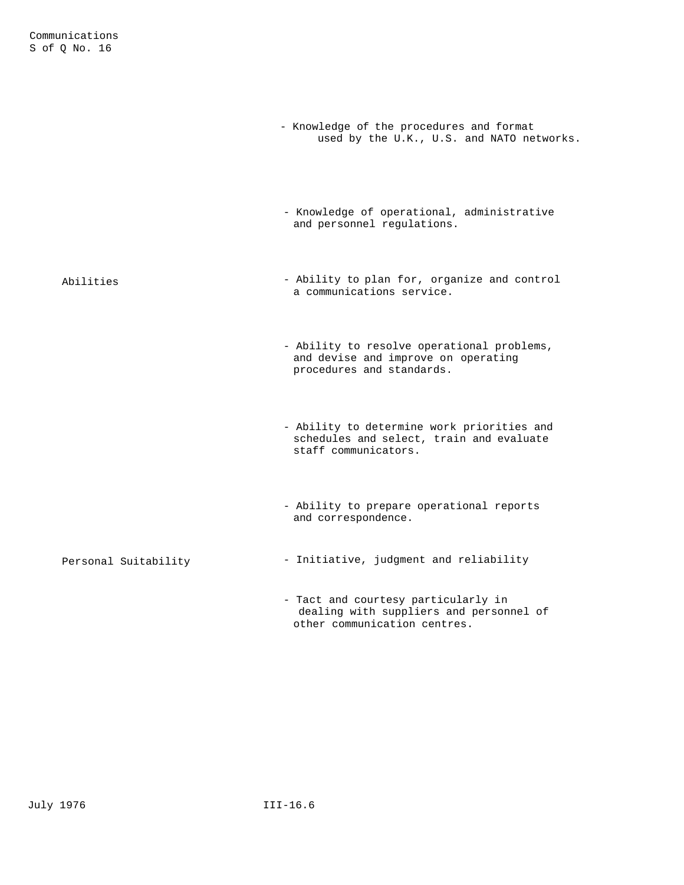- Knowledge of the procedures and format used by the U.K., U.S. and NATO networks.

- Knowledge of operational, administrative and personnel regulations.

| | |
|---|---|
| Abilities | - Ability to plan for, organize and control a communications service. |
| | - Ability to resolve operational problems, and devise and improve on operating procedures and standards. |
| | - Ability to determine work priorities and schedules and select, train and evaluate staff communicators. |
| | - Ability to prepare operational reports and correspondence. |
| Personal Suitability | - Initiative, judgment and reliability |
| | - Tact and courtesy particularly in dealing with suppliers and personnel of other communication centres. |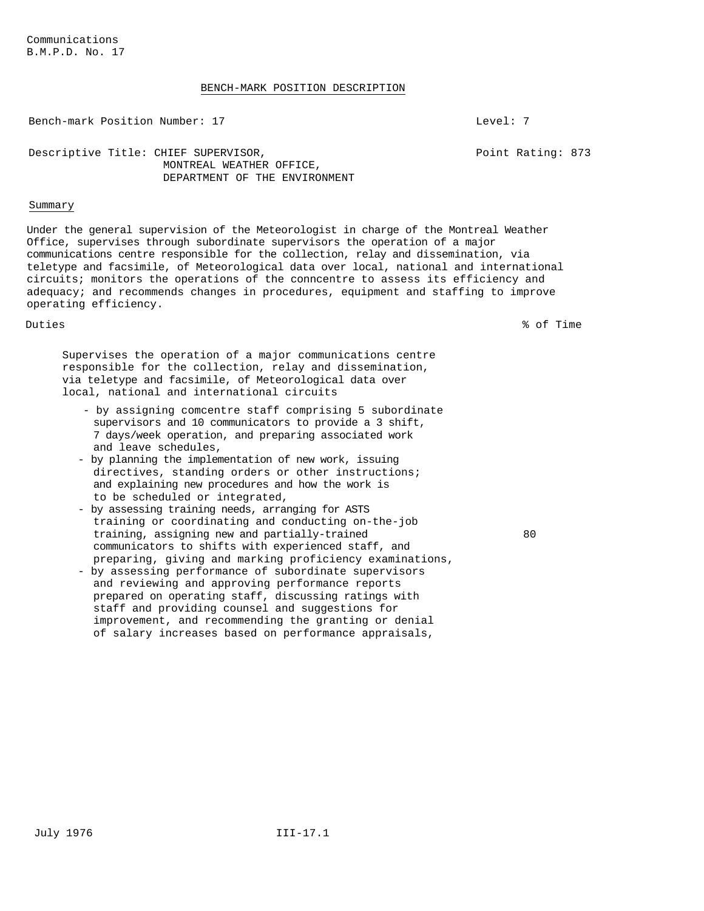Communications
B.M.P.D. No. 17

BENCH-MARK POSITION DESCRIPTION

Bench-mark Position Number: 17

Level: 7

Descriptive Title: CHIEF SUPERVISOR,
MONTREAL WEATHER OFFICE,
DEPARTMENT OF THE ENVIRONMENT

Point Rating: 873

## Summary

Under the general supervision of the Meteorologist in charge of the Montreal Weather Office, supervises through subordinate supervisors the operation of a major communications centre responsible for the collection, relay and dissemination, via teletype and facsimile, of Meteorological data over local, national and international circuits; monitors the operations of the conncentre to assess its efficiency and adequacy; and recommends changes in procedures, equipment and staffing to improve operating efficiency.

| Duties | % of Time |
|---|---|
| Supervises the operation of a major communications centre responsible for the collection, relay and dissemination, via teletype and facsimile, of Meteorological data over local, national and international circuits<br>- by assigning comcentre staff comprising 5 subordinate supervisors and 10 communicators to provide a 3 shift, 7 days/week operation, and preparing associated work and leave schedules,<br>- by planning the implementation of new work, issuing directives, standing orders or other instructions; and explaining new procedures and how the work is to be scheduled or integrated,<br>- by assessing training needs, arranging for ASTS training or coordinating and conducting on-the-job training, assigning new and partially-trained communicators to shifts with experienced staff, and preparing, giving and marking proficiency examinations,<br>- by assessing performance of subordinate supervisors and reviewing and approving performance reports prepared on operating staff, discussing ratings with staff and providing counsel and suggestions for improvement, and recommending the granting or denial of salary increases based on performance appraisals, | 80 |

July 1976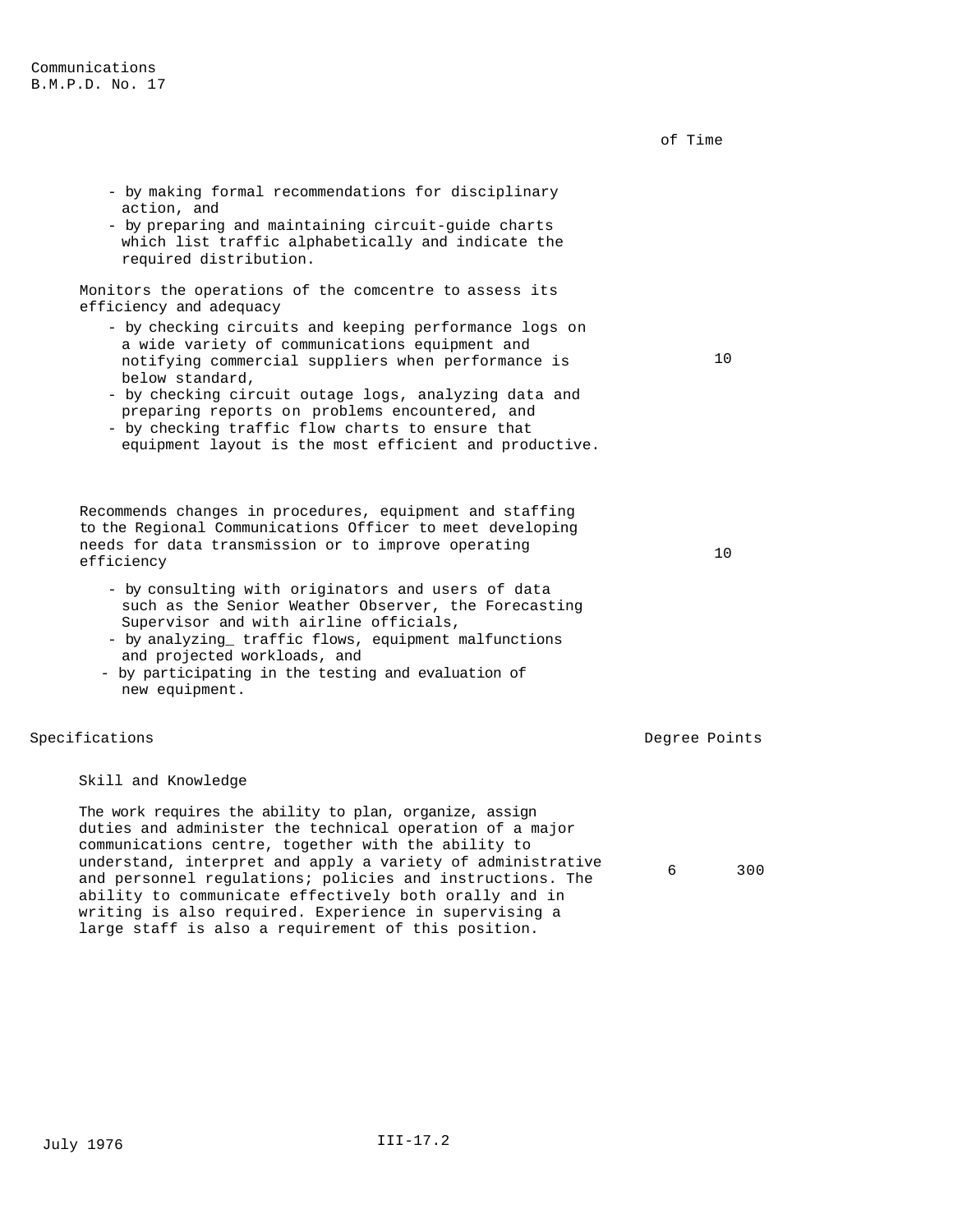of Time

- by making formal recommendations for disciplinary action, and
- by preparing and maintaining circuit-guide charts which list traffic alphabetically and indicate the required distribution.

Monitors the operations of the comcentre to assess its efficiency and adequacy — 10

- by checking circuits and keeping performance logs on a wide variety of communications equipment and notifying commercial suppliers when performance is below standard,
- by checking circuit outage logs, analyzing data and preparing reports on problems encountered, and
- by checking traffic flow charts to ensure that equipment layout is the most efficient and productive.

Recommends changes in procedures, equipment and staffing to the Regional Communications Officer to meet developing needs for data transmission or to improve operating efficiency — 10

- by consulting with originators and users of data such as the Senior Weather Observer, the Forecasting Supervisor and with airline officials,
- by analyzing_ traffic flows, equipment malfunctions and projected workloads, and
- by participating in the testing and evaluation of new equipment.

| Specifications | Degree | Points |
|---|---|---|
| **Skill and Knowledge** | | |
| The work requires the ability to plan, organize, assign duties and administer the technical operation of a major communications centre, together with the ability to understand, interpret and apply a variety of administrative and personnel regulations; policies and instructions. The ability to communicate effectively both orally and in writing is also required. Experience in supervising a large staff is also a requirement of this position. | 6 | 300 |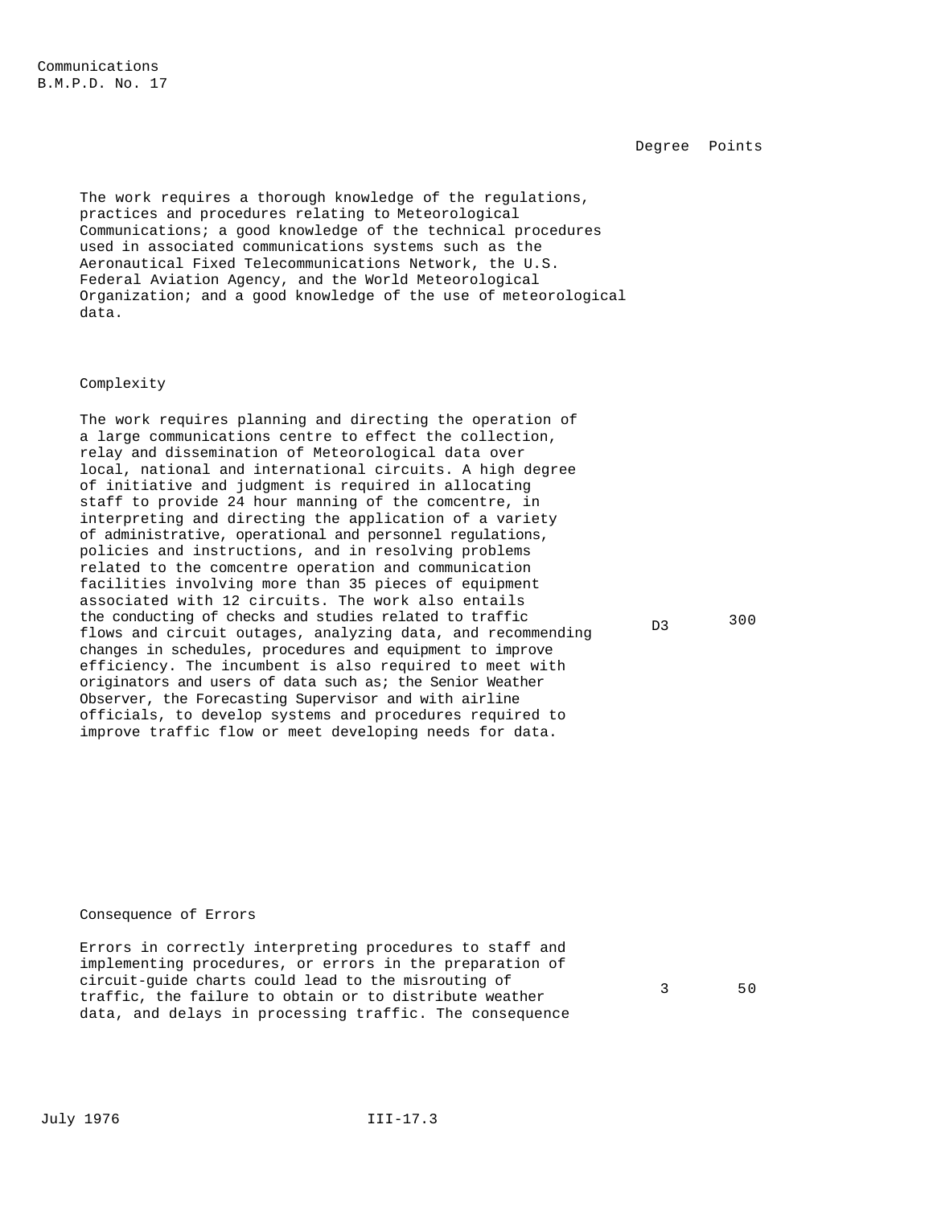| | Degree | Points |
|---|---|---|
| The work requires a thorough knowledge of the regulations, practices and procedures relating to Meteorological Communications; a good knowledge of the technical procedures used in associated communications systems such as the Aeronautical Fixed Telecommunications Network, the U.S. Federal Aviation Agency, and the World Meteorological Organization; and a good knowledge of the use of meteorological data. | | |

### Complexity

| | Degree | Points |
|---|---|---|
| The work requires planning and directing the operation of a large communications centre to effect the collection, relay and dissemination of Meteorological data over local, national and international circuits. A high degree of initiative and judgment is required in allocating staff to provide 24 hour manning of the comcentre, in interpreting and directing the application of a variety of administrative, operational and personnel regulations, policies and instructions, and in resolving problems related to the comcentre operation and communication facilities involving more than 35 pieces of equipment associated with 12 circuits. The work also entails the conducting of checks and studies related to traffic flows and circuit outages, analyzing data, and recommending changes in schedules, procedures and equipment to improve efficiency. The incumbent is also required to meet with originators and users of data such as; the Senior Weather Observer, the Forecasting Supervisor and with airline officials, to develop systems and procedures required to improve traffic flow or meet developing needs for data. | D3 | 300 |

### Consequence of Errors

| | Degree | Points |
|---|---|---|
| Errors in correctly interpreting procedures to staff and implementing procedures, or errors in the preparation of circuit-guide charts could lead to the misrouting of traffic, the failure to obtain or to distribute weather data, and delays in processing traffic. The consequence | 3 | 50 |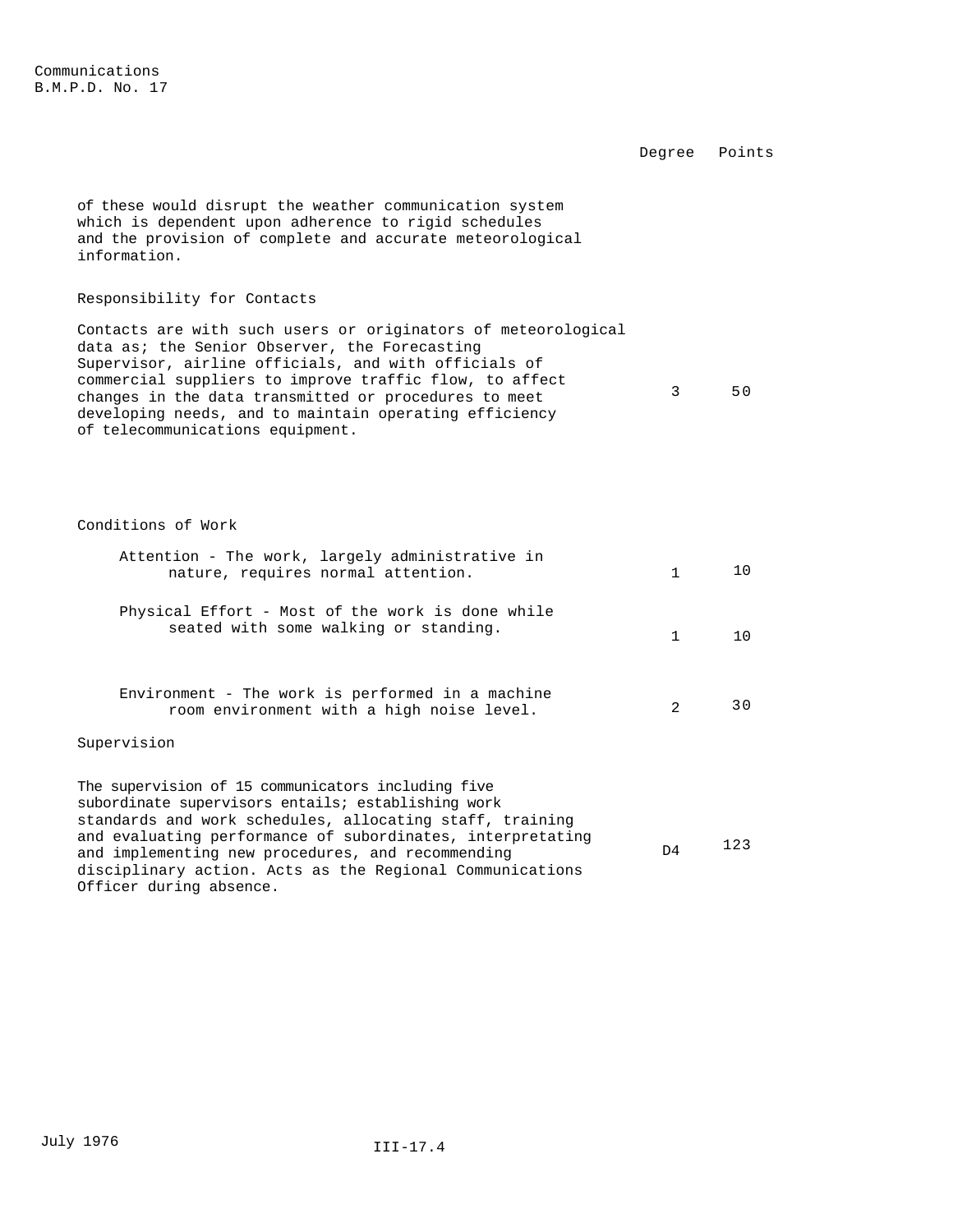| | Degree | Points |
|---|---|---|
| of these would disrupt the weather communication system which is dependent upon adherence to rigid schedules and the provision of complete and accurate meteorological information. | | |
| **Responsibility for Contacts** | | |
| Contacts are with such users or originators of meteorological data as; the Senior Observer, the Forecasting Supervisor, airline officials, and with officials of commercial suppliers to improve traffic flow, to affect changes in the data transmitted or procedures to meet developing needs, and to maintain operating efficiency of telecommunications equipment. | 3 | 50 |
| **Conditions of Work** | | |
| Attention - The work, largely administrative in nature, requires normal attention. | 1 | 10 |
| Physical Effort - Most of the work is done while seated with some walking or standing. | 1 | 10 |
| Environment - The work is performed in a machine room environment with a high noise level. | 2 | 30 |
| **Supervision** | | |
| The supervision of 15 communicators including five subordinate supervisors entails; establishing work standards and work schedules, allocating staff, training and evaluating performance of subordinates, interpreting and implementing new procedures, and recommending disciplinary action. Acts as the Regional Communications Officer during absence. | D4 | 123 |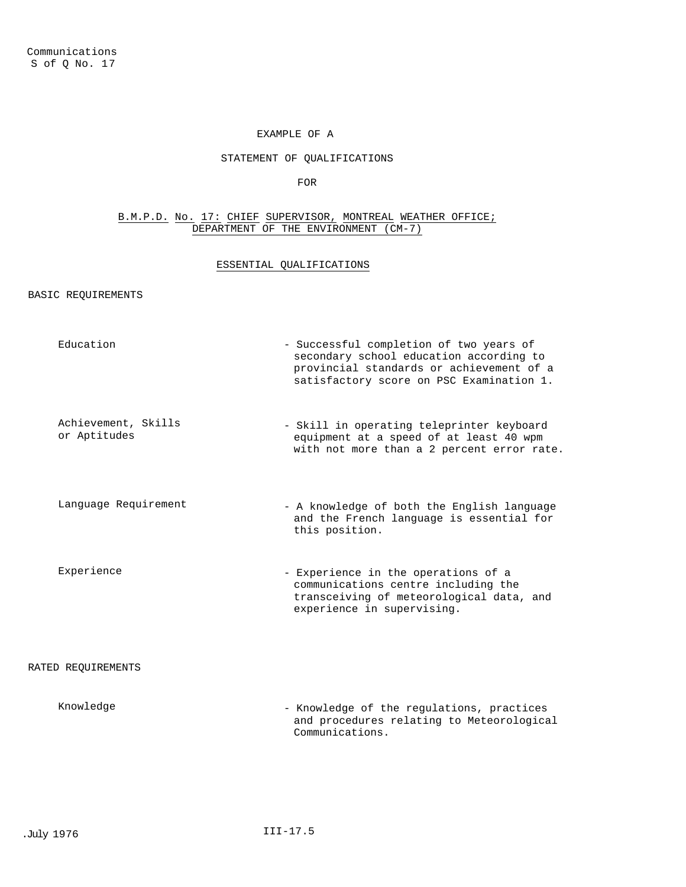Communications
S of Q No. 17

EXAMPLE OF A

STATEMENT OF QUALIFICATIONS

FOR

B.M.P.D. No. 17: CHIEF SUPERVISOR, MONTREAL WEATHER OFFICE; DEPARTMENT OF THE ENVIRONMENT (CM-7)

## ESSENTIAL QUALIFICATIONS

### BASIC REQUIREMENTS

| | |
|---|---|
| Education | - Successful completion of two years of secondary school education according to provincial standards or achievement of a satisfactory score on PSC Examination 1. |
| Achievement, Skills or Aptitudes | - Skill in operating teleprinter keyboard equipment at a speed of at least 40 wpm with not more than a 2 percent error rate. |
| Language Requirement | - A knowledge of both the English language and the French language is essential for this position. |
| Experience | - Experience in the operations of a communications centre including the transceiving of meteorological data, and experience in supervising. |

### RATED REQUIREMENTS

| | |
|---|---|
| Knowledge | - Knowledge of the regulations, practices and procedures relating to Meteorological Communications. |

July 1976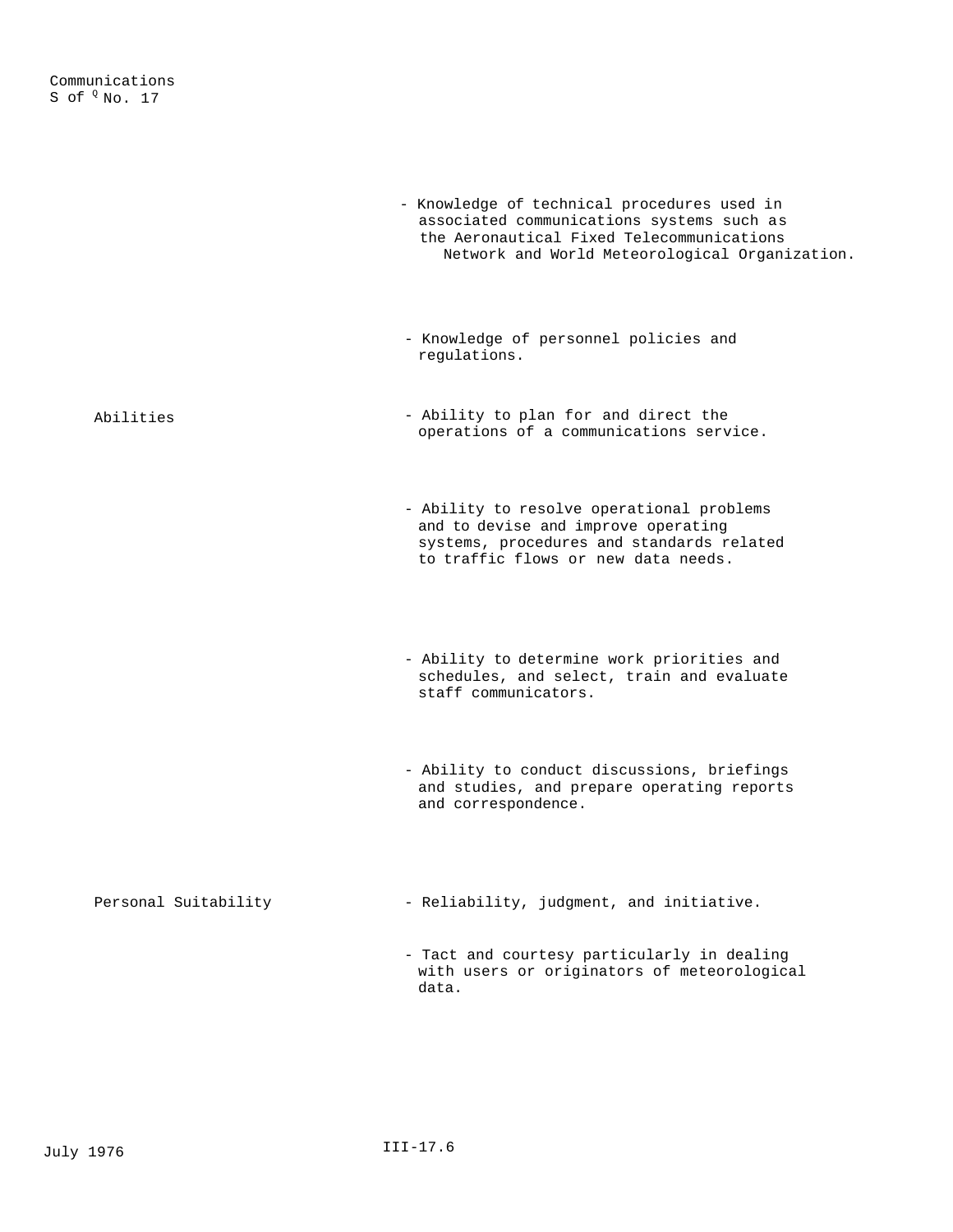- Knowledge of technical procedures used in associated communications systems such as the Aeronautical Fixed Telecommunications Network and World Meteorological Organization.

- Knowledge of personnel policies and regulations.

| | |
|---|---|
| Abilities | - Ability to plan for and direct the operations of a communications service. |
| | - Ability to resolve operational problems and to devise and improve operating systems, procedures and standards related to traffic flows or new data needs. |
| | - Ability to determine work priorities and schedules, and select, train and evaluate staff communicators. |
| | - Ability to conduct discussions, briefings and studies, and prepare operating reports and correspondence. |
| Personal Suitability | - Reliability, judgment, and initiative. |
| | - Tact and courtesy particularly in dealing with users or originators of meteorological data. |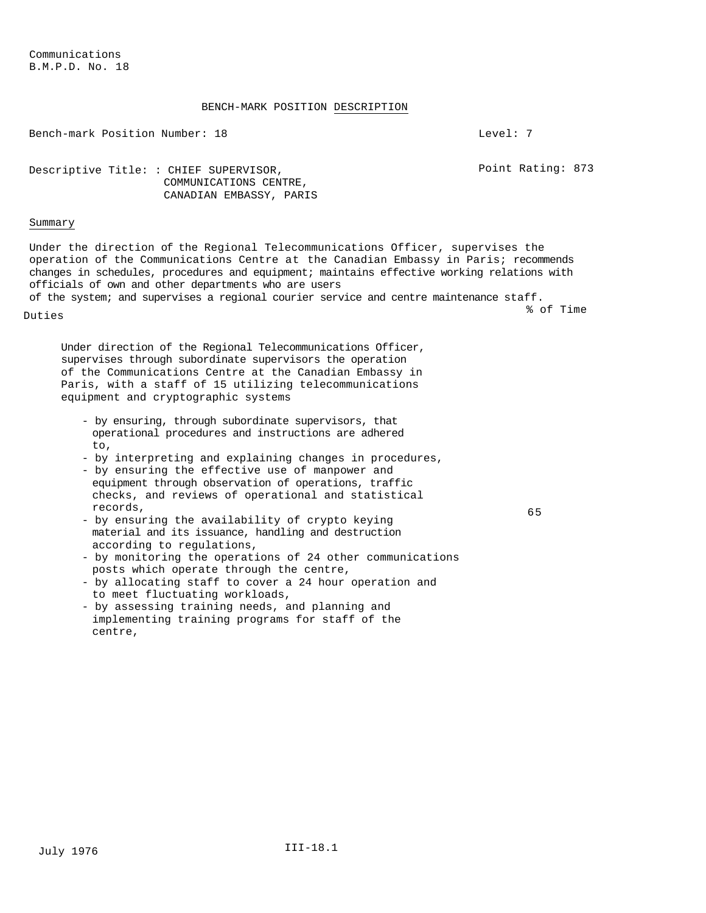Communications
B.M.P.D. No. 18

## BENCH-MARK POSITION DESCRIPTION

Bench-mark Position Number: 18 — Level: 7

Descriptive Title: : CHIEF SUPERVISOR,
COMMUNICATIONS CENTRE,
CANADIAN EMBASSY, PARIS — Point Rating: 873

### Summary

Under the direction of the Regional Telecommunications Officer, supervises the operation of the Communications Centre at the Canadian Embassy in Paris; recommends changes in schedules, procedures and equipment; maintains effective working relations with officials of own and other departments who are users of the system; and supervises a regional courier service and centre maintenance staff.

| Duties | % of Time |
|---|---|
| Under direction of the Regional Telecommunications Officer, supervises through subordinate supervisors the operation of the Communications Centre at the Canadian Embassy in Paris, with a staff of 15 utilizing telecommunications equipment and cryptographic systems<br><br>- by ensuring, through subordinate supervisors, that operational procedures and instructions are adhered to,<br>- by interpreting and explaining changes in procedures,<br>- by ensuring the effective use of manpower and equipment through observation of operations, traffic checks, and reviews of operational and statistical records,<br>- by ensuring the availability of crypto keying material and its issuance, handling and destruction according to regulations,<br>- by monitoring the operations of 24 other communications posts which operate through the centre,<br>- by allocating staff to cover a 24 hour operation and to meet fluctuating workloads,<br>- by assessing training needs, and planning and implementing training programs for staff of the centre, | 65 |

July 1976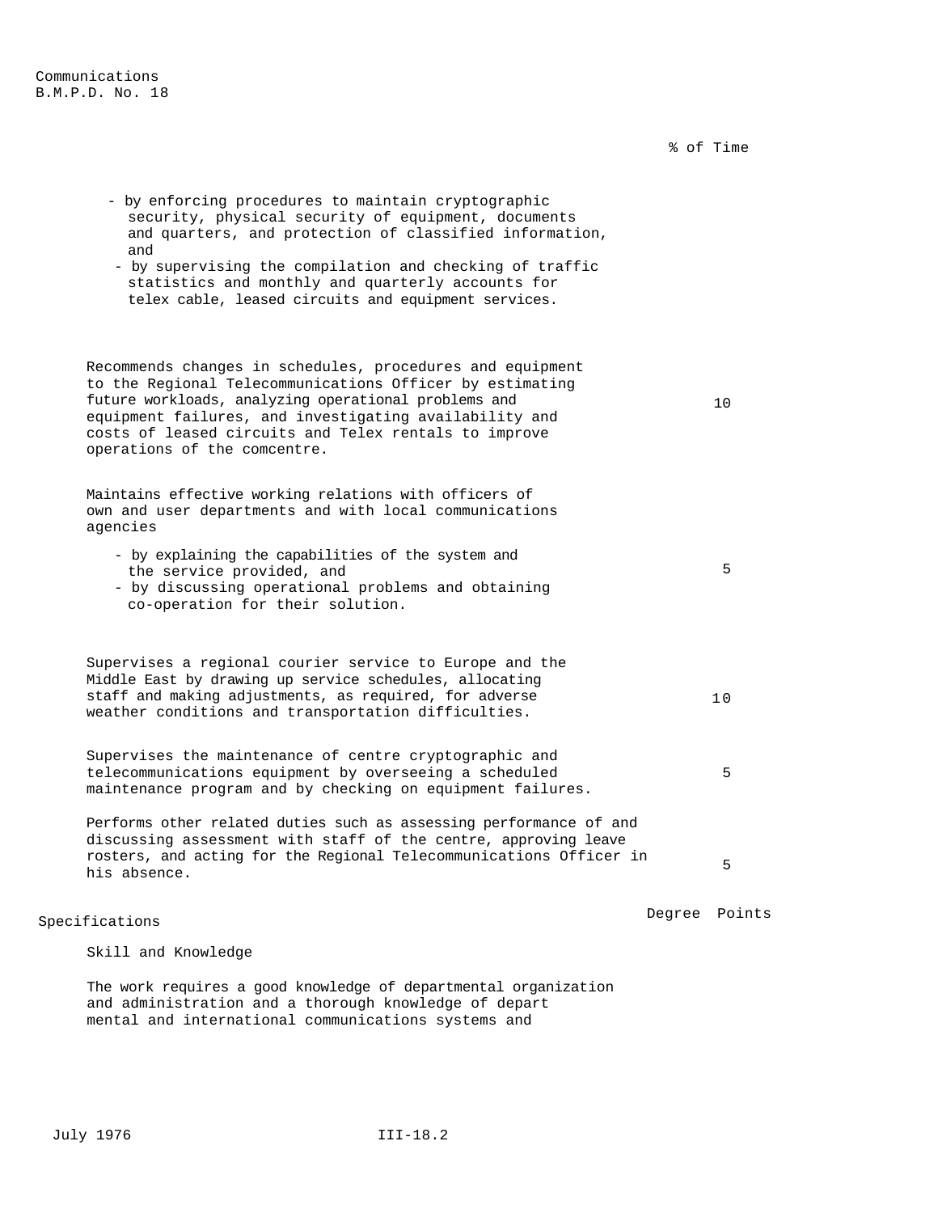| | % of Time |
|---|---|
| - by enforcing procedures to maintain cryptographic security, physical security of equipment, documents and quarters, and protection of classified information, and<br>- by supervising the compilation and checking of traffic statistics and monthly and quarterly accounts for telex cable, leased circuits and equipment services. | |
| Recommends changes in schedules, procedures and equipment to the Regional Telecommunications Officer by estimating future workloads, analyzing operational problems and equipment failures, and investigating availability and costs of leased circuits and Telex rentals to improve operations of the comcentre. | 10 |
| Maintains effective working relations with officers of own and user departments and with local communications agencies<br>- by explaining the capabilities of the system and the service provided, and<br>- by discussing operational problems and obtaining co-operation for their solution. | 5 |
| Supervises a regional courier service to Europe and the Middle East by drawing up service schedules, allocating staff and making adjustments, as required, for adverse weather conditions and transportation difficulties. | 10 |
| Supervises the maintenance of centre cryptographic and telecommunications equipment by overseeing a scheduled maintenance program and by checking on equipment failures. | 5 |
| Performs other related duties such as assessing performance of and discussing assessment with staff of the centre, approving leave rosters, and acting for the Regional Telecommunications Officer in his absence. | 5 |

## Specifications

Degree Points

### Skill and Knowledge

The work requires a good knowledge of departmental organization and administration and a thorough knowledge of depart mental and international communications systems and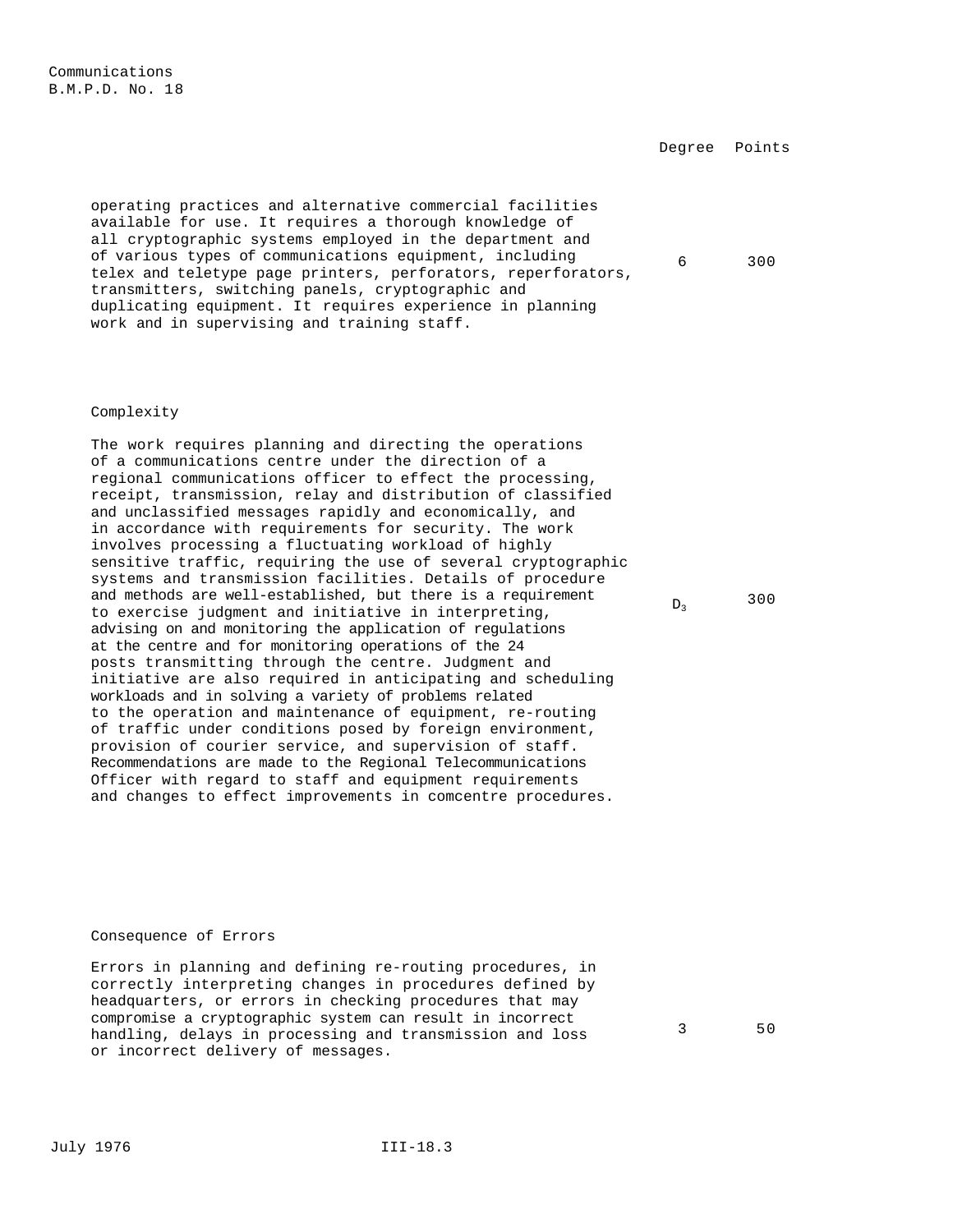| | Degree | Points |
|---|---|---|
| operating practices and alternative commercial facilities available for use. It requires a thorough knowledge of all cryptographic systems employed in the department and of various types of communications equipment, including telex and teletype page printers, perforators, reperforators, transmitters, switching panels, cryptographic and duplicating equipment. It requires experience in planning work and in supervising and training staff. | 6 | 300 |

### Complexity

| | Degree | Points |
|---|---|---|
| The work requires planning and directing the operations of a communications centre under the direction of a regional communications officer to effect the processing, receipt, transmission, relay and distribution of classified and unclassified messages rapidly and economically, and in accordance with requirements for security. The work involves processing a fluctuating workload of highly sensitive traffic, requiring the use of several cryptographic systems and transmission facilities. Details of procedure and methods are well-established, but there is a requirement to exercise judgment and initiative in interpreting, advising on and monitoring the application of regulations at the centre and for monitoring operations of the 24 posts transmitting through the centre. Judgment and initiative are also required in anticipating and scheduling workloads and in solving a variety of problems related to the operation and maintenance of equipment, re-routing of traffic under conditions posed by foreign environment, provision of courier service, and supervision of staff. Recommendations are made to the Regional Telecommunications Officer with regard to staff and equipment requirements and changes to effect improvements in comcentre procedures. | $D_3$ | 300 |

### Consequence of Errors

| | Degree | Points |
|---|---|---|
| Errors in planning and defining re-routing procedures, in correctly interpreting changes in procedures defined by headquarters, or errors in checking procedures that may compromise a cryptographic system can result in incorrect handling, delays in processing and transmission and loss or incorrect delivery of messages. | 3 | 50 |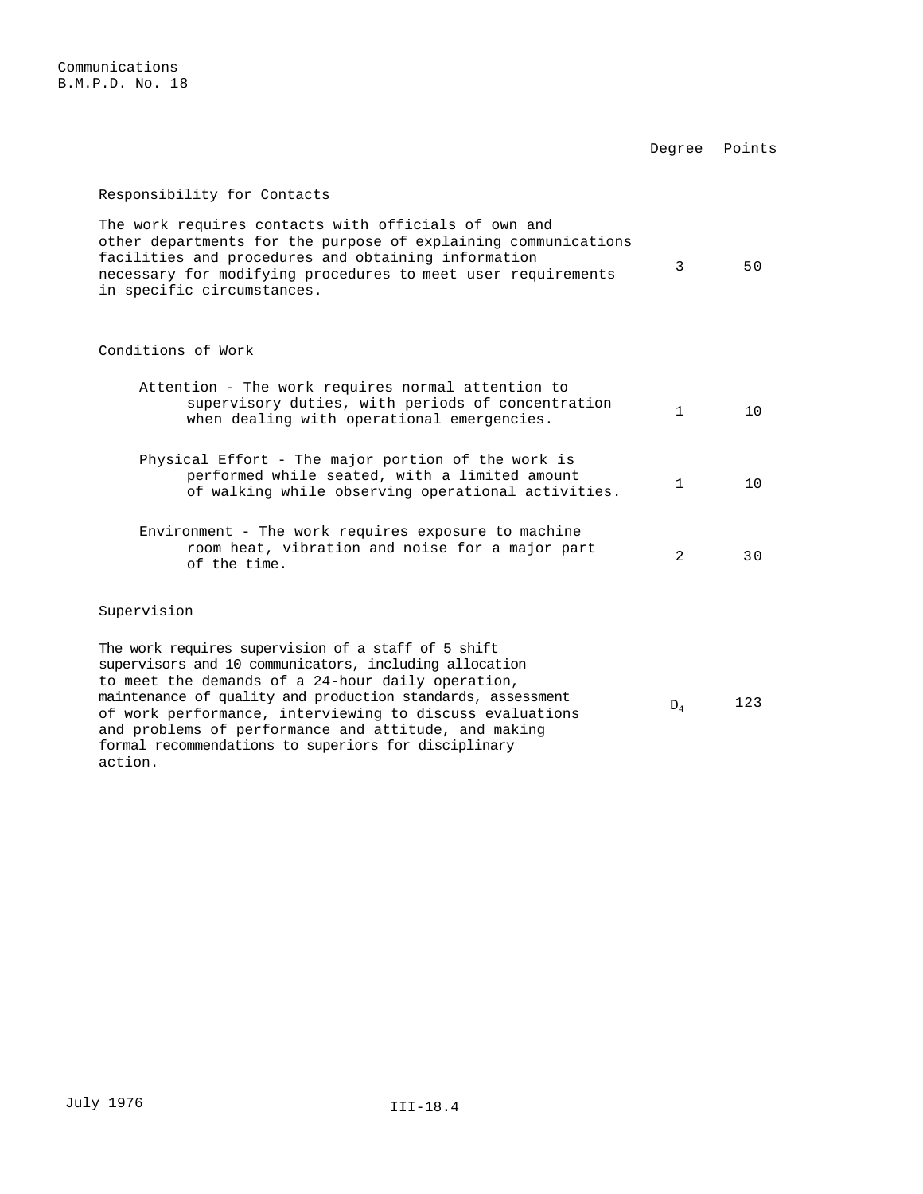Communications
B.M.P.D. No. 18

| | Degree | Points |
|---|---|---|
| **Responsibility for Contacts** | | |
| The work requires contacts with officials of own and other departments for the purpose of explaining communications facilities and procedures and obtaining information necessary for modifying procedures to meet user requirements in specific circumstances. | 3 | 50 |
| **Conditions of Work** | | |
| Attention - The work requires normal attention to supervisory duties, with periods of concentration when dealing with operational emergencies. | 1 | 10 |
| Physical Effort - The major portion of the work is performed while seated, with a limited amount of walking while observing operational activities. | 1 | 10 |
| Environment - The work requires exposure to machine room heat, vibration and noise for a major part of the time. | 2 | 30 |
| **Supervision** | | |
| The work requires supervision of a staff of 5 shift supervisors and 10 communicators, including allocation to meet the demands of a 24-hour daily operation, maintenance of quality and production standards, assessment of work performance, interviewing to discuss evaluations and problems of performance and attitude, and making formal recommendations to superiors for disciplinary action. | $D_4$ | 123 |

July 1976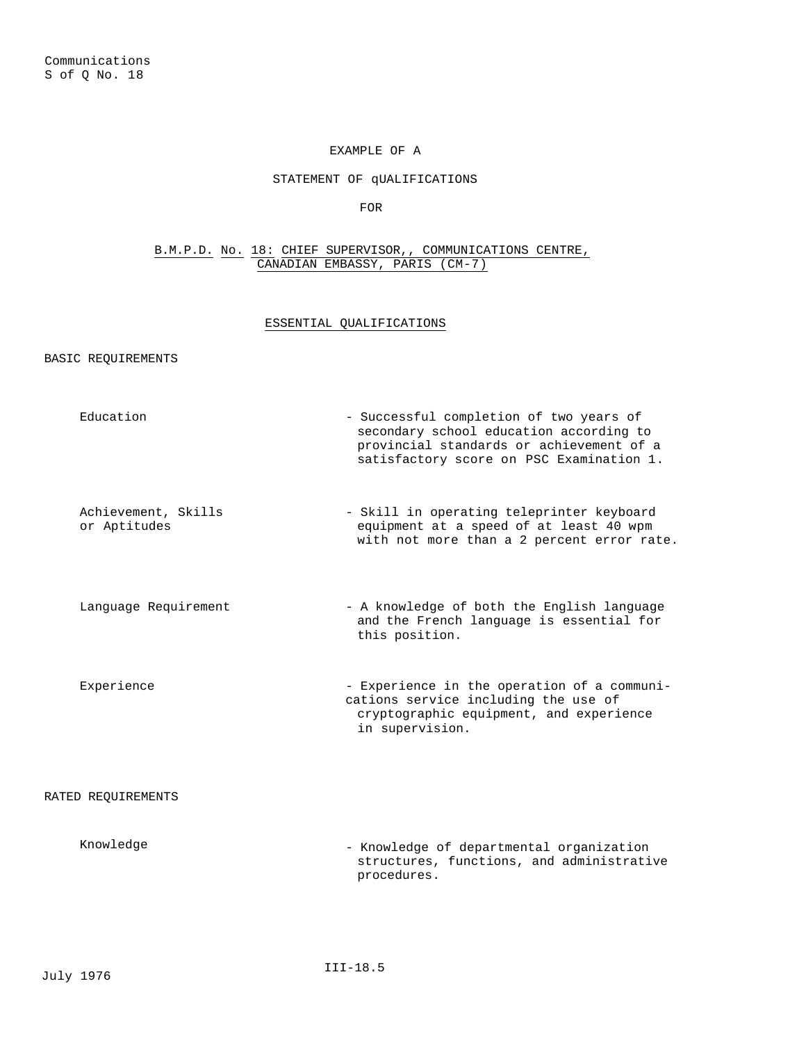Communications
S of Q No. 18

EXAMPLE OF A

STATEMENT OF qUALIFICATIONS

FOR

B.M.P.D. No. 18: CHIEF SUPERVISOR,, COMMUNICATIONS CENTRE, CANADIAN EMBASSY, PARIS (CM-7)

## ESSENTIAL QUALIFICATIONS

### BASIC REQUIREMENTS

| | |
|---|---|
| Education | - Successful completion of two years of secondary school education according to provincial standards or achievement of a satisfactory score on PSC Examination 1. |
| Achievement, Skills or Aptitudes | - Skill in operating teleprinter keyboard equipment at a speed of at least 40 wpm with not more than a 2 percent error rate. |
| Language Requirement | - A knowledge of both the English language and the French language is essential for this position. |
| Experience | - Experience in the operation of a communications service including the use of cryptographic equipment, and experience in supervision. |

### RATED REQUIREMENTS

| | |
|---|---|
| Knowledge | - Knowledge of departmental organization structures, functions, and administrative procedures. |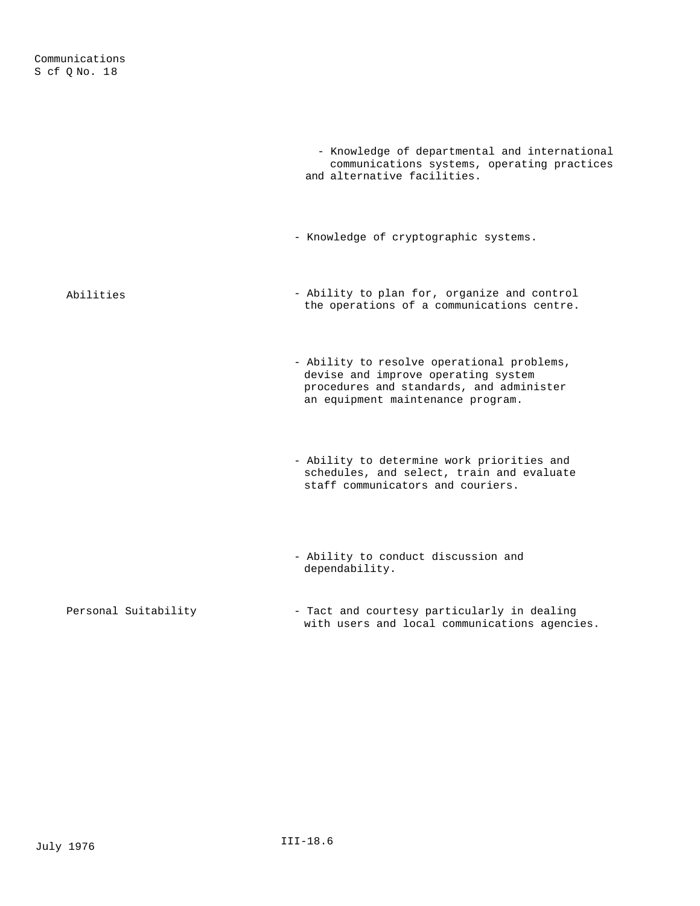- Knowledge of departmental and international communications systems, operating practices and alternative facilities.

- Knowledge of cryptographic systems.

Abilities

- Ability to plan for, organize and control the operations of a communications centre.

- Ability to resolve operational problems, devise and improve operating system procedures and standards, and administer an equipment maintenance program.

- Ability to determine work priorities and schedules, and select, train and evaluate staff communicators and couriers.

- Ability to conduct discussion and dependability.

Personal Suitability

- Tact and courtesy particularly in dealing with users and local communications agencies.